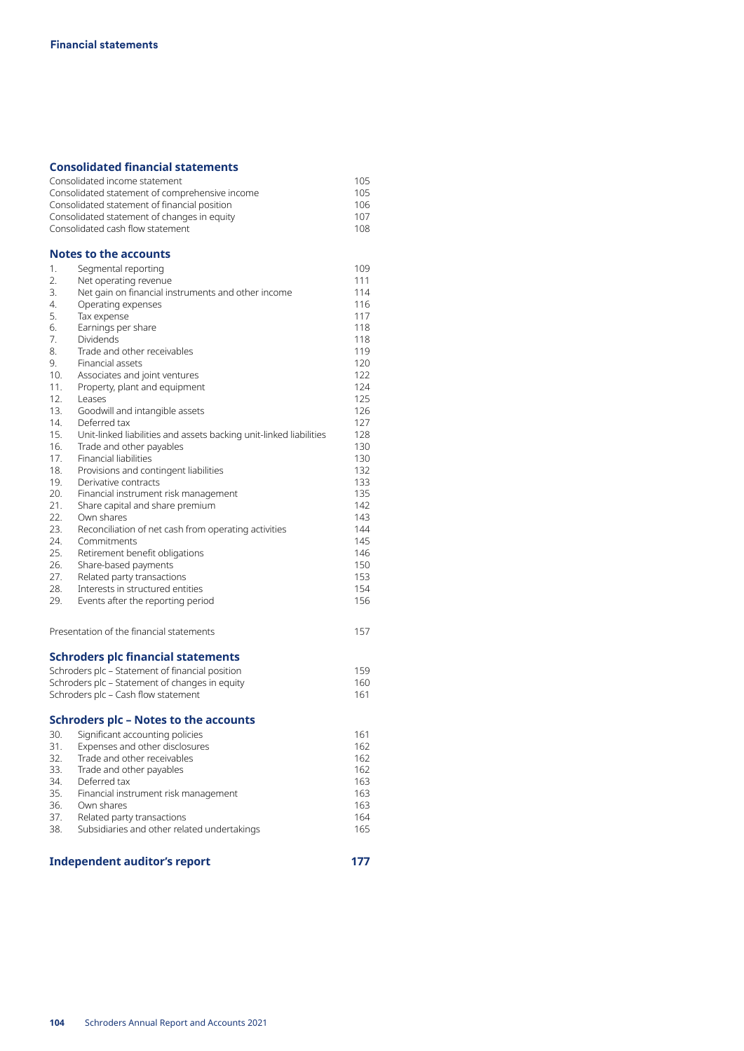# Financial statements

## Consolidated financial statements

| | |
|---|---|
| Consolidated income statement | 105 |
| Consolidated statement of comprehensive income | 105 |
| Consolidated statement of financial position | 106 |
| Consolidated statement of changes in equity | 107 |
| Consolidated cash flow statement | 108 |

## Notes to the accounts

| | | |
|---|---|---|
| 1. | Segmental reporting | 109 |
| 2. | Net operating revenue | 111 |
| 3. | Net gain on financial instruments and other income | 114 |
| 4. | Operating expenses | 116 |
| 5. | Tax expense | 117 |
| 6. | Earnings per share | 118 |
| 7. | Dividends | 118 |
| 8. | Trade and other receivables | 119 |
| 9. | Financial assets | 120 |
| 10. | Associates and joint ventures | 122 |
| 11. | Property, plant and equipment | 124 |
| 12. | Leases | 125 |
| 13. | Goodwill and intangible assets | 126 |
| 14. | Deferred tax | 127 |
| 15. | Unit-linked liabilities and assets backing unit-linked liabilities | 128 |
| 16. | Trade and other payables | 130 |
| 17. | Financial liabilities | 130 |
| 18. | Provisions and contingent liabilities | 132 |
| 19. | Derivative contracts | 133 |
| 20. | Financial instrument risk management | 135 |
| 21. | Share capital and share premium | 142 |
| 22. | Own shares | 143 |
| 23. | Reconciliation of net cash from operating activities | 144 |
| 24. | Commitments | 145 |
| 25. | Retirement benefit obligations | 146 |
| 26. | Share-based payments | 150 |
| 27. | Related party transactions | 153 |
| 28. | Interests in structured entities | 154 |
| 29. | Events after the reporting period | 156 |

| | |
|---|---|
| Presentation of the financial statements | 157 |

## Schroders plc financial statements

| | |
|---|---|
| Schroders plc – Statement of financial position | 159 |
| Schroders plc – Statement of changes in equity | 160 |
| Schroders plc – Cash flow statement | 161 |

## Schroders plc – Notes to the accounts

| | | |
|---|---|---|
| 30. | Significant accounting policies | 161 |
| 31. | Expenses and other disclosures | 162 |
| 32. | Trade and other receivables | 162 |
| 33. | Trade and other payables | 162 |
| 34. | Deferred tax | 163 |
| 35. | Financial instrument risk management | 163 |
| 36. | Own shares | 163 |
| 37. | Related party transactions | 164 |
| 38. | Subsidiaries and other related undertakings | 165 |

## Independent auditor's report 177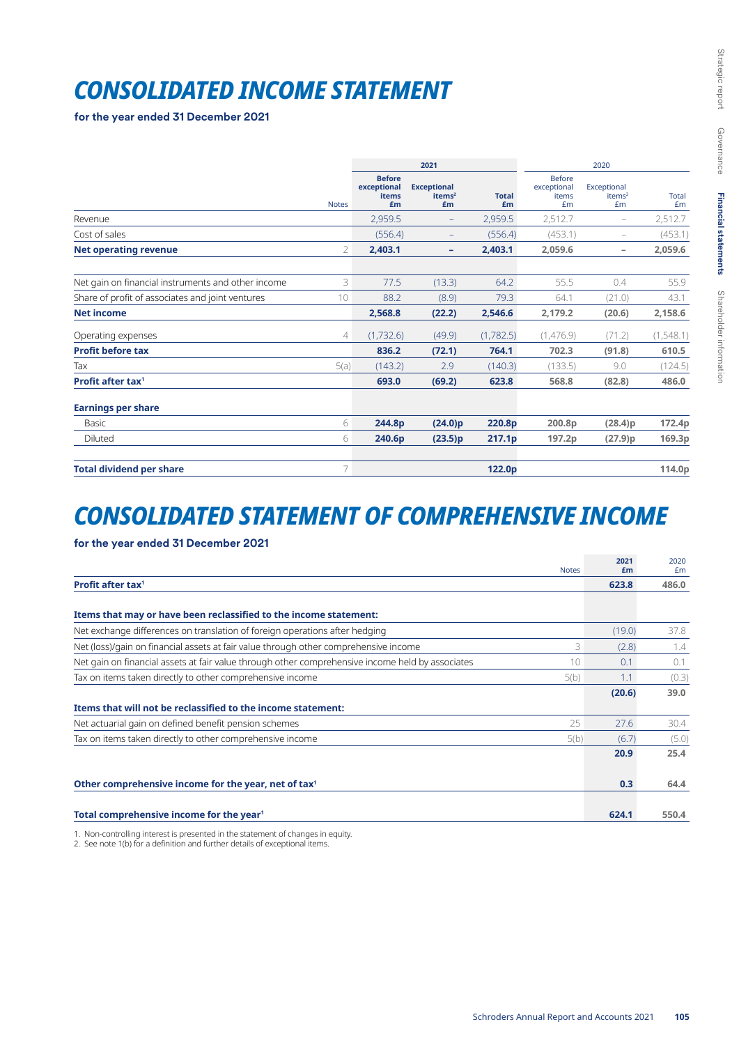# CONSOLIDATED INCOME STATEMENT

**for the year ended 31 December 2021**

| | Notes | 2021 Before exceptional items £m | 2021 Exceptional items[2] £m | 2021 Total £m | 2020 Before exceptional items £m | 2020 Exceptional items[2] £m | 2020 Total £m |
|---|---|---|---|---|---|---|---|
| Revenue | | 2,959.5 | – | 2,959.5 | 2,512.7 | – | 2,512.7 |
| Cost of sales | | (556.4) | – | (556.4) | (453.1) | – | (453.1) |
| **Net operating revenue** | 2 | **2,403.1** | **–** | **2,403.1** | **2,059.6** | **–** | **2,059.6** |
| Net gain on financial instruments and other income | 3 | 77.5 | (13.3) | 64.2 | 55.5 | 0.4 | 55.9 |
| Share of profit of associates and joint ventures | 10 | 88.2 | (8.9) | 79.3 | 64.1 | (21.0) | 43.1 |
| **Net income** | | **2,568.8** | **(22.2)** | **2,546.6** | **2,179.2** | **(20.6)** | **2,158.6** |
| Operating expenses | 4 | (1,732.6) | (49.9) | (1,782.5) | (1,476.9) | (71.2) | (1,548.1) |
| **Profit before tax** | | **836.2** | **(72.1)** | **764.1** | **702.3** | **(91.8)** | **610.5** |
| Tax | 5(a) | (143.2) | 2.9 | (140.3) | (133.5) | 9.0 | (124.5) |
| **Profit after tax[1]** | | **693.0** | **(69.2)** | **623.8** | **568.8** | **(82.8)** | **486.0** |
| **Earnings per share** | | | | | | | |
| Basic | 6 | **244.8p** | **(24.0)p** | **220.8p** | **200.8p** | **(28.4)p** | **172.4p** |
| Diluted | 6 | **240.6p** | **(23.5)p** | **217.1p** | **197.2p** | **(27.9)p** | **169.3p** |
| **Total dividend per share** | 7 | | | **122.0p** | | | **114.0p** |

# CONSOLIDATED STATEMENT OF COMPREHENSIVE INCOME

**for the year ended 31 December 2021**

| | Notes | 2021 £m | 2020 £m |
|---|---|---|---|
| **Profit after tax[1]** | | **623.8** | **486.0** |
| **Items that may or have been reclassified to the income statement:** | | | |
| Net exchange differences on translation of foreign operations after hedging | | (19.0) | 37.8 |
| Net (loss)/gain on financial assets at fair value through other comprehensive income | 3 | (2.8) | 1.4 |
| Net gain on financial assets at fair value through other comprehensive income held by associates | 10 | 0.1 | 0.1 |
| Tax on items taken directly to other comprehensive income | 5(b) | 1.1 | (0.3) |
| | | **(20.6)** | **39.0** |
| **Items that will not be reclassified to the income statement:** | | | |
| Net actuarial gain on defined benefit pension schemes | 25 | 27.6 | 30.4 |
| Tax on items taken directly to other comprehensive income | 5(b) | (6.7) | (5.0) |
| | | **20.9** | **25.4** |
| **Other comprehensive income for the year, net of tax[1]** | | **0.3** | **64.4** |
| **Total comprehensive income for the year[1]** | | **624.1** | **550.4** |

1. Non-controlling interest is presented in the statement of changes in equity.
2. See note 1(b) for a definition and further details of exceptional items.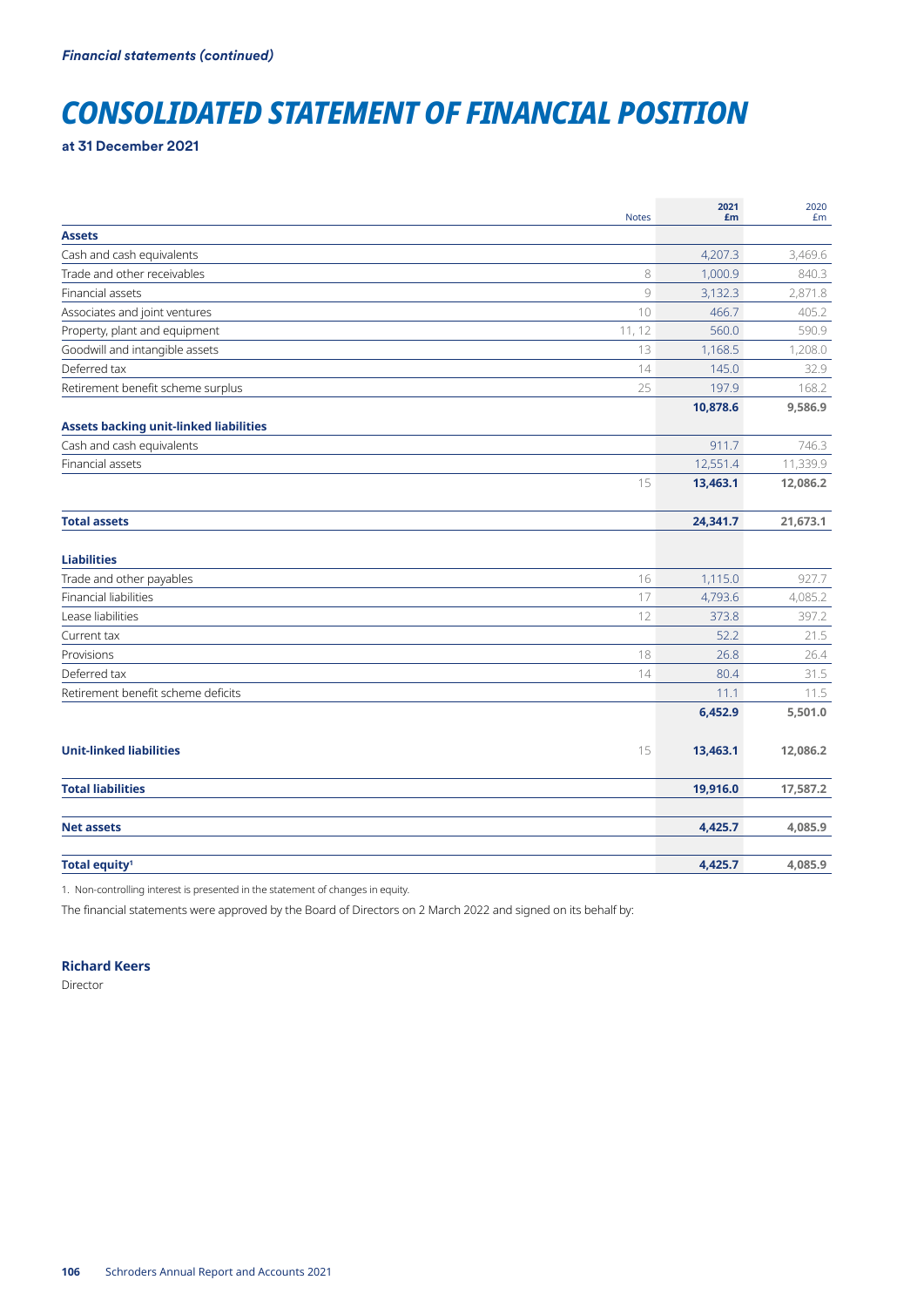*Financial statements (continued)*

# CONSOLIDATED STATEMENT OF FINANCIAL POSITION

**at 31 December 2021**

| | Notes | 2021 £m | 2020 £m |
|---|---|---|---|
| **Assets** | | | |
| Cash and cash equivalents | | 4,207.3 | 3,469.6 |
| Trade and other receivables | 8 | 1,000.9 | 840.3 |
| Financial assets | 9 | 3,132.3 | 2,871.8 |
| Associates and joint ventures | 10 | 466.7 | 405.2 |
| Property, plant and equipment | 11, 12 | 560.0 | 590.9 |
| Goodwill and intangible assets | 13 | 1,168.5 | 1,208.0 |
| Deferred tax | 14 | 145.0 | 32.9 |
| Retirement benefit scheme surplus | 25 | 197.9 | 168.2 |
| | | **10,878.6** | **9,586.9** |
| **Assets backing unit-linked liabilities** | | | |
| Cash and cash equivalents | | 911.7 | 746.3 |
| Financial assets | | 12,551.4 | 11,339.9 |
| | 15 | **13,463.1** | **12,086.2** |
| **Total assets** | | **24,341.7** | **21,673.1** |
| **Liabilities** | | | |
| Trade and other payables | 16 | 1,115.0 | 927.7 |
| Financial liabilities | 17 | 4,793.6 | 4,085.2 |
| Lease liabilities | 12 | 373.8 | 397.2 |
| Current tax | | 52.2 | 21.5 |
| Provisions | 18 | 26.8 | 26.4 |
| Deferred tax | 14 | 80.4 | 31.5 |
| Retirement benefit scheme deficits | | 11.1 | 11.5 |
| | | **6,452.9** | **5,501.0** |
| **Unit-linked liabilities** | 15 | **13,463.1** | **12,086.2** |
| **Total liabilities** | | **19,916.0** | **17,587.2** |
| **Net assets** | | **4,425.7** | **4,085.9** |
| **Total equity**[1] | | **4,425.7** | **4,085.9** |

1. Non-controlling interest is presented in the statement of changes in equity.

The financial statements were approved by the Board of Directors on 2 March 2022 and signed on its behalf by:

**Richard Keers**
Director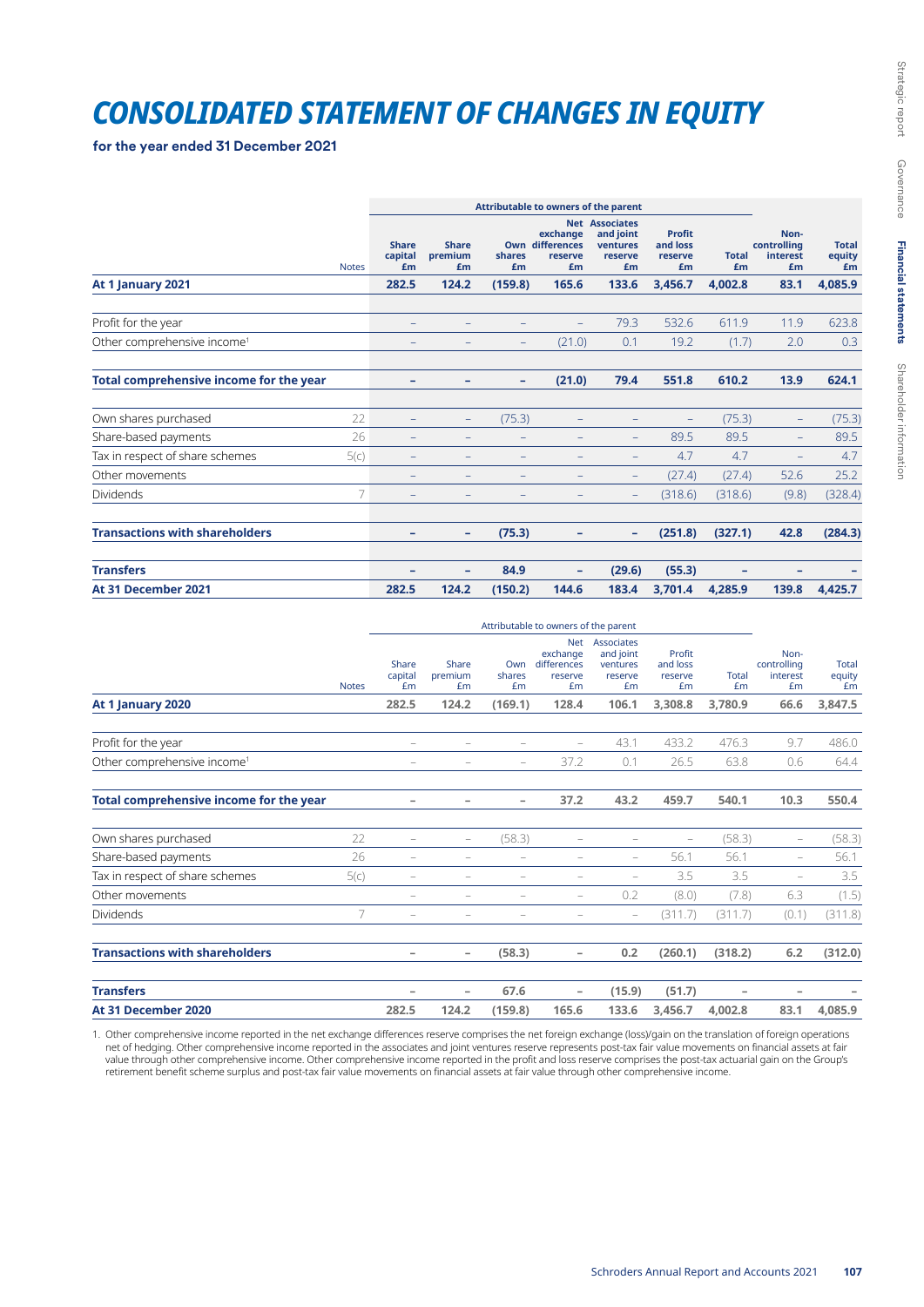# CONSOLIDATED STATEMENT OF CHANGES IN EQUITY

**for the year ended 31 December 2021**

| | Notes | Attributable to owners of the parent | | | | | | | Non-controlling interest £m | Total equity £m |
|---|---|---|---|---|---|---|---|---|---|---|
| | | Share capital £m | Share premium £m | Own shares £m | Net exchange differences reserve £m | Associates and joint ventures reserve £m | Profit and loss reserve £m | Total £m | | |
| **At 1 January 2021** | | **282.5** | **124.2** | **(159.8)** | **165.6** | **133.6** | **3,456.7** | **4,002.8** | **83.1** | **4,085.9** |
| Profit for the year | | – | – | – | – | 79.3 | 532.6 | 611.9 | 11.9 | 623.8 |
| Other comprehensive income[1] | | – | – | – | (21.0) | 0.1 | 19.2 | (1.7) | 2.0 | 0.3 |
| **Total comprehensive income for the year** | | **–** | **–** | **–** | **(21.0)** | **79.4** | **551.8** | **610.2** | **13.9** | **624.1** |
| Own shares purchased | 22 | – | – | (75.3) | – | – | – | (75.3) | – | (75.3) |
| Share-based payments | 26 | – | – | – | – | – | 89.5 | 89.5 | – | 89.5 |
| Tax in respect of share schemes | 5(c) | – | – | – | – | – | 4.7 | 4.7 | – | 4.7 |
| Other movements | | – | – | – | – | – | (27.4) | (27.4) | 52.6 | 25.2 |
| Dividends | 7 | – | – | – | – | – | (318.6) | (318.6) | (9.8) | (328.4) |
| **Transactions with shareholders** | | **–** | **–** | **(75.3)** | **–** | **–** | **(251.8)** | **(327.1)** | **42.8** | **(284.3)** |
| **Transfers** | | **–** | **–** | **84.9** | **–** | **(29.6)** | **(55.3)** | **–** | **–** | **–** |
| **At 31 December 2021** | | **282.5** | **124.2** | **(150.2)** | **144.6** | **183.4** | **3,701.4** | **4,285.9** | **139.8** | **4,425.7** |

| | Notes | Attributable to owners of the parent | | | | | | | Non-controlling interest £m | Total equity £m |
|---|---|---|---|---|---|---|---|---|---|---|
| | | Share capital £m | Share premium £m | Own shares £m | Net exchange differences reserve £m | Associates and joint ventures reserve £m | Profit and loss reserve £m | Total £m | | |
| **At 1 January 2020** | | **282.5** | **124.2** | **(169.1)** | **128.4** | **106.1** | **3,308.8** | **3,780.9** | **66.6** | **3,847.5** |
| Profit for the year | | – | – | – | – | 43.1 | 433.2 | 476.3 | 9.7 | 486.0 |
| Other comprehensive income[1] | | – | – | – | 37.2 | 0.1 | 26.5 | 63.8 | 0.6 | 64.4 |
| **Total comprehensive income for the year** | | **–** | **–** | **–** | **37.2** | **43.2** | **459.7** | **540.1** | **10.3** | **550.4** |
| Own shares purchased | 22 | – | – | (58.3) | – | – | – | (58.3) | – | (58.3) |
| Share-based payments | 26 | – | – | – | – | – | 56.1 | 56.1 | – | 56.1 |
| Tax in respect of share schemes | 5(c) | – | – | – | – | – | 3.5 | 3.5 | – | 3.5 |
| Other movements | | – | – | – | – | 0.2 | (8.0) | (7.8) | 6.3 | (1.5) |
| Dividends | 7 | – | – | – | – | – | (311.7) | (311.7) | (0.1) | (311.8) |
| **Transactions with shareholders** | | **–** | **–** | **(58.3)** | **–** | **0.2** | **(260.1)** | **(318.2)** | **6.2** | **(312.0)** |
| **Transfers** | | **–** | **–** | **67.6** | **–** | **(15.9)** | **(51.7)** | **–** | **–** | **–** |
| **At 31 December 2020** | | **282.5** | **124.2** | **(159.8)** | **165.6** | **133.6** | **3,456.7** | **4,002.8** | **83.1** | **4,085.9** |

1. Other comprehensive income reported in the net exchange differences reserve comprises the net foreign exchange (loss)/gain on the translation of foreign operations net of hedging. Other comprehensive income reported in the associates and joint ventures reserve represents post-tax fair value movements on financial assets at fair value through other comprehensive income. Other comprehensive income reported in the profit and loss reserve comprises the post-tax actuarial gain on the Group's retirement benefit scheme surplus and post-tax fair value movements on financial assets at fair value through other comprehensive income.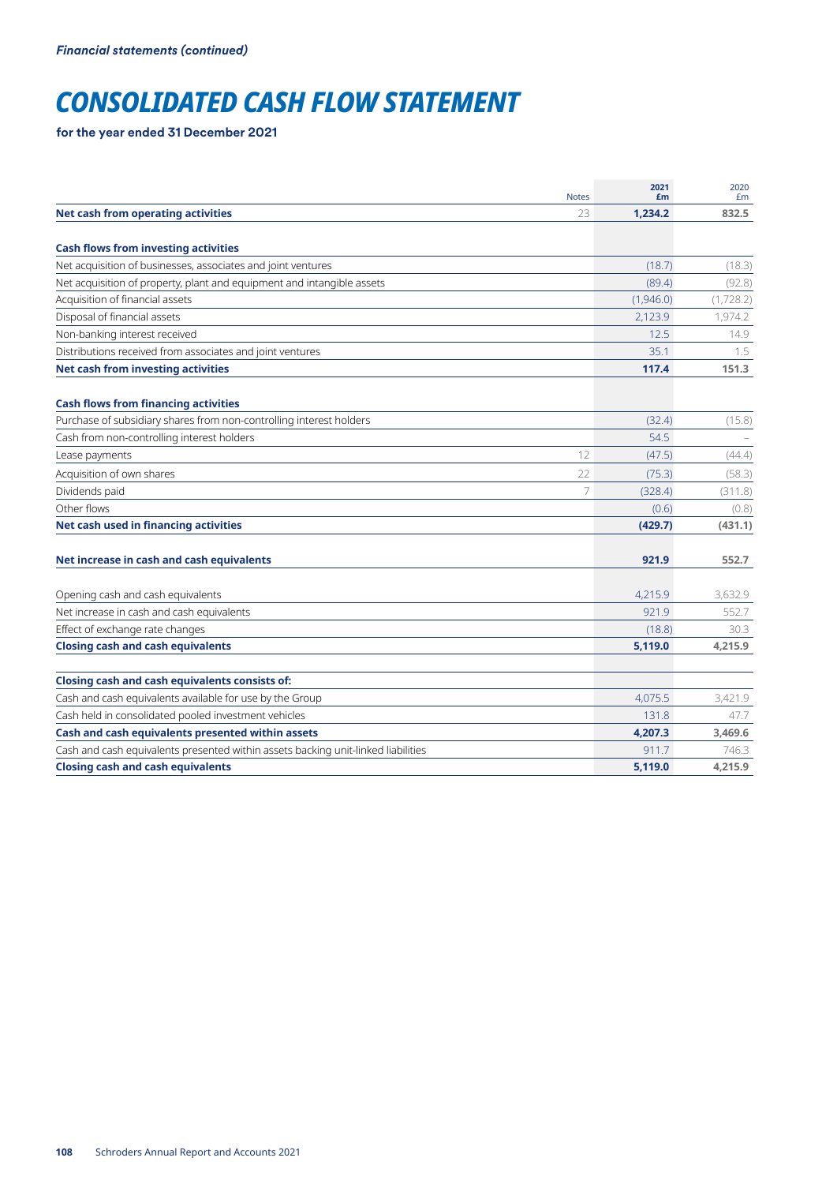*Financial statements (continued)*

# CONSOLIDATED CASH FLOW STATEMENT

**for the year ended 31 December 2021**

| | Notes | 2021 £m | 2020 £m |
|---|---|---|---|
| **Net cash from operating activities** | 23 | **1,234.2** | **832.5** |
| | | | |
| **Cash flows from investing activities** | | | |
| Net acquisition of businesses, associates and joint ventures | | (18.7) | (18.3) |
| Net acquisition of property, plant and equipment and intangible assets | | (89.4) | (92.8) |
| Acquisition of financial assets | | (1,946.0) | (1,728.2) |
| Disposal of financial assets | | 2,123.9 | 1,974.2 |
| Non-banking interest received | | 12.5 | 14.9 |
| Distributions received from associates and joint ventures | | 35.1 | 1.5 |
| **Net cash from investing activities** | | **117.4** | **151.3** |
| | | | |
| **Cash flows from financing activities** | | | |
| Purchase of subsidiary shares from non-controlling interest holders | | (32.4) | (15.8) |
| Cash from non-controlling interest holders | | 54.5 | – |
| Lease payments | 12 | (47.5) | (44.4) |
| Acquisition of own shares | 22 | (75.3) | (58.3) |
| Dividends paid | 7 | (328.4) | (311.8) |
| Other flows | | (0.6) | (0.8) |
| **Net cash used in financing activities** | | **(429.7)** | **(431.1)** |
| | | | |
| **Net increase in cash and cash equivalents** | | **921.9** | **552.7** |
| | | | |
| Opening cash and cash equivalents | | 4,215.9 | 3,632.9 |
| Net increase in cash and cash equivalents | | 921.9 | 552.7 |
| Effect of exchange rate changes | | (18.8) | 30.3 |
| **Closing cash and cash equivalents** | | **5,119.0** | **4,215.9** |
| | | | |
| **Closing cash and cash equivalents consists of:** | | | |
| Cash and cash equivalents available for use by the Group | | 4,075.5 | 3,421.9 |
| Cash held in consolidated pooled investment vehicles | | 131.8 | 47.7 |
| **Cash and cash equivalents presented within assets** | | **4,207.3** | **3,469.6** |
| Cash and cash equivalents presented within assets backing unit-linked liabilities | | 911.7 | 746.3 |
| **Closing cash and cash equivalents** | | **5,119.0** | **4,215.9** |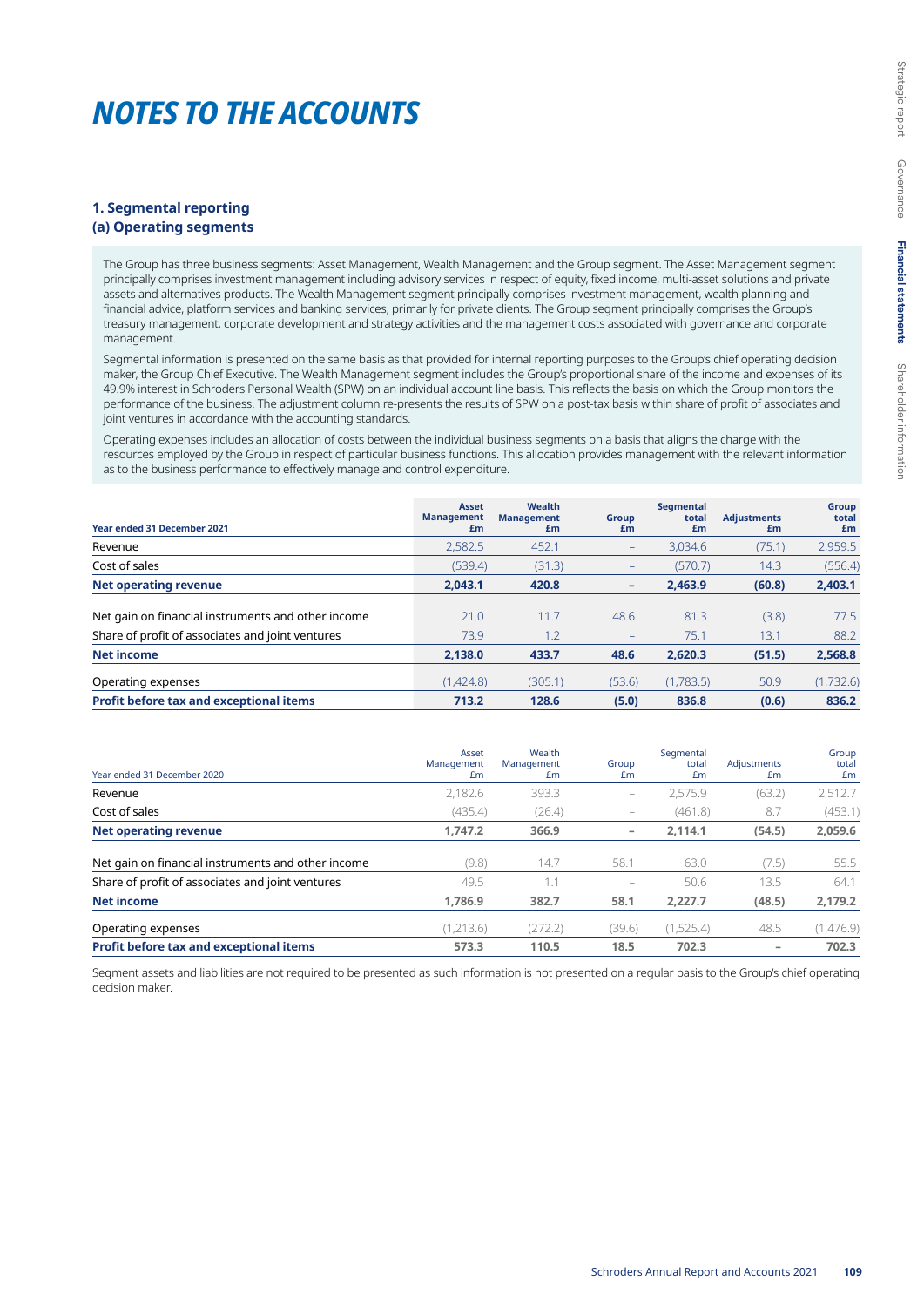# NOTES TO THE ACCOUNTS

## 1. Segmental reporting

### (a) Operating segments

The Group has three business segments: Asset Management, Wealth Management and the Group segment. The Asset Management segment principally comprises investment management including advisory services in respect of equity, fixed income, multi-asset solutions and private assets and alternatives products. The Wealth Management segment principally comprises investment management, wealth planning and financial advice, platform services and banking services, primarily for private clients. The Group segment principally comprises the Group's treasury management, corporate development and strategy activities and the management costs associated with governance and corporate management.

Segmental information is presented on the same basis as that provided for internal reporting purposes to the Group's chief operating decision maker, the Group Chief Executive. The Wealth Management segment includes the Group's proportional share of the income and expenses of its 49.9% interest in Schroders Personal Wealth (SPW) on an individual account line basis. This reflects the basis on which the Group monitors the performance of the business. The adjustment column re-presents the results of SPW on a post-tax basis within share of profit of associates and joint ventures in accordance with the accounting standards.

Operating expenses includes an allocation of costs between the individual business segments on a basis that aligns the charge with the resources employed by the Group in respect of particular business functions. This allocation provides management with the relevant information as to the business performance to effectively manage and control expenditure.

| Year ended 31 December 2021 | Asset Management £m | Wealth Management £m | Group £m | Segmental total £m | Adjustments £m | Group total £m |
|---|---|---|---|---|---|---|
| Revenue | 2,582.5 | 452.1 | – | 3,034.6 | (75.1) | 2,959.5 |
| Cost of sales | (539.4) | (31.3) | – | (570.7) | 14.3 | (556.4) |
| **Net operating revenue** | **2,043.1** | **420.8** | **–** | **2,463.9** | **(60.8)** | **2,403.1** |
| Net gain on financial instruments and other income | 21.0 | 11.7 | 48.6 | 81.3 | (3.8) | 77.5 |
| Share of profit of associates and joint ventures | 73.9 | 1.2 | – | 75.1 | 13.1 | 88.2 |
| **Net income** | **2,138.0** | **433.7** | **48.6** | **2,620.3** | **(51.5)** | **2,568.8** |
| Operating expenses | (1,424.8) | (305.1) | (53.6) | (1,783.5) | 50.9 | (1,732.6) |
| **Profit before tax and exceptional items** | **713.2** | **128.6** | **(5.0)** | **836.8** | **(0.6)** | **836.2** |

| Year ended 31 December 2020 | Asset Management £m | Wealth Management £m | Group £m | Segmental total £m | Adjustments £m | Group total £m |
|---|---|---|---|---|---|---|
| Revenue | 2,182.6 | 393.3 | – | 2,575.9 | (63.2) | 2,512.7 |
| Cost of sales | (435.4) | (26.4) | – | (461.8) | 8.7 | (453.1) |
| **Net operating revenue** | **1,747.2** | **366.9** | **–** | **2,114.1** | **(54.5)** | **2,059.6** |
| Net gain on financial instruments and other income | (9.8) | 14.7 | 58.1 | 63.0 | (7.5) | 55.5 |
| Share of profit of associates and joint ventures | 49.5 | 1.1 | – | 50.6 | 13.5 | 64.1 |
| **Net income** | **1,786.9** | **382.7** | **58.1** | **2,227.7** | **(48.5)** | **2,179.2** |
| Operating expenses | (1,213.6) | (272.2) | (39.6) | (1,525.4) | 48.5 | (1,476.9) |
| **Profit before tax and exceptional items** | **573.3** | **110.5** | **18.5** | **702.3** | **–** | **702.3** |

Segment assets and liabilities are not required to be presented as such information is not presented on a regular basis to the Group's chief operating decision maker.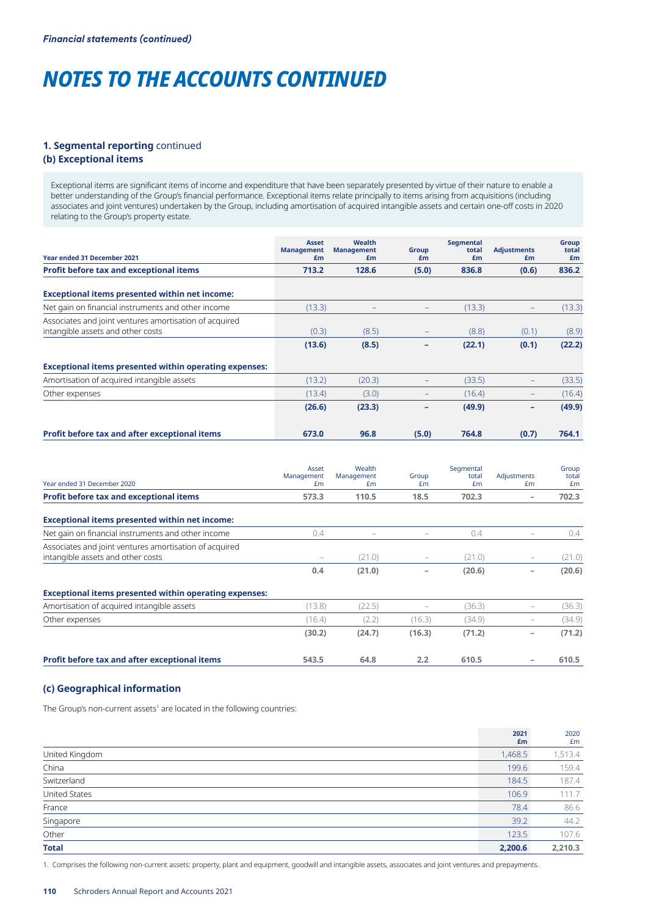*Financial statements (continued)*

# NOTES TO THE ACCOUNTS CONTINUED

### 1. Segmental reporting continued

### (b) Exceptional items

Exceptional items are significant items of income and expenditure that have been separately presented by virtue of their nature to enable a better understanding of the Group's financial performance. Exceptional items relate principally to items arising from acquisitions (including associates and joint ventures) undertaken by the Group, including amortisation of acquired intangible assets and certain one-off costs in 2020 relating to the Group's property estate.

| Year ended 31 December 2021 | Asset Management £m | Wealth Management £m | Group £m | Segmental total £m | Adjustments £m | Group total £m |
|---|---|---|---|---|---|---|
| **Profit before tax and exceptional items** | **713.2** | **128.6** | **(5.0)** | **836.8** | **(0.6)** | **836.2** |
| **Exceptional items presented within net income:** | | | | | | |
| Net gain on financial instruments and other income | (13.3) | – | – | (13.3) | – | (13.3) |
| Associates and joint ventures amortisation of acquired intangible assets and other costs | (0.3) | (8.5) | – | (8.8) | (0.1) | (8.9) |
| | **(13.6)** | **(8.5)** | **–** | **(22.1)** | **(0.1)** | **(22.2)** |
| **Exceptional items presented within operating expenses:** | | | | | | |
| Amortisation of acquired intangible assets | (13.2) | (20.3) | – | (33.5) | – | (33.5) |
| Other expenses | (13.4) | (3.0) | – | (16.4) | – | (16.4) |
| | **(26.6)** | **(23.3)** | **–** | **(49.9)** | **–** | **(49.9)** |
| **Profit before tax and after exceptional items** | **673.0** | **96.8** | **(5.0)** | **764.8** | **(0.7)** | **764.1** |

| Year ended 31 December 2020 | Asset Management £m | Wealth Management £m | Group £m | Segmental total £m | Adjustments £m | Group total £m |
|---|---|---|---|---|---|---|
| **Profit before tax and exceptional items** | **573.3** | **110.5** | **18.5** | **702.3** | **–** | **702.3** |
| **Exceptional items presented within net income:** | | | | | | |
| Net gain on financial instruments and other income | 0.4 | – | – | 0.4 | – | 0.4 |
| Associates and joint ventures amortisation of acquired intangible assets and other costs | – | (21.0) | – | (21.0) | – | (21.0) |
| | **0.4** | **(21.0)** | **–** | **(20.6)** | **–** | **(20.6)** |
| **Exceptional items presented within operating expenses:** | | | | | | |
| Amortisation of acquired intangible assets | (13.8) | (22.5) | – | (36.3) | – | (36.3) |
| Other expenses | (16.4) | (2.2) | (16.3) | (34.9) | – | (34.9) |
| | **(30.2)** | **(24.7)** | **(16.3)** | **(71.2)** | **–** | **(71.2)** |
| **Profit before tax and after exceptional items** | **543.5** | **64.8** | **2.2** | **610.5** | **–** | **610.5** |

### (c) Geographical information

The Group's non-current assets[1] are located in the following countries:

| | 2021 £m | 2020 £m |
|---|---|---|
| United Kingdom | 1,468.5 | 1,513.4 |
| China | 199.6 | 159.4 |
| Switzerland | 184.5 | 187.4 |
| United States | 106.9 | 111.7 |
| France | 78.4 | 86.6 |
| Singapore | 39.2 | 44.2 |
| Other | 123.5 | 107.6 |
| **Total** | **2,200.6** | **2,210.3** |

1. Comprises the following non-current assets: property, plant and equipment, goodwill and intangible assets, associates and joint ventures and prepayments.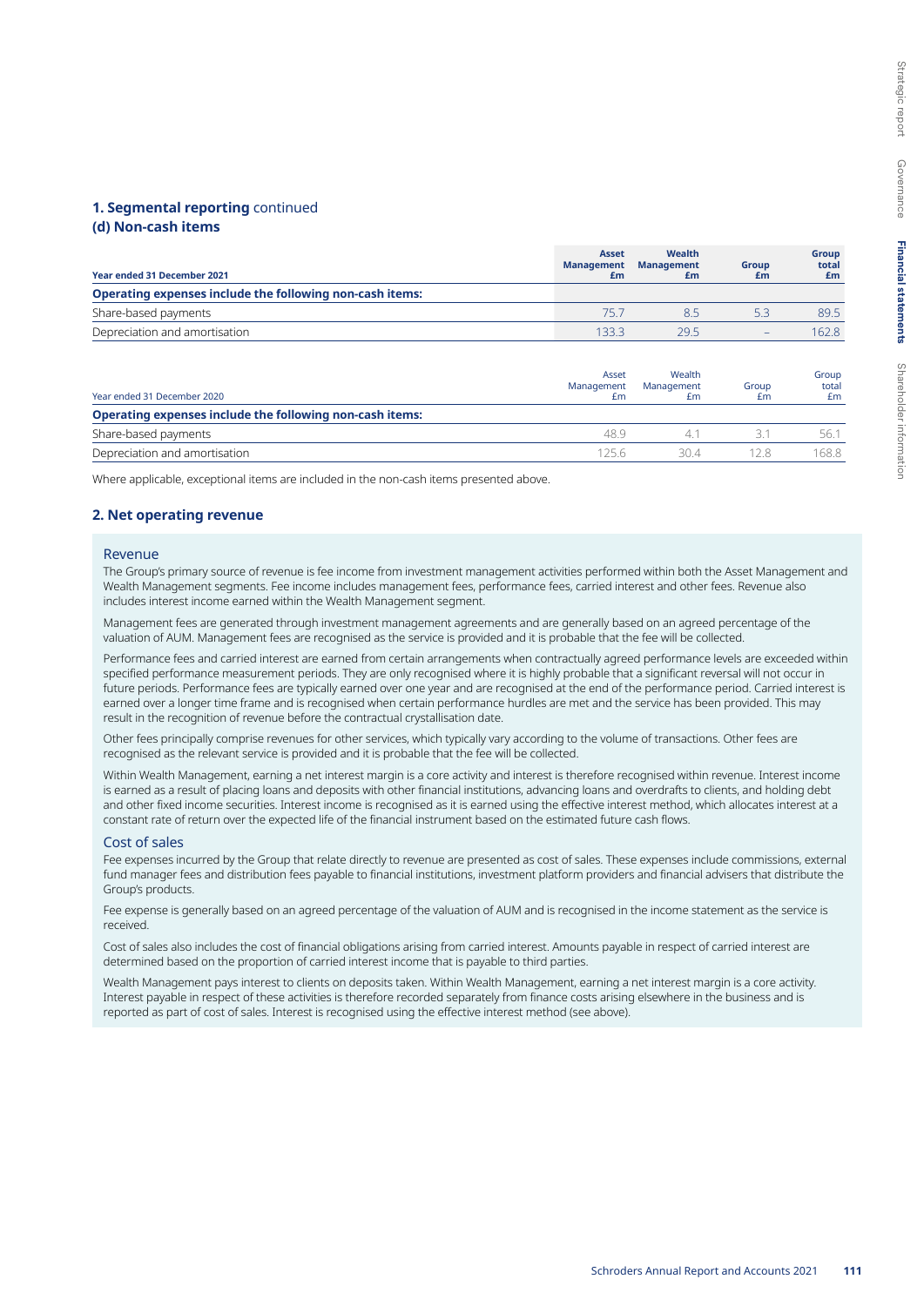## 1. Segmental reporting continued

### (d) Non-cash items

| Year ended 31 December 2021 | Asset Management £m | Wealth Management £m | Group £m | Group total £m |
|---|---|---|---|---|
| **Operating expenses include the following non-cash items:** | | | | |
| Share-based payments | 75.7 | 8.5 | 5.3 | 89.5 |
| Depreciation and amortisation | 133.3 | 29.5 | – | 162.8 |

| Year ended 31 December 2020 | Asset Management £m | Wealth Management £m | Group £m | Group total £m |
|---|---|---|---|---|
| **Operating expenses include the following non-cash items:** | | | | |
| Share-based payments | 48.9 | 4.1 | 3.1 | 56.1 |
| Depreciation and amortisation | 125.6 | 30.4 | 12.8 | 168.8 |

Where applicable, exceptional items are included in the non-cash items presented above.

## 2. Net operating revenue

### Revenue

The Group's primary source of revenue is fee income from investment management activities performed within both the Asset Management and Wealth Management segments. Fee income includes management fees, performance fees, carried interest and other fees. Revenue also includes interest income earned within the Wealth Management segment.

Management fees are generated through investment management agreements and are generally based on an agreed percentage of the valuation of AUM. Management fees are recognised as the service is provided and it is probable that the fee will be collected.

Performance fees and carried interest are earned from certain arrangements when contractually agreed performance levels are exceeded within specified performance measurement periods. They are only recognised where it is highly probable that a significant reversal will not occur in future periods. Performance fees are typically earned over one year and are recognised at the end of the performance period. Carried interest is earned over a longer time frame and is recognised when certain performance hurdles are met and the service has been provided. This may result in the recognition of revenue before the contractual crystallisation date.

Other fees principally comprise revenues for other services, which typically vary according to the volume of transactions. Other fees are recognised as the relevant service is provided and it is probable that the fee will be collected.

Within Wealth Management, earning a net interest margin is a core activity and interest is therefore recognised within revenue. Interest income is earned as a result of placing loans and deposits with other financial institutions, advancing loans and overdrafts to clients, and holding debt and other fixed income securities. Interest income is recognised as it is earned using the effective interest method, which allocates interest at a constant rate of return over the expected life of the financial instrument based on the estimated future cash flows.

### Cost of sales

Fee expenses incurred by the Group that relate directly to revenue are presented as cost of sales. These expenses include commissions, external fund manager fees and distribution fees payable to financial institutions, investment platform providers and financial advisers that distribute the Group's products.

Fee expense is generally based on an agreed percentage of the valuation of AUM and is recognised in the income statement as the service is received.

Cost of sales also includes the cost of financial obligations arising from carried interest. Amounts payable in respect of carried interest are determined based on the proportion of carried interest income that is payable to third parties.

Wealth Management pays interest to clients on deposits taken. Within Wealth Management, earning a net interest margin is a core activity. Interest payable in respect of these activities is therefore recorded separately from finance costs arising elsewhere in the business and is reported as part of cost of sales. Interest is recognised using the effective interest method (see above).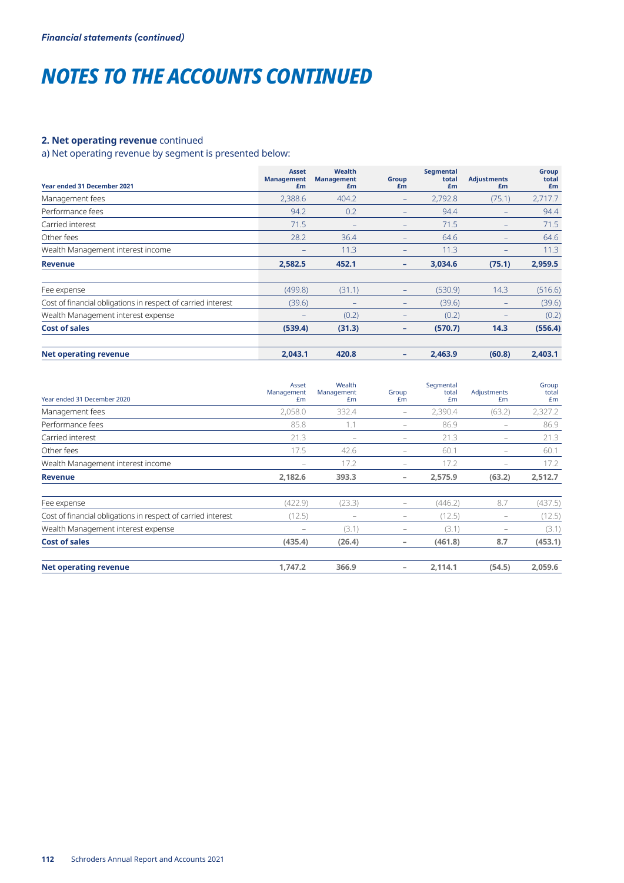*Financial statements (continued)*

# NOTES TO THE ACCOUNTS CONTINUED

## 2. Net operating revenue continued

a) Net operating revenue by segment is presented below:

| Year ended 31 December 2021 | Asset Management £m | Wealth Management £m | Group £m | Segmental total £m | Adjustments £m | Group total £m |
|---|---|---|---|---|---|---|
| Management fees | 2,388.6 | 404.2 | – | 2,792.8 | (75.1) | 2,717.7 |
| Performance fees | 94.2 | 0.2 | – | 94.4 | – | 94.4 |
| Carried interest | 71.5 | – | – | 71.5 | – | 71.5 |
| Other fees | 28.2 | 36.4 | – | 64.6 | – | 64.6 |
| Wealth Management interest income | – | 11.3 | – | 11.3 | – | 11.3 |
| **Revenue** | **2,582.5** | **452.1** | **–** | **3,034.6** | **(75.1)** | **2,959.5** |
| Fee expense | (499.8) | (31.1) | – | (530.9) | 14.3 | (516.6) |
| Cost of financial obligations in respect of carried interest | (39.6) | – | – | (39.6) | – | (39.6) |
| Wealth Management interest expense | – | (0.2) | – | (0.2) | – | (0.2) |
| **Cost of sales** | **(539.4)** | **(31.3)** | **–** | **(570.7)** | **14.3** | **(556.4)** |
| **Net operating revenue** | **2,043.1** | **420.8** | **–** | **2,463.9** | **(60.8)** | **2,403.1** |

| Year ended 31 December 2020 | Asset Management £m | Wealth Management £m | Group £m | Segmental total £m | Adjustments £m | Group total £m |
|---|---|---|---|---|---|---|
| Management fees | 2,058.0 | 332.4 | – | 2,390.4 | (63.2) | 2,327.2 |
| Performance fees | 85.8 | 1.1 | – | 86.9 | – | 86.9 |
| Carried interest | 21.3 | – | – | 21.3 | – | 21.3 |
| Other fees | 17.5 | 42.6 | – | 60.1 | – | 60.1 |
| Wealth Management interest income | – | 17.2 | – | 17.2 | – | 17.2 |
| **Revenue** | **2,182.6** | **393.3** | **–** | **2,575.9** | **(63.2)** | **2,512.7** |
| Fee expense | (422.9) | (23.3) | – | (446.2) | 8.7 | (437.5) |
| Cost of financial obligations in respect of carried interest | (12.5) | – | – | (12.5) | – | (12.5) |
| Wealth Management interest expense | – | (3.1) | – | (3.1) | – | (3.1) |
| **Cost of sales** | **(435.4)** | **(26.4)** | **–** | **(461.8)** | **8.7** | **(453.1)** |
| **Net operating revenue** | **1,747.2** | **366.9** | **–** | **2,114.1** | **(54.5)** | **2,059.6** |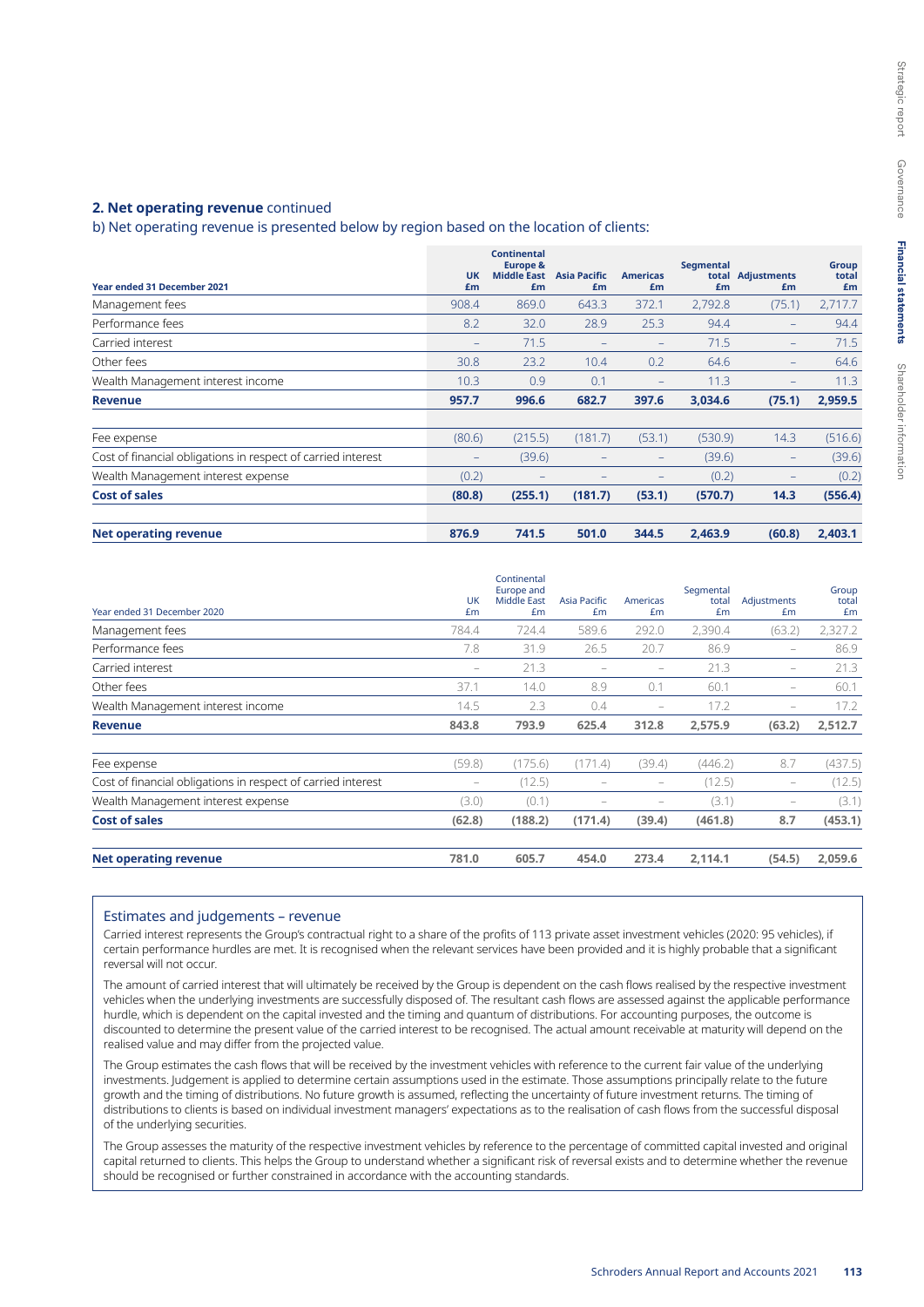## 2. Net operating revenue continued

b) Net operating revenue is presented below by region based on the location of clients:

| Year ended 31 December 2021 | UK £m | Continental Europe & Middle East £m | Asia Pacific £m | Americas £m | Segmental total £m | Adjustments £m | Group total £m |
|---|---|---|---|---|---|---|---|
| Management fees | 908.4 | 869.0 | 643.3 | 372.1 | 2,792.8 | (75.1) | 2,717.7 |
| Performance fees | 8.2 | 32.0 | 28.9 | 25.3 | 94.4 | – | 94.4 |
| Carried interest | – | 71.5 | – | – | 71.5 | – | 71.5 |
| Other fees | 30.8 | 23.2 | 10.4 | 0.2 | 64.6 | – | 64.6 |
| Wealth Management interest income | 10.3 | 0.9 | 0.1 | – | 11.3 | – | 11.3 |
| **Revenue** | **957.7** | **996.6** | **682.7** | **397.6** | **3,034.6** | **(75.1)** | **2,959.5** |
| | | | | | | | |
| Fee expense | (80.6) | (215.5) | (181.7) | (53.1) | (530.9) | 14.3 | (516.6) |
| Cost of financial obligations in respect of carried interest | – | (39.6) | – | – | (39.6) | – | (39.6) |
| Wealth Management interest expense | (0.2) | – | – | – | (0.2) | – | (0.2) |
| **Cost of sales** | **(80.8)** | **(255.1)** | **(181.7)** | **(53.1)** | **(570.7)** | **14.3** | **(556.4)** |
| | | | | | | | |
| **Net operating revenue** | **876.9** | **741.5** | **501.0** | **344.5** | **2,463.9** | **(60.8)** | **2,403.1** |

| Year ended 31 December 2020 | UK £m | Continental Europe and Middle East £m | Asia Pacific £m | Americas £m | Segmental total £m | Adjustments £m | Group total £m |
|---|---|---|---|---|---|---|---|
| Management fees | 784.4 | 724.4 | 589.6 | 292.0 | 2,390.4 | (63.2) | 2,327.2 |
| Performance fees | 7.8 | 31.9 | 26.5 | 20.7 | 86.9 | – | 86.9 |
| Carried interest | – | 21.3 | – | – | 21.3 | – | 21.3 |
| Other fees | 37.1 | 14.0 | 8.9 | 0.1 | 60.1 | – | 60.1 |
| Wealth Management interest income | 14.5 | 2.3 | 0.4 | – | 17.2 | – | 17.2 |
| **Revenue** | **843.8** | **793.9** | **625.4** | **312.8** | **2,575.9** | **(63.2)** | **2,512.7** |
| | | | | | | | |
| Fee expense | (59.8) | (175.6) | (171.4) | (39.4) | (446.2) | 8.7 | (437.5) |
| Cost of financial obligations in respect of carried interest | – | (12.5) | – | – | (12.5) | – | (12.5) |
| Wealth Management interest expense | (3.0) | (0.1) | – | – | (3.1) | – | (3.1) |
| **Cost of sales** | **(62.8)** | **(188.2)** | **(171.4)** | **(39.4)** | **(461.8)** | **8.7** | **(453.1)** |
| | | | | | | | |
| **Net operating revenue** | **781.0** | **605.7** | **454.0** | **273.4** | **2,114.1** | **(54.5)** | **2,059.6** |

### Estimates and judgements – revenue

Carried interest represents the Group's contractual right to a share of the profits of 113 private asset investment vehicles (2020: 95 vehicles), if certain performance hurdles are met. It is recognised when the relevant services have been provided and it is highly probable that a significant reversal will not occur.

The amount of carried interest that will ultimately be received by the Group is dependent on the cash flows realised by the respective investment vehicles when the underlying investments are successfully disposed of. The resultant cash flows are assessed against the applicable performance hurdle, which is dependent on the capital invested and the timing and quantum of distributions. For accounting purposes, the outcome is discounted to determine the present value of the carried interest to be recognised. The actual amount receivable at maturity will depend on the realised value and may differ from the projected value.

The Group estimates the cash flows that will be received by the investment vehicles with reference to the current fair value of the underlying investments. Judgement is applied to determine certain assumptions used in the estimate. Those assumptions principally relate to the future growth and the timing of distributions. No future growth is assumed, reflecting the uncertainty of future investment returns. The timing of distributions to clients is based on individual investment managers' expectations as to the realisation of cash flows from the successful disposal of the underlying securities.

The Group assesses the maturity of the respective investment vehicles by reference to the percentage of committed capital invested and original capital returned to clients. This helps the Group to understand whether a significant risk of reversal exists and to determine whether the revenue should be recognised or further constrained in accordance with the accounting standards.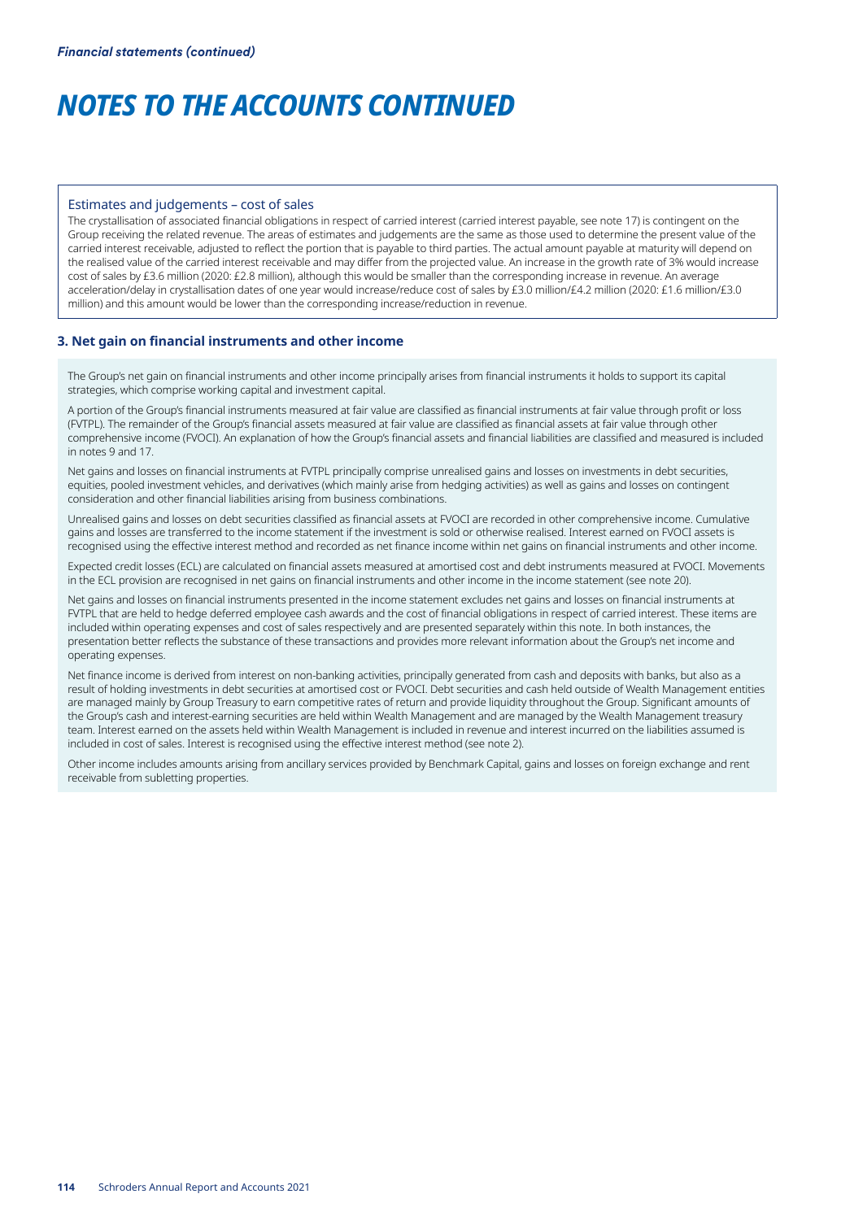# NOTES TO THE ACCOUNTS CONTINUED

### Estimates and judgements – cost of sales

The crystallisation of associated financial obligations in respect of carried interest (carried interest payable, see note 17) is contingent on the Group receiving the related revenue. The areas of estimates and judgements are the same as those used to determine the present value of the carried interest receivable, adjusted to reflect the portion that is payable to third parties. The actual amount payable at maturity will depend on the realised value of the carried interest receivable and may differ from the projected value. An increase in the growth rate of 3% would increase cost of sales by £3.6 million (2020: £2.8 million), although this would be smaller than the corresponding increase in revenue. An average acceleration/delay in crystallisation dates of one year would increase/reduce cost of sales by £3.0 million/£4.2 million (2020: £1.6 million/£3.0 million) and this amount would be lower than the corresponding increase/reduction in revenue.

## 3. Net gain on financial instruments and other income

The Group's net gain on financial instruments and other income principally arises from financial instruments it holds to support its capital strategies, which comprise working capital and investment capital.

A portion of the Group's financial instruments measured at fair value are classified as financial instruments at fair value through profit or loss (FVTPL). The remainder of the Group's financial assets measured at fair value are classified as financial assets at fair value through other comprehensive income (FVOCI). An explanation of how the Group's financial assets and financial liabilities are classified and measured is included in notes 9 and 17.

Net gains and losses on financial instruments at FVTPL principally comprise unrealised gains and losses on investments in debt securities, equities, pooled investment vehicles, and derivatives (which mainly arise from hedging activities) as well as gains and losses on contingent consideration and other financial liabilities arising from business combinations.

Unrealised gains and losses on debt securities classified as financial assets at FVOCI are recorded in other comprehensive income. Cumulative gains and losses are transferred to the income statement if the investment is sold or otherwise realised. Interest earned on FVOCI assets is recognised using the effective interest method and recorded as net finance income within net gains on financial instruments and other income.

Expected credit losses (ECL) are calculated on financial assets measured at amortised cost and debt instruments measured at FVOCI. Movements in the ECL provision are recognised in net gains on financial instruments and other income in the income statement (see note 20).

Net gains and losses on financial instruments presented in the income statement excludes net gains and losses on financial instruments at FVTPL that are held to hedge deferred employee cash awards and the cost of financial obligations in respect of carried interest. These items are included within operating expenses and cost of sales respectively and are presented separately within this note. In both instances, the presentation better reflects the substance of these transactions and provides more relevant information about the Group's net income and operating expenses.

Net finance income is derived from interest on non-banking activities, principally generated from cash and deposits with banks, but also as a result of holding investments in debt securities at amortised cost or FVOCI. Debt securities and cash held outside of Wealth Management entities are managed mainly by Group Treasury to earn competitive rates of return and provide liquidity throughout the Group. Significant amounts of the Group's cash and interest-earning securities are held within Wealth Management and are managed by the Wealth Management treasury team. Interest earned on the assets held within Wealth Management is included in revenue and interest incurred on the liabilities assumed is included in cost of sales. Interest is recognised using the effective interest method (see note 2).

Other income includes amounts arising from ancillary services provided by Benchmark Capital, gains and losses on foreign exchange and rent receivable from subletting properties.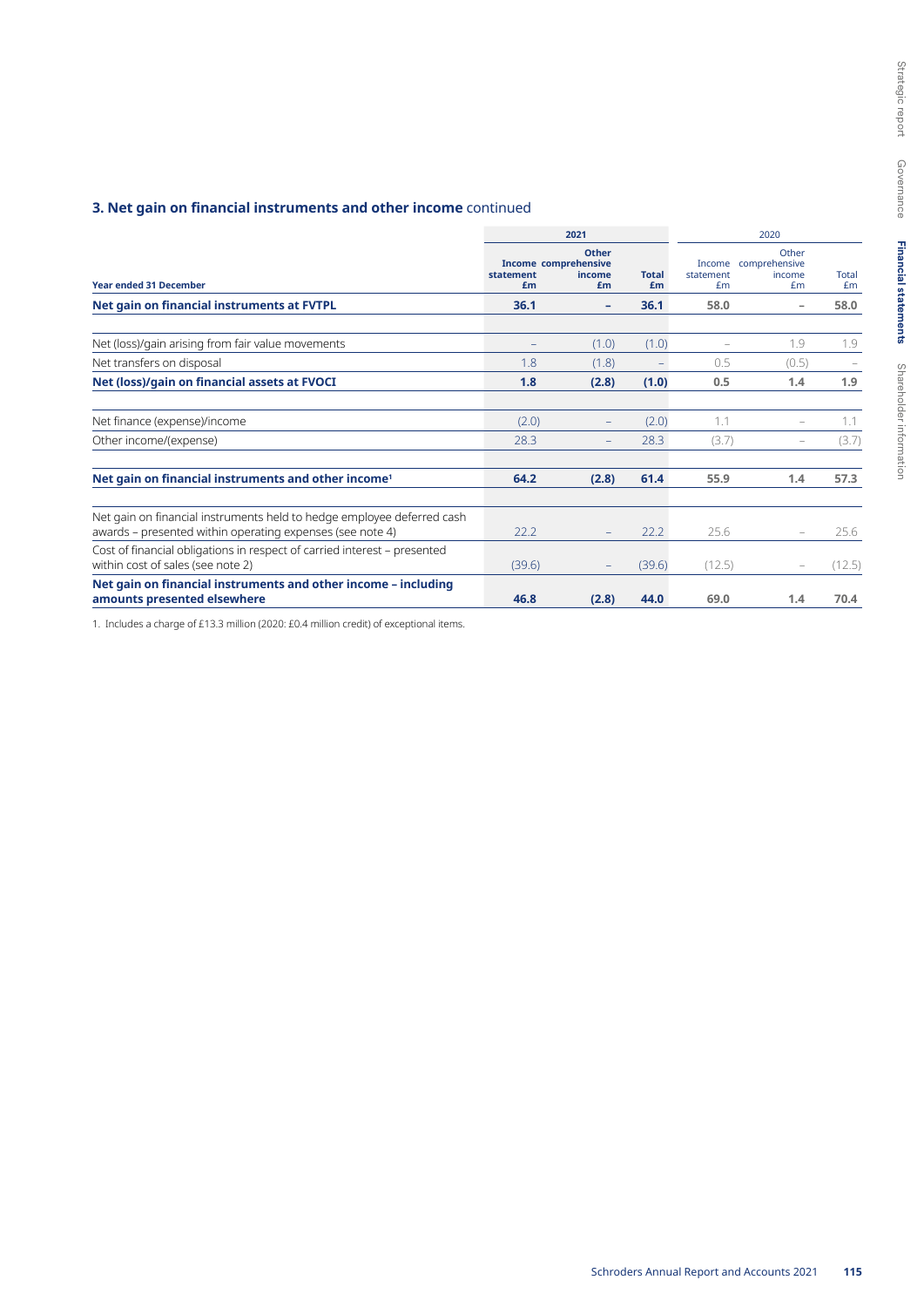### 3. Net gain on financial instruments and other income continued

| Year ended 31 December | 2021 Income statement £m | 2021 Other comprehensive income £m | 2021 Total £m | 2020 Income statement £m | 2020 Other comprehensive income £m | 2020 Total £m |
|---|---|---|---|---|---|---|
| **Net gain on financial instruments at FVTPL** | **36.1** | **–** | **36.1** | **58.0** | **–** | **58.0** |
| Net (loss)/gain arising from fair value movements | – | (1.0) | (1.0) | – | 1.9 | 1.9 |
| Net transfers on disposal | 1.8 | (1.8) | – | 0.5 | (0.5) | – |
| **Net (loss)/gain on financial assets at FVOCI** | **1.8** | **(2.8)** | **(1.0)** | **0.5** | **1.4** | **1.9** |
| Net finance (expense)/income | (2.0) | – | (2.0) | 1.1 | – | 1.1 |
| Other income/(expense) | 28.3 | – | 28.3 | (3.7) | – | (3.7) |
| **Net gain on financial instruments and other income[1]** | **64.2** | **(2.8)** | **61.4** | **55.9** | **1.4** | **57.3** |
| Net gain on financial instruments held to hedge employee deferred cash awards – presented within operating expenses (see note 4) | 22.2 | – | 22.2 | 25.6 | – | 25.6 |
| Cost of financial obligations in respect of carried interest – presented within cost of sales (see note 2) | (39.6) | – | (39.6) | (12.5) | – | (12.5) |
| **Net gain on financial instruments and other income – including amounts presented elsewhere** | **46.8** | **(2.8)** | **44.0** | **69.0** | **1.4** | **70.4** |

1. Includes a charge of £13.3 million (2020: £0.4 million credit) of exceptional items.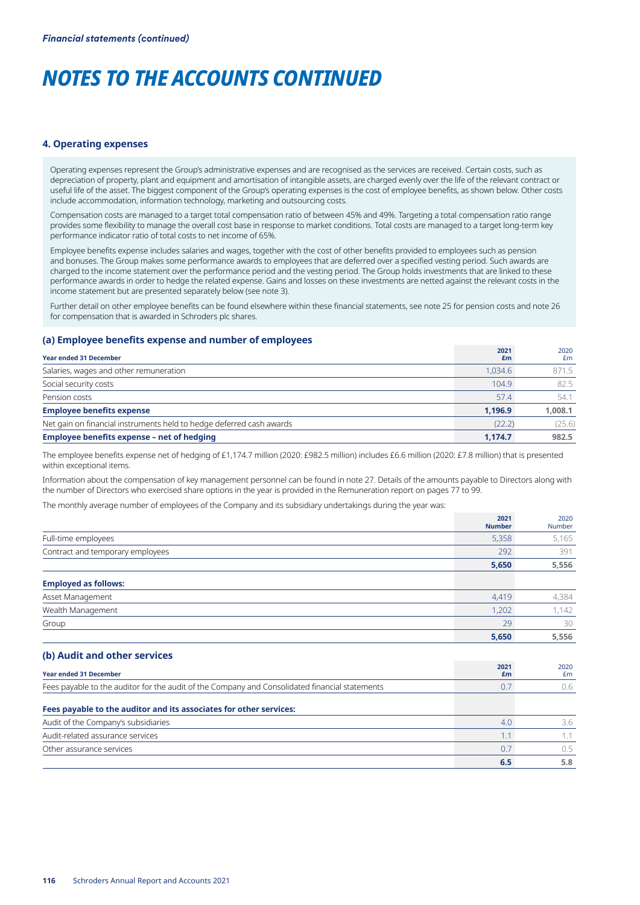*Financial statements (continued)*

# NOTES TO THE ACCOUNTS CONTINUED

## 4. Operating expenses

Operating expenses represent the Group's administrative expenses and are recognised as the services are received. Certain costs, such as depreciation of property, plant and equipment and amortisation of intangible assets, are charged evenly over the life of the relevant contract or useful life of the asset. The biggest component of the Group's operating expenses is the cost of employee benefits, as shown below. Other costs include accommodation, information technology, marketing and outsourcing costs.

Compensation costs are managed to a target total compensation ratio of between 45% and 49%. Targeting a total compensation ratio range provides some flexibility to manage the overall cost base in response to market conditions. Total costs are managed to a target long-term key performance indicator ratio of total costs to net income of 65%.

Employee benefits expense includes salaries and wages, together with the cost of other benefits provided to employees such as pension and bonuses. The Group makes some performance awards to employees that are deferred over a specified vesting period. Such awards are charged to the income statement over the performance period and the vesting period. The Group holds investments that are linked to these performance awards in order to hedge the related expense. Gains and losses on these investments are netted against the relevant costs in the income statement but are presented separately below (see note 3).

Further detail on other employee benefits can be found elsewhere within these financial statements, see note 25 for pension costs and note 26 for compensation that is awarded in Schroders plc shares.

### (a) Employee benefits expense and number of employees

| Year ended 31 December | 2021 £m | 2020 £m |
|---|---|---|
| Salaries, wages and other remuneration | 1,034.6 | 871.5 |
| Social security costs | 104.9 | 82.5 |
| Pension costs | 57.4 | 54.1 |
| **Employee benefits expense** | **1,196.9** | **1,008.1** |
| Net gain on financial instruments held to hedge deferred cash awards | (22.2) | (25.6) |
| **Employee benefits expense – net of hedging** | **1,174.7** | **982.5** |

The employee benefits expense net of hedging of £1,174.7 million (2020: £982.5 million) includes £6.6 million (2020: £7.8 million) that is presented within exceptional items.

Information about the compensation of key management personnel can be found in note 27. Details of the amounts payable to Directors along with the number of Directors who exercised share options in the year is provided in the Remuneration report on pages 77 to 99.

The monthly average number of employees of the Company and its subsidiary undertakings during the year was:

| | 2021 Number | 2020 Number |
|---|---|---|
| Full-time employees | 5,358 | 5,165 |
| Contract and temporary employees | 292 | 391 |
| | **5,650** | **5,556** |
| **Employed as follows:** | | |
| Asset Management | 4,419 | 4,384 |
| Wealth Management | 1,202 | 1,142 |
| Group | 29 | 30 |
| | **5,650** | **5,556** |

### (b) Audit and other services

| Year ended 31 December | 2021 £m | 2020 £m |
|---|---|---|
| Fees payable to the auditor for the audit of the Company and Consolidated financial statements | 0.7 | 0.6 |
| **Fees payable to the auditor and its associates for other services:** | | |
| Audit of the Company's subsidiaries | 4.0 | 3.6 |
| Audit-related assurance services | 1.1 | 1.1 |
| Other assurance services | 0.7 | 0.5 |
| | **6.5** | **5.8** |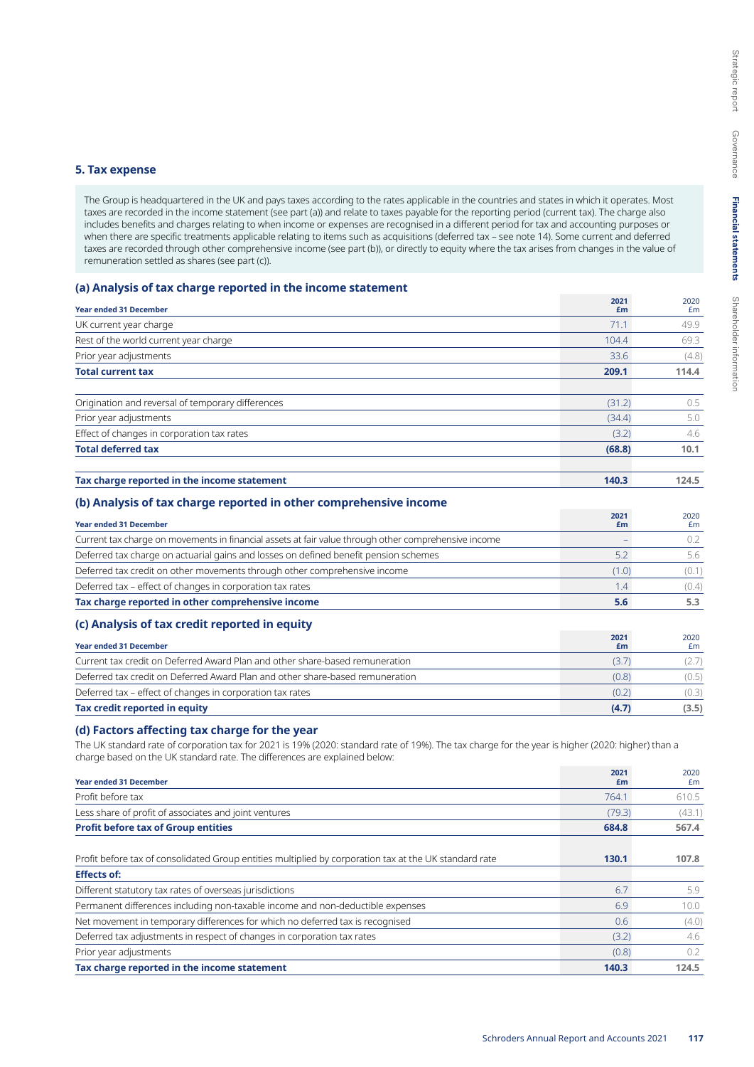## 5. Tax expense

The Group is headquartered in the UK and pays taxes according to the rates applicable in the countries and states in which it operates. Most taxes are recorded in the income statement (see part (a)) and relate to taxes payable for the reporting period (current tax). The charge also includes benefits and charges relating to when income or expenses are recognised in a different period for tax and accounting purposes or when there are specific treatments applicable relating to items such as acquisitions (deferred tax – see note 14). Some current and deferred taxes are recorded through other comprehensive income (see part (b)), or directly to equity where the tax arises from changes in the value of remuneration settled as shares (see part (c)).

### (a) Analysis of tax charge reported in the income statement

| Year ended 31 December | 2021 £m | 2020 £m |
|---|---|---|
| UK current year charge | 71.1 | 49.9 |
| Rest of the world current year charge | 104.4 | 69.3 |
| Prior year adjustments | 33.6 | (4.8) |
| **Total current tax** | **209.1** | **114.4** |
| | | |
| Origination and reversal of temporary differences | (31.2) | 0.5 |
| Prior year adjustments | (34.4) | 5.0 |
| Effect of changes in corporation tax rates | (3.2) | 4.6 |
| **Total deferred tax** | **(68.8)** | **10.1** |
| | | |
| **Tax charge reported in the income statement** | **140.3** | **124.5** |

### (b) Analysis of tax charge reported in other comprehensive income

| Year ended 31 December | 2021 £m | 2020 £m |
|---|---|---|
| Current tax charge on movements in financial assets at fair value through other comprehensive income | – | 0.2 |
| Deferred tax charge on actuarial gains and losses on defined benefit pension schemes | 5.2 | 5.6 |
| Deferred tax credit on other movements through other comprehensive income | (1.0) | (0.1) |
| Deferred tax – effect of changes in corporation tax rates | 1.4 | (0.4) |
| **Tax charge reported in other comprehensive income** | **5.6** | **5.3** |

### (c) Analysis of tax credit reported in equity

| Year ended 31 December | 2021 £m | 2020 £m |
|---|---|---|
| Current tax credit on Deferred Award Plan and other share-based remuneration | (3.7) | (2.7) |
| Deferred tax credit on Deferred Award Plan and other share-based remuneration | (0.8) | (0.5) |
| Deferred tax – effect of changes in corporation tax rates | (0.2) | (0.3) |
| **Tax credit reported in equity** | **(4.7)** | **(3.5)** |

### (d) Factors affecting tax charge for the year

The UK standard rate of corporation tax for 2021 is 19% (2020: standard rate of 19%). The tax charge for the year is higher (2020: higher) than a charge based on the UK standard rate. The differences are explained below:

| Year ended 31 December | 2021 £m | 2020 £m |
|---|---|---|
| Profit before tax | 764.1 | 610.5 |
| Less share of profit of associates and joint ventures | (79.3) | (43.1) |
| **Profit before tax of Group entities** | **684.8** | **567.4** |
| | | |
| Profit before tax of consolidated Group entities multiplied by corporation tax at the UK standard rate | **130.1** | **107.8** |
| **Effects of:** | | |
| Different statutory tax rates of overseas jurisdictions | 6.7 | 5.9 |
| Permanent differences including non-taxable income and non-deductible expenses | 6.9 | 10.0 |
| Net movement in temporary differences for which no deferred tax is recognised | 0.6 | (4.0) |
| Deferred tax adjustments in respect of changes in corporation tax rates | (3.2) | 4.6 |
| Prior year adjustments | (0.8) | 0.2 |
| **Tax charge reported in the income statement** | **140.3** | **124.5** |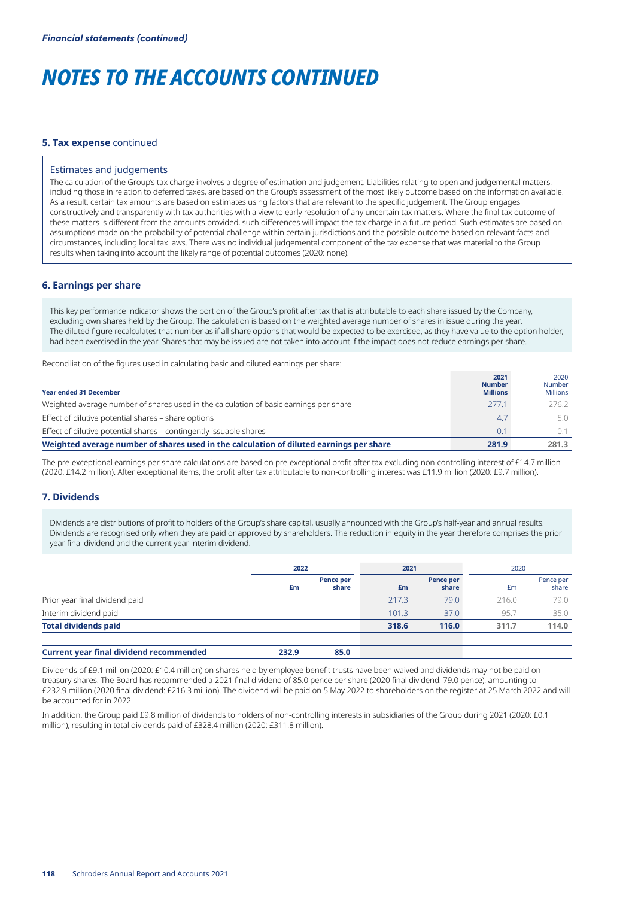*Financial statements (continued)*

# NOTES TO THE ACCOUNTS CONTINUED

## 5. Tax expense continued

### Estimates and judgements

The calculation of the Group's tax charge involves a degree of estimation and judgement. Liabilities relating to open and judgemental matters, including those in relation to deferred taxes, are based on the Group's assessment of the most likely outcome based on the information available. As a result, certain tax amounts are based on estimates using factors that are relevant to the specific judgement. The Group engages constructively and transparently with tax authorities with a view to early resolution of any uncertain tax matters. Where the final tax outcome of these matters is different from the amounts provided, such differences will impact the tax charge in a future period. Such estimates are based on assumptions made on the probability of potential challenge within certain jurisdictions and the possible outcome based on relevant facts and circumstances, including local tax laws. There was no individual judgemental component of the tax expense that was material to the Group results when taking into account the likely range of potential outcomes (2020: none).

## 6. Earnings per share

This key performance indicator shows the portion of the Group's profit after tax that is attributable to each share issued by the Company, excluding own shares held by the Group. The calculation is based on the weighted average number of shares in issue during the year. The diluted figure recalculates that number as if all share options that would be expected to be exercised, as they have value to the option holder, had been exercised in the year. Shares that may be issued are not taken into account if the impact does not reduce earnings per share.

Reconciliation of the figures used in calculating basic and diluted earnings per share:

| Year ended 31 December | 2021 Number Millions | 2020 Number Millions |
|---|---|---|
| Weighted average number of shares used in the calculation of basic earnings per share | 277.1 | 276.2 |
| Effect of dilutive potential shares – share options | 4.7 | 5.0 |
| Effect of dilutive potential shares – contingently issuable shares | 0.1 | 0.1 |
| **Weighted average number of shares used in the calculation of diluted earnings per share** | **281.9** | **281.3** |

The pre-exceptional earnings per share calculations are based on pre-exceptional profit after tax excluding non-controlling interest of £14.7 million (2020: £14.2 million). After exceptional items, the profit after tax attributable to non-controlling interest was £11.9 million (2020: £9.7 million).

## 7. Dividends

Dividends are distributions of profit to holders of the Group's share capital, usually announced with the Group's half-year and annual results. Dividends are recognised only when they are paid or approved by shareholders. The reduction in equity in the year therefore comprises the prior year final dividend and the current year interim dividend.

| | 2022 | | 2021 | | 2020 | |
|---|---|---|---|---|---|---|
| | £m | Pence per share | £m | Pence per share | £m | Pence per share |
| Prior year final dividend paid | | | 217.3 | 79.0 | 216.0 | 79.0 |
| Interim dividend paid | | | 101.3 | 37.0 | 95.7 | 35.0 |
| **Total dividends paid** | | | **318.6** | **116.0** | **311.7** | **114.0** |
| **Current year final dividend recommended** | **232.9** | **85.0** | | | | |

Dividends of £9.1 million (2020: £10.4 million) on shares held by employee benefit trusts have been waived and dividends may not be paid on treasury shares. The Board has recommended a 2021 final dividend of 85.0 pence per share (2020 final dividend: 79.0 pence), amounting to £232.9 million (2020 final dividend: £216.3 million). The dividend will be paid on 5 May 2022 to shareholders on the register at 25 March 2022 and will be accounted for in 2022.

In addition, the Group paid £9.8 million of dividends to holders of non-controlling interests in subsidiaries of the Group during 2021 (2020: £0.1 million), resulting in total dividends paid of £328.4 million (2020: £311.8 million).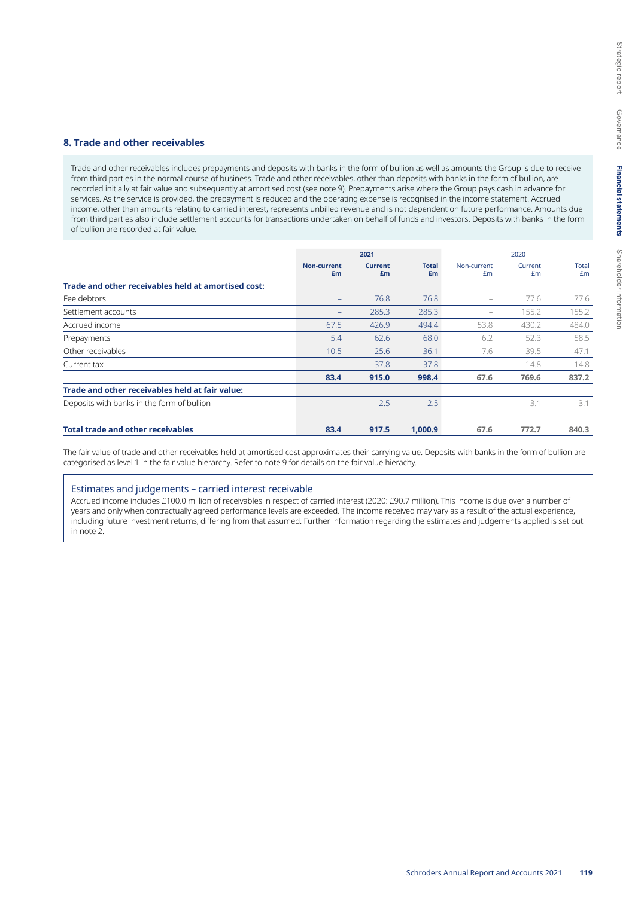## 8. Trade and other receivables

Trade and other receivables includes prepayments and deposits with banks in the form of bullion as well as amounts the Group is due to receive from third parties in the normal course of business. Trade and other receivables, other than deposits with banks in the form of bullion, are recorded initially at fair value and subsequently at amortised cost (see note 9). Prepayments arise where the Group pays cash in advance for services. As the service is provided, the prepayment is reduced and the operating expense is recognised in the income statement. Accrued income, other than amounts relating to carried interest, represents unbilled revenue and is not dependent on future performance. Amounts due from third parties also include settlement accounts for transactions undertaken on behalf of funds and investors. Deposits with banks in the form of bullion are recorded at fair value.

| | 2021 | | | 2020 | | |
|---|---|---|---|---|---|---|
| | Non-current £m | Current £m | Total £m | Non-current £m | Current £m | Total £m |
| **Trade and other receivables held at amortised cost:** | | | | | | |
| Fee debtors | – | 76.8 | 76.8 | – | 77.6 | 77.6 |
| Settlement accounts | – | 285.3 | 285.3 | – | 155.2 | 155.2 |
| Accrued income | 67.5 | 426.9 | 494.4 | 53.8 | 430.2 | 484.0 |
| Prepayments | 5.4 | 62.6 | 68.0 | 6.2 | 52.3 | 58.5 |
| Other receivables | 10.5 | 25.6 | 36.1 | 7.6 | 39.5 | 47.1 |
| Current tax | – | 37.8 | 37.8 | – | 14.8 | 14.8 |
| | **83.4** | **915.0** | **998.4** | **67.6** | **769.6** | **837.2** |
| **Trade and other receivables held at fair value:** | | | | | | |
| Deposits with banks in the form of bullion | – | 2.5 | 2.5 | – | 3.1 | 3.1 |
| **Total trade and other receivables** | **83.4** | **917.5** | **1,000.9** | **67.6** | **772.7** | **840.3** |

The fair value of trade and other receivables held at amortised cost approximates their carrying value. Deposits with banks in the form of bullion are categorised as level 1 in the fair value hierarchy. Refer to note 9 for details on the fair value hierachy.

### Estimates and judgements – carried interest receivable

Accrued income includes £100.0 million of receivables in respect of carried interest (2020: £90.7 million). This income is due over a number of years and only when contractually agreed performance levels are exceeded. The income received may vary as a result of the actual experience, including future investment returns, differing from that assumed. Further information regarding the estimates and judgements applied is set out in note 2.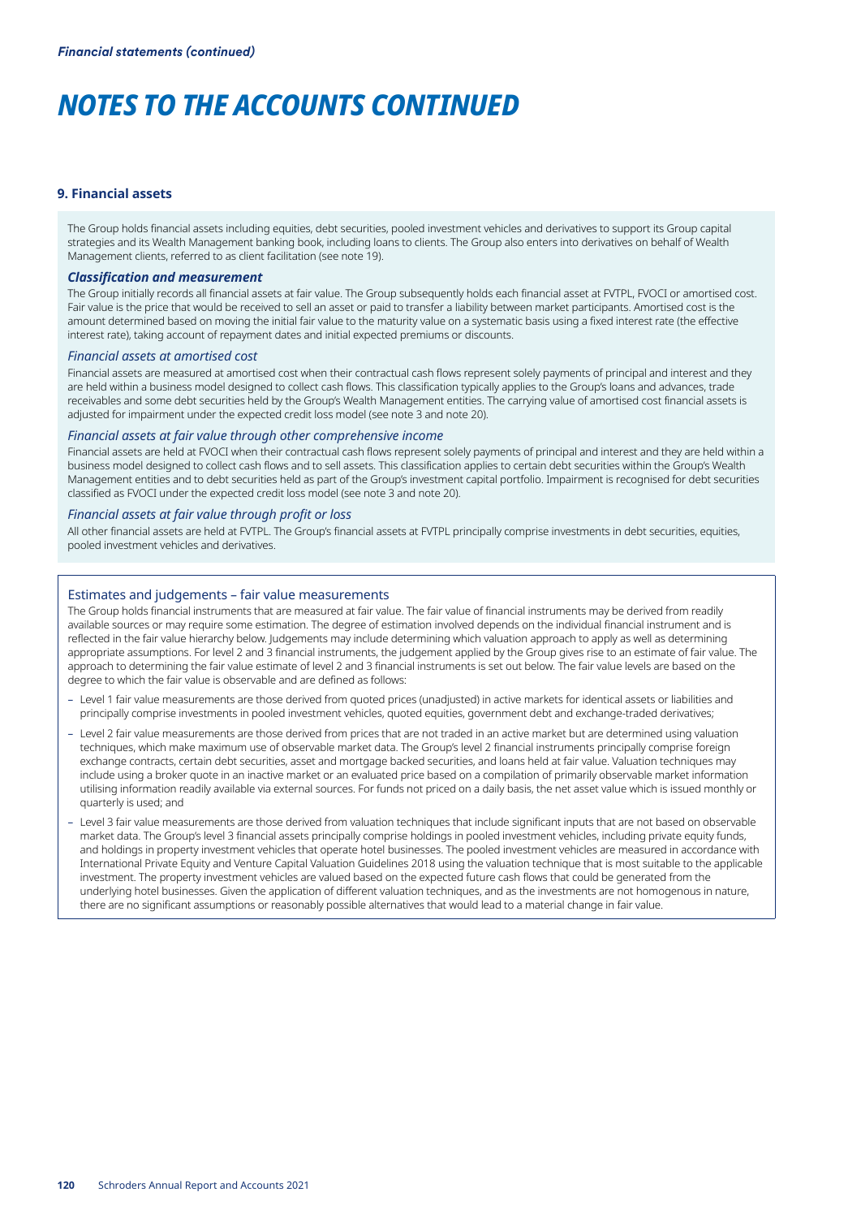# NOTES TO THE ACCOUNTS CONTINUED

## 9. Financial assets

The Group holds financial assets including equities, debt securities, pooled investment vehicles and derivatives to support its Group capital strategies and its Wealth Management banking book, including loans to clients. The Group also enters into derivatives on behalf of Wealth Management clients, referred to as client facilitation (see note 19).

### *Classification and measurement*

The Group initially records all financial assets at fair value. The Group subsequently holds each financial asset at FVTPL, FVOCI or amortised cost. Fair value is the price that would be received to sell an asset or paid to transfer a liability between market participants. Amortised cost is the amount determined based on moving the initial fair value to the maturity value on a systematic basis using a fixed interest rate (the effective interest rate), taking account of repayment dates and initial expected premiums or discounts.

#### *Financial assets at amortised cost*

Financial assets are measured at amortised cost when their contractual cash flows represent solely payments of principal and interest and they are held within a business model designed to collect cash flows. This classification typically applies to the Group's loans and advances, trade receivables and some debt securities held by the Group's Wealth Management entities. The carrying value of amortised cost financial assets is adjusted for impairment under the expected credit loss model (see note 3 and note 20).

#### *Financial assets at fair value through other comprehensive income*

Financial assets are held at FVOCI when their contractual cash flows represent solely payments of principal and interest and they are held within a business model designed to collect cash flows and to sell assets. This classification applies to certain debt securities within the Group's Wealth Management entities and to debt securities held as part of the Group's investment capital portfolio. Impairment is recognised for debt securities classified as FVOCI under the expected credit loss model (see note 3 and note 20).

#### *Financial assets at fair value through profit or loss*

All other financial assets are held at FVTPL. The Group's financial assets at FVTPL principally comprise investments in debt securities, equities, pooled investment vehicles and derivatives.

### Estimates and judgements – fair value measurements

The Group holds financial instruments that are measured at fair value. The fair value of financial instruments may be derived from readily available sources or may require some estimation. The degree of estimation involved depends on the individual financial instrument and is reflected in the fair value hierarchy below. Judgements may include determining which valuation approach to apply as well as determining appropriate assumptions. For level 2 and 3 financial instruments, the judgement applied by the Group gives rise to an estimate of fair value. The approach to determining the fair value estimate of level 2 and 3 financial instruments is set out below. The fair value levels are based on the degree to which the fair value is observable and are defined as follows:

- Level 1 fair value measurements are those derived from quoted prices (unadjusted) in active markets for identical assets or liabilities and principally comprise investments in pooled investment vehicles, quoted equities, government debt and exchange-traded derivatives;
- Level 2 fair value measurements are those derived from prices that are not traded in an active market but are determined using valuation techniques, which make maximum use of observable market data. The Group's level 2 financial instruments principally comprise foreign exchange contracts, certain debt securities, asset and mortgage backed securities, and loans held at fair value. Valuation techniques may include using a broker quote in an inactive market or an evaluated price based on a compilation of primarily observable market information utilising information readily available via external sources. For funds not priced on a daily basis, the net asset value which is issued monthly or quarterly is used; and
- Level 3 fair value measurements are those derived from valuation techniques that include significant inputs that are not based on observable market data. The Group's level 3 financial assets principally comprise holdings in pooled investment vehicles, including private equity funds, and holdings in property investment vehicles that operate hotel businesses. The pooled investment vehicles are measured in accordance with International Private Equity and Venture Capital Valuation Guidelines 2018 using the valuation technique that is most suitable to the applicable investment. The property investment vehicles are valued based on the expected future cash flows that could be generated from the underlying hotel businesses. Given the application of different valuation techniques, and as the investments are not homogenous in nature, there are no significant assumptions or reasonably possible alternatives that would lead to a material change in fair value.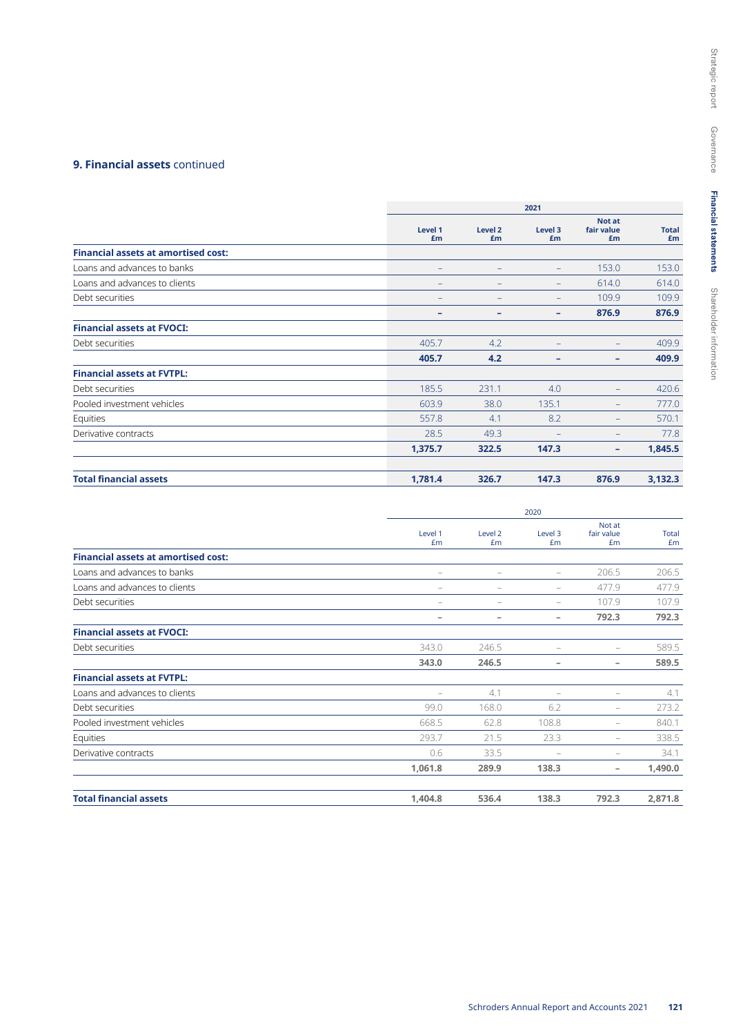## 9. Financial assets continued

| | 2021 | | | | |
|---|---|---|---|---|---|
| | Level 1 £m | Level 2 £m | Level 3 £m | Not at fair value £m | Total £m |
| **Financial assets at amortised cost:** | | | | | |
| Loans and advances to banks | – | – | – | 153.0 | 153.0 |
| Loans and advances to clients | – | – | – | 614.0 | 614.0 |
| Debt securities | – | – | – | 109.9 | 109.9 |
| | **–** | **–** | **–** | **876.9** | **876.9** |
| **Financial assets at FVOCI:** | | | | | |
| Debt securities | 405.7 | 4.2 | – | – | 409.9 |
| | **405.7** | **4.2** | **–** | **–** | **409.9** |
| **Financial assets at FVTPL:** | | | | | |
| Debt securities | 185.5 | 231.1 | 4.0 | – | 420.6 |
| Pooled investment vehicles | 603.9 | 38.0 | 135.1 | – | 777.0 |
| Equities | 557.8 | 4.1 | 8.2 | – | 570.1 |
| Derivative contracts | 28.5 | 49.3 | – | – | 77.8 |
| | **1,375.7** | **322.5** | **147.3** | **–** | **1,845.5** |
| **Total financial assets** | **1,781.4** | **326.7** | **147.3** | **876.9** | **3,132.3** |

| | 2020 | | | | |
|---|---|---|---|---|---|
| | Level 1 £m | Level 2 £m | Level 3 £m | Not at fair value £m | Total £m |
| **Financial assets at amortised cost:** | | | | | |
| Loans and advances to banks | – | – | – | 206.5 | 206.5 |
| Loans and advances to clients | – | – | – | 477.9 | 477.9 |
| Debt securities | – | – | – | 107.9 | 107.9 |
| | **–** | **–** | **–** | **792.3** | **792.3** |
| **Financial assets at FVOCI:** | | | | | |
| Debt securities | 343.0 | 246.5 | – | – | 589.5 |
| | **343.0** | **246.5** | **–** | **–** | **589.5** |
| **Financial assets at FVTPL:** | | | | | |
| Loans and advances to clients | – | 4.1 | – | – | 4.1 |
| Debt securities | 99.0 | 168.0 | 6.2 | – | 273.2 |
| Pooled investment vehicles | 668.5 | 62.8 | 108.8 | – | 840.1 |
| Equities | 293.7 | 21.5 | 23.3 | – | 338.5 |
| Derivative contracts | 0.6 | 33.5 | – | – | 34.1 |
| | **1,061.8** | **289.9** | **138.3** | **–** | **1,490.0** |
| **Total financial assets** | **1,404.8** | **536.4** | **138.3** | **792.3** | **2,871.8** |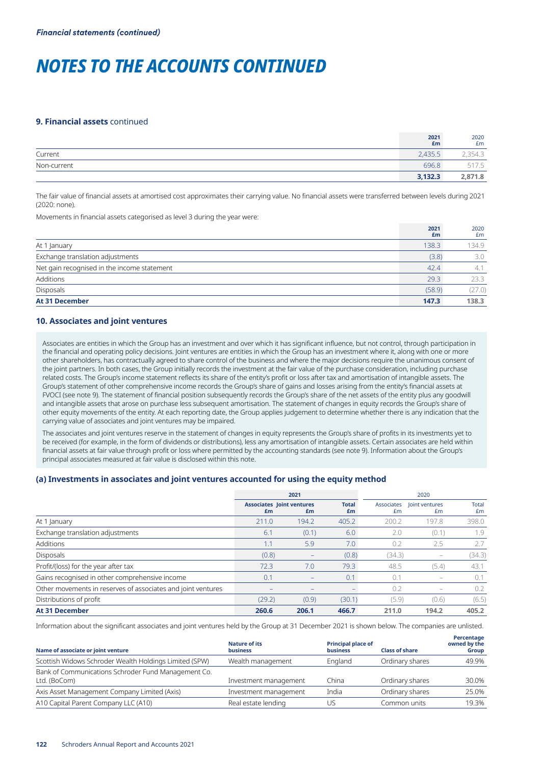*Financial statements (continued)*

# NOTES TO THE ACCOUNTS CONTINUED

### 9. Financial assets continued

| | 2021 £m | 2020 £m |
|---|---|---|
| Current | 2,435.5 | 2,354.3 |
| Non-current | 696.8 | 517.5 |
| | **3,132.3** | **2,871.8** |

The fair value of financial assets at amortised cost approximates their carrying value. No financial assets were transferred between levels during 2021 (2020: none).

Movements in financial assets categorised as level 3 during the year were:

| | 2021 £m | 2020 £m |
|---|---|---|
| At 1 January | 138.3 | 134.9 |
| Exchange translation adjustments | (3.8) | 3.0 |
| Net gain recognised in the income statement | 42.4 | 4.1 |
| Additions | 29.3 | 23.3 |
| Disposals | (58.9) | (27.0) |
| **At 31 December** | **147.3** | **138.3** |

### 10. Associates and joint ventures

Associates are entities in which the Group has an investment and over which it has significant influence, but not control, through participation in the financial and operating policy decisions. Joint ventures are entities in which the Group has an investment where it, along with one or more other shareholders, has contractually agreed to share control of the business and where the major decisions require the unanimous consent of the joint partners. In both cases, the Group initially records the investment at the fair value of the purchase consideration, including purchase related costs. The Group's income statement reflects its share of the entity's profit or loss after tax and amortisation of intangible assets. The Group's statement of other comprehensive income records the Group's share of gains and losses arising from the entity's financial assets at FVOCI (see note 9). The statement of financial position subsequently records the Group's share of the net assets of the entity plus any goodwill and intangible assets that arose on purchase less subsequent amortisation. The statement of changes in equity records the Group's share of other equity movements of the entity. At each reporting date, the Group applies judgement to determine whether there is any indication that the carrying value of associates and joint ventures may be impaired.

The associates and joint ventures reserve in the statement of changes in equity represents the Group's share of profits in its investments yet to be received (for example, in the form of dividends or distributions), less any amortisation of intangible assets. Certain associates are held within financial assets at fair value through profit or loss where permitted by the accounting standards (see note 9). Information about the Group's principal associates measured at fair value is disclosed within this note.

#### (a) Investments in associates and joint ventures accounted for using the equity method

| | 2021 | | | 2020 | | |
|---|---|---|---|---|---|---|
| | Associates £m | Joint ventures £m | Total £m | Associates £m | Joint ventures £m | Total £m |
| At 1 January | 211.0 | 194.2 | 405.2 | 200.2 | 197.8 | 398.0 |
| Exchange translation adjustments | 6.1 | (0.1) | 6.0 | 2.0 | (0.1) | 1.9 |
| Additions | 1.1 | 5.9 | 7.0 | 0.2 | 2.5 | 2.7 |
| Disposals | (0.8) | – | (0.8) | (34.3) | – | (34.3) |
| Profit/(loss) for the year after tax | 72.3 | 7.0 | 79.3 | 48.5 | (5.4) | 43.1 |
| Gains recognised in other comprehensive income | 0.1 | – | 0.1 | 0.1 | – | 0.1 |
| Other movements in reserves of associates and joint ventures | – | – | – | 0.2 | – | 0.2 |
| Distributions of profit | (29.2) | (0.9) | (30.1) | (5.9) | (0.6) | (6.5) |
| **At 31 December** | **260.6** | **206.1** | **466.7** | **211.0** | **194.2** | **405.2** |

Information about the significant associates and joint ventures held by the Group at 31 December 2021 is shown below. The companies are unlisted.

| Name of associate or joint venture | Nature of its business | Principal place of business | Class of share | Percentage owned by the Group |
|---|---|---|---|---|
| Scottish Widows Schroder Wealth Holdings Limited (SPW) | Wealth management | England | Ordinary shares | 49.9% |
| Bank of Communications Schroder Fund Management Co. Ltd. (BoCom) | Investment management | China | Ordinary shares | 30.0% |
| Axis Asset Management Company Limited (Axis) | Investment management | India | Ordinary shares | 25.0% |
| A10 Capital Parent Company LLC (A10) | Real estate lending | US | Common units | 19.3% |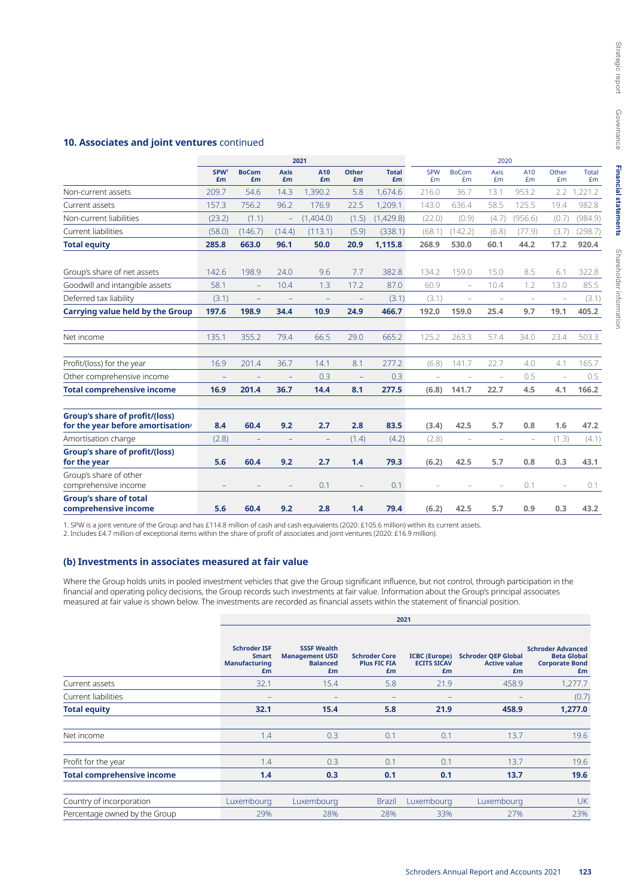## 10. Associates and joint ventures continued

| | 2021 | | | | | | 2020 | | | | | |
|---|---|---|---|---|---|---|---|---|---|---|---|---|
| | SPW[1] £m | BoCom £m | Axis £m | A10 £m | Other £m | Total £m | SPW £m | BoCom £m | Axis £m | A10 £m | Other £m | Total £m |
| Non-current assets | 209.7 | 54.6 | 14.3 | 1,390.2 | 5.8 | 1,674.6 | 216.0 | 36.7 | 13.1 | 953.2 | 2.2 | 1,221.2 |
| Current assets | 157.3 | 756.2 | 96.2 | 176.9 | 22.5 | 1,209.1 | 143.0 | 636.4 | 58.5 | 125.5 | 19.4 | 982.8 |
| Non-current liabilities | (23.2) | (1.1) | – | (1,404.0) | (1.5) | (1,429.8) | (22.0) | (0.9) | (4.7) | (956.6) | (0.7) | (984.9) |
| Current liabilities | (58.0) | (146.7) | (14.4) | (113.1) | (5.9) | (338.1) | (68.1) | (142.2) | (6.8) | (77.9) | (3.7) | (298.7) |
| **Total equity** | **285.8** | **663.0** | **96.1** | **50.0** | **20.9** | **1,115.8** | **268.9** | **530.0** | **60.1** | **44.2** | **17.2** | **920.4** |
| | | | | | | | | | | | | |
| Group's share of net assets | 142.6 | 198.9 | 24.0 | 9.6 | 7.7 | 382.8 | 134.2 | 159.0 | 15.0 | 8.5 | 6.1 | 322.8 |
| Goodwill and intangible assets | 58.1 | – | 10.4 | 1.3 | 17.2 | 87.0 | 60.9 | – | 10.4 | 1.2 | 13.0 | 85.5 |
| Deferred tax liability | (3.1) | – | – | – | – | (3.1) | (3.1) | – | – | – | – | (3.1) |
| **Carrying value held by the Group** | **197.6** | **198.9** | **34.4** | **10.9** | **24.9** | **466.7** | **192.0** | **159.0** | **25.4** | **9.7** | **19.1** | **405.2** |
| | | | | | | | | | | | | |
| Net income | 135.1 | 355.2 | 79.4 | 66.5 | 29.0 | 665.2 | 125.2 | 263.3 | 57.4 | 34.0 | 23.4 | 503.3 |
| | | | | | | | | | | | | |
| Profit/(loss) for the year | 16.9 | 201.4 | 36.7 | 14.1 | 8.1 | 277.2 | (6.8) | 141.7 | 22.7 | 4.0 | 4.1 | 165.7 |
| Other comprehensive income | – | – | – | 0.3 | – | 0.3 | – | – | – | 0.5 | – | 0.5 |
| **Total comprehensive income** | **16.9** | **201.4** | **36.7** | **14.4** | **8.1** | **277.5** | **(6.8)** | **141.7** | **22.7** | **4.5** | **4.1** | **166.2** |
| | | | | | | | | | | | | |
| **Group's share of profit/(loss) for the year before amortisation[2]** | **8.4** | **60.4** | **9.2** | **2.7** | **2.8** | **83.5** | **(3.4)** | **42.5** | **5.7** | **0.8** | **1.6** | **47.2** |
| Amortisation charge | (2.8) | – | – | – | (1.4) | (4.2) | (2.8) | – | – | – | (1.3) | (4.1) |
| **Group's share of profit/(loss) for the year** | **5.6** | **60.4** | **9.2** | **2.7** | **1.4** | **79.3** | **(6.2)** | **42.5** | **5.7** | **0.8** | **0.3** | **43.1** |
| Group's share of other comprehensive income | – | – | – | 0.1 | – | 0.1 | – | – | – | 0.1 | – | 0.1 |
| **Group's share of total comprehensive income** | **5.6** | **60.4** | **9.2** | **2.8** | **1.4** | **79.4** | **(6.2)** | **42.5** | **5.7** | **0.9** | **0.3** | **43.2** |

1. SPW is a joint venture of the Group and has £114.8 million of cash and cash equivalents (2020: £105.6 million) within its current assets.
2. Includes £4.7 million of exceptional items within the share of profit of associates and joint ventures (2020: £16.9 million).

### (b) Investments in associates measured at fair value

Where the Group holds units in pooled investment vehicles that give the Group significant influence, but not control, through participation in the financial and operating policy decisions, the Group records such investments at fair value. Information about the Group's principal associates measured at fair value is shown below. The investments are recorded as financial assets within the statement of financial position.

| | 2021 | | | | | |
|---|---|---|---|---|---|---|
| | Schroder ISF Smart Manufacturing £m | SSSF Wealth Management USD Balanced £m | Schroder Core Plus FIC FIA £m | ICBC (Europe) UCITS SICAV £m | Schroder QEP Global Active value £m | Schroder Advanced Beta Global Corporate Bond £m |
| Current assets | 32.1 | 15.4 | 5.8 | 21.9 | 458.9 | 1,277.7 |
| Current liabilities | – | – | – | – | – | (0.7) |
| **Total equity** | **32.1** | **15.4** | **5.8** | **21.9** | **458.9** | **1,277.0** |
| | | | | | | |
| Net income | 1.4 | 0.3 | 0.1 | 0.1 | 13.7 | 19.6 |
| | | | | | | |
| Profit for the year | 1.4 | 0.3 | 0.1 | 0.1 | 13.7 | 19.6 |
| **Total comprehensive income** | **1.4** | **0.3** | **0.1** | **0.1** | **13.7** | **19.6** |
| | | | | | | |
| Country of incorporation | Luxembourg | Luxembourg | Brazil | Luxembourg | Luxembourg | UK |
| Percentage owned by the Group | 29% | 28% | 28% | 33% | 27% | 23% |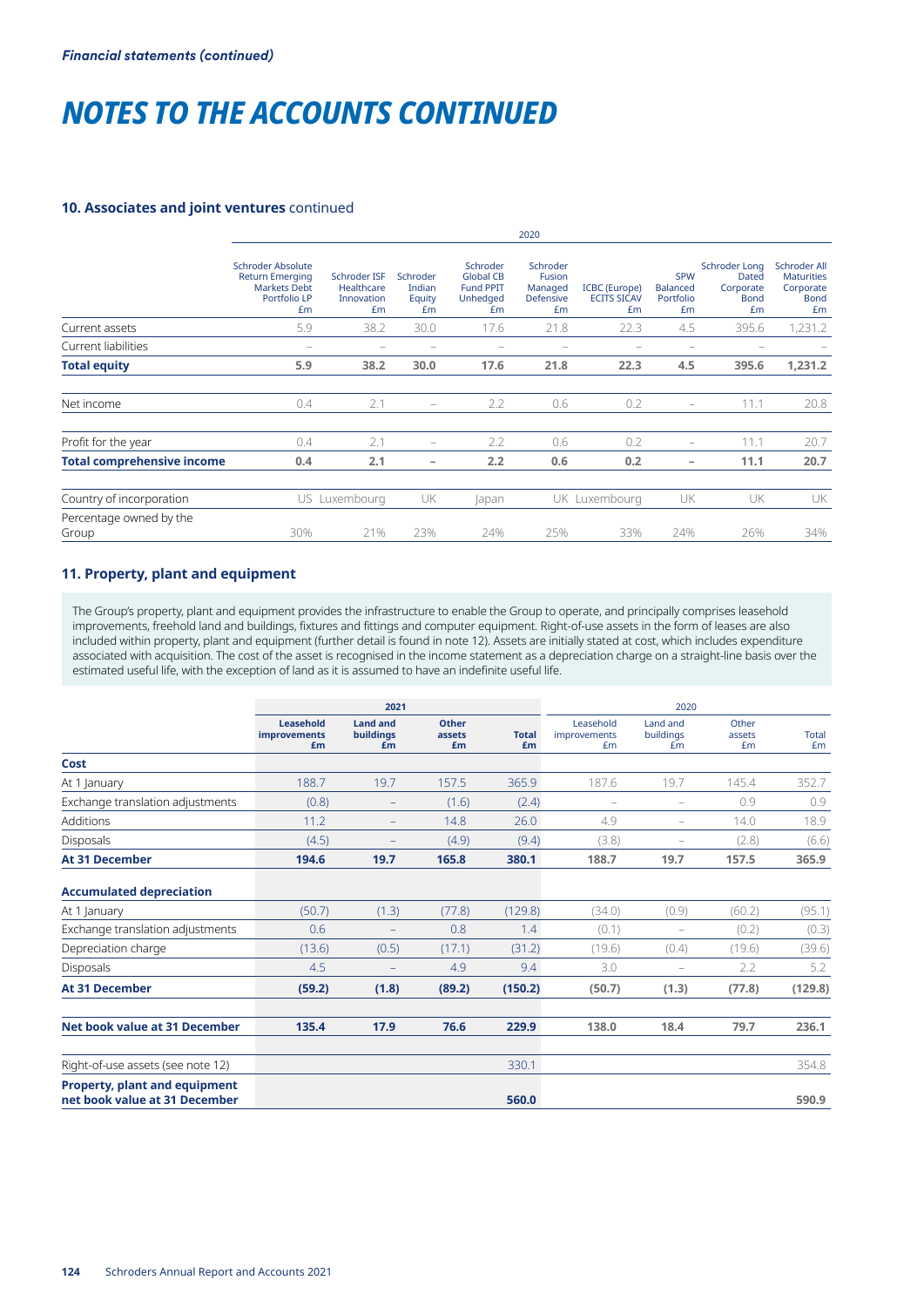*Financial statements (continued)*

# NOTES TO THE ACCOUNTS CONTINUED

## 10. Associates and joint ventures continued

| | 2020 | | | | | | | | |
|---|---|---|---|---|---|---|---|---|---|
| | Schroder Absolute Return Emerging Markets Debt Portfolio LP £m | Schroder ISF Healthcare Innovation £m | Schroder Indian Equity £m | Schroder Global CB Fund PPIT Unhedged £m | Schroder Fusion Managed Defensive £m | ICBC (Europe) ECITS SICAV £m | SPW Balanced Portfolio £m | Schroder Long Dated Corporate Bond £m | Schroder All Maturities Corporate Bond £m |
| Current assets | 5.9 | 38.2 | 30.0 | 17.6 | 21.8 | 22.3 | 4.5 | 395.6 | 1,231.2 |
| Current liabilities | – | – | – | – | – | – | – | – | – |
| **Total equity** | **5.9** | **38.2** | **30.0** | **17.6** | **21.8** | **22.3** | **4.5** | **395.6** | **1,231.2** |
| Net income | 0.4 | 2.1 | – | 2.2 | 0.6 | 0.2 | – | 11.1 | 20.8 |
| Profit for the year | 0.4 | 2.1 | – | 2.2 | 0.6 | 0.2 | – | 11.1 | 20.7 |
| **Total comprehensive income** | **0.4** | **2.1** | **–** | **2.2** | **0.6** | **0.2** | **–** | **11.1** | **20.7** |
| Country of incorporation | US | Luxembourg | UK | Japan | UK | Luxembourg | UK | UK | UK |
| Percentage owned by the Group | 30% | 21% | 23% | 24% | 25% | 33% | 24% | 26% | 34% |

## 11. Property, plant and equipment

The Group's property, plant and equipment provides the infrastructure to enable the Group to operate, and principally comprises leasehold improvements, freehold land and buildings, fixtures and fittings and computer equipment. Right-of-use assets in the form of leases are also included within property, plant and equipment (further detail is found in note 12). Assets are initially stated at cost, which includes expenditure associated with acquisition. The cost of the asset is recognised in the income statement as a depreciation charge on a straight-line basis over the estimated useful life, with the exception of land as it is assumed to have an indefinite useful life.

| | 2021 | | | | 2020 | | | |
|---|---|---|---|---|---|---|---|---|
| | **Leasehold improvements £m** | **Land and buildings £m** | **Other assets £m** | **Total £m** | Leasehold improvements £m | Land and buildings £m | Other assets £m | Total £m |
| **Cost** | | | | | | | | |
| At 1 January | 188.7 | 19.7 | 157.5 | 365.9 | 187.6 | 19.7 | 145.4 | 352.7 |
| Exchange translation adjustments | (0.8) | – | (1.6) | (2.4) | – | – | 0.9 | 0.9 |
| Additions | 11.2 | – | 14.8 | 26.0 | 4.9 | – | 14.0 | 18.9 |
| Disposals | (4.5) | – | (4.9) | (9.4) | (3.8) | – | (2.8) | (6.6) |
| **At 31 December** | **194.6** | **19.7** | **165.8** | **380.1** | **188.7** | **19.7** | **157.5** | **365.9** |
| **Accumulated depreciation** | | | | | | | | |
| At 1 January | (50.7) | (1.3) | (77.8) | (129.8) | (34.0) | (0.9) | (60.2) | (95.1) |
| Exchange translation adjustments | 0.6 | – | 0.8 | 1.4 | (0.1) | – | (0.2) | (0.3) |
| Depreciation charge | (13.6) | (0.5) | (17.1) | (31.2) | (19.6) | (0.4) | (19.6) | (39.6) |
| Disposals | 4.5 | – | 4.9 | 9.4 | 3.0 | – | 2.2 | 5.2 |
| **At 31 December** | **(59.2)** | **(1.8)** | **(89.2)** | **(150.2)** | **(50.7)** | **(1.3)** | **(77.8)** | **(129.8)** |
| **Net book value at 31 December** | **135.4** | **17.9** | **76.6** | **229.9** | **138.0** | **18.4** | **79.7** | **236.1** |
| Right-of-use assets (see note 12) | | | | 330.1 | | | | 354.8 |
| **Property, plant and equipment net book value at 31 December** | | | | **560.0** | | | | **590.9** |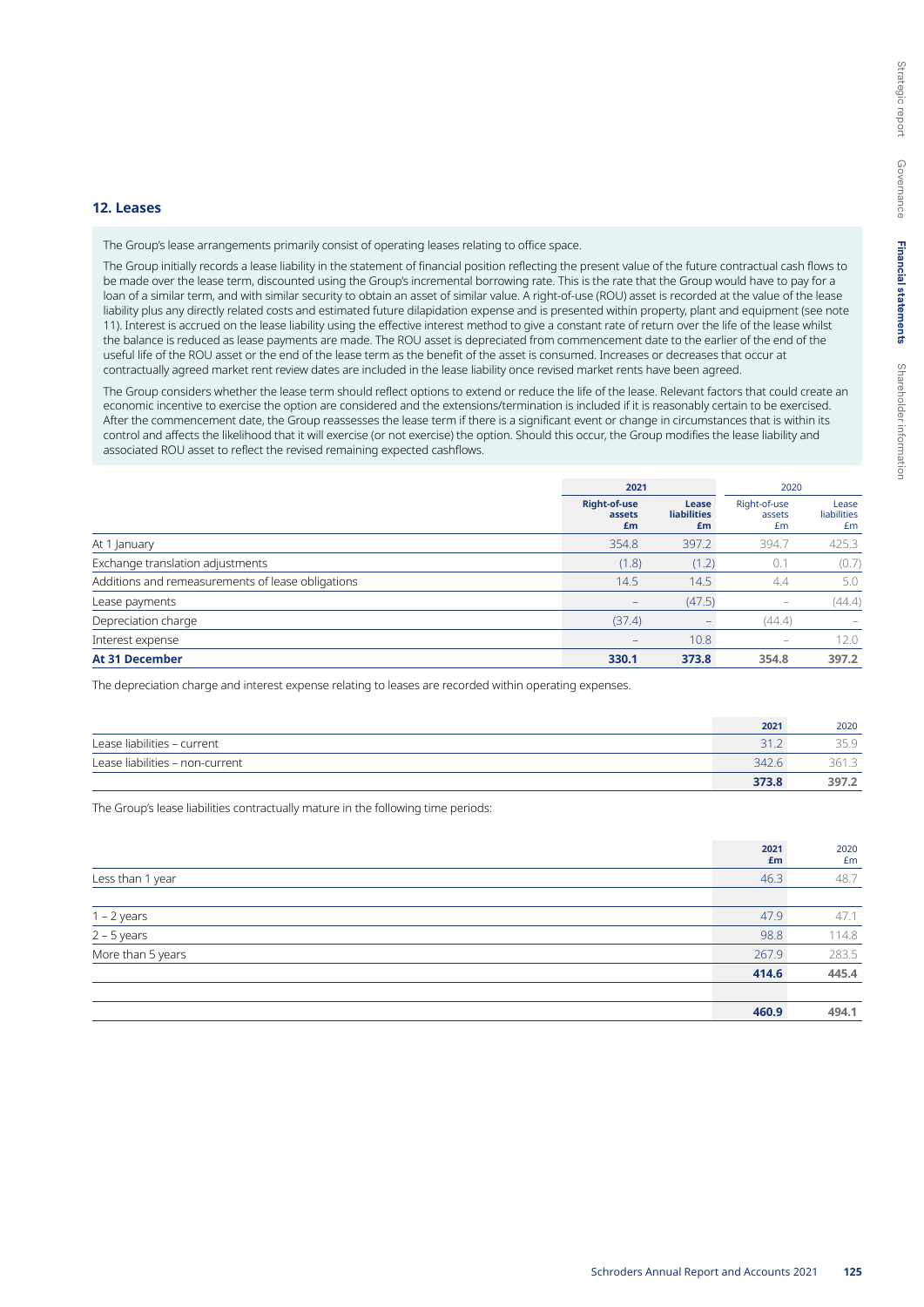## 12. Leases

The Group's lease arrangements primarily consist of operating leases relating to office space.

The Group initially records a lease liability in the statement of financial position reflecting the present value of the future contractual cash flows to be made over the lease term, discounted using the Group's incremental borrowing rate. This is the rate that the Group would have to pay for a loan of a similar term, and with similar security to obtain an asset of similar value. A right-of-use (ROU) asset is recorded at the value of the lease liability plus any directly related costs and estimated future dilapidation expense and is presented within property, plant and equipment (see note 11). Interest is accrued on the lease liability using the effective interest method to give a constant rate of return over the life of the lease whilst the balance is reduced as lease payments are made. The ROU asset is depreciated from commencement date to the earlier of the end of the useful life of the ROU asset or the end of the lease term as the benefit of the asset is consumed. Increases or decreases that occur at contractually agreed market rent review dates are included in the lease liability once revised market rents have been agreed.

The Group considers whether the lease term should reflect options to extend or reduce the life of the lease. Relevant factors that could create an economic incentive to exercise the option are considered and the extensions/termination is included if it is reasonably certain to be exercised. After the commencement date, the Group reassesses the lease term if there is a significant event or change in circumstances that is within its control and affects the likelihood that it will exercise (or not exercise) the option. Should this occur, the Group modifies the lease liability and associated ROU asset to reflect the revised remaining expected cashflows.

| | 2021 | | 2020 | |
|---|---|---|---|---|
| | **Right-of-use assets £m** | **Lease liabilities £m** | Right-of-use assets £m | Lease liabilities £m |
| At 1 January | 354.8 | 397.2 | 394.7 | 425.3 |
| Exchange translation adjustments | (1.8) | (1.2) | 0.1 | (0.7) |
| Additions and remeasurements of lease obligations | 14.5 | 14.5 | 4.4 | 5.0 |
| Lease payments | – | (47.5) | – | (44.4) |
| Depreciation charge | (37.4) | – | (44.4) | – |
| Interest expense | – | 10.8 | – | 12.0 |
| **At 31 December** | **330.1** | **373.8** | **354.8** | **397.2** |

The depreciation charge and interest expense relating to leases are recorded within operating expenses.

| | 2021 | 2020 |
|---|---|---|
| Lease liabilities – current | 31.2 | 35.9 |
| Lease liabilities – non-current | 342.6 | 361.3 |
| | **373.8** | **397.2** |

The Group's lease liabilities contractually mature in the following time periods:

| | 2021 £m | 2020 £m |
|---|---|---|
| Less than 1 year | 46.3 | 48.7 |
| | | |
| 1 – 2 years | 47.9 | 47.1 |
| 2 – 5 years | 98.8 | 114.8 |
| More than 5 years | 267.9 | 283.5 |
| | **414.6** | **445.4** |
| | | |
| | **460.9** | **494.1** |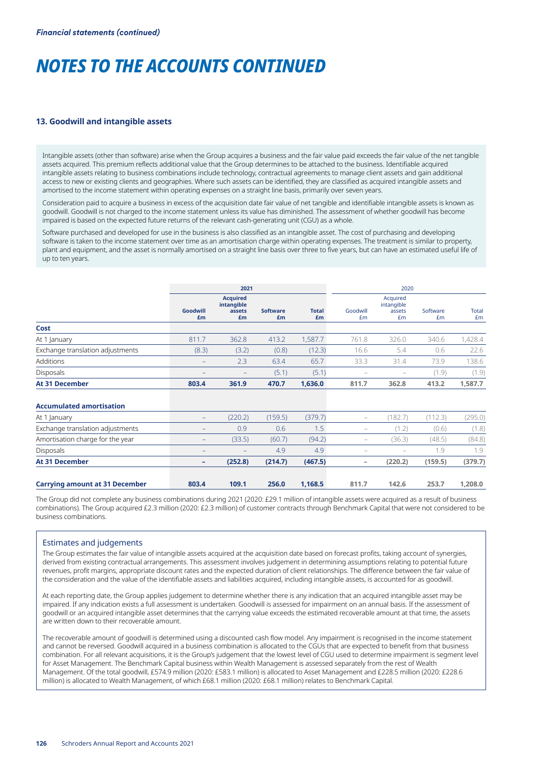*Financial statements (continued)*

# NOTES TO THE ACCOUNTS CONTINUED

### 13. Goodwill and intangible assets

Intangible assets (other than software) arise when the Group acquires a business and the fair value paid exceeds the fair value of the net tangible assets acquired. This premium reflects additional value that the Group determines to be attached to the business. Identifiable acquired intangible assets relating to business combinations include technology, contractual agreements to manage client assets and gain additional access to new or existing clients and geographies. Where such assets can be identified, they are classified as acquired intangible assets and amortised to the income statement within operating expenses on a straight line basis, primarily over seven years.

Consideration paid to acquire a business in excess of the acquisition date fair value of net tangible and identifiable intangible assets is known as goodwill. Goodwill is not charged to the income statement unless its value has diminished. The assessment of whether goodwill has become impaired is based on the expected future returns of the relevant cash-generating unit (CGU) as a whole.

Software purchased and developed for use in the business is also classified as an intangible asset. The cost of purchasing and developing software is taken to the income statement over time as an amortisation charge within operating expenses. The treatment is similar to property, plant and equipment, and the asset is normally amortised on a straight line basis over three to five years, but can have an estimated useful life of up to ten years.

| | **2021** | | | | 2020 | | | |
|---|---|---|---|---|---|---|---|---|
| | **Goodwill £m** | **Acquired intangible assets £m** | **Software £m** | **Total £m** | Goodwill £m | Acquired intangible assets £m | Software £m | Total £m |
| **Cost** | | | | | | | | |
| At 1 January | 811.7 | 362.8 | 413.2 | 1,587.7 | 761.8 | 326.0 | 340.6 | 1,428.4 |
| Exchange translation adjustments | (8.3) | (3.2) | (0.8) | (12.3) | 16.6 | 5.4 | 0.6 | 22.6 |
| Additions | – | 2.3 | 63.4 | 65.7 | 33.3 | 31.4 | 73.9 | 138.6 |
| Disposals | – | – | (5.1) | (5.1) | – | – | (1.9) | (1.9) |
| **At 31 December** | **803.4** | **361.9** | **470.7** | **1,636.0** | **811.7** | **362.8** | **413.2** | **1,587.7** |
| **Accumulated amortisation** | | | | | | | | |
| At 1 January | – | (220.2) | (159.5) | (379.7) | – | (182.7) | (112.3) | (295.0) |
| Exchange translation adjustments | – | 0.9 | 0.6 | 1.5 | – | (1.2) | (0.6) | (1.8) |
| Amortisation charge for the year | – | (33.5) | (60.7) | (94.2) | – | (36.3) | (48.5) | (84.8) |
| Disposals | – | – | 4.9 | 4.9 | – | – | 1.9 | 1.9 |
| **At 31 December** | **–** | **(252.8)** | **(214.7)** | **(467.5)** | **–** | **(220.2)** | **(159.5)** | **(379.7)** |
| **Carrying amount at 31 December** | **803.4** | **109.1** | **256.0** | **1,168.5** | **811.7** | **142.6** | **253.7** | **1,208.0** |

The Group did not complete any business combinations during 2021 (2020: £29.1 million of intangible assets were acquired as a result of business combinations). The Group acquired £2.3 million (2020: £2.3 million) of customer contracts through Benchmark Capital that were not considered to be business combinations.

#### Estimates and judgements

The Group estimates the fair value of intangible assets acquired at the acquisition date based on forecast profits, taking account of synergies, derived from existing contractual arrangements. This assessment involves judgement in determining assumptions relating to potential future revenues, profit margins, appropriate discount rates and the expected duration of client relationships. The difference between the fair value of the consideration and the value of the identifiable assets and liabilities acquired, including intangible assets, is accounted for as goodwill.

At each reporting date, the Group applies judgement to determine whether there is any indication that an acquired intangible asset may be impaired. If any indication exists a full assessment is undertaken. Goodwill is assessed for impairment on an annual basis. If the assessment of goodwill or an acquired intangible asset determines that the carrying value exceeds the estimated recoverable amount at that time, the assets are written down to their recoverable amount.

The recoverable amount of goodwill is determined using a discounted cash flow model. Any impairment is recognised in the income statement and cannot be reversed. Goodwill acquired in a business combination is allocated to the CGUs that are expected to benefit from that business combination. For all relevant acquisitions, it is the Group's judgement that the lowest level of CGU used to determine impairment is segment level for Asset Management. The Benchmark Capital business within Wealth Management is assessed separately from the rest of Wealth Management. Of the total goodwill, £574.9 million (2020: £583.1 million) is allocated to Asset Management and £228.5 million (2020: £228.6 million) is allocated to Wealth Management, of which £68.1 million (2020: £68.1 million) relates to Benchmark Capital.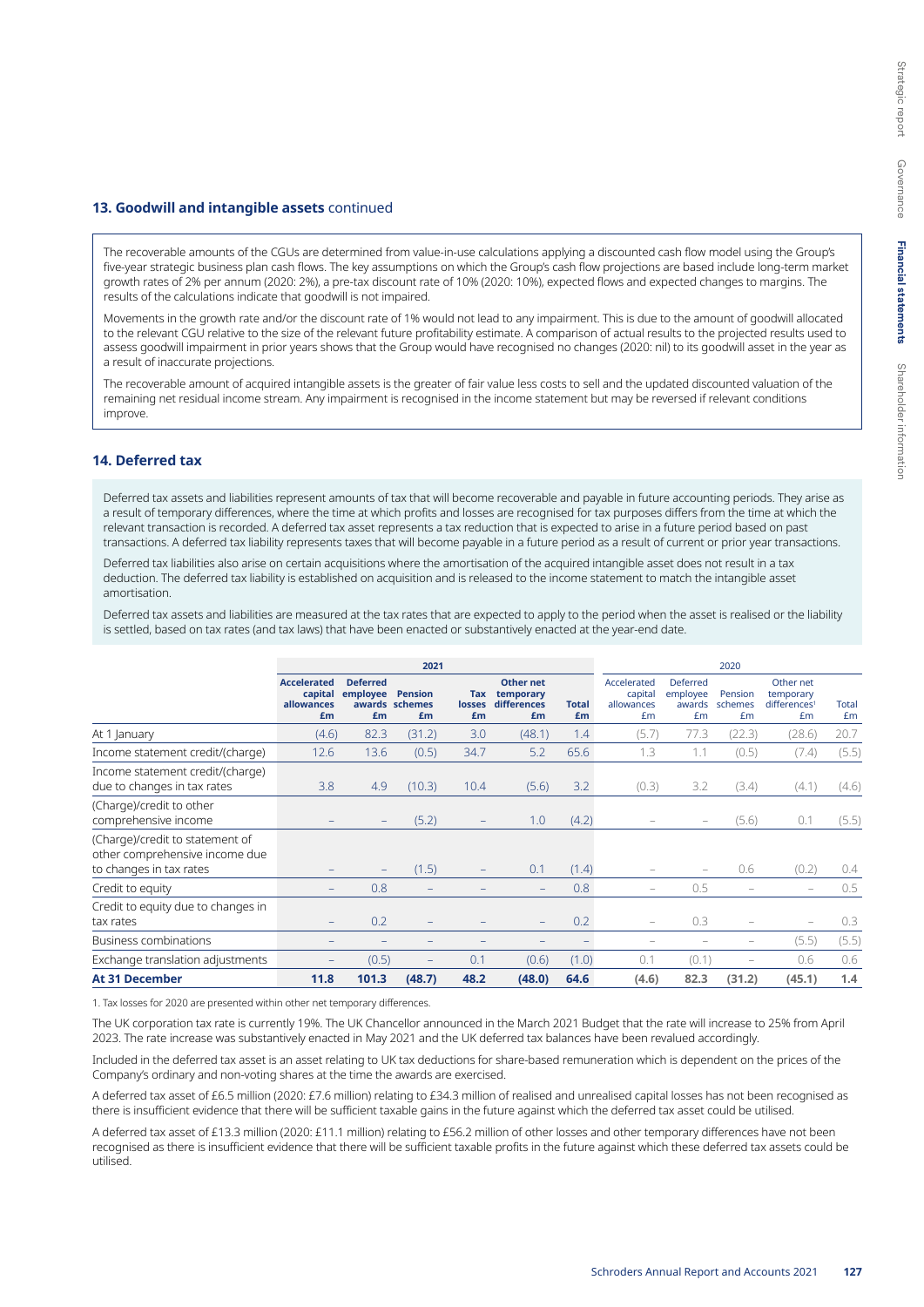## 13. Goodwill and intangible assets continued

The recoverable amounts of the CGUs are determined from value-in-use calculations applying a discounted cash flow model using the Group's five-year strategic business plan cash flows. The key assumptions on which the Group's cash flow projections are based include long-term market growth rates of 2% per annum (2020: 2%), a pre-tax discount rate of 10% (2020: 10%), expected flows and expected changes to margins. The results of the calculations indicate that goodwill is not impaired.

Movements in the growth rate and/or the discount rate of 1% would not lead to any impairment. This is due to the amount of goodwill allocated to the relevant CGU relative to the size of the relevant future profitability estimate. A comparison of actual results to the projected results used to assess goodwill impairment in prior years shows that the Group would have recognised no changes (2020: nil) to its goodwill asset in the year as a result of inaccurate projections.

The recoverable amount of acquired intangible assets is the greater of fair value less costs to sell and the updated discounted valuation of the remaining net residual income stream. Any impairment is recognised in the income statement but may be reversed if relevant conditions improve.

## 14. Deferred tax

Deferred tax assets and liabilities represent amounts of tax that will become recoverable and payable in future accounting periods. They arise as a result of temporary differences, where the time at which profits and losses are recognised for tax purposes differs from the time at which the relevant transaction is recorded. A deferred tax asset represents a tax reduction that is expected to arise in a future period based on past transactions. A deferred tax liability represents taxes that will become payable in a future period as a result of current or prior year transactions.

Deferred tax liabilities also arise on certain acquisitions where the amortisation of the acquired intangible asset does not result in a tax deduction. The deferred tax liability is established on acquisition and is released to the income statement to match the intangible asset amortisation.

Deferred tax assets and liabilities are measured at the tax rates that are expected to apply to the period when the asset is realised or the liability is settled, based on tax rates (and tax laws) that have been enacted or substantively enacted at the year-end date.

| | 2021 | | | | | | 2020 | | | | |
|---|---|---|---|---|---|---|---|---|---|---|---|
| | **Accelerated capital allowances £m** | **Deferred employee awards £m** | **Pension schemes £m** | **Tax losses £m** | **Other net temporary differences £m** | **Total £m** | Accelerated capital allowances £m | Deferred employee awards £m | Pension schemes £m | Other net temporary differences[1] £m | Total £m |
| At 1 January | (4.6) | 82.3 | (31.2) | 3.0 | (48.1) | 1.4 | (5.7) | 77.3 | (22.3) | (28.6) | 20.7 |
| Income statement credit/(charge) | 12.6 | 13.6 | (0.5) | 34.7 | 5.2 | 65.6 | 1.3 | 1.1 | (0.5) | (7.4) | (5.5) |
| Income statement credit/(charge) due to changes in tax rates | 3.8 | 4.9 | (10.3) | 10.4 | (5.6) | 3.2 | (0.3) | 3.2 | (3.4) | (4.1) | (4.6) |
| (Charge)/credit to other comprehensive income | – | – | (5.2) | – | 1.0 | (4.2) | – | – | (5.6) | 0.1 | (5.5) |
| (Charge)/credit to statement of other comprehensive income due to changes in tax rates | – | – | (1.5) | – | 0.1 | (1.4) | – | – | 0.6 | (0.2) | 0.4 |
| Credit to equity | – | 0.8 | – | – | – | 0.8 | – | 0.5 | – | – | 0.5 |
| Credit to equity due to changes in tax rates | – | 0.2 | – | – | – | 0.2 | – | 0.3 | – | – | 0.3 |
| Business combinations | – | – | – | – | – | – | – | – | – | (5.5) | (5.5) |
| Exchange translation adjustments | – | (0.5) | – | 0.1 | (0.6) | (1.0) | 0.1 | (0.1) | – | 0.6 | 0.6 |
| **At 31 December** | **11.8** | **101.3** | **(48.7)** | **48.2** | **(48.0)** | **64.6** | **(4.6)** | **82.3** | **(31.2)** | **(45.1)** | **1.4** |

1. Tax losses for 2020 are presented within other net temporary differences.

The UK corporation tax rate is currently 19%. The UK Chancellor announced in the March 2021 Budget that the rate will increase to 25% from April 2023. The rate increase was substantively enacted in May 2021 and the UK deferred tax balances have been revalued accordingly.

Included in the deferred tax asset is an asset relating to UK tax deductions for share-based remuneration which is dependent on the prices of the Company's ordinary and non-voting shares at the time the awards are exercised.

A deferred tax asset of £6.5 million (2020: £7.6 million) relating to £34.3 million of realised and unrealised capital losses has not been recognised as there is insufficient evidence that there will be sufficient taxable gains in the future against which the deferred tax asset could be utilised.

A deferred tax asset of £13.3 million (2020: £11.1 million) relating to £56.2 million of other losses and other temporary differences have not been recognised as there is insufficient evidence that there will be sufficient taxable profits in the future against which these deferred tax assets could be utilised.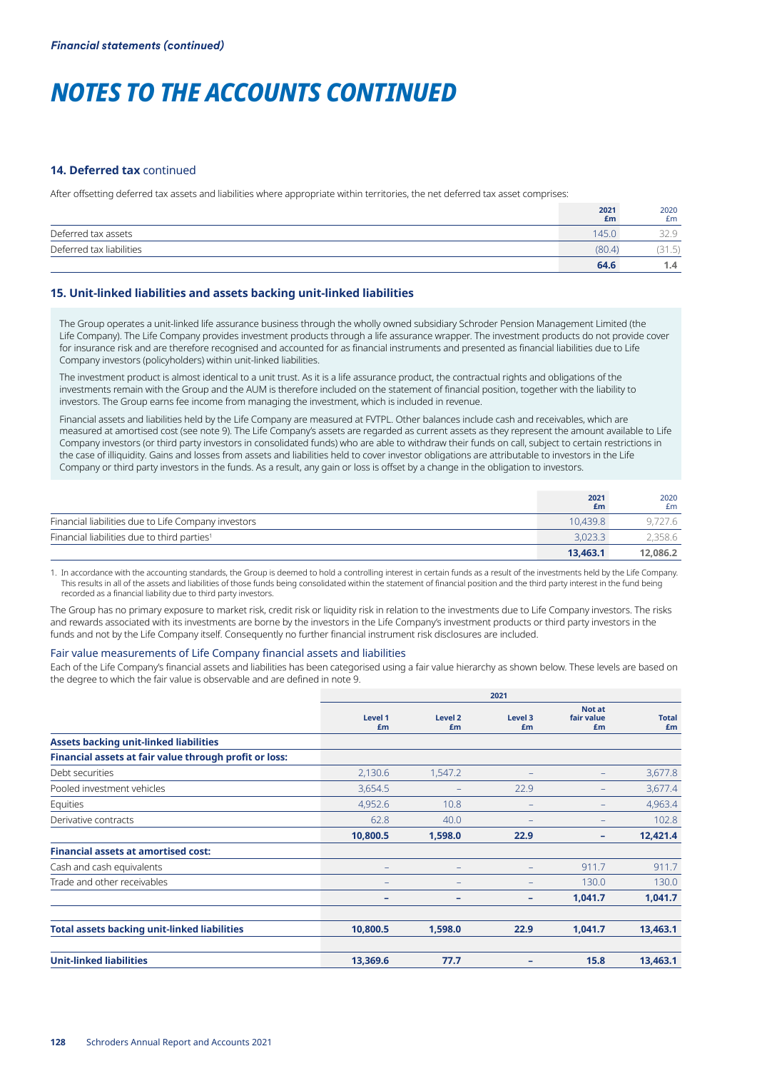*Financial statements (continued)*

# NOTES TO THE ACCOUNTS CONTINUED

### 14. Deferred tax continued

After offsetting deferred tax assets and liabilities where appropriate within territories, the net deferred tax asset comprises:

| | 2021 £m | 2020 £m |
|---|---|---|
| Deferred tax assets | 145.0 | 32.9 |
| Deferred tax liabilities | (80.4) | (31.5) |
| | **64.6** | **1.4** |

### 15. Unit-linked liabilities and assets backing unit-linked liabilities

The Group operates a unit-linked life assurance business through the wholly owned subsidiary Schroder Pension Management Limited (the Life Company). The Life Company provides investment products through a life assurance wrapper. The investment products do not provide cover for insurance risk and are therefore recognised and accounted for as financial instruments and presented as financial liabilities due to Life Company investors (policyholders) within unit-linked liabilities.

The investment product is almost identical to a unit trust. As it is a life assurance product, the contractual rights and obligations of the investments remain with the Group and the AUM is therefore included on the statement of financial position, together with the liability to investors. The Group earns fee income from managing the investment, which is included in revenue.

Financial assets and liabilities held by the Life Company are measured at FVTPL. Other balances include cash and receivables, which are measured at amortised cost (see note 9). The Life Company's assets are regarded as current assets as they represent the amount available to Life Company investors (or third party investors in consolidated funds) who are able to withdraw their funds on call, subject to certain restrictions in the case of illiquidity. Gains and losses from assets and liabilities held to cover investor obligations are attributable to investors in the Life Company or third party investors in the funds. As a result, any gain or loss is offset by a change in the obligation to investors.

| | 2021 £m | 2020 £m |
|---|---|---|
| Financial liabilities due to Life Company investors | 10,439.8 | 9,727.6 |
| Financial liabilities due to third parties[1] | 3,023.3 | 2,358.6 |
| | **13,463.1** | **12,086.2** |

1. In accordance with the accounting standards, the Group is deemed to hold a controlling interest in certain funds as a result of the investments held by the Life Company. This results in all of the assets and liabilities of those funds being consolidated within the statement of financial position and the third party interest in the fund being recorded as a financial liability due to third party investors.

The Group has no primary exposure to market risk, credit risk or liquidity risk in relation to the investments due to Life Company investors. The risks and rewards associated with its investments are borne by the investors in the Life Company's investment products or third party investors in the funds and not by the Life Company itself. Consequently no further financial instrument risk disclosures are included.

#### Fair value measurements of Life Company financial assets and liabilities

Each of the Life Company's financial assets and liabilities has been categorised using a fair value hierarchy as shown below. These levels are based on the degree to which the fair value is observable and are defined in note 9.

| | 2021 | | | | |
|---|---|---|---|---|---|
| | Level 1 £m | Level 2 £m | Level 3 £m | Not at fair value £m | Total £m |
| **Assets backing unit-linked liabilities** | | | | | |
| **Financial assets at fair value through profit or loss:** | | | | | |
| Debt securities | 2,130.6 | 1,547.2 | – | – | 3,677.8 |
| Pooled investment vehicles | 3,654.5 | – | 22.9 | – | 3,677.4 |
| Equities | 4,952.6 | 10.8 | – | – | 4,963.4 |
| Derivative contracts | 62.8 | 40.0 | – | – | 102.8 |
| | **10,800.5** | **1,598.0** | **22.9** | **–** | **12,421.4** |
| **Financial assets at amortised cost:** | | | | | |
| Cash and cash equivalents | – | – | – | 911.7 | 911.7 |
| Trade and other receivables | – | – | – | 130.0 | 130.0 |
| | **–** | **–** | **–** | **1,041.7** | **1,041.7** |
| **Total assets backing unit-linked liabilities** | **10,800.5** | **1,598.0** | **22.9** | **1,041.7** | **13,463.1** |
| **Unit-linked liabilities** | **13,369.6** | **77.7** | **–** | **15.8** | **13,463.1** |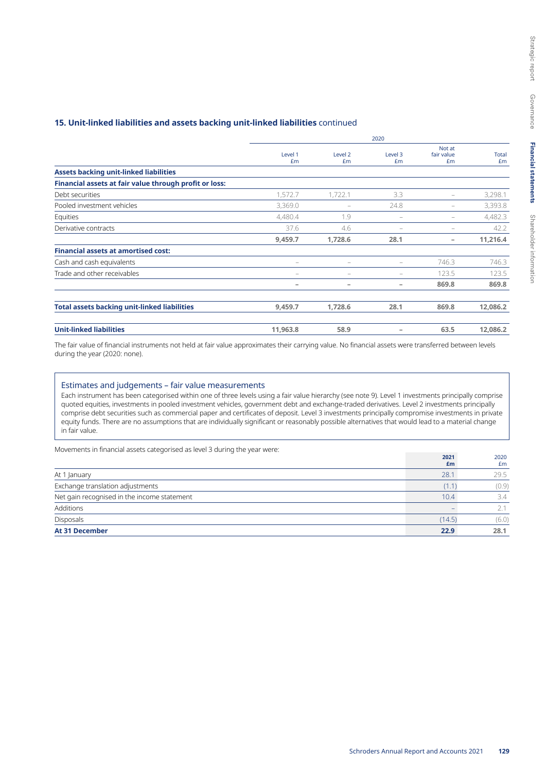## 15. Unit-linked liabilities and assets backing unit-linked liabilities continued

| | 2020 | | | | |
|---|---|---|---|---|---|
| | Level 1 £m | Level 2 £m | Level 3 £m | Not at fair value £m | Total £m |
| **Assets backing unit-linked liabilities** | | | | | |
| **Financial assets at fair value through profit or loss:** | | | | | |
| Debt securities | 1,572.7 | 1,722.1 | 3.3 | – | 3,298.1 |
| Pooled investment vehicles | 3,369.0 | – | 24.8 | – | 3,393.8 |
| Equities | 4,480.4 | 1.9 | – | – | 4,482.3 |
| Derivative contracts | 37.6 | 4.6 | – | – | 42.2 |
| | **9,459.7** | **1,728.6** | **28.1** | **–** | **11,216.4** |
| **Financial assets at amortised cost:** | | | | | |
| Cash and cash equivalents | – | – | – | 746.3 | 746.3 |
| Trade and other receivables | – | – | – | 123.5 | 123.5 |
| | **–** | **–** | **–** | **869.8** | **869.8** |
| **Total assets backing unit-linked liabilities** | **9,459.7** | **1,728.6** | **28.1** | **869.8** | **12,086.2** |
| **Unit-linked liabilities** | **11,963.8** | **58.9** | **–** | **63.5** | **12,086.2** |

The fair value of financial instruments not held at fair value approximates their carrying value. No financial assets were transferred between levels during the year (2020: none).

### Estimates and judgements – fair value measurements

Each instrument has been categorised within one of three levels using a fair value hierarchy (see note 9). Level 1 investments principally comprise quoted equities, investments in pooled investment vehicles, government debt and exchange-traded derivatives. Level 2 investments principally comprise debt securities such as commercial paper and certificates of deposit. Level 3 investments principally compromise investments in private equity funds. There are no assumptions that are individually significant or reasonably possible alternatives that would lead to a material change in fair value.

Movements in financial assets categorised as level 3 during the year were:

| | 2021 £m | 2020 £m |
|---|---|---|
| At 1 January | 28.1 | 29.5 |
| Exchange translation adjustments | (1.1) | (0.9) |
| Net gain recognised in the income statement | 10.4 | 3.4 |
| Additions | – | 2.1 |
| Disposals | (14.5) | (6.0) |
| **At 31 December** | **22.9** | **28.1** |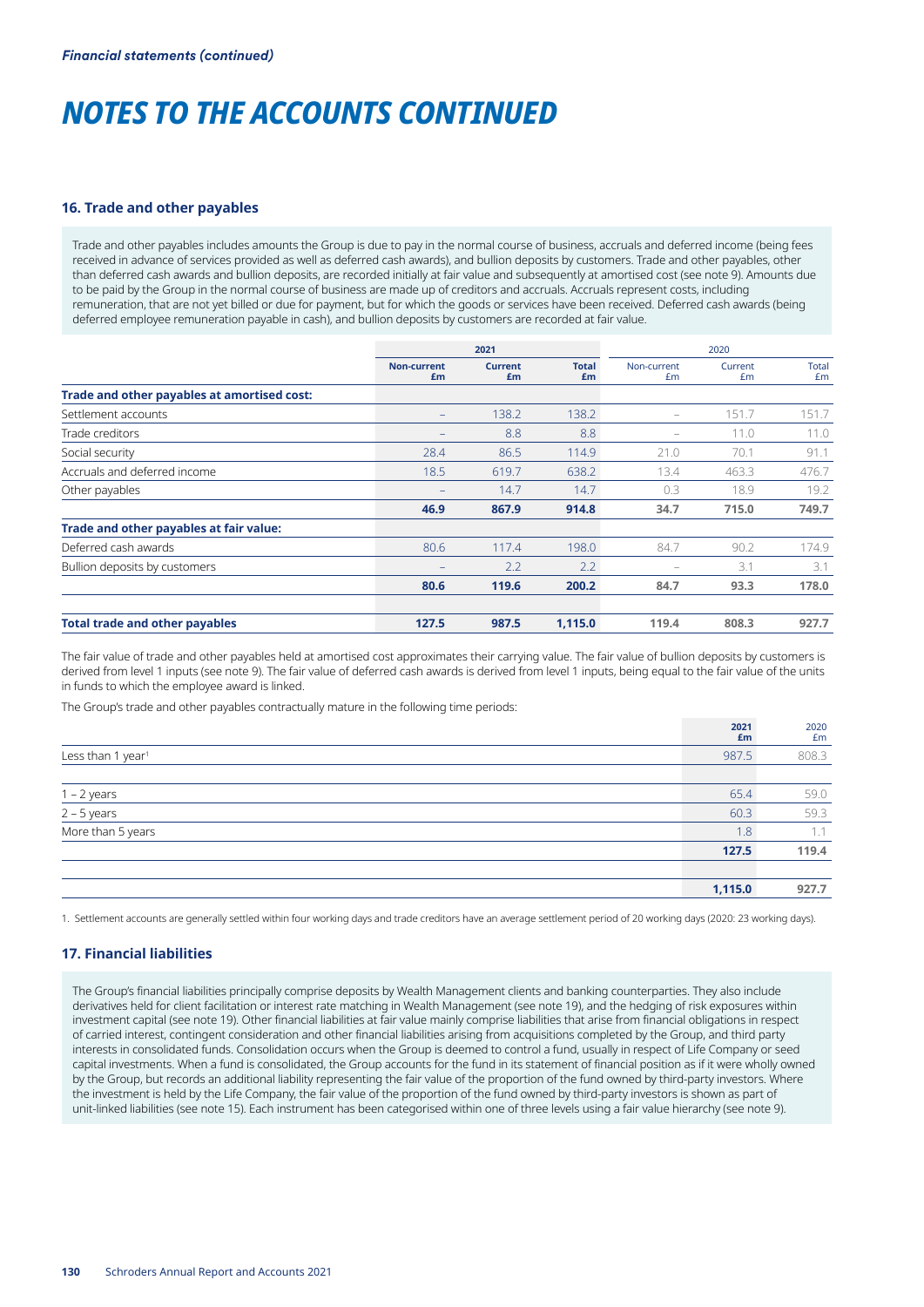*Financial statements (continued)*

# NOTES TO THE ACCOUNTS CONTINUED

### 16. Trade and other payables

Trade and other payables includes amounts the Group is due to pay in the normal course of business, accruals and deferred income (being fees received in advance of services provided as well as deferred cash awards), and bullion deposits by customers. Trade and other payables, other than deferred cash awards and bullion deposits, are recorded initially at fair value and subsequently at amortised cost (see note 9). Amounts due to be paid by the Group in the normal course of business are made up of creditors and accruals. Accruals represent costs, including remuneration, that are not yet billed or due for payment, but for which the goods or services have been received. Deferred cash awards (being deferred employee remuneration payable in cash), and bullion deposits by customers are recorded at fair value.

| | 2021 | | | 2020 | | |
|---|---|---|---|---|---|---|
| | **Non-current £m** | **Current £m** | **Total £m** | Non-current £m | Current £m | Total £m |
| **Trade and other payables at amortised cost:** | | | | | | |
| Settlement accounts | – | 138.2 | 138.2 | – | 151.7 | 151.7 |
| Trade creditors | – | 8.8 | 8.8 | – | 11.0 | 11.0 |
| Social security | 28.4 | 86.5 | 114.9 | 21.0 | 70.1 | 91.1 |
| Accruals and deferred income | 18.5 | 619.7 | 638.2 | 13.4 | 463.3 | 476.7 |
| Other payables | – | 14.7 | 14.7 | 0.3 | 18.9 | 19.2 |
| | **46.9** | **867.9** | **914.8** | **34.7** | **715.0** | **749.7** |
| **Trade and other payables at fair value:** | | | | | | |
| Deferred cash awards | 80.6 | 117.4 | 198.0 | 84.7 | 90.2 | 174.9 |
| Bullion deposits by customers | – | 2.2 | 2.2 | – | 3.1 | 3.1 |
| | **80.6** | **119.6** | **200.2** | **84.7** | **93.3** | **178.0** |
| **Total trade and other payables** | **127.5** | **987.5** | **1,115.0** | **119.4** | **808.3** | **927.7** |

The fair value of trade and other payables held at amortised cost approximates their carrying value. The fair value of bullion deposits by customers is derived from level 1 inputs (see note 9). The fair value of deferred cash awards is derived from level 1 inputs, being equal to the fair value of the units in funds to which the employee award is linked.

The Group's trade and other payables contractually mature in the following time periods:

| | **2021 £m** | 2020 £m |
|---|---|---|
| Less than 1 year[1] | 987.5 | 808.3 |
| 1 – 2 years | 65.4 | 59.0 |
| 2 – 5 years | 60.3 | 59.3 |
| More than 5 years | 1.8 | 1.1 |
| | **127.5** | **119.4** |
| | **1,115.0** | **927.7** |

1. Settlement accounts are generally settled within four working days and trade creditors have an average settlement period of 20 working days (2020: 23 working days).

### 17. Financial liabilities

The Group's financial liabilities principally comprise deposits by Wealth Management clients and banking counterparties. They also include derivatives held for client facilitation or interest rate matching in Wealth Management (see note 19), and the hedging of risk exposures within investment capital (see note 19). Other financial liabilities at fair value mainly comprise liabilities that arise from financial obligations in respect of carried interest, contingent consideration and other financial liabilities arising from acquisitions completed by the Group, and third party interests in consolidated funds. Consolidation occurs when the Group is deemed to control a fund, usually in respect of Life Company or seed capital investments. When a fund is consolidated, the Group accounts for the fund in its statement of financial position as if it were wholly owned by the Group, but records an additional liability representing the fair value of the proportion of the fund owned by third-party investors. Where the investment is held by the Life Company, the fair value of the proportion of the fund owned by third-party investors is shown as part of unit-linked liabilities (see note 15). Each instrument has been categorised within one of three levels using a fair value hierarchy (see note 9).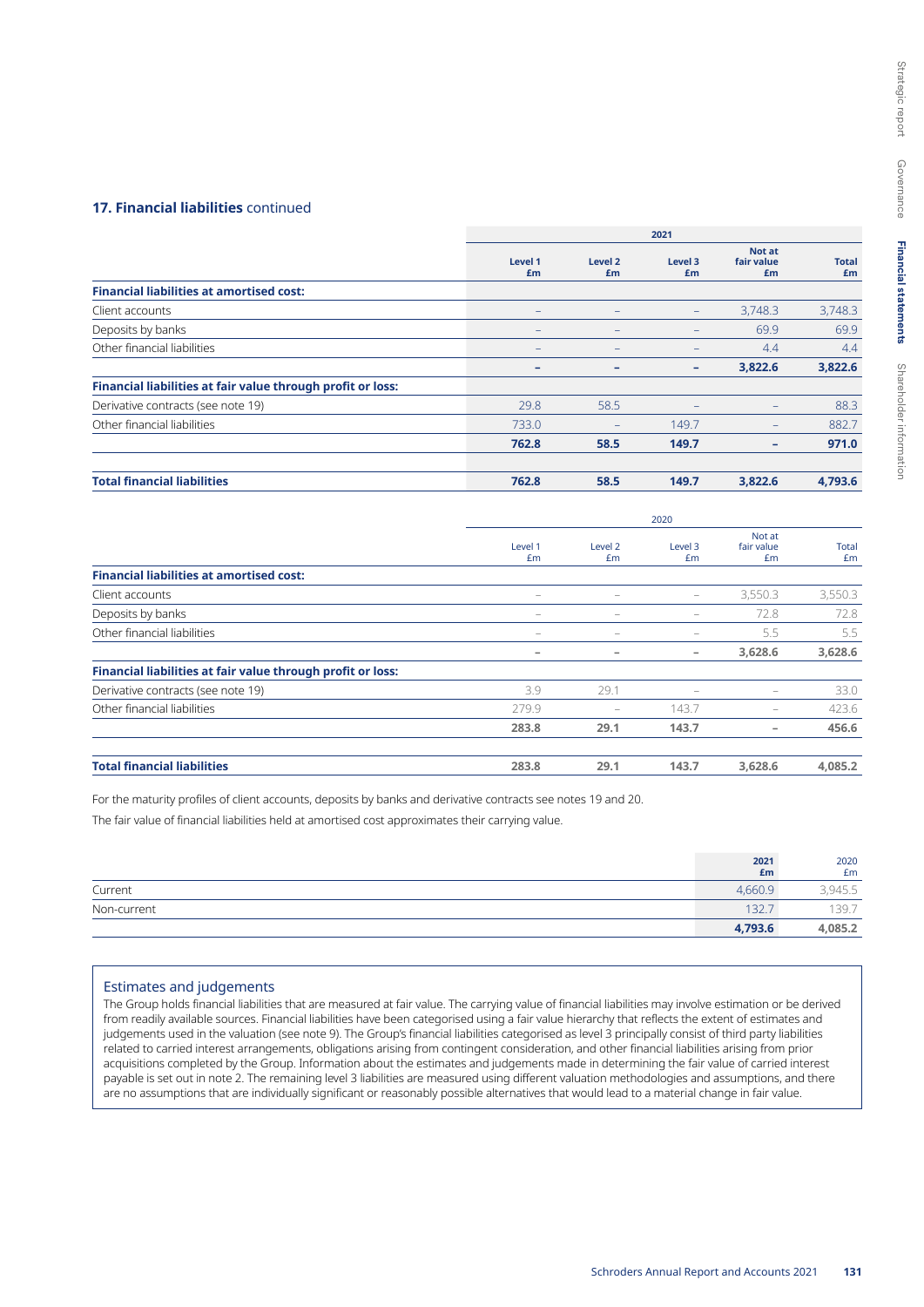## 17. Financial liabilities continued

| | 2021 | | | | |
|---|---|---|---|---|---|
| | **Level 1 £m** | **Level 2 £m** | **Level 3 £m** | **Not at fair value £m** | **Total £m** |
| **Financial liabilities at amortised cost:** | | | | | |
| Client accounts | – | – | – | 3,748.3 | 3,748.3 |
| Deposits by banks | – | – | – | 69.9 | 69.9 |
| Other financial liabilities | – | – | – | 4.4 | 4.4 |
| | **–** | **–** | **–** | **3,822.6** | **3,822.6** |
| **Financial liabilities at fair value through profit or loss:** | | | | | |
| Derivative contracts (see note 19) | 29.8 | 58.5 | – | – | 88.3 |
| Other financial liabilities | 733.0 | – | 149.7 | – | 882.7 |
| | **762.8** | **58.5** | **149.7** | **–** | **971.0** |
| **Total financial liabilities** | **762.8** | **58.5** | **149.7** | **3,822.6** | **4,793.6** |

| | 2020 | | | | |
|---|---|---|---|---|---|
| | Level 1 £m | Level 2 £m | Level 3 £m | Not at fair value £m | Total £m |
| **Financial liabilities at amortised cost:** | | | | | |
| Client accounts | – | – | – | 3,550.3 | 3,550.3 |
| Deposits by banks | – | – | – | 72.8 | 72.8 |
| Other financial liabilities | – | – | – | 5.5 | 5.5 |
| | **–** | **–** | **–** | **3,628.6** | **3,628.6** |
| **Financial liabilities at fair value through profit or loss:** | | | | | |
| Derivative contracts (see note 19) | 3.9 | 29.1 | – | – | 33.0 |
| Other financial liabilities | 279.9 | – | 143.7 | – | 423.6 |
| | **283.8** | **29.1** | **143.7** | **–** | **456.6** |
| **Total financial liabilities** | **283.8** | **29.1** | **143.7** | **3,628.6** | **4,085.2** |

For the maturity profiles of client accounts, deposits by banks and derivative contracts see notes 19 and 20.

The fair value of financial liabilities held at amortised cost approximates their carrying value.

| | **2021 £m** | 2020 £m |
|---|---|---|
| Current | 4,660.9 | 3,945.5 |
| Non-current | 132.7 | 139.7 |
| | **4,793.6** | **4,085.2** |

### Estimates and judgements

The Group holds financial liabilities that are measured at fair value. The carrying value of financial liabilities may involve estimation or be derived from readily available sources. Financial liabilities have been categorised using a fair value hierarchy that reflects the extent of estimates and judgements used in the valuation (see note 9). The Group's financial liabilities categorised as level 3 principally consist of third party liabilities related to carried interest arrangements, obligations arising from contingent consideration, and other financial liabilities arising from prior acquisitions completed by the Group. Information about the estimates and judgements made in determining the fair value of carried interest payable is set out in note 2. The remaining level 3 liabilities are measured using different valuation methodologies and assumptions, and there are no assumptions that are individually significant or reasonably possible alternatives that would lead to a material change in fair value.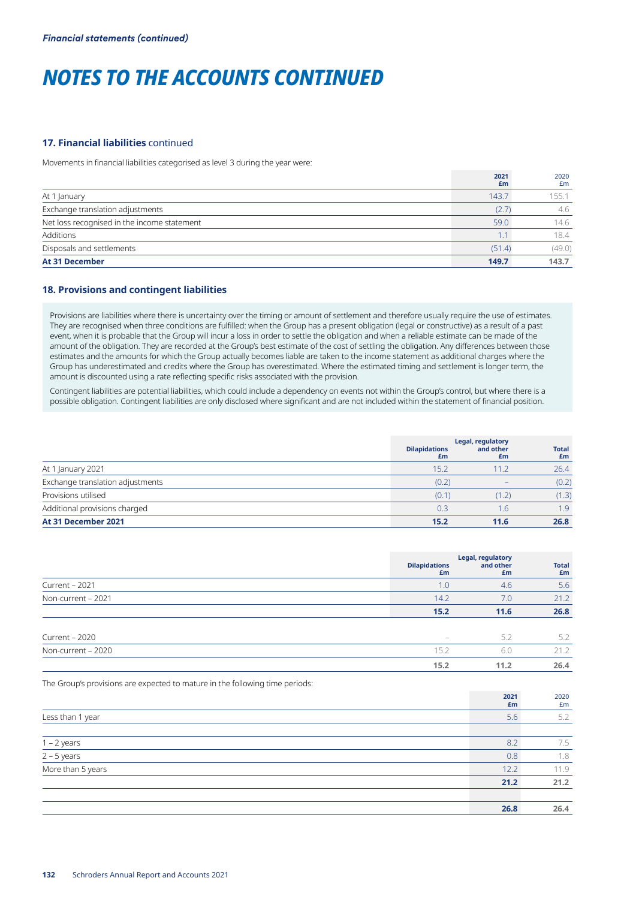*Financial statements (continued)*

# NOTES TO THE ACCOUNTS CONTINUED

### 17. Financial liabilities continued

Movements in financial liabilities categorised as level 3 during the year were:

| | 2021 £m | 2020 £m |
|---|---|---|
| At 1 January | 143.7 | 155.1 |
| Exchange translation adjustments | (2.7) | 4.6 |
| Net loss recognised in the income statement | 59.0 | 14.6 |
| Additions | 1.1 | 18.4 |
| Disposals and settlements | (51.4) | (49.0) |
| **At 31 December** | **149.7** | **143.7** |

### 18. Provisions and contingent liabilities

Provisions are liabilities where there is uncertainty over the timing or amount of settlement and therefore usually require the use of estimates. They are recognised when three conditions are fulfilled: when the Group has a present obligation (legal or constructive) as a result of a past event, when it is probable that the Group will incur a loss in order to settle the obligation and when a reliable estimate can be made of the amount of the obligation. They are recorded at the Group's best estimate of the cost of settling the obligation. Any differences between those estimates and the amounts for which the Group actually becomes liable are taken to the income statement as additional charges where the Group has underestimated and credits where the Group has overestimated. Where the estimated timing and settlement is longer term, the amount is discounted using a rate reflecting specific risks associated with the provision.

Contingent liabilities are potential liabilities, which could include a dependency on events not within the Group's control, but where there is a possible obligation. Contingent liabilities are only disclosed where significant and are not included within the statement of financial position.

| | Dilapidations £m | Legal, regulatory and other £m | Total £m |
|---|---|---|---|
| At 1 January 2021 | 15.2 | 11.2 | 26.4 |
| Exchange translation adjustments | (0.2) | – | (0.2) |
| Provisions utilised | (0.1) | (1.2) | (1.3) |
| Additional provisions charged | 0.3 | 1.6 | 1.9 |
| **At 31 December 2021** | **15.2** | **11.6** | **26.8** |

| | Dilapidations £m | Legal, regulatory and other £m | Total £m |
|---|---|---|---|
| Current – 2021 | 1.0 | 4.6 | 5.6 |
| Non-current – 2021 | 14.2 | 7.0 | 21.2 |
| | **15.2** | **11.6** | **26.8** |
| Current – 2020 | – | 5.2 | 5.2 |
| Non-current – 2020 | 15.2 | 6.0 | 21.2 |
| | **15.2** | **11.2** | **26.4** |

The Group's provisions are expected to mature in the following time periods:

| | 2021 £m | 2020 £m |
|---|---|---|
| Less than 1 year | 5.6 | 5.2 |
| | | |
| 1 – 2 years | 8.2 | 7.5 |
| 2 – 5 years | 0.8 | 1.8 |
| More than 5 years | 12.2 | 11.9 |
| | **21.2** | **21.2** |
| | | |
| | **26.8** | **26.4** |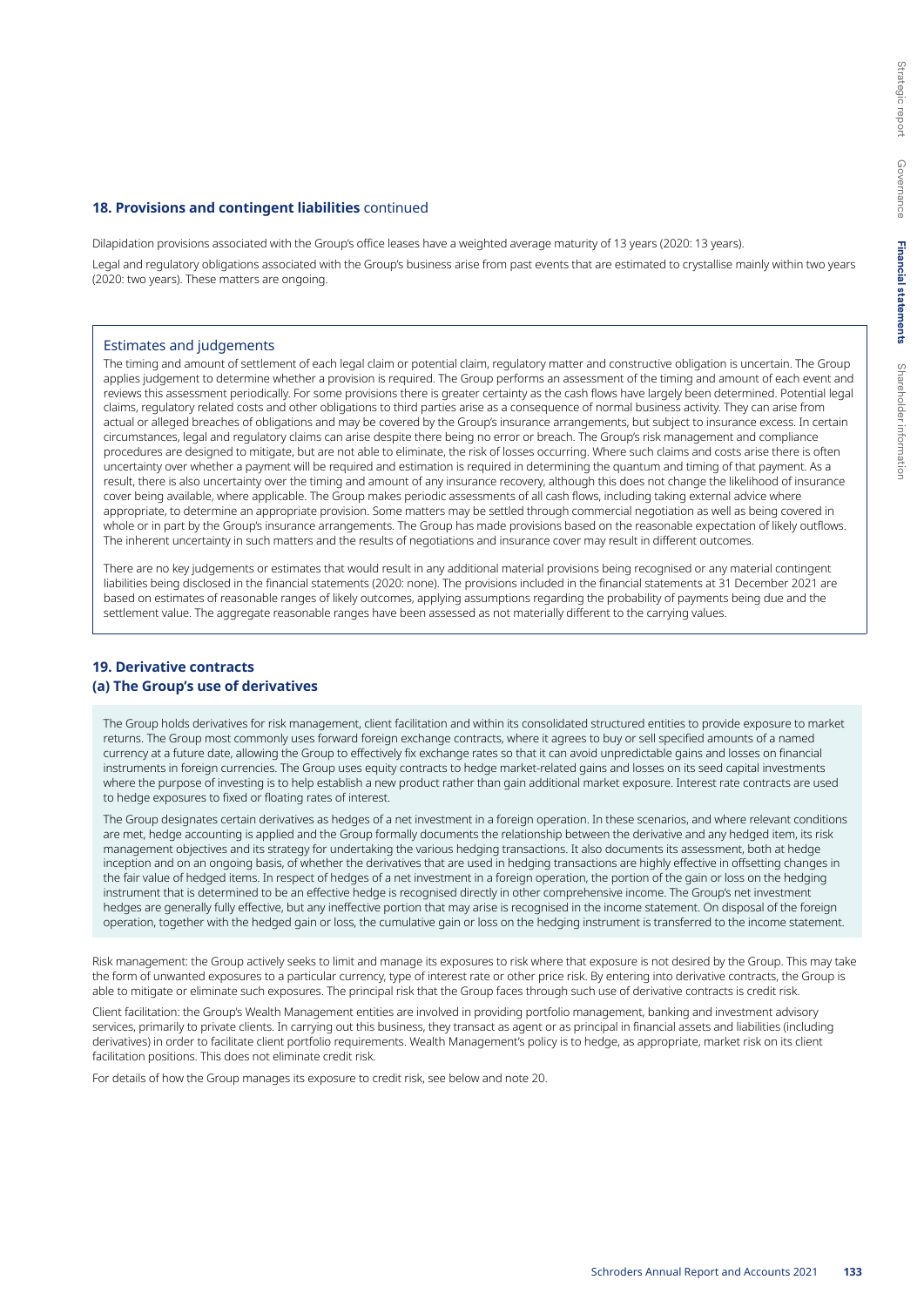## 18. Provisions and contingent liabilities continued

Dilapidation provisions associated with the Group's office leases have a weighted average maturity of 13 years (2020: 13 years).

Legal and regulatory obligations associated with the Group's business arise from past events that are estimated to crystallise mainly within two years (2020: two years). These matters are ongoing.

### Estimates and judgements

The timing and amount of settlement of each legal claim or potential claim, regulatory matter and constructive obligation is uncertain. The Group applies judgement to determine whether a provision is required. The Group performs an assessment of the timing and amount of each event and reviews this assessment periodically. For some provisions there is greater certainty as the cash flows have largely been determined. Potential legal claims, regulatory related costs and other obligations to third parties arise as a consequence of normal business activity. They can arise from actual or alleged breaches of obligations and may be covered by the Group's insurance arrangements, but subject to insurance excess. In certain circumstances, legal and regulatory claims can arise despite there being no error or breach. The Group's risk management and compliance procedures are designed to mitigate, but are not able to eliminate, the risk of losses occurring. Where such claims and costs arise there is often uncertainty over whether a payment will be required and estimation is required in determining the quantum and timing of that payment. As a result, there is also uncertainty over the timing and amount of any insurance recovery, although this does not change the likelihood of insurance cover being available, where applicable. The Group makes periodic assessments of all cash flows, including taking external advice where appropriate, to determine an appropriate provision. Some matters may be settled through commercial negotiation as well as being covered in whole or in part by the Group's insurance arrangements. The Group has made provisions based on the reasonable expectation of likely outflows. The inherent uncertainty in such matters and the results of negotiations and insurance cover may result in different outcomes.

There are no key judgements or estimates that would result in any additional material provisions being recognised or any material contingent liabilities being disclosed in the financial statements (2020: none). The provisions included in the financial statements at 31 December 2021 are based on estimates of reasonable ranges of likely outcomes, applying assumptions regarding the probability of payments being due and the settlement value. The aggregate reasonable ranges have been assessed as not materially different to the carrying values.

## 19. Derivative contracts

### (a) The Group's use of derivatives

The Group holds derivatives for risk management, client facilitation and within its consolidated structured entities to provide exposure to market returns. The Group most commonly uses forward foreign exchange contracts, where it agrees to buy or sell specified amounts of a named currency at a future date, allowing the Group to effectively fix exchange rates so that it can avoid unpredictable gains and losses on financial instruments in foreign currencies. The Group uses equity contracts to hedge market-related gains and losses on its seed capital investments where the purpose of investing is to help establish a new product rather than gain additional market exposure. Interest rate contracts are used to hedge exposures to fixed or floating rates of interest.

The Group designates certain derivatives as hedges of a net investment in a foreign operation. In these scenarios, and where relevant conditions are met, hedge accounting is applied and the Group formally documents the relationship between the derivative and any hedged item, its risk management objectives and its strategy for undertaking the various hedging transactions. It also documents its assessment, both at hedge inception and on an ongoing basis, of whether the derivatives that are used in hedging transactions are highly effective in offsetting changes in the fair value of hedged items. In respect of hedges of a net investment in a foreign operation, the portion of the gain or loss on the hedging instrument that is determined to be an effective hedge is recognised directly in other comprehensive income. The Group's net investment hedges are generally fully effective, but any ineffective portion that may arise is recognised in the income statement. On disposal of the foreign operation, together with the hedged gain or loss, the cumulative gain or loss on the hedging instrument is transferred to the income statement.

Risk management: the Group actively seeks to limit and manage its exposures to risk where that exposure is not desired by the Group. This may take the form of unwanted exposures to a particular currency, type of interest rate or other price risk. By entering into derivative contracts, the Group is able to mitigate or eliminate such exposures. The principal risk that the Group faces through such use of derivative contracts is credit risk.

Client facilitation: the Group's Wealth Management entities are involved in providing portfolio management, banking and investment advisory services, primarily to private clients. In carrying out this business, they transact as agent or as principal in financial assets and liabilities (including derivatives) in order to facilitate client portfolio requirements. Wealth Management's policy is to hedge, as appropriate, market risk on its client facilitation positions. This does not eliminate credit risk.

For details of how the Group manages its exposure to credit risk, see below and note 20.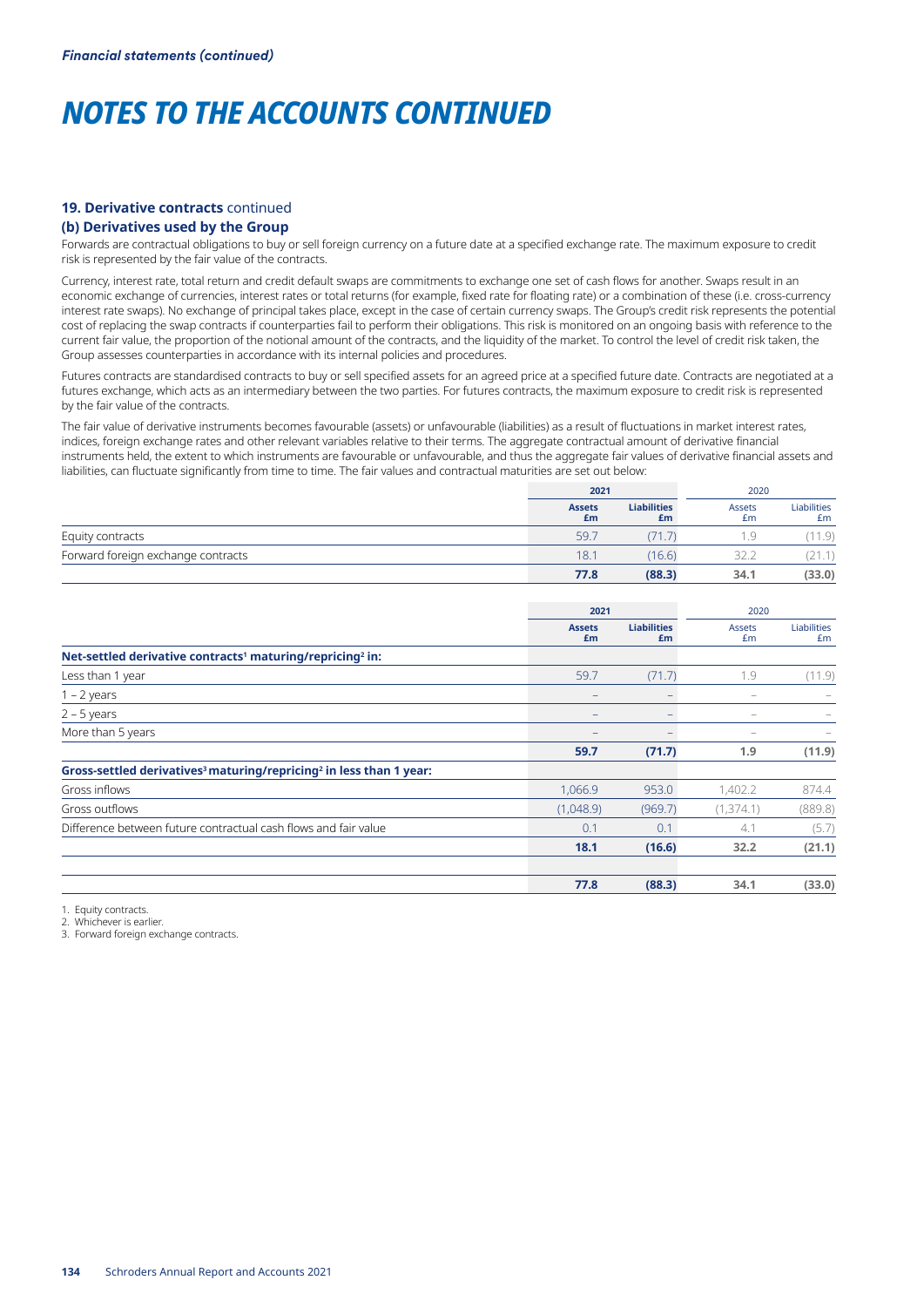## 19. Derivative contracts continued

### (b) Derivatives used by the Group

Forwards are contractual obligations to buy or sell foreign currency on a future date at a specified exchange rate. The maximum exposure to credit risk is represented by the fair value of the contracts.

Currency, interest rate, total return and credit default swaps are commitments to exchange one set of cash flows for another. Swaps result in an economic exchange of currencies, interest rates or total returns (for example, fixed rate for floating rate) or a combination of these (i.e. cross-currency interest rate swaps). No exchange of principal takes place, except in the case of certain currency swaps. The Group's credit risk represents the potential cost of replacing the swap contracts if counterparties fail to perform their obligations. This risk is monitored on an ongoing basis with reference to the current fair value, the proportion of the notional amount of the contracts, and the liquidity of the market. To control the level of credit risk taken, the Group assesses counterparties in accordance with its internal policies and procedures.

Futures contracts are standardised contracts to buy or sell specified assets for an agreed price at a specified future date. Contracts are negotiated at a futures exchange, which acts as an intermediary between the two parties. For futures contracts, the maximum exposure to credit risk is represented by the fair value of the contracts.

The fair value of derivative instruments becomes favourable (assets) or unfavourable (liabilities) as a result of fluctuations in market interest rates, indices, foreign exchange rates and other relevant variables relative to their terms. The aggregate contractual amount of derivative financial instruments held, the extent to which instruments are favourable or unfavourable, and thus the aggregate fair values of derivative financial assets and liabilities, can fluctuate significantly from time to time. The fair values and contractual maturities are set out below:

| | **2021** | | 2020 | |
|---|---|---|---|---|
| | **Assets £m** | **Liabilities £m** | Assets £m | Liabilities £m |
| Equity contracts | 59.7 | (71.7) | 1.9 | (11.9) |
| Forward foreign exchange contracts | 18.1 | (16.6) | 32.2 | (21.1) |
| | **77.8** | **(88.3)** | **34.1** | **(33.0)** |

| | **2021** | | 2020 | |
|---|---|---|---|---|
| | **Assets £m** | **Liabilities £m** | Assets £m | Liabilities £m |
| **Net-settled derivative contracts[1] maturing/repricing[2] in:** | | | | |
| Less than 1 year | 59.7 | (71.7) | 1.9 | (11.9) |
| 1 – 2 years | – | – | – | – |
| 2 – 5 years | – | – | – | – |
| More than 5 years | – | – | – | – |
| | **59.7** | **(71.7)** | **1.9** | **(11.9)** |
| **Gross-settled derivatives[3] maturing/repricing[2] in less than 1 year:** | | | | |
| Gross inflows | 1,066.9 | 953.0 | 1,402.2 | 874.4 |
| Gross outflows | (1,048.9) | (969.7) | (1,374.1) | (889.8) |
| Difference between future contractual cash flows and fair value | 0.1 | 0.1 | 4.1 | (5.7) |
| | **18.1** | **(16.6)** | **32.2** | **(21.1)** |
| | | | | |
| | **77.8** | **(88.3)** | **34.1** | **(33.0)** |

1. Equity contracts.
2. Whichever is earlier.
3. Forward foreign exchange contracts.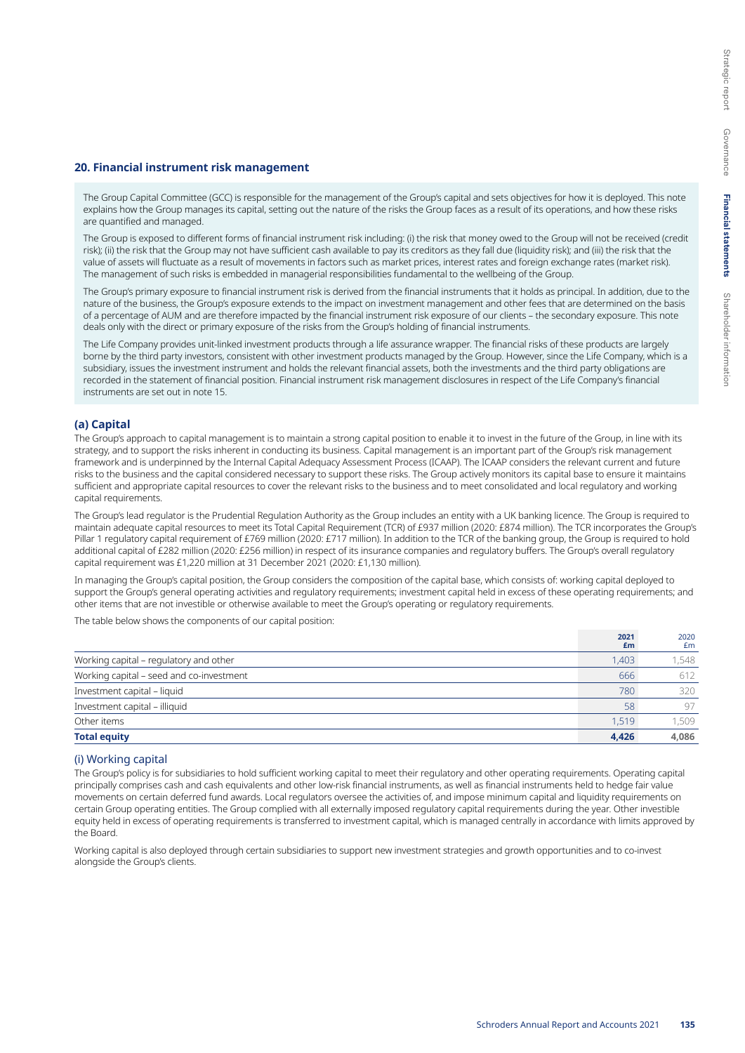## 20. Financial instrument risk management

The Group Capital Committee (GCC) is responsible for the management of the Group's capital and sets objectives for how it is deployed. This note explains how the Group manages its capital, setting out the nature of the risks the Group faces as a result of its operations, and how these risks are quantified and managed.

The Group is exposed to different forms of financial instrument risk including: (i) the risk that money owed to the Group will not be received (credit risk); (ii) the risk that the Group may not have sufficient cash available to pay its creditors as they fall due (liquidity risk); and (iii) the risk that the value of assets will fluctuate as a result of movements in factors such as market prices, interest rates and foreign exchange rates (market risk). The management of such risks is embedded in managerial responsibilities fundamental to the wellbeing of the Group.

The Group's primary exposure to financial instrument risk is derived from the financial instruments that it holds as principal. In addition, due to the nature of the business, the Group's exposure extends to the impact on investment management and other fees that are determined on the basis of a percentage of AUM and are therefore impacted by the financial instrument risk exposure of our clients – the secondary exposure. This note deals only with the direct or primary exposure of the risks from the Group's holding of financial instruments.

The Life Company provides unit-linked investment products through a life assurance wrapper. The financial risks of these products are largely borne by the third party investors, consistent with other investment products managed by the Group. However, since the Life Company, which is a subsidiary, issues the investment instrument and holds the relevant financial assets, both the investments and the third party obligations are recorded in the statement of financial position. Financial instrument risk management disclosures in respect of the Life Company's financial instruments are set out in note 15.

### (a) Capital

The Group's approach to capital management is to maintain a strong capital position to enable it to invest in the future of the Group, in line with its strategy, and to support the risks inherent in conducting its business. Capital management is an important part of the Group's risk management framework and is underpinned by the Internal Capital Adequacy Assessment Process (ICAAP). The ICAAP considers the relevant current and future risks to the business and the capital considered necessary to support these risks. The Group actively monitors its capital base to ensure it maintains sufficient and appropriate capital resources to cover the relevant risks to the business and to meet consolidated and local regulatory and working capital requirements.

The Group's lead regulator is the Prudential Regulation Authority as the Group includes an entity with a UK banking licence. The Group is required to maintain adequate capital resources to meet its Total Capital Requirement (TCR) of £937 million (2020: £874 million). The TCR incorporates the Group's Pillar 1 regulatory capital requirement of £769 million (2020: £717 million). In addition to the TCR of the banking group, the Group is required to hold additional capital of £282 million (2020: £256 million) in respect of its insurance companies and regulatory buffers. The Group's overall regulatory capital requirement was £1,220 million at 31 December 2021 (2020: £1,130 million).

In managing the Group's capital position, the Group considers the composition of the capital base, which consists of: working capital deployed to support the Group's general operating activities and regulatory requirements; investment capital held in excess of these operating requirements; and other items that are not investible or otherwise available to meet the Group's operating or regulatory requirements.

The table below shows the components of our capital position:

| | 2021 £m | 2020 £m |
|---|---|---|
| Working capital – regulatory and other | 1,403 | 1,548 |
| Working capital – seed and co-investment | 666 | 612 |
| Investment capital – liquid | 780 | 320 |
| Investment capital – illiquid | 58 | 97 |
| Other items | 1,519 | 1,509 |
| **Total equity** | **4,426** | **4,086** |

#### (i) Working capital

The Group's policy is for subsidiaries to hold sufficient working capital to meet their regulatory and other operating requirements. Operating capital principally comprises cash and cash equivalents and other low-risk financial instruments, as well as financial instruments held to hedge fair value movements on certain deferred fund awards. Local regulators oversee the activities of, and impose minimum capital and liquidity requirements on certain Group operating entities. The Group complied with all externally imposed regulatory capital requirements during the year. Other investible equity held in excess of operating requirements is transferred to investment capital, which is managed centrally in accordance with limits approved by the Board.

Working capital is also deployed through certain subsidiaries to support new investment strategies and growth opportunities and to co-invest alongside the Group's clients.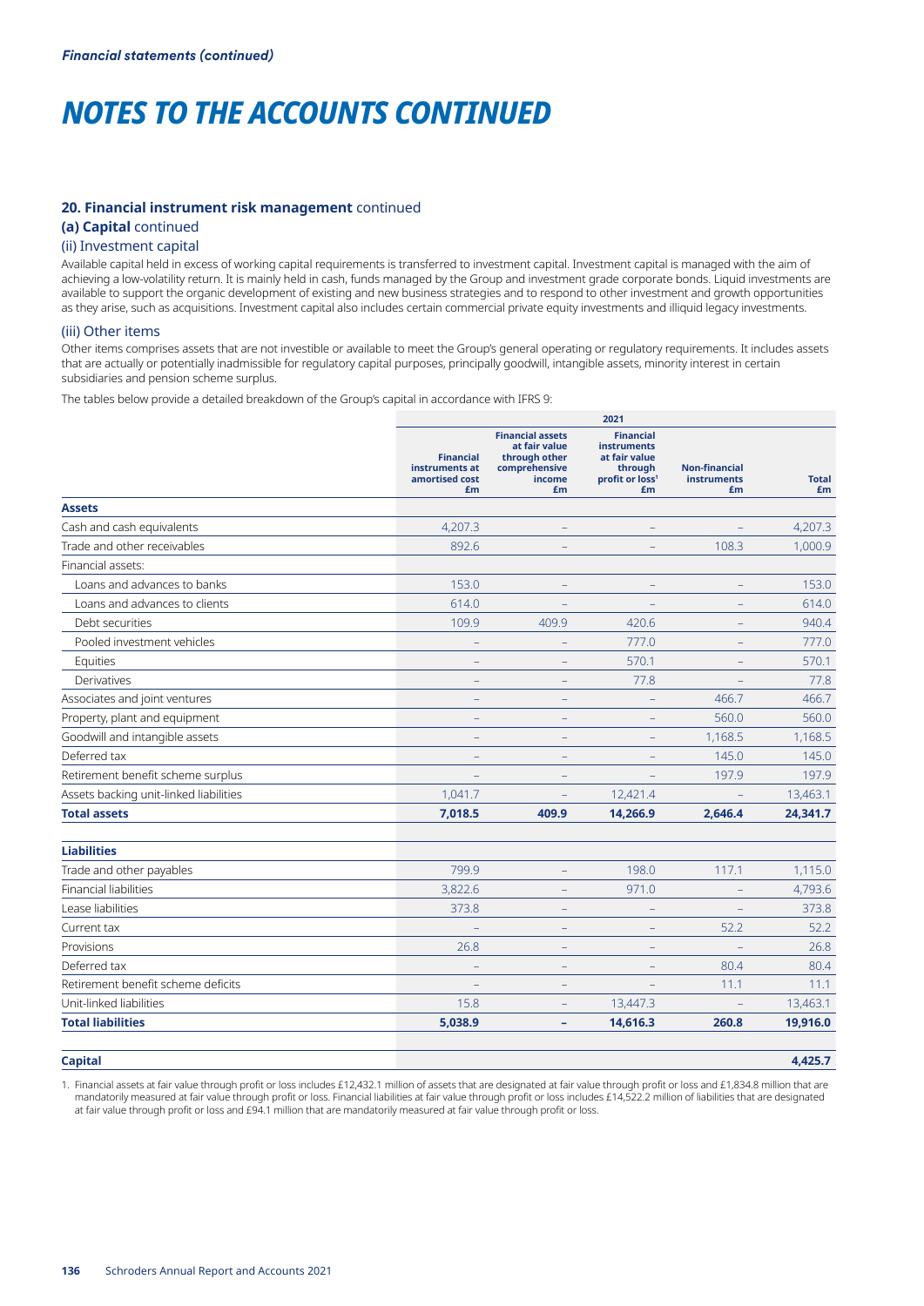*Financial statements (continued)*

# NOTES TO THE ACCOUNTS CONTINUED

### 20. Financial instrument risk management continued

#### (a) Capital continued

#### (ii) Investment capital

Available capital held in excess of working capital requirements is transferred to investment capital. Investment capital is managed with the aim of achieving a low-volatility return. It is mainly held in cash, funds managed by the Group and investment grade corporate bonds. Liquid investments are available to support the organic development of existing and new business strategies and to respond to other investment and growth opportunities as they arise, such as acquisitions. Investment capital also includes certain commercial private equity investments and illiquid legacy investments.

#### (iii) Other items

Other items comprises assets that are not investible or available to meet the Group's general operating or regulatory requirements. It includes assets that are actually or potentially inadmissible for regulatory capital purposes, principally goodwill, intangible assets, minority interest in certain subsidiaries and pension scheme surplus.

The tables below provide a detailed breakdown of the Group's capital in accordance with IFRS 9:

| | 2021 | | | | |
|---|---|---|---|---|---|
| | Financial instruments at amortised cost £m | Financial assets at fair value through other comprehensive income £m | Financial instruments at fair value through profit or loss[1] £m | Non-financial instruments £m | Total £m |
| **Assets** | | | | | |
| Cash and cash equivalents | 4,207.3 | – | – | – | 4,207.3 |
| Trade and other receivables | 892.6 | – | – | 108.3 | 1,000.9 |
| Financial assets: | | | | | |
| Loans and advances to banks | 153.0 | – | – | – | 153.0 |
| Loans and advances to clients | 614.0 | – | – | – | 614.0 |
| Debt securities | 109.9 | 409.9 | 420.6 | – | 940.4 |
| Pooled investment vehicles | – | – | 777.0 | – | 777.0 |
| Equities | – | – | 570.1 | – | 570.1 |
| Derivatives | – | – | 77.8 | – | 77.8 |
| Associates and joint ventures | – | – | – | 466.7 | 466.7 |
| Property, plant and equipment | – | – | – | 560.0 | 560.0 |
| Goodwill and intangible assets | – | – | – | 1,168.5 | 1,168.5 |
| Deferred tax | – | – | – | 145.0 | 145.0 |
| Retirement benefit scheme surplus | – | – | – | 197.9 | 197.9 |
| Assets backing unit-linked liabilities | 1,041.7 | – | 12,421.4 | – | 13,463.1 |
| **Total assets** | **7,018.5** | **409.9** | **14,266.9** | **2,646.4** | **24,341.7** |
| | | | | | |
| **Liabilities** | | | | | |
| Trade and other payables | 799.9 | – | 198.0 | 117.1 | 1,115.0 |
| Financial liabilities | 3,822.6 | – | 971.0 | – | 4,793.6 |
| Lease liabilities | 373.8 | – | – | – | 373.8 |
| Current tax | – | – | – | 52.2 | 52.2 |
| Provisions | 26.8 | – | – | – | 26.8 |
| Deferred tax | – | – | – | 80.4 | 80.4 |
| Retirement benefit scheme deficits | – | – | – | 11.1 | 11.1 |
| Unit-linked liabilities | 15.8 | – | 13,447.3 | – | 13,463.1 |
| **Total liabilities** | **5,038.9** | **–** | **14,616.3** | **260.8** | **19,916.0** |
| | | | | | |
| **Capital** | | | | | **4,425.7** |

1. Financial assets at fair value through profit or loss includes £12,432.1 million of assets that are designated at fair value through profit or loss and £1,834.8 million that are mandatorily measured at fair value through profit or loss. Financial liabilities at fair value through profit or loss includes £14,522.2 million of liabilities that are designated at fair value through profit or loss and £94.1 million that are mandatorily measured at fair value through profit or loss.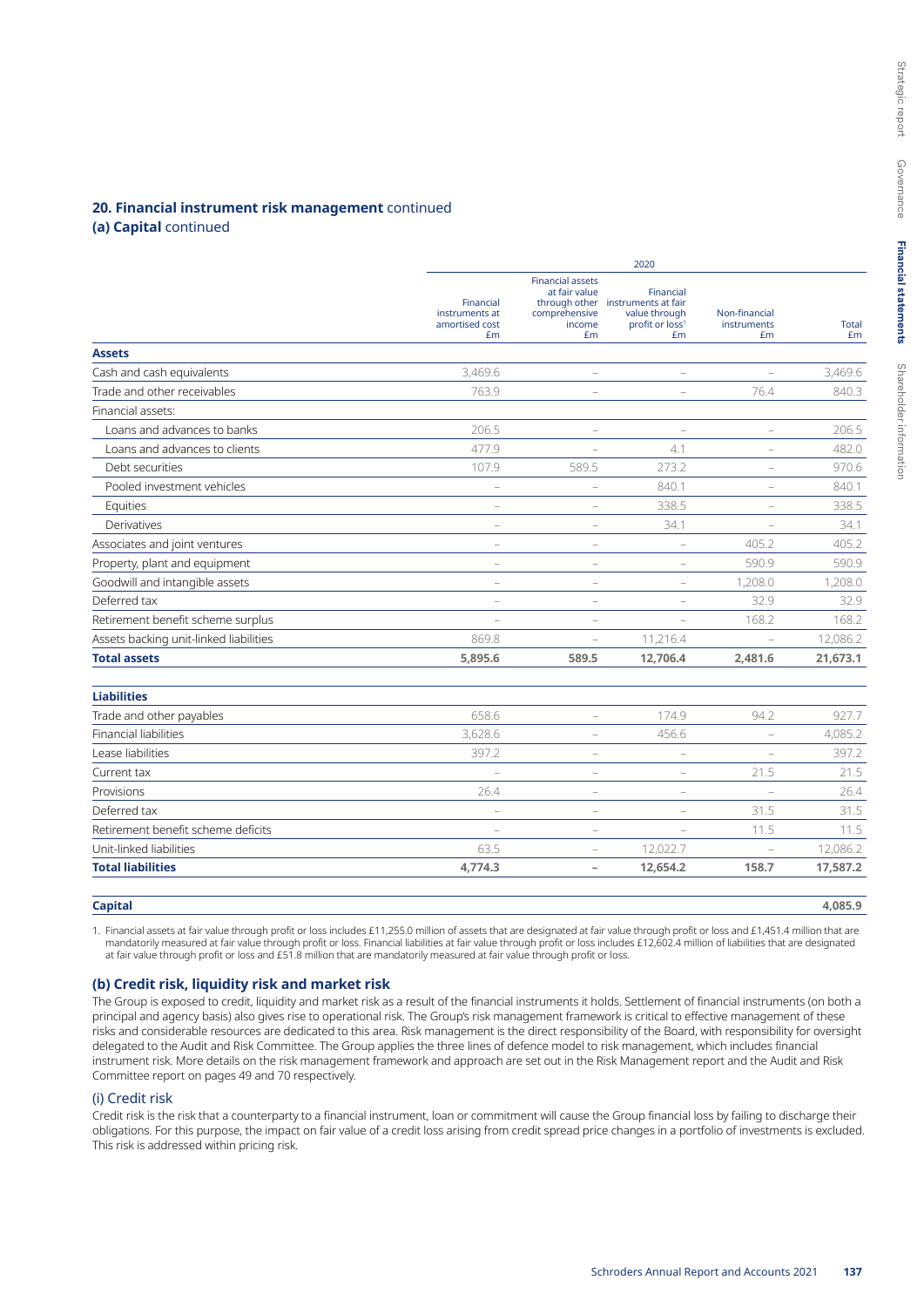## 20. Financial instrument risk management continued

### (a) Capital continued

| | 2020 | | | | |
|---|---|---|---|---|---|
| | Financial instruments at amortised cost £m | Financial assets at fair value through other comprehensive income £m | Financial instruments at fair value through profit or loss[1] £m | Non-financial instruments £m | Total £m |
| **Assets** | | | | | |
| Cash and cash equivalents | 3,469.6 | – | – | – | 3,469.6 |
| Trade and other receivables | 763.9 | – | – | 76.4 | 840.3 |
| Financial assets: | | | | | |
| Loans and advances to banks | 206.5 | – | – | – | 206.5 |
| Loans and advances to clients | 477.9 | – | 4.1 | – | 482.0 |
| Debt securities | 107.9 | 589.5 | 273.2 | – | 970.6 |
| Pooled investment vehicles | – | – | 840.1 | – | 840.1 |
| Equities | – | – | 338.5 | – | 338.5 |
| Derivatives | – | – | 34.1 | – | 34.1 |
| Associates and joint ventures | – | – | – | 405.2 | 405.2 |
| Property, plant and equipment | – | – | – | 590.9 | 590.9 |
| Goodwill and intangible assets | – | – | – | 1,208.0 | 1,208.0 |
| Deferred tax | – | – | – | 32.9 | 32.9 |
| Retirement benefit scheme surplus | – | – | – | 168.2 | 168.2 |
| Assets backing unit-linked liabilities | 869.8 | – | 11,216.4 | – | 12,086.2 |
| **Total assets** | **5,895.6** | **589.5** | **12,706.4** | **2,481.6** | **21,673.1** |
| **Liabilities** | | | | | |
| Trade and other payables | 658.6 | – | 174.9 | 94.2 | 927.7 |
| Financial liabilities | 3,628.6 | – | 456.6 | – | 4,085.2 |
| Lease liabilities | 397.2 | – | – | – | 397.2 |
| Current tax | – | – | – | 21.5 | 21.5 |
| Provisions | 26.4 | – | – | – | 26.4 |
| Deferred tax | – | – | – | 31.5 | 31.5 |
| Retirement benefit scheme deficits | – | – | – | 11.5 | 11.5 |
| Unit-linked liabilities | 63.5 | – | 12,022.7 | – | 12,086.2 |
| **Total liabilities** | **4,774.3** | **–** | **12,654.2** | **158.7** | **17,587.2** |
| **Capital** | | | | | **4,085.9** |

1. Financial assets at fair value through profit or loss includes £11,255.0 million of assets that are designated at fair value through profit or loss and £1,451.4 million that are mandatorily measured at fair value through profit or loss. Financial liabilities at fair value through profit or loss includes £12,602.4 million of liabilities that are designated at fair value through profit or loss and £51.8 million that are mandatorily measured at fair value through profit or loss.

### (b) Credit risk, liquidity risk and market risk

The Group is exposed to credit, liquidity and market risk as a result of the financial instruments it holds. Settlement of financial instruments (on both a principal and agency basis) also gives rise to operational risk. The Group's risk management framework is critical to effective management of these risks and considerable resources are dedicated to this area. Risk management is the direct responsibility of the Board, with responsibility for oversight delegated to the Audit and Risk Committee. The Group applies the three lines of defence model to risk management, which includes financial instrument risk. More details on the risk management framework and approach are set out in the Risk Management report and the Audit and Risk Committee report on pages 49 and 70 respectively.

#### (i) Credit risk

Credit risk is the risk that a counterparty to a financial instrument, loan or commitment will cause the Group financial loss by failing to discharge their obligations. For this purpose, the impact on fair value of a credit loss arising from credit spread price changes in a portfolio of investments is excluded. This risk is addressed within pricing risk.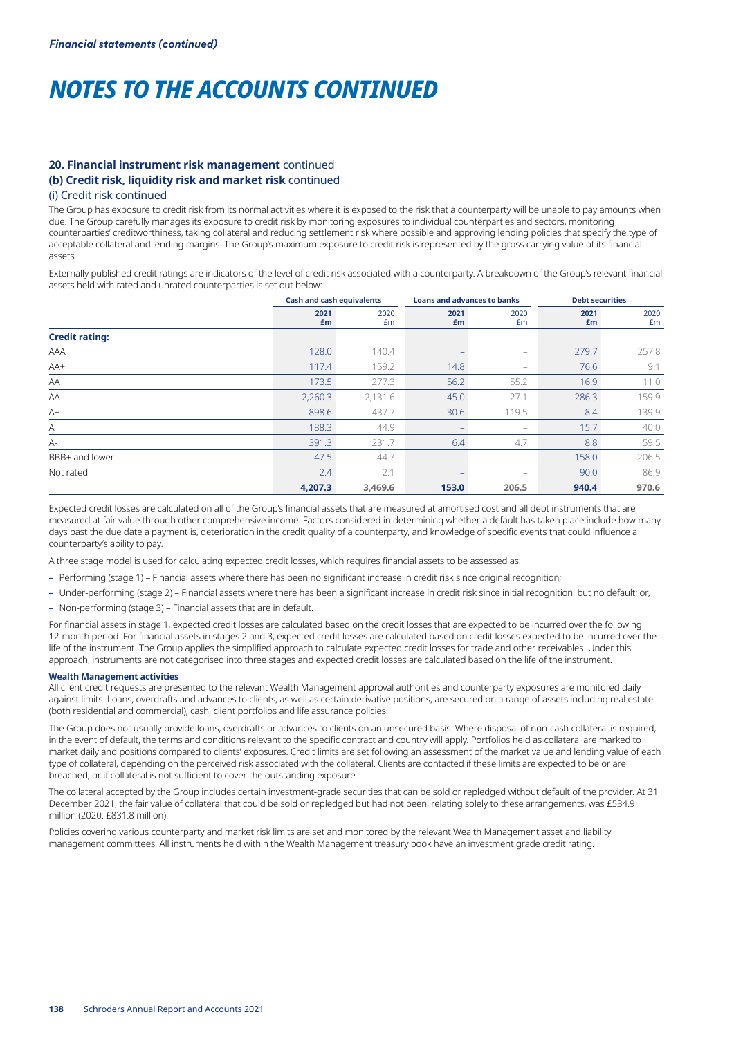## 20. Financial instrument risk management continued

### (b) Credit risk, liquidity risk and market risk continued

#### (i) Credit risk continued

The Group has exposure to credit risk from its normal activities where it is exposed to the risk that a counterparty will be unable to pay amounts when due. The Group carefully manages its exposure to credit risk by monitoring exposures to individual counterparties and sectors, monitoring counterparties' creditworthiness, taking collateral and reducing settlement risk where possible and approving lending policies that specify the type of acceptable collateral and lending margins. The Group's maximum exposure to credit risk is represented by the gross carrying value of its financial assets.

Externally published credit ratings are indicators of the level of credit risk associated with a counterparty. A breakdown of the Group's relevant financial assets held with rated and unrated counterparties is set out below:

| | Cash and cash equivalents | | Loans and advances to banks | | Debt securities | |
|---|---|---|---|---|---|---|
| | 2021 £m | 2020 £m | 2021 £m | 2020 £m | 2021 £m | 2020 £m |
| **Credit rating:** | | | | | | |
| AAA | 128.0 | 140.4 | – | – | 279.7 | 257.8 |
| AA+ | 117.4 | 159.2 | 14.8 | – | 76.6 | 9.1 |
| AA | 173.5 | 277.3 | 56.2 | 55.2 | 16.9 | 11.0 |
| AA- | 2,260.3 | 2,131.6 | 45.0 | 27.1 | 286.3 | 159.9 |
| A+ | 898.6 | 437.7 | 30.6 | 119.5 | 8.4 | 139.9 |
| A | 188.3 | 44.9 | – | – | 15.7 | 40.0 |
| A- | 391.3 | 231.7 | 6.4 | 4.7 | 8.8 | 59.5 |
| BBB+ and lower | 47.5 | 44.7 | – | – | 158.0 | 206.5 |
| Not rated | 2.4 | 2.1 | – | – | 90.0 | 86.9 |
| | **4,207.3** | **3,469.6** | **153.0** | **206.5** | **940.4** | **970.6** |

Expected credit losses are calculated on all of the Group's financial assets that are measured at amortised cost and all debt instruments that are measured at fair value through other comprehensive income. Factors considered in determining whether a default has taken place include how many days past the due date a payment is, deterioration in the credit quality of a counterparty, and knowledge of specific events that could influence a counterparty's ability to pay.

A three stage model is used for calculating expected credit losses, which requires financial assets to be assessed as:

- Performing (stage 1) – Financial assets where there has been no significant increase in credit risk since original recognition;
- Under-performing (stage 2) – Financial assets where there has been a significant increase in credit risk since initial recognition, but no default; or,
- Non-performing (stage 3) – Financial assets that are in default.

For financial assets in stage 1, expected credit losses are calculated based on the credit losses that are expected to be incurred over the following 12-month period. For financial assets in stages 2 and 3, expected credit losses are calculated based on credit losses expected to be incurred over the life of the instrument. The Group applies the simplified approach to calculate expected credit losses for trade and other receivables. Under this approach, instruments are not categorised into three stages and expected credit losses are calculated based on the life of the instrument.

**Wealth Management activities**

All client credit requests are presented to the relevant Wealth Management approval authorities and counterparty exposures are monitored daily against limits. Loans, overdrafts and advances to clients, as well as certain derivative positions, are secured on a range of assets including real estate (both residential and commercial), cash, client portfolios and life assurance policies.

The Group does not usually provide loans, overdrafts or advances to clients on an unsecured basis. Where disposal of non-cash collateral is required, in the event of default, the terms and conditions relevant to the specific contract and country will apply. Portfolios held as collateral are marked to market daily and positions compared to clients' exposures. Credit limits are set following an assessment of the market value and lending value of each type of collateral, depending on the perceived risk associated with the collateral. Clients are contacted if these limits are expected to be or are breached, or if collateral is not sufficient to cover the outstanding exposure.

The collateral accepted by the Group includes certain investment-grade securities that can be sold or repledged without default of the provider. At 31 December 2021, the fair value of collateral that could be sold or repledged but had not been, relating solely to these arrangements, was £534.9 million (2020: £831.8 million).

Policies covering various counterparty and market risk limits are set and monitored by the relevant Wealth Management asset and liability management committees. All instruments held within the Wealth Management treasury book have an investment grade credit rating.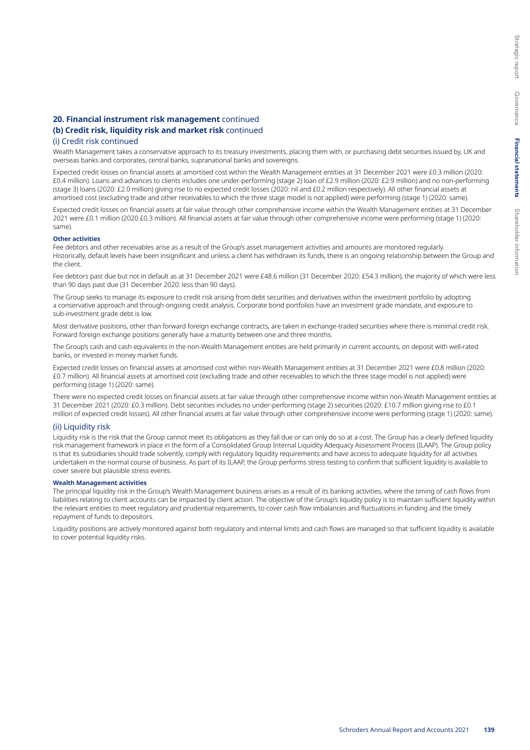## 20. Financial instrument risk management continued

### (b) Credit risk, liquidity risk and market risk continued

#### (i) Credit risk continued

Wealth Management takes a conservative approach to its treasury investments, placing them with, or purchasing debt securities issued by, UK and overseas banks and corporates, central banks, supranational banks and sovereigns.

Expected credit losses on financial assets at amortised cost within the Wealth Management entities at 31 December 2021 were £0.3 million (2020: £0.4 million). Loans and advances to clients includes one under-performing (stage 2) loan of £2.9 million (2020: £2.9 million) and no non-performing (stage 3) loans (2020: £2.0 million) giving rise to no expected credit losses (2020: nil and £0.2 million respectively). All other financial assets at amortised cost (excluding trade and other receivables to which the three stage model is not applied) were performing (stage 1) (2020: same).

Expected credit losses on financial assets at fair value through other comprehensive income within the Wealth Management entities at 31 December 2021 were £0.1 million (2020 £0.3 million). All financial assets at fair value through other comprehensive income were performing (stage 1) (2020: same).

**Other activities**

Fee debtors and other receivables arise as a result of the Group's asset management activities and amounts are monitored regularly. Historically, default levels have been insignificant and unless a client has withdrawn its funds, there is an ongoing relationship between the Group and the client.

Fee debtors past due but not in default as at 31 December 2021 were £48.6 million (31 December 2020: £54.3 million), the majority of which were less than 90 days past due (31 December 2020: less than 90 days).

The Group seeks to manage its exposure to credit risk arising from debt securities and derivatives within the investment portfolio by adopting a conservative approach and through ongoing credit analysis. Corporate bond portfolios have an investment grade mandate, and exposure to sub-investment grade debt is low.

Most derivative positions, other than forward foreign exchange contracts, are taken in exchange-traded securities where there is minimal credit risk. Forward foreign exchange positions generally have a maturity between one and three months.

The Group's cash and cash equivalents in the non-Wealth Management entities are held primarily in current accounts, on deposit with well-rated banks, or invested in money market funds.

Expected credit losses on financial assets at amortised cost within non-Wealth Management entities at 31 December 2021 were £0.8 million (2020: £0.7 million). All financial assets at amortised cost (excluding trade and other receivables to which the three stage model is not applied) were performing (stage 1) (2020: same).

There were no expected credit losses on financial assets at fair value through other comprehensive income within non-Wealth Management entities at 31 December 2021 (2020: £0.3 million). Debt securities includes no under-performing (stage 2) securities (2020: £10.7 million giving rise to £0.1 million of expected credit losses). All other financial assets at fair value through other comprehensive income were performing (stage 1) (2020: same).

#### (ii) Liquidity risk

Liquidity risk is the risk that the Group cannot meet its obligations as they fall due or can only do so at a cost. The Group has a clearly defined liquidity risk management framework in place in the form of a Consolidated Group Internal Liquidity Adequacy Assessment Process (ILAAP). The Group policy is that its subsidiaries should trade solvently, comply with regulatory liquidity requirements and have access to adequate liquidity for all activities undertaken in the normal course of business. As part of its ILAAP, the Group performs stress testing to confirm that sufficient liquidity is available to cover severe but plausible stress events.

**Wealth Management activities**

The principal liquidity risk in the Group's Wealth Management business arises as a result of its banking activities, where the timing of cash flows from liabilities relating to client accounts can be impacted by client action. The objective of the Group's liquidity policy is to maintain sufficient liquidity within the relevant entities to meet regulatory and prudential requirements, to cover cash flow imbalances and fluctuations in funding and the timely repayment of funds to depositors.

Liquidity positions are actively monitored against both regulatory and internal limits and cash flows are managed so that sufficient liquidity is available to cover potential liquidity risks.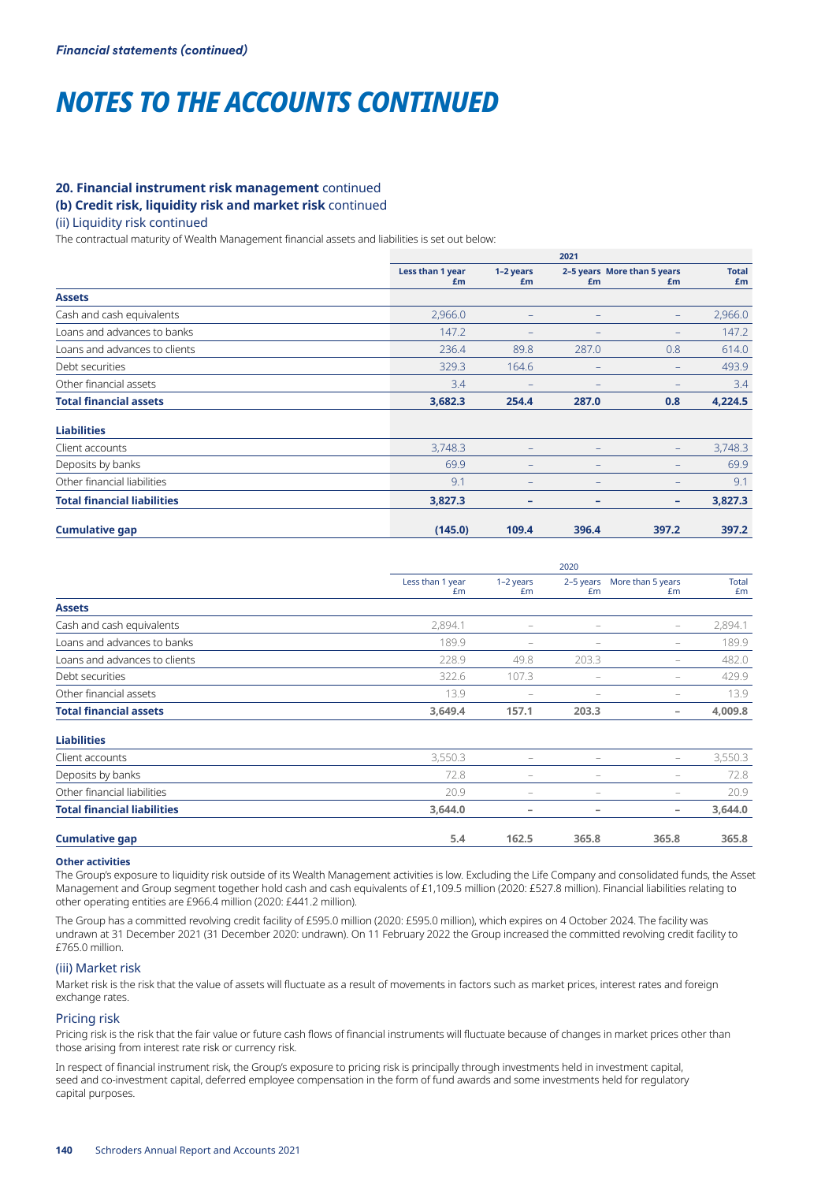*Financial statements (continued)*

# NOTES TO THE ACCOUNTS CONTINUED

### 20. Financial instrument risk management continued

#### (b) Credit risk, liquidity risk and market risk continued

(ii) Liquidity risk continued

The contractual maturity of Wealth Management financial assets and liabilities is set out below:

| | 2021 | | | | |
|---|---|---|---|---|---|
| | Less than 1 year £m | 1–2 years £m | 2–5 years £m | More than 5 years £m | Total £m |
| **Assets** | | | | | |
| Cash and cash equivalents | 2,966.0 | – | – | – | 2,966.0 |
| Loans and advances to banks | 147.2 | – | – | – | 147.2 |
| Loans and advances to clients | 236.4 | 89.8 | 287.0 | 0.8 | 614.0 |
| Debt securities | 329.3 | 164.6 | – | – | 493.9 |
| Other financial assets | 3.4 | – | – | – | 3.4 |
| **Total financial assets** | **3,682.3** | **254.4** | **287.0** | **0.8** | **4,224.5** |
| **Liabilities** | | | | | |
| Client accounts | 3,748.3 | – | – | – | 3,748.3 |
| Deposits by banks | 69.9 | – | – | – | 69.9 |
| Other financial liabilities | 9.1 | – | – | – | 9.1 |
| **Total financial liabilities** | **3,827.3** | **–** | **–** | **–** | **3,827.3** |
| **Cumulative gap** | **(145.0)** | **109.4** | **396.4** | **397.2** | **397.2** |

| | 2020 | | | | |
|---|---|---|---|---|---|
| | Less than 1 year £m | 1–2 years £m | 2–5 years £m | More than 5 years £m | Total £m |
| **Assets** | | | | | |
| Cash and cash equivalents | 2,894.1 | – | – | – | 2,894.1 |
| Loans and advances to banks | 189.9 | – | – | – | 189.9 |
| Loans and advances to clients | 228.9 | 49.8 | 203.3 | – | 482.0 |
| Debt securities | 322.6 | 107.3 | – | – | 429.9 |
| Other financial assets | 13.9 | – | – | – | 13.9 |
| **Total financial assets** | **3,649.4** | **157.1** | **203.3** | **–** | **4,009.8** |
| **Liabilities** | | | | | |
| Client accounts | 3,550.3 | – | – | – | 3,550.3 |
| Deposits by banks | 72.8 | – | – | – | 72.8 |
| Other financial liabilities | 20.9 | – | – | – | 20.9 |
| **Total financial liabilities** | **3,644.0** | **–** | **–** | **–** | **3,644.0** |
| **Cumulative gap** | **5.4** | **162.5** | **365.8** | **365.8** | **365.8** |

**Other activities**

The Group's exposure to liquidity risk outside of its Wealth Management activities is low. Excluding the Life Company and consolidated funds, the Asset Management and Group segment together hold cash and cash equivalents of £1,109.5 million (2020: £527.8 million). Financial liabilities relating to other operating entities are £966.4 million (2020: £441.2 million).

The Group has a committed revolving credit facility of £595.0 million (2020: £595.0 million), which expires on 4 October 2024. The facility was undrawn at 31 December 2021 (31 December 2020: undrawn). On 11 February 2022 the Group increased the committed revolving credit facility to £765.0 million.

#### (iii) Market risk

Market risk is the risk that the value of assets will fluctuate as a result of movements in factors such as market prices, interest rates and foreign exchange rates.

#### Pricing risk

Pricing risk is the risk that the fair value or future cash flows of financial instruments will fluctuate because of changes in market prices other than those arising from interest rate risk or currency risk.

In respect of financial instrument risk, the Group's exposure to pricing risk is principally through investments held in investment capital, seed and co-investment capital, deferred employee compensation in the form of fund awards and some investments held for regulatory capital purposes.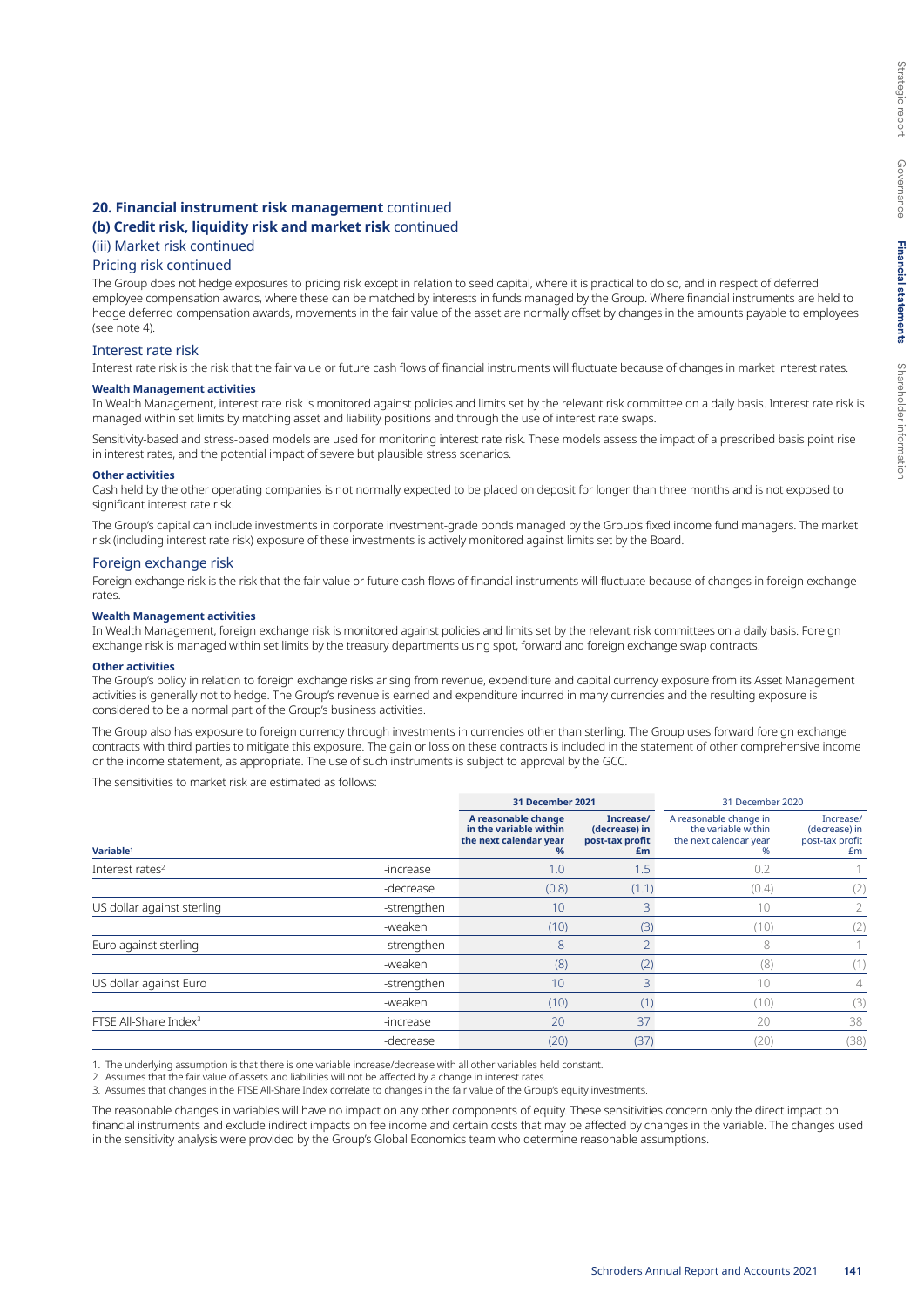## 20. Financial instrument risk management continued

### (b) Credit risk, liquidity risk and market risk continued

#### (iii) Market risk continued

#### Pricing risk continued

The Group does not hedge exposures to pricing risk except in relation to seed capital, where it is practical to do so, and in respect of deferred employee compensation awards, where these can be matched by interests in funds managed by the Group. Where financial instruments are held to hedge deferred compensation awards, movements in the fair value of the asset are normally offset by changes in the amounts payable to employees (see note 4).

#### Interest rate risk

Interest rate risk is the risk that the fair value or future cash flows of financial instruments will fluctuate because of changes in market interest rates.

**Wealth Management activities**

In Wealth Management, interest rate risk is monitored against policies and limits set by the relevant risk committee on a daily basis. Interest rate risk is managed within set limits by matching asset and liability positions and through the use of interest rate swaps.

Sensitivity-based and stress-based models are used for monitoring interest rate risk. These models assess the impact of a prescribed basis point rise in interest rates, and the potential impact of severe but plausible stress scenarios.

**Other activities**

Cash held by the other operating companies is not normally expected to be placed on deposit for longer than three months and is not exposed to significant interest rate risk.

The Group's capital can include investments in corporate investment-grade bonds managed by the Group's fixed income fund managers. The market risk (including interest rate risk) exposure of these investments is actively monitored against limits set by the Board.

#### Foreign exchange risk

Foreign exchange risk is the risk that the fair value or future cash flows of financial instruments will fluctuate because of changes in foreign exchange rates.

**Wealth Management activities**

In Wealth Management, foreign exchange risk is monitored against policies and limits set by the relevant risk committees on a daily basis. Foreign exchange risk is managed within set limits by the treasury departments using spot, forward and foreign exchange swap contracts.

**Other activities**

The Group's policy in relation to foreign exchange risks arising from revenue, expenditure and capital currency exposure from its Asset Management activities is generally not to hedge. The Group's revenue is earned and expenditure incurred in many currencies and the resulting exposure is considered to be a normal part of the Group's business activities.

The Group also has exposure to foreign currency through investments in currencies other than sterling. The Group uses forward foreign exchange contracts with third parties to mitigate this exposure. The gain or loss on these contracts is included in the statement of other comprehensive income or the income statement, as appropriate. The use of such instruments is subject to approval by the GCC.

The sensitivities to market risk are estimated as follows:

| | | 31 December 2021 | | 31 December 2020 | |
|---|---|---|---|---|---|
| Variable[1] | | A reasonable change in the variable within the next calendar year % | Increase/ (decrease) in post-tax profit £m | A reasonable change in the variable within the next calendar year % | Increase/ (decrease) in post-tax profit £m |
| Interest rates[2] | -increase | 1.0 | 1.5 | 0.2 | 1 |
| | -decrease | (0.8) | (1.1) | (0.4) | (2) |
| US dollar against sterling | -strengthen | 10 | 3 | 10 | 2 |
| | -weaken | (10) | (3) | (10) | (2) |
| Euro against sterling | -strengthen | 8 | 2 | 8 | 1 |
| | -weaken | (8) | (2) | (8) | (1) |
| US dollar against Euro | -strengthen | 10 | 3 | 10 | 4 |
| | -weaken | (10) | (1) | (10) | (3) |
| FTSE All-Share Index[3] | -increase | 20 | 37 | 20 | 38 |
| | -decrease | (20) | (37) | (20) | (38) |

1. The underlying assumption is that there is one variable increase/decrease with all other variables held constant.
2. Assumes that the fair value of assets and liabilities will not be affected by a change in interest rates.
3. Assumes that changes in the FTSE All-Share Index correlate to changes in the fair value of the Group's equity investments.

The reasonable changes in variables will have no impact on any other components of equity. These sensitivities concern only the direct impact on financial instruments and exclude indirect impacts on fee income and certain costs that may be affected by changes in the variable. The changes used in the sensitivity analysis were provided by the Group's Global Economics team who determine reasonable assumptions.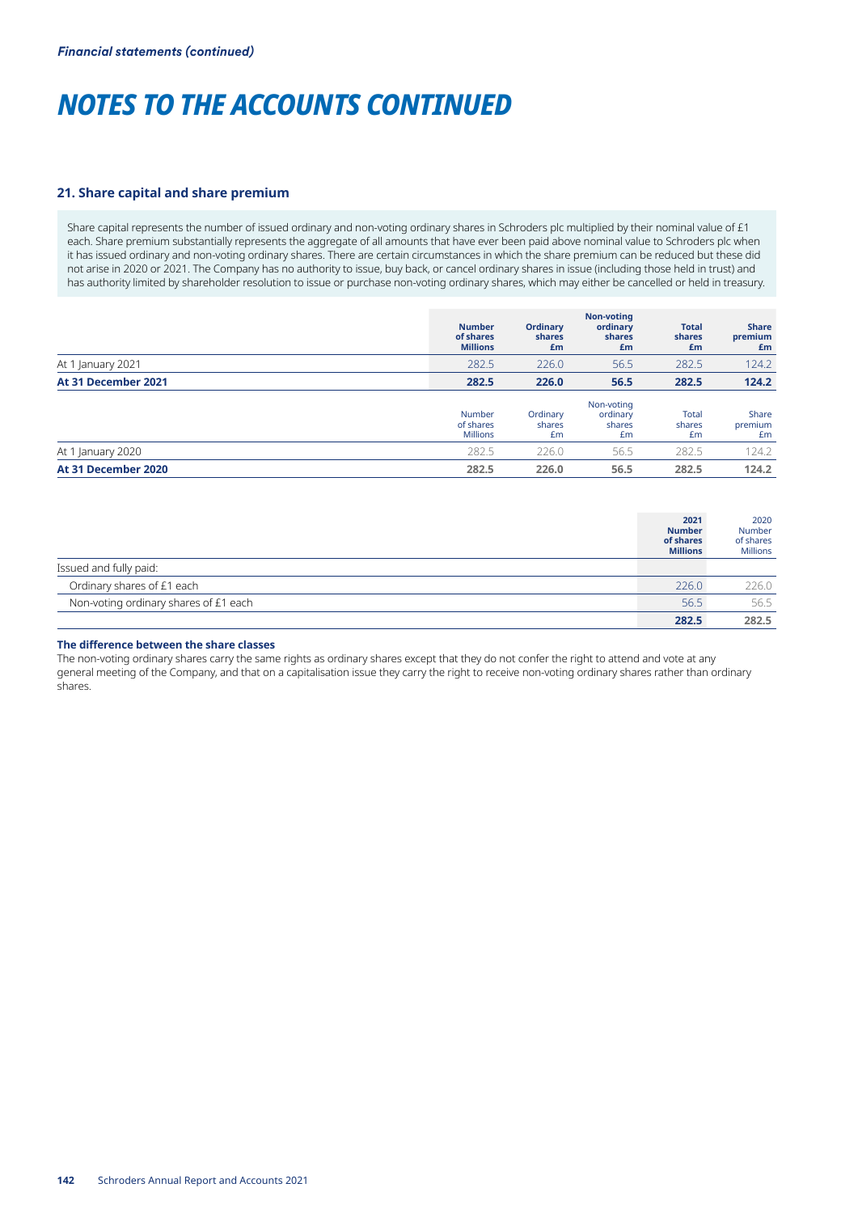*Financial statements (continued)*

# NOTES TO THE ACCOUNTS CONTINUED

## 21. Share capital and share premium

Share capital represents the number of issued ordinary and non-voting ordinary shares in Schroders plc multiplied by their nominal value of £1 each. Share premium substantially represents the aggregate of all amounts that have ever been paid above nominal value to Schroders plc when it has issued ordinary and non-voting ordinary shares. There are certain circumstances in which the share premium can be reduced but these did not arise in 2020 or 2021. The Company has no authority to issue, buy back, or cancel ordinary shares in issue (including those held in trust) and has authority limited by shareholder resolution to issue or purchase non-voting ordinary shares, which may either be cancelled or held in treasury.

| | Number of shares Millions | Ordinary shares £m | Non-voting ordinary shares £m | Total shares £m | Share premium £m |
|---|---|---|---|---|---|
| At 1 January 2021 | 282.5 | 226.0 | 56.5 | 282.5 | 124.2 |
| **At 31 December 2021** | **282.5** | **226.0** | **56.5** | **282.5** | **124.2** |

| | Number of shares Millions | Ordinary shares £m | Non-voting ordinary shares £m | Total shares £m | Share premium £m |
|---|---|---|---|---|---|
| At 1 January 2020 | 282.5 | 226.0 | 56.5 | 282.5 | 124.2 |
| **At 31 December 2020** | **282.5** | **226.0** | **56.5** | **282.5** | **124.2** |

| | 2021 Number of shares Millions | 2020 Number of shares Millions |
|---|---|---|
| Issued and fully paid: | | |
| Ordinary shares of £1 each | 226.0 | 226.0 |
| Non-voting ordinary shares of £1 each | 56.5 | 56.5 |
| | **282.5** | **282.5** |

**The difference between the share classes**

The non-voting ordinary shares carry the same rights as ordinary shares except that they do not confer the right to attend and vote at any general meeting of the Company, and that on a capitalisation issue they carry the right to receive non-voting ordinary shares rather than ordinary shares.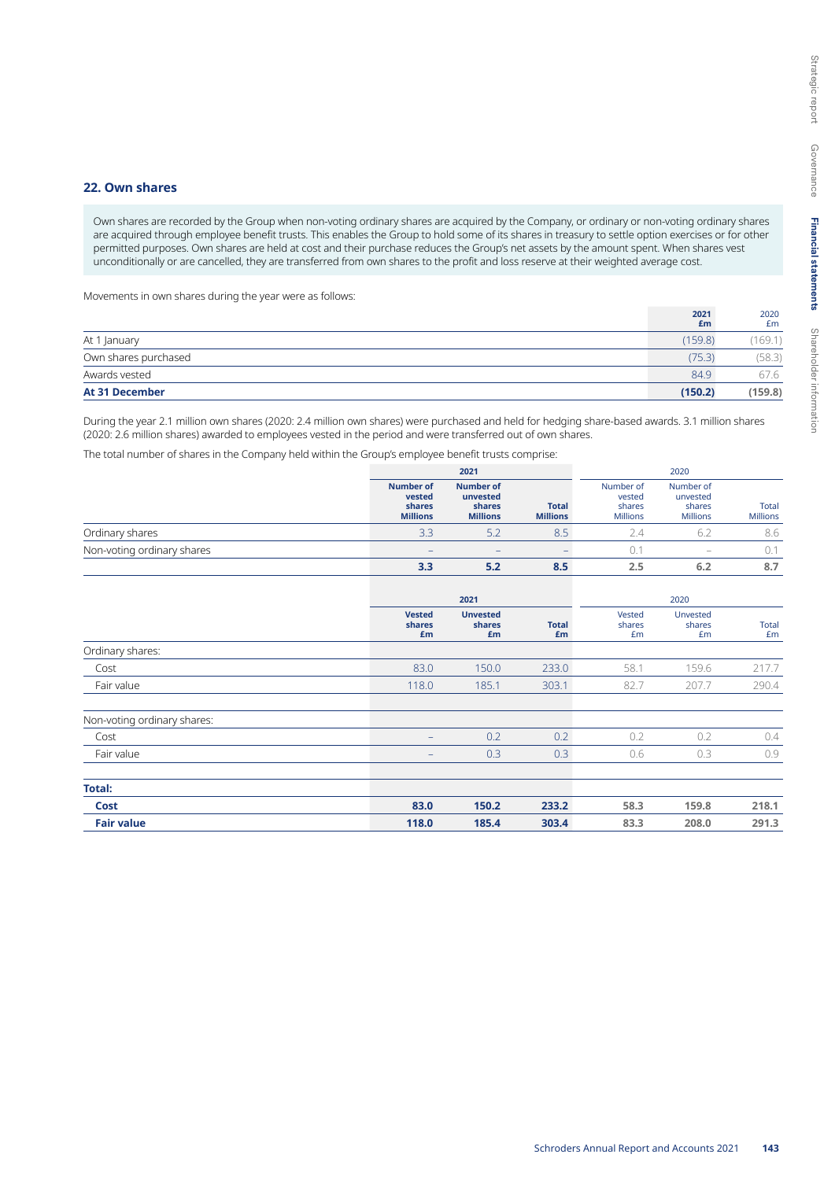## 22. Own shares

Own shares are recorded by the Group when non-voting ordinary shares are acquired by the Company, or ordinary or non-voting ordinary shares are acquired through employee benefit trusts. This enables the Group to hold some of its shares in treasury to settle option exercises or for other permitted purposes. Own shares are held at cost and their purchase reduces the Group's net assets by the amount spent. When shares vest unconditionally or are cancelled, they are transferred from own shares to the profit and loss reserve at their weighted average cost.

Movements in own shares during the year were as follows:

| | **2021 £m** | 2020 £m |
|---|---|---|
| At 1 January | (159.8) | (169.1) |
| Own shares purchased | (75.3) | (58.3) |
| Awards vested | 84.9 | 67.6 |
| **At 31 December** | **(150.2)** | **(159.8)** |

During the year 2.1 million own shares (2020: 2.4 million own shares) were purchased and held for hedging share-based awards. 3.1 million shares (2020: 2.6 million shares) awarded to employees vested in the period and were transferred out of own shares.

The total number of shares in the Company held within the Group's employee benefit trusts comprise:

| | **2021** | | | 2020 | | |
|---|---|---|---|---|---|---|
| | **Number of vested shares Millions** | **Number of unvested shares Millions** | **Total Millions** | Number of vested shares Millions | Number of unvested shares Millions | Total Millions |
| Ordinary shares | 3.3 | 5.2 | 8.5 | 2.4 | 6.2 | 8.6 |
| Non-voting ordinary shares | – | – | – | 0.1 | – | 0.1 |
| | **3.3** | **5.2** | **8.5** | **2.5** | **6.2** | **8.7** |

| | **2021** | | | 2020 | | |
|---|---|---|---|---|---|---|
| | **Vested shares £m** | **Unvested shares £m** | **Total £m** | Vested shares £m | Unvested shares £m | Total £m |
| Ordinary shares: | | | | | | |
| Cost | 83.0 | 150.0 | 233.0 | 58.1 | 159.6 | 217.7 |
| Fair value | 118.0 | 185.1 | 303.1 | 82.7 | 207.7 | 290.4 |
| Non-voting ordinary shares: | | | | | | |
| Cost | – | 0.2 | 0.2 | 0.2 | 0.2 | 0.4 |
| Fair value | – | 0.3 | 0.3 | 0.6 | 0.3 | 0.9 |
| **Total:** | | | | | | |
| **Cost** | **83.0** | **150.2** | **233.2** | **58.3** | **159.8** | **218.1** |
| **Fair value** | **118.0** | **185.4** | **303.4** | **83.3** | **208.0** | **291.3** |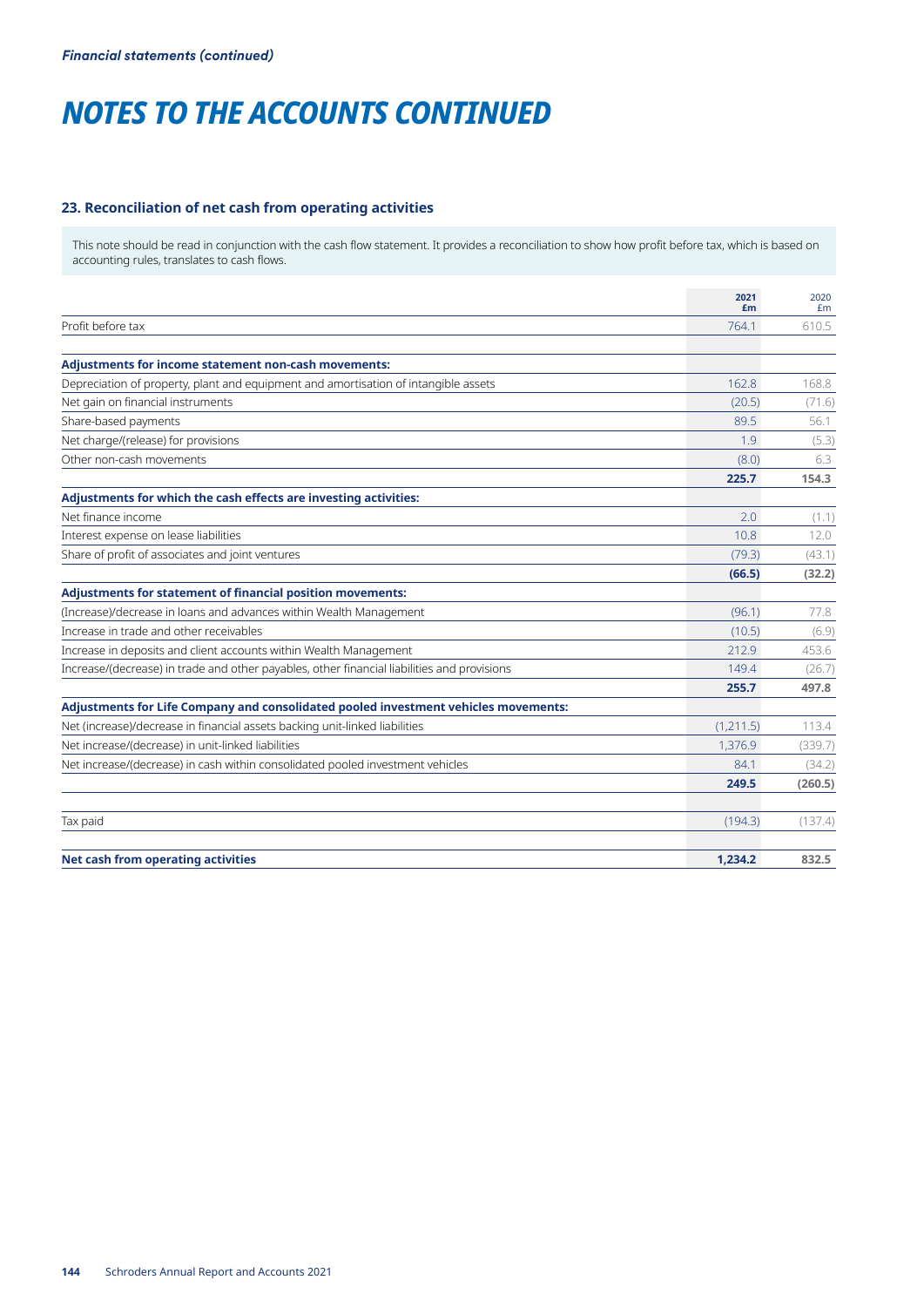*Financial statements (continued)*

# NOTES TO THE ACCOUNTS CONTINUED

## 23. Reconciliation of net cash from operating activities

This note should be read in conjunction with the cash flow statement. It provides a reconciliation to show how profit before tax, which is based on accounting rules, translates to cash flows.

| | 2021 £m | 2020 £m |
|---|---|---|
| Profit before tax | 764.1 | 610.5 |
| **Adjustments for income statement non-cash movements:** | | |
| Depreciation of property, plant and equipment and amortisation of intangible assets | 162.8 | 168.8 |
| Net gain on financial instruments | (20.5) | (71.6) |
| Share-based payments | 89.5 | 56.1 |
| Net charge/(release) for provisions | 1.9 | (5.3) |
| Other non-cash movements | (8.0) | 6.3 |
| | **225.7** | **154.3** |
| **Adjustments for which the cash effects are investing activities:** | | |
| Net finance income | 2.0 | (1.1) |
| Interest expense on lease liabilities | 10.8 | 12.0 |
| Share of profit of associates and joint ventures | (79.3) | (43.1) |
| | **(66.5)** | **(32.2)** |
| **Adjustments for statement of financial position movements:** | | |
| (Increase)/decrease in loans and advances within Wealth Management | (96.1) | 77.8 |
| Increase in trade and other receivables | (10.5) | (6.9) |
| Increase in deposits and client accounts within Wealth Management | 212.9 | 453.6 |
| Increase/(decrease) in trade and other payables, other financial liabilities and provisions | 149.4 | (26.7) |
| | **255.7** | **497.8** |
| **Adjustments for Life Company and consolidated pooled investment vehicles movements:** | | |
| Net (increase)/decrease in financial assets backing unit-linked liabilities | (1,211.5) | 113.4 |
| Net increase/(decrease) in unit-linked liabilities | 1,376.9 | (339.7) |
| Net increase/(decrease) in cash within consolidated pooled investment vehicles | 84.1 | (34.2) |
| | **249.5** | **(260.5)** |
| Tax paid | (194.3) | (137.4) |
| **Net cash from operating activities** | **1,234.2** | **832.5** |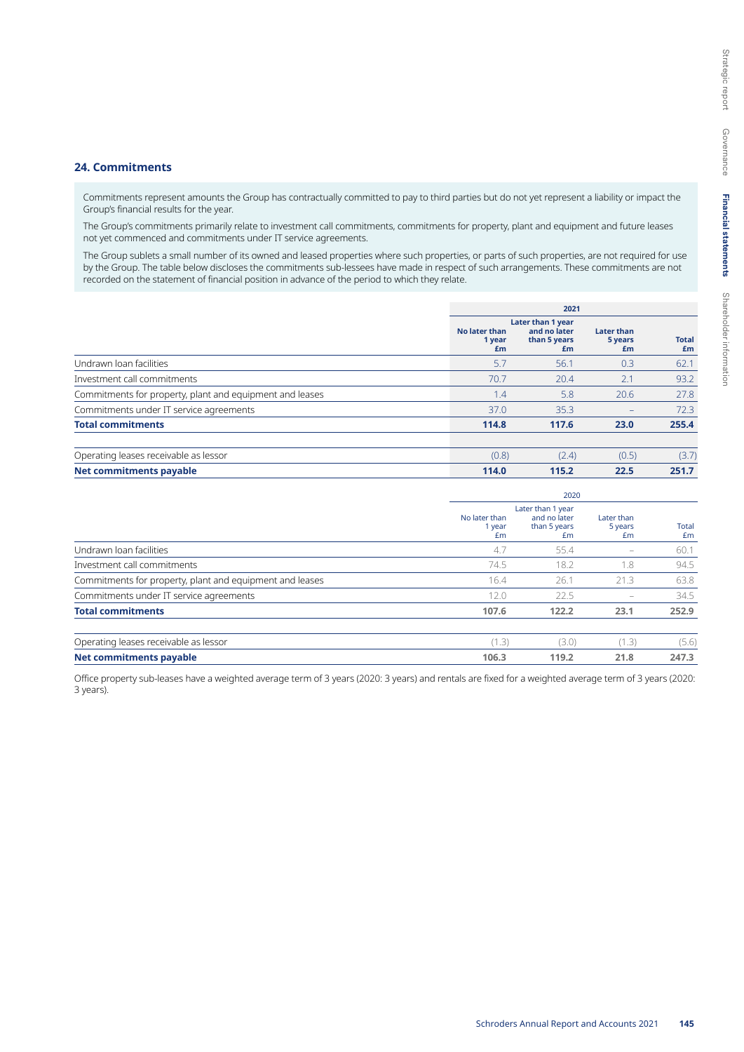## 24. Commitments

Commitments represent amounts the Group has contractually committed to pay to third parties but do not yet represent a liability or impact the Group's financial results for the year.

The Group's commitments primarily relate to investment call commitments, commitments for property, plant and equipment and future leases not yet commenced and commitments under IT service agreements.

The Group sublets a small number of its owned and leased properties where such properties, or parts of such properties, are not required for use by the Group. The table below discloses the commitments sub-lessees have made in respect of such arrangements. These commitments are not recorded on the statement of financial position in advance of the period to which they relate.

| | **2021** | | | |
|---|---|---|---|---|
| | **No later than 1 year £m** | **Later than 1 year and no later than 5 years £m** | **Later than 5 years £m** | **Total £m** |
| Undrawn loan facilities | 5.7 | 56.1 | 0.3 | 62.1 |
| Investment call commitments | 70.7 | 20.4 | 2.1 | 93.2 |
| Commitments for property, plant and equipment and leases | 1.4 | 5.8 | 20.6 | 27.8 |
| Commitments under IT service agreements | 37.0 | 35.3 | – | 72.3 |
| **Total commitments** | **114.8** | **117.6** | **23.0** | **255.4** |
| | | | | |
| Operating leases receivable as lessor | (0.8) | (2.4) | (0.5) | (3.7) |
| **Net commitments payable** | **114.0** | **115.2** | **22.5** | **251.7** |

| | 2020 | | | |
|---|---|---|---|---|
| | No later than 1 year £m | Later than 1 year and no later than 5 years £m | Later than 5 years £m | Total £m |
| Undrawn loan facilities | 4.7 | 55.4 | – | 60.1 |
| Investment call commitments | 74.5 | 18.2 | 1.8 | 94.5 |
| Commitments for property, plant and equipment and leases | 16.4 | 26.1 | 21.3 | 63.8 |
| Commitments under IT service agreements | 12.0 | 22.5 | – | 34.5 |
| **Total commitments** | **107.6** | **122.2** | **23.1** | **252.9** |
| | | | | |
| Operating leases receivable as lessor | (1.3) | (3.0) | (1.3) | (5.6) |
| **Net commitments payable** | **106.3** | **119.2** | **21.8** | **247.3** |

Office property sub-leases have a weighted average term of 3 years (2020: 3 years) and rentals are fixed for a weighted average term of 3 years (2020: 3 years).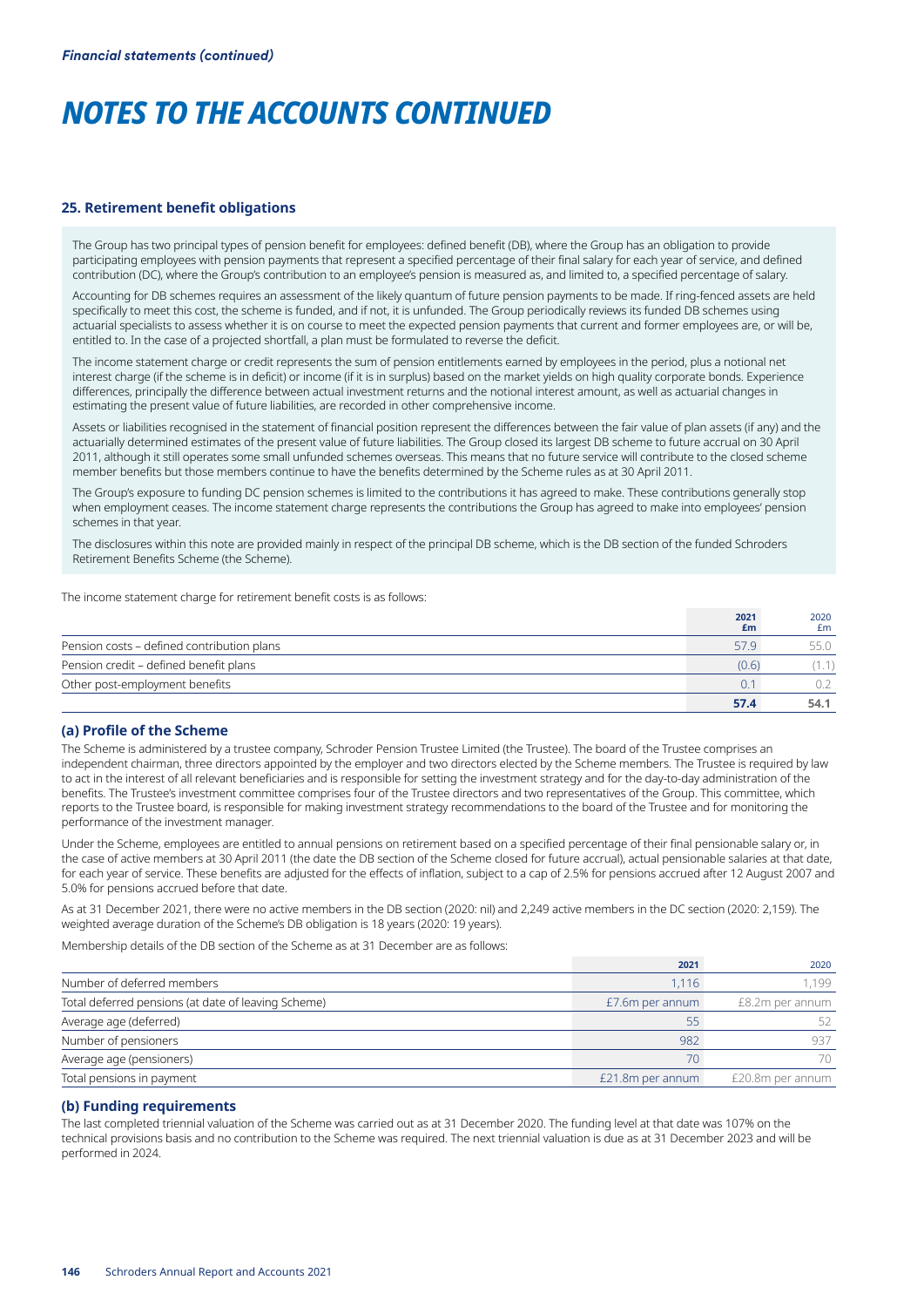*Financial statements (continued)*

# NOTES TO THE ACCOUNTS CONTINUED

## 25. Retirement benefit obligations

The Group has two principal types of pension benefit for employees: defined benefit (DB), where the Group has an obligation to provide participating employees with pension payments that represent a specified percentage of their final salary for each year of service, and defined contribution (DC), where the Group's contribution to an employee's pension is measured as, and limited to, a specified percentage of salary.

Accounting for DB schemes requires an assessment of the likely quantum of future pension payments to be made. If ring-fenced assets are held specifically to meet this cost, the scheme is funded, and if not, it is unfunded. The Group periodically reviews its funded DB schemes using actuarial specialists to assess whether it is on course to meet the expected pension payments that current and former employees are, or will be, entitled to. In the case of a projected shortfall, a plan must be formulated to reverse the deficit.

The income statement charge or credit represents the sum of pension entitlements earned by employees in the period, plus a notional net interest charge (if the scheme is in deficit) or income (if it is in surplus) based on the market yields on high quality corporate bonds. Experience differences, principally the difference between actual investment returns and the notional interest amount, as well as actuarial changes in estimating the present value of future liabilities, are recorded in other comprehensive income.

Assets or liabilities recognised in the statement of financial position represent the differences between the fair value of plan assets (if any) and the actuarially determined estimates of the present value of future liabilities. The Group closed its largest DB scheme to future accrual on 30 April 2011, although it still operates some small unfunded schemes overseas. This means that no future service will contribute to the closed scheme member benefits but those members continue to have the benefits determined by the Scheme rules as at 30 April 2011.

The Group's exposure to funding DC pension schemes is limited to the contributions it has agreed to make. These contributions generally stop when employment ceases. The income statement charge represents the contributions the Group has agreed to make into employees' pension schemes in that year.

The disclosures within this note are provided mainly in respect of the principal DB scheme, which is the DB section of the funded Schroders Retirement Benefits Scheme (the Scheme).

The income statement charge for retirement benefit costs is as follows:

| | **2021 £m** | 2020 £m |
|---|---|---|
| Pension costs – defined contribution plans | 57.9 | 55.0 |
| Pension credit – defined benefit plans | (0.6) | (1.1) |
| Other post-employment benefits | 0.1 | 0.2 |
| | **57.4** | **54.1** |

### (a) Profile of the Scheme

The Scheme is administered by a trustee company, Schroder Pension Trustee Limited (the Trustee). The board of the Trustee comprises an independent chairman, three directors appointed by the employer and two directors elected by the Scheme members. The Trustee is required by law to act in the interest of all relevant beneficiaries and is responsible for setting the investment strategy and for the day-to-day administration of the benefits. The Trustee's investment committee comprises four of the Trustee directors and two representatives of the Group. This committee, which reports to the Trustee board, is responsible for making investment strategy recommendations to the board of the Trustee and for monitoring the performance of the investment manager.

Under the Scheme, employees are entitled to annual pensions on retirement based on a specified percentage of their final pensionable salary or, in the case of active members at 30 April 2011 (the date the DB section of the Scheme closed for future accrual), actual pensionable salaries at that date, for each year of service. These benefits are adjusted for the effects of inflation, subject to a cap of 2.5% for pensions accrued after 12 August 2007 and 5.0% for pensions accrued before that date.

As at 31 December 2021, there were no active members in the DB section (2020: nil) and 2,249 active members in the DC section (2020: 2,159). The weighted average duration of the Scheme's DB obligation is 18 years (2020: 19 years).

Membership details of the DB section of the Scheme as at 31 December are as follows:

| | **2021** | 2020 |
|---|---|---|
| Number of deferred members | 1,116 | 1,199 |
| Total deferred pensions (at date of leaving Scheme) | £7.6m per annum | £8.2m per annum |
| Average age (deferred) | 55 | 52 |
| Number of pensioners | 982 | 937 |
| Average age (pensioners) | 70 | 70 |
| Total pensions in payment | £21.8m per annum | £20.8m per annum |

### (b) Funding requirements

The last completed triennial valuation of the Scheme was carried out as at 31 December 2020. The funding level at that date was 107% on the technical provisions basis and no contribution to the Scheme was required. The next triennial valuation is due as at 31 December 2023 and will be performed in 2024.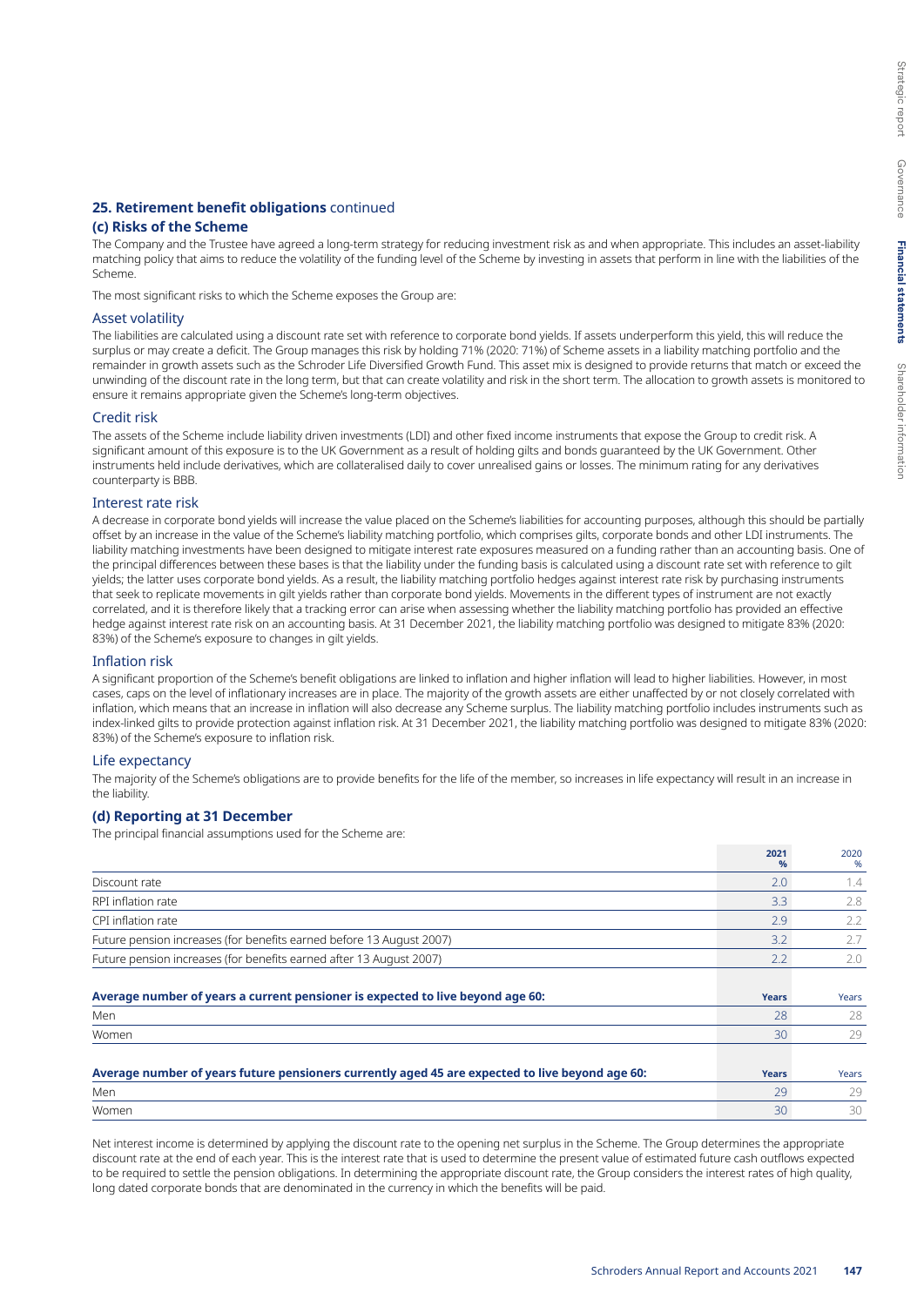## 25. Retirement benefit obligations continued

### (c) Risks of the Scheme

The Company and the Trustee have agreed a long-term strategy for reducing investment risk as and when appropriate. This includes an asset-liability matching policy that aims to reduce the volatility of the funding level of the Scheme by investing in assets that perform in line with the liabilities of the Scheme.

The most significant risks to which the Scheme exposes the Group are:

#### Asset volatility

The liabilities are calculated using a discount rate set with reference to corporate bond yields. If assets underperform this yield, this will reduce the surplus or may create a deficit. The Group manages this risk by holding 71% (2020: 71%) of Scheme assets in a liability matching portfolio and the remainder in growth assets such as the Schroder Life Diversified Growth Fund. This asset mix is designed to provide returns that match or exceed the unwinding of the discount rate in the long term, but that can create volatility and risk in the short term. The allocation to growth assets is monitored to ensure it remains appropriate given the Scheme's long-term objectives.

#### Credit risk

The assets of the Scheme include liability driven investments (LDI) and other fixed income instruments that expose the Group to credit risk. A significant amount of this exposure is to the UK Government as a result of holding gilts and bonds guaranteed by the UK Government. Other instruments held include derivatives, which are collateralised daily to cover unrealised gains or losses. The minimum rating for any derivatives counterparty is BBB.

#### Interest rate risk

A decrease in corporate bond yields will increase the value placed on the Scheme's liabilities for accounting purposes, although this should be partially offset by an increase in the value of the Scheme's liability matching portfolio, which comprises gilts, corporate bonds and other LDI instruments. The liability matching investments have been designed to mitigate interest rate exposures measured on a funding rather than an accounting basis. One of the principal differences between these bases is that the liability under the funding basis is calculated using a discount rate set with reference to gilt yields; the latter uses corporate bond yields. As a result, the liability matching portfolio hedges against interest rate risk by purchasing instruments that seek to replicate movements in gilt yields rather than corporate bond yields. Movements in the different types of instrument are not exactly correlated, and it is therefore likely that a tracking error can arise when assessing whether the liability matching portfolio has provided an effective hedge against interest rate risk on an accounting basis. At 31 December 2021, the liability matching portfolio was designed to mitigate 83% (2020: 83%) of the Scheme's exposure to changes in gilt yields.

#### Inflation risk

A significant proportion of the Scheme's benefit obligations are linked to inflation and higher inflation will lead to higher liabilities. However, in most cases, caps on the level of inflationary increases are in place. The majority of the growth assets are either unaffected by or not closely correlated with inflation, which means that an increase in inflation will also decrease any Scheme surplus. The liability matching portfolio includes instruments such as index-linked gilts to provide protection against inflation risk. At 31 December 2021, the liability matching portfolio was designed to mitigate 83% (2020: 83%) of the Scheme's exposure to inflation risk.

#### Life expectancy

The majority of the Scheme's obligations are to provide benefits for the life of the member, so increases in life expectancy will result in an increase in the liability.

### (d) Reporting at 31 December

The principal financial assumptions used for the Scheme are:

| | 2021 % | 2020 % |
|---|---|---|
| Discount rate | 2.0 | 1.4 |
| RPI inflation rate | 3.3 | 2.8 |
| CPI inflation rate | 2.9 | 2.2 |
| Future pension increases (for benefits earned before 13 August 2007) | 3.2 | 2.7 |
| Future pension increases (for benefits earned after 13 August 2007) | 2.2 | 2.0 |
| **Average number of years a current pensioner is expected to live beyond age 60:** | **Years** | Years |
| Men | 28 | 28 |
| Women | 30 | 29 |
| **Average number of years future pensioners currently aged 45 are expected to live beyond age 60:** | **Years** | Years |
| Men | 29 | 29 |
| Women | 30 | 30 |

Net interest income is determined by applying the discount rate to the opening net surplus in the Scheme. The Group determines the appropriate discount rate at the end of each year. This is the interest rate that is used to determine the present value of estimated future cash outflows expected to be required to settle the pension obligations. In determining the appropriate discount rate, the Group considers the interest rates of high quality, long dated corporate bonds that are denominated in the currency in which the benefits will be paid.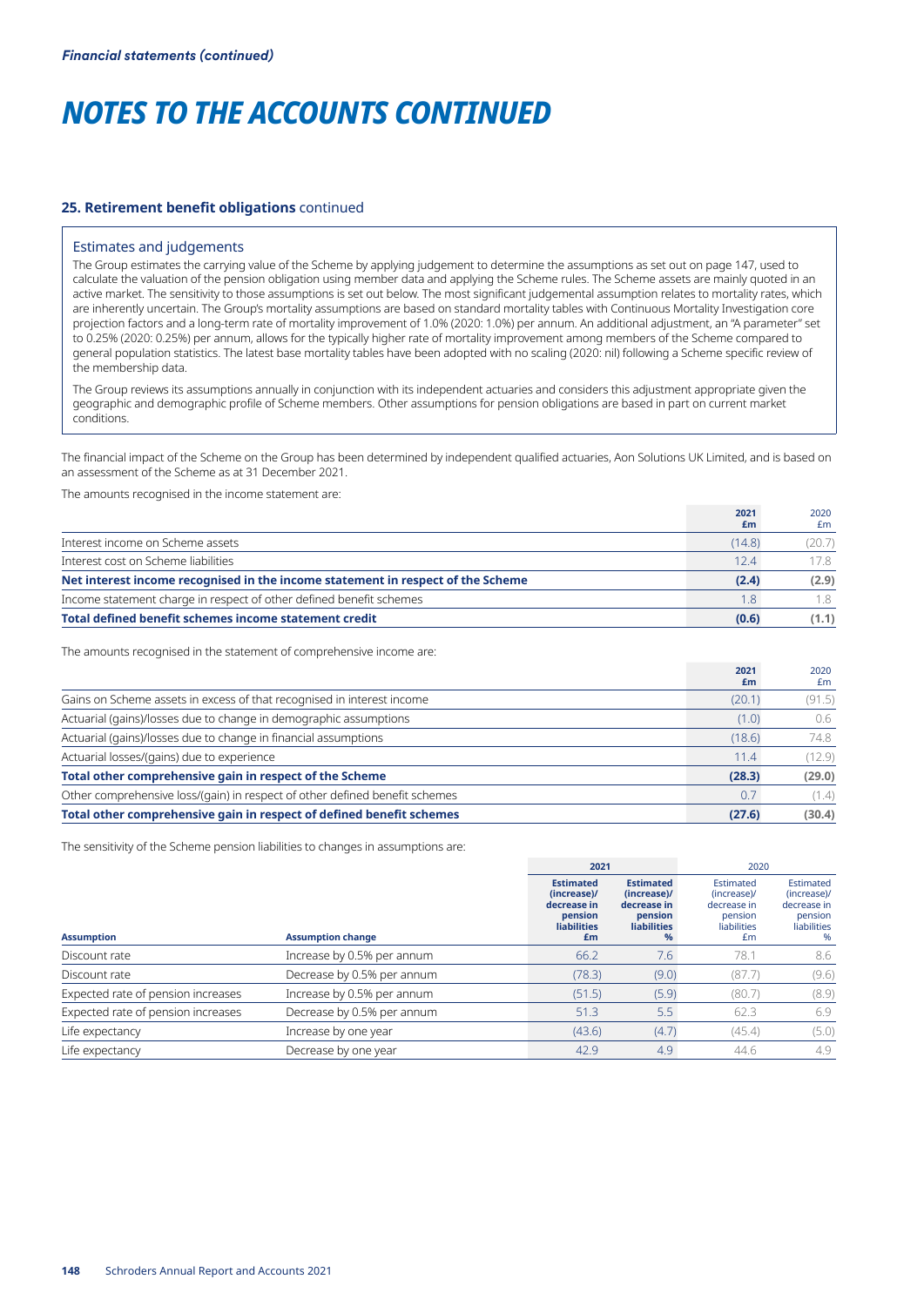*Financial statements (continued)*

# NOTES TO THE ACCOUNTS CONTINUED

## 25. Retirement benefit obligations continued

### Estimates and judgements

The Group estimates the carrying value of the Scheme by applying judgement to determine the assumptions as set out on page 147, used to calculate the valuation of the pension obligation using member data and applying the Scheme rules. The Scheme assets are mainly quoted in an active market. The sensitivity to those assumptions is set out below. The most significant judgemental assumption relates to mortality rates, which are inherently uncertain. The Group's mortality assumptions are based on standard mortality tables with Continuous Mortality Investigation core projection factors and a long-term rate of mortality improvement of 1.0% (2020: 1.0%) per annum. An additional adjustment, an "A parameter" set to 0.25% (2020: 0.25%) per annum, allows for the typically higher rate of mortality improvement among members of the Scheme compared to general population statistics. The latest base mortality tables have been adopted with no scaling (2020: nil) following a Scheme specific review of the membership data.

The Group reviews its assumptions annually in conjunction with its independent actuaries and considers this adjustment appropriate given the geographic and demographic profile of Scheme members. Other assumptions for pension obligations are based in part on current market conditions.

The financial impact of the Scheme on the Group has been determined by independent qualified actuaries, Aon Solutions UK Limited, and is based on an assessment of the Scheme as at 31 December 2021.

The amounts recognised in the income statement are:

| | 2021 £m | 2020 £m |
|---|---|---|
| Interest income on Scheme assets | (14.8) | (20.7) |
| Interest cost on Scheme liabilities | 12.4 | 17.8 |
| **Net interest income recognised in the income statement in respect of the Scheme** | **(2.4)** | **(2.9)** |
| Income statement charge in respect of other defined benefit schemes | 1.8 | 1.8 |
| **Total defined benefit schemes income statement credit** | **(0.6)** | **(1.1)** |

The amounts recognised in the statement of comprehensive income are:

| | 2021 £m | 2020 £m |
|---|---|---|
| Gains on Scheme assets in excess of that recognised in interest income | (20.1) | (91.5) |
| Actuarial (gains)/losses due to change in demographic assumptions | (1.0) | 0.6 |
| Actuarial (gains)/losses due to change in financial assumptions | (18.6) | 74.8 |
| Actuarial losses/(gains) due to experience | 11.4 | (12.9) |
| **Total other comprehensive gain in respect of the Scheme** | **(28.3)** | **(29.0)** |
| Other comprehensive loss/(gain) in respect of other defined benefit schemes | 0.7 | (1.4) |
| **Total other comprehensive gain in respect of defined benefit schemes** | **(27.6)** | **(30.4)** |

The sensitivity of the Scheme pension liabilities to changes in assumptions are:

| | | 2021 | | 2020 | |
|---|---|---|---|---|---|
| **Assumption** | **Assumption change** | **Estimated (increase)/ decrease in pension liabilities £m** | **Estimated (increase)/ decrease in pension liabilities %** | Estimated (increase)/ decrease in pension liabilities £m | Estimated (increase)/ decrease in pension liabilities % |
| Discount rate | Increase by 0.5% per annum | 66.2 | 7.6 | 78.1 | 8.6 |
| Discount rate | Decrease by 0.5% per annum | (78.3) | (9.0) | (87.7) | (9.6) |
| Expected rate of pension increases | Increase by 0.5% per annum | (51.5) | (5.9) | (80.7) | (8.9) |
| Expected rate of pension increases | Decrease by 0.5% per annum | 51.3 | 5.5 | 62.3 | 6.9 |
| Life expectancy | Increase by one year | (43.6) | (4.7) | (45.4) | (5.0) |
| Life expectancy | Decrease by one year | 42.9 | 4.9 | 44.6 | 4.9 |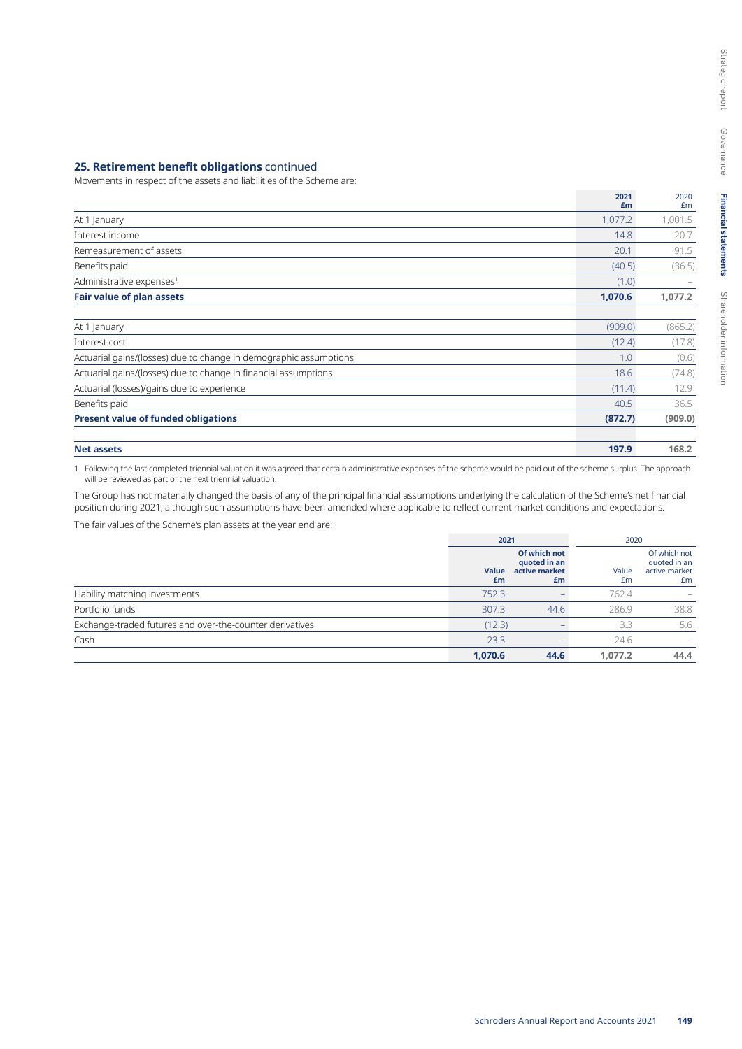## 25. Retirement benefit obligations continued

Movements in respect of the assets and liabilities of the Scheme are:

| | 2021 £m | 2020 £m |
|---|---|---|
| At 1 January | 1,077.2 | 1,001.5 |
| Interest income | 14.8 | 20.7 |
| Remeasurement of assets | 20.1 | 91.5 |
| Benefits paid | (40.5) | (36.5) |
| Administrative expenses[1] | (1.0) | – |
| **Fair value of plan assets** | **1,070.6** | **1,077.2** |
| | | |
| At 1 January | (909.0) | (865.2) |
| Interest cost | (12.4) | (17.8) |
| Actuarial gains/(losses) due to change in demographic assumptions | 1.0 | (0.6) |
| Actuarial gains/(losses) due to change in financial assumptions | 18.6 | (74.8) |
| Actuarial (losses)/gains due to experience | (11.4) | 12.9 |
| Benefits paid | 40.5 | 36.5 |
| **Present value of funded obligations** | **(872.7)** | **(909.0)** |
| | | |
| **Net assets** | **197.9** | **168.2** |

1. Following the last completed triennial valuation it was agreed that certain administrative expenses of the scheme would be paid out of the scheme surplus. The approach will be reviewed as part of the next triennial valuation.

The Group has not materially changed the basis of any of the principal financial assumptions underlying the calculation of the Scheme's net financial position during 2021, although such assumptions have been amended where applicable to reflect current market conditions and expectations.

The fair values of the Scheme's plan assets at the year end are:

| | 2021 | | 2020 | |
|---|---|---|---|---|
| | Value £m | Of which not quoted in an active market £m | Value £m | Of which not quoted in an active market £m |
| Liability matching investments | 752.3 | – | 762.4 | – |
| Portfolio funds | 307.3 | 44.6 | 286.9 | 38.8 |
| Exchange-traded futures and over-the-counter derivatives | (12.3) | – | 3.3 | 5.6 |
| Cash | 23.3 | – | 24.6 | – |
| | **1,070.6** | **44.6** | **1,077.2** | **44.4** |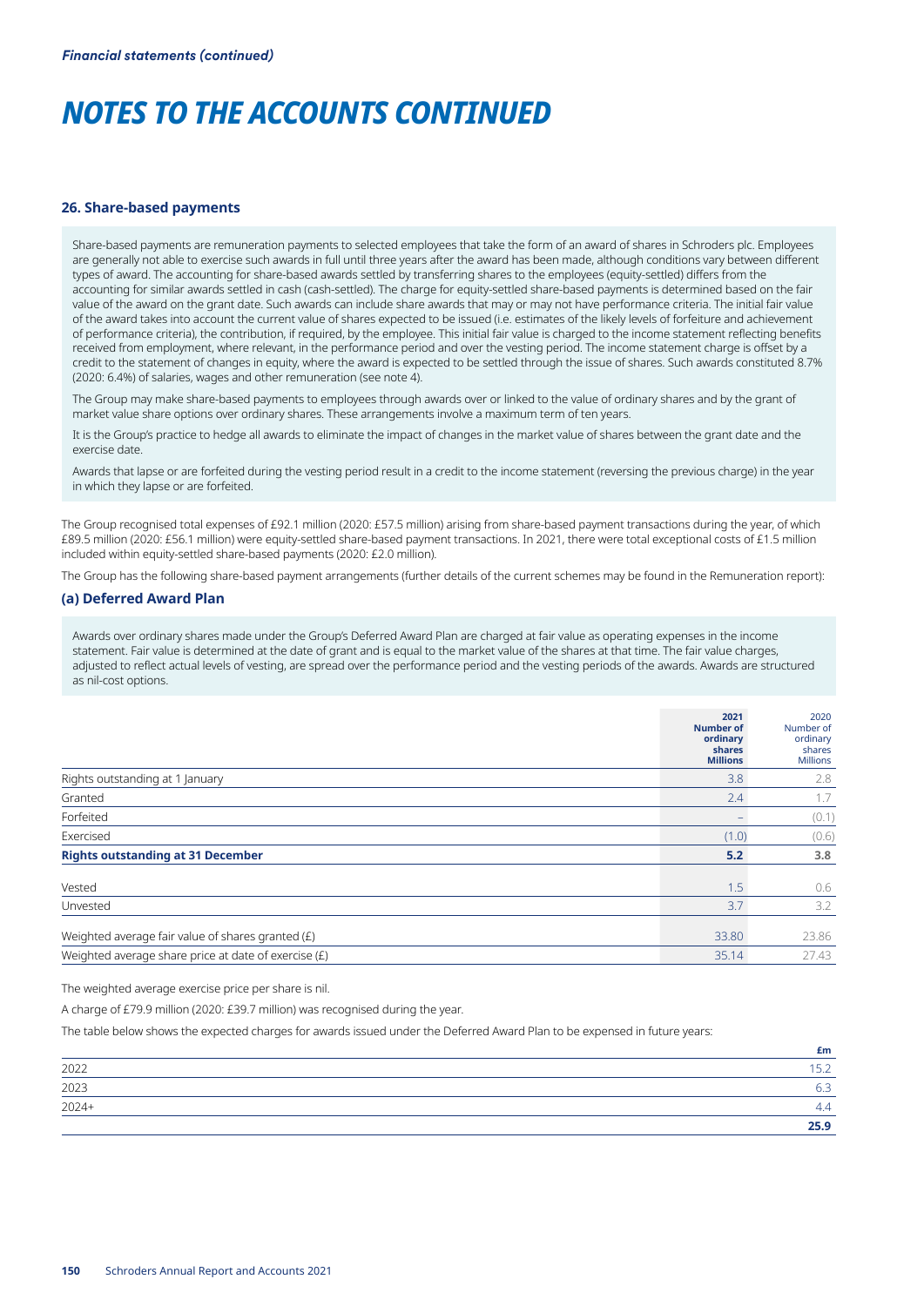*Financial statements (continued)*

# NOTES TO THE ACCOUNTS CONTINUED

## 26. Share-based payments

Share-based payments are remuneration payments to selected employees that take the form of an award of shares in Schroders plc. Employees are generally not able to exercise such awards in full until three years after the award has been made, although conditions vary between different types of award. The accounting for share-based awards settled by transferring shares to the employees (equity-settled) differs from the accounting for similar awards settled in cash (cash-settled). The charge for equity-settled share-based payments is determined based on the fair value of the award on the grant date. Such awards can include share awards that may or may not have performance criteria. The initial fair value of the award takes into account the current value of shares expected to be issued (i.e. estimates of the likely levels of forfeiture and achievement of performance criteria), the contribution, if required, by the employee. This initial fair value is charged to the income statement reflecting benefits received from employment, where relevant, in the performance period and over the vesting period. The income statement charge is offset by a credit to the statement of changes in equity, where the award is expected to be settled through the issue of shares. Such awards constituted 8.7% (2020: 6.4%) of salaries, wages and other remuneration (see note 4).

The Group may make share-based payments to employees through awards over or linked to the value of ordinary shares and by the grant of market value share options over ordinary shares. These arrangements involve a maximum term of ten years.

It is the Group's practice to hedge all awards to eliminate the impact of changes in the market value of shares between the grant date and the exercise date.

Awards that lapse or are forfeited during the vesting period result in a credit to the income statement (reversing the previous charge) in the year in which they lapse or are forfeited.

The Group recognised total expenses of £92.1 million (2020: £57.5 million) arising from share-based payment transactions during the year, of which £89.5 million (2020: £56.1 million) were equity-settled share-based payment transactions. In 2021, there were total exceptional costs of £1.5 million included within equity-settled share-based payments (2020: £2.0 million).

The Group has the following share-based payment arrangements (further details of the current schemes may be found in the Remuneration report):

### (a) Deferred Award Plan

Awards over ordinary shares made under the Group's Deferred Award Plan are charged at fair value as operating expenses in the income statement. Fair value is determined at the date of grant and is equal to the market value of the shares at that time. The fair value charges, adjusted to reflect actual levels of vesting, are spread over the performance period and the vesting periods of the awards. Awards are structured as nil-cost options.

| | **2021 Number of ordinary shares Millions** | 2020 Number of ordinary shares Millions |
|---|---|---|
| Rights outstanding at 1 January | 3.8 | 2.8 |
| Granted | 2.4 | 1.7 |
| Forfeited | – | (0.1) |
| Exercised | (1.0) | (0.6) |
| **Rights outstanding at 31 December** | **5.2** | **3.8** |
| Vested | 1.5 | 0.6 |
| Unvested | 3.7 | 3.2 |
| Weighted average fair value of shares granted (£) | 33.80 | 23.86 |
| Weighted average share price at date of exercise (£) | 35.14 | 27.43 |

The weighted average exercise price per share is nil.

A charge of £79.9 million (2020: £39.7 million) was recognised during the year.

The table below shows the expected charges for awards issued under the Deferred Award Plan to be expensed in future years:

| | **£m** |
|---|---|
| 2022 | 15.2 |
| 2023 | 6.3 |
| 2024+ | 4.4 |
| | **25.9** |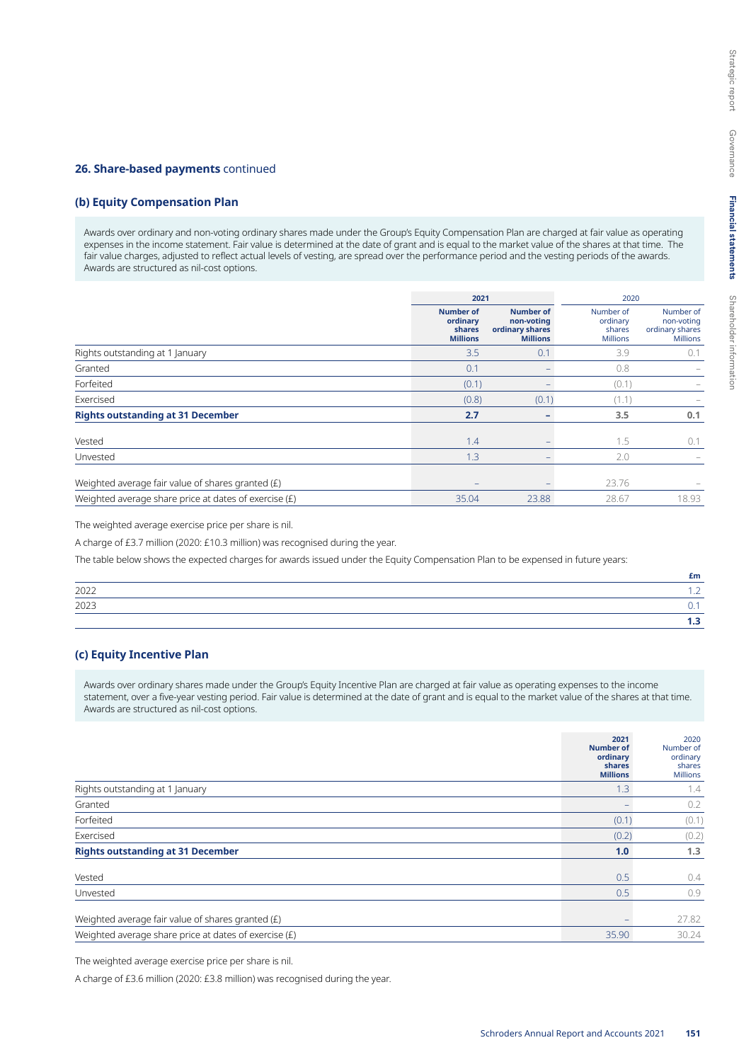## 26. Share-based payments continued

### (b) Equity Compensation Plan

Awards over ordinary and non-voting ordinary shares made under the Group's Equity Compensation Plan are charged at fair value as operating expenses in the income statement. Fair value is determined at the date of grant and is equal to the market value of the shares at that time. The fair value charges, adjusted to reflect actual levels of vesting, are spread over the performance period and the vesting periods of the awards. Awards are structured as nil-cost options.

| | 2021 | | 2020 | |
|---|---|---|---|---|
| | **Number of ordinary shares Millions** | **Number of non-voting ordinary shares Millions** | Number of ordinary shares Millions | Number of non-voting ordinary shares Millions |
| Rights outstanding at 1 January | 3.5 | 0.1 | 3.9 | 0.1 |
| Granted | 0.1 | – | 0.8 | – |
| Forfeited | (0.1) | – | (0.1) | – |
| Exercised | (0.8) | (0.1) | (1.1) | – |
| **Rights outstanding at 31 December** | **2.7** | **–** | **3.5** | **0.1** |
| Vested | 1.4 | – | 1.5 | 0.1 |
| Unvested | 1.3 | – | 2.0 | – |
| Weighted average fair value of shares granted (£) | – | – | 23.76 | – |
| Weighted average share price at dates of exercise (£) | 35.04 | 23.88 | 28.67 | 18.93 |

The weighted average exercise price per share is nil.

A charge of £3.7 million (2020: £10.3 million) was recognised during the year.

The table below shows the expected charges for awards issued under the Equity Compensation Plan to be expensed in future years:

| | £m |
|---|---|
| 2022 | 1.2 |
| 2023 | 0.1 |
| | **1.3** |

### (c) Equity Incentive Plan

Awards over ordinary shares made under the Group's Equity Incentive Plan are charged at fair value as operating expenses to the income statement, over a five-year vesting period. Fair value is determined at the date of grant and is equal to the market value of the shares at that time. Awards are structured as nil-cost options.

| | **2021 Number of ordinary shares Millions** | 2020 Number of ordinary shares Millions |
|---|---|---|
| Rights outstanding at 1 January | 1.3 | 1.4 |
| Granted | – | 0.2 |
| Forfeited | (0.1) | (0.1) |
| Exercised | (0.2) | (0.2) |
| **Rights outstanding at 31 December** | **1.0** | **1.3** |
| Vested | 0.5 | 0.4 |
| Unvested | 0.5 | 0.9 |
| Weighted average fair value of shares granted (£) | – | 27.82 |
| Weighted average share price at dates of exercise (£) | 35.90 | 30.24 |

The weighted average exercise price per share is nil.

A charge of £3.6 million (2020: £3.8 million) was recognised during the year.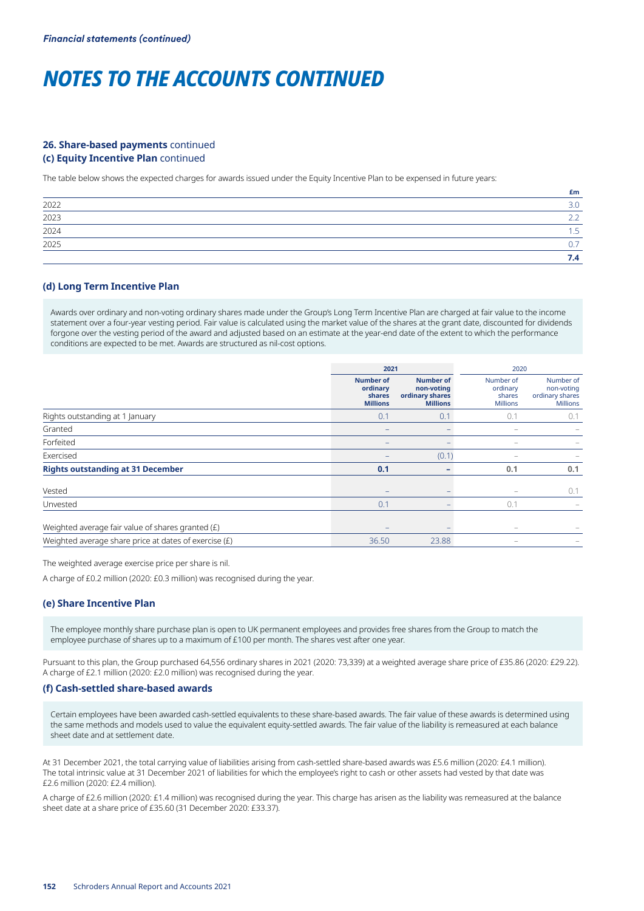*Financial statements (continued)*

# NOTES TO THE ACCOUNTS CONTINUED

### 26. Share-based payments continued
#### (c) Equity Incentive Plan continued

The table below shows the expected charges for awards issued under the Equity Incentive Plan to be expensed in future years:

| | £m |
|---|---|
| 2022 | 3.0 |
| 2023 | 2.2 |
| 2024 | 1.5 |
| 2025 | 0.7 |
| | **7.4** |

#### (d) Long Term Incentive Plan

Awards over ordinary and non-voting ordinary shares made under the Group's Long Term Incentive Plan are charged at fair value to the income statement over a four-year vesting period. Fair value is calculated using the market value of the shares at the grant date, discounted for dividends forgone over the vesting period of the award and adjusted based on an estimate at the year-end date of the extent to which the performance conditions are expected to be met. Awards are structured as nil-cost options.

| | **2021** | | 2020 | |
|---|---|---|---|---|
| | **Number of ordinary shares Millions** | **Number of non-voting ordinary shares Millions** | Number of ordinary shares Millions | Number of non-voting ordinary shares Millions |
| Rights outstanding at 1 January | 0.1 | 0.1 | 0.1 | 0.1 |
| Granted | – | – | – | – |
| Forfeited | – | – | – | – |
| Exercised | – | (0.1) | – | – |
| **Rights outstanding at 31 December** | **0.1** | **–** | **0.1** | **0.1** |
| Vested | – | – | – | 0.1 |
| Unvested | 0.1 | – | 0.1 | – |
| Weighted average fair value of shares granted (£) | – | – | – | – |
| Weighted average share price at dates of exercise (£) | 36.50 | 23.88 | – | – |

The weighted average exercise price per share is nil.

A charge of £0.2 million (2020: £0.3 million) was recognised during the year.

#### (e) Share Incentive Plan

The employee monthly share purchase plan is open to UK permanent employees and provides free shares from the Group to match the employee purchase of shares up to a maximum of £100 per month. The shares vest after one year.

Pursuant to this plan, the Group purchased 64,556 ordinary shares in 2021 (2020: 73,339) at a weighted average share price of £35.86 (2020: £29.22). A charge of £2.1 million (2020: £2.0 million) was recognised during the year.

#### (f) Cash-settled share-based awards

Certain employees have been awarded cash-settled equivalents to these share-based awards. The fair value of these awards is determined using the same methods and models used to value the equivalent equity-settled awards. The fair value of the liability is remeasured at each balance sheet date and at settlement date.

At 31 December 2021, the total carrying value of liabilities arising from cash-settled share-based awards was £5.6 million (2020: £4.1 million). The total intrinsic value at 31 December 2021 of liabilities for which the employee's right to cash or other assets had vested by that date was £2.6 million (2020: £2.4 million).

A charge of £2.6 million (2020: £1.4 million) was recognised during the year. This charge has arisen as the liability was remeasured at the balance sheet date at a share price of £35.60 (31 December 2020: £33.37).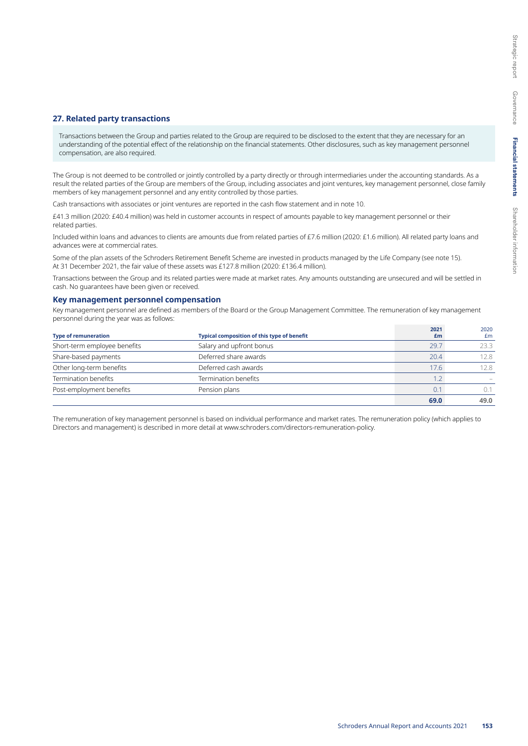## 27. Related party transactions

Transactions between the Group and parties related to the Group are required to be disclosed to the extent that they are necessary for an understanding of the potential effect of the relationship on the financial statements. Other disclosures, such as key management personnel compensation, are also required.

The Group is not deemed to be controlled or jointly controlled by a party directly or through intermediaries under the accounting standards. As a result the related parties of the Group are members of the Group, including associates and joint ventures, key management personnel, close family members of key management personnel and any entity controlled by those parties.

Cash transactions with associates or joint ventures are reported in the cash flow statement and in note 10.

£41.3 million (2020: £40.4 million) was held in customer accounts in respect of amounts payable to key management personnel or their related parties.

Included within loans and advances to clients are amounts due from related parties of £7.6 million (2020: £1.6 million). All related party loans and advances were at commercial rates.

Some of the plan assets of the Schroders Retirement Benefit Scheme are invested in products managed by the Life Company (see note 15). At 31 December 2021, the fair value of these assets was £127.8 million (2020: £136.4 million).

Transactions between the Group and its related parties were made at market rates. Any amounts outstanding are unsecured and will be settled in cash. No guarantees have been given or received.

### Key management personnel compensation

Key management personnel are defined as members of the Board or the Group Management Committee. The remuneration of key management personnel during the year was as follows:

| Type of remuneration | Typical composition of this type of benefit | 2021 £m | 2020 £m |
|---|---|---|---|
| Short-term employee benefits | Salary and upfront bonus | 29.7 | 23.3 |
| Share-based payments | Deferred share awards | 20.4 | 12.8 |
| Other long-term benefits | Deferred cash awards | 17.6 | 12.8 |
| Termination benefits | Termination benefits | 1.2 | – |
| Post-employment benefits | Pension plans | 0.1 | 0.1 |
| | | **69.0** | **49.0** |

The remuneration of key management personnel is based on individual performance and market rates. The remuneration policy (which applies to Directors and management) is described in more detail at www.schroders.com/directors-remuneration-policy.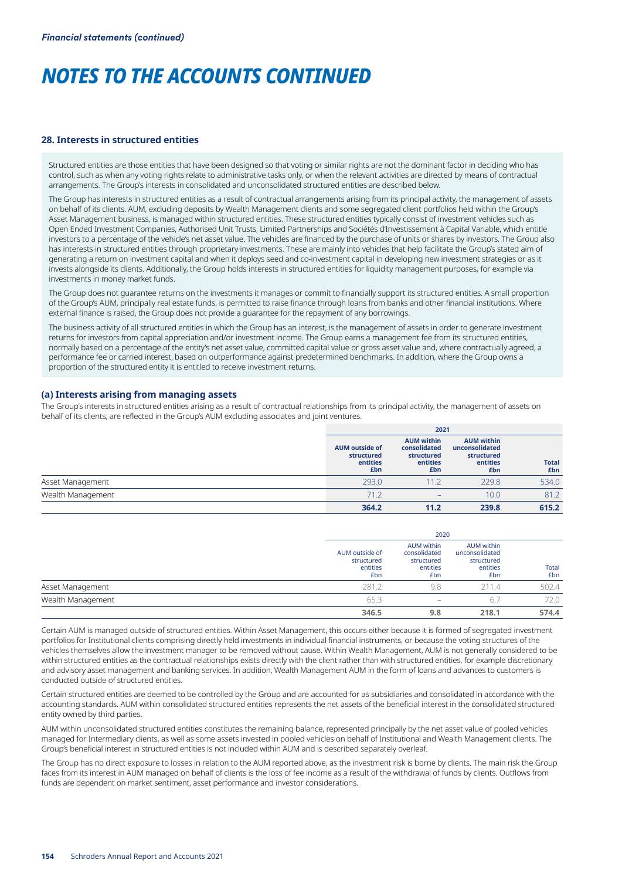*Financial statements (continued)*

# NOTES TO THE ACCOUNTS CONTINUED

## 28. Interests in structured entities

Structured entities are those entities that have been designed so that voting or similar rights are not the dominant factor in deciding who has control, such as when any voting rights relate to administrative tasks only, or when the relevant activities are directed by means of contractual arrangements. The Group's interests in consolidated and unconsolidated structured entities are described below.

The Group has interests in structured entities as a result of contractual arrangements arising from its principal activity, the management of assets on behalf of its clients. AUM, excluding deposits by Wealth Management clients and some segregated client portfolios held within the Group's Asset Management business, is managed within structured entities. These structured entities typically consist of investment vehicles such as Open Ended Investment Companies, Authorised Unit Trusts, Limited Partnerships and Sociétés d'Investissement à Capital Variable, which entitle investors to a percentage of the vehicle's net asset value. The vehicles are financed by the purchase of units or shares by investors. The Group also has interests in structured entities through proprietary investments. These are mainly into vehicles that help facilitate the Group's stated aim of generating a return on investment capital and when it deploys seed and co-investment capital in developing new investment strategies or as it invests alongside its clients. Additionally, the Group holds interests in structured entities for liquidity management purposes, for example via investments in money market funds.

The Group does not guarantee returns on the investments it manages or commit to financially support its structured entities. A small proportion of the Group's AUM, principally real estate funds, is permitted to raise finance through loans from banks and other financial institutions. Where external finance is raised, the Group does not provide a guarantee for the repayment of any borrowings.

The business activity of all structured entities in which the Group has an interest, is the management of assets in order to generate investment returns for investors from capital appreciation and/or investment income. The Group earns a management fee from its structured entities, normally based on a percentage of the entity's net asset value, committed capital value or gross asset value and, where contractually agreed, a performance fee or carried interest, based on outperformance against predetermined benchmarks. In addition, where the Group owns a proportion of the structured entity it is entitled to receive investment returns.

### (a) Interests arising from managing assets

The Group's interests in structured entities arising as a result of contractual relationships from its principal activity, the management of assets on behalf of its clients, are reflected in the Group's AUM excluding associates and joint ventures.

| | **2021** | | | |
|---|---|---|---|---|
| | **AUM outside of structured entities £bn** | **AUM within consolidated structured entities £bn** | **AUM within unconsolidated structured entities £bn** | **Total £bn** |
| Asset Management | 293.0 | 11.2 | 229.8 | 534.0 |
| Wealth Management | 71.2 | – | 10.0 | 81.2 |
| | **364.2** | **11.2** | **239.8** | **615.2** |

| | 2020 | | | |
|---|---|---|---|---|
| | AUM outside of structured entities £bn | AUM within consolidated structured entities £bn | AUM within unconsolidated structured entities £bn | Total £bn |
| Asset Management | 281.2 | 9.8 | 211.4 | 502.4 |
| Wealth Management | 65.3 | – | 6.7 | 72.0 |
| | **346.5** | **9.8** | **218.1** | **574.4** |

Certain AUM is managed outside of structured entities. Within Asset Management, this occurs either because it is formed of segregated investment portfolios for Institutional clients comprising directly held investments in individual financial instruments, or because the voting structures of the vehicles themselves allow the investment manager to be removed without cause. Within Wealth Management, AUM is not generally considered to be within structured entities as the contractual relationships exists directly with the client rather than with structured entities, for example discretionary and advisory asset management and banking services. In addition, Wealth Management AUM in the form of loans and advances to customers is conducted outside of structured entities.

Certain structured entities are deemed to be controlled by the Group and are accounted for as subsidiaries and consolidated in accordance with the accounting standards. AUM within consolidated structured entities represents the net assets of the beneficial interest in the consolidated structured entity owned by third parties.

AUM within unconsolidated structured entities constitutes the remaining balance, represented principally by the net asset value of pooled vehicles managed for Intermediary clients, as well as some assets invested in pooled vehicles on behalf of Institutional and Wealth Management clients. The Group's beneficial interest in structured entities is not included within AUM and is described separately overleaf.

The Group has no direct exposure to losses in relation to the AUM reported above, as the investment risk is borne by clients. The main risk the Group faces from its interest in AUM managed on behalf of clients is the loss of fee income as a result of the withdrawal of funds by clients. Outflows from funds are dependent on market sentiment, asset performance and investor considerations.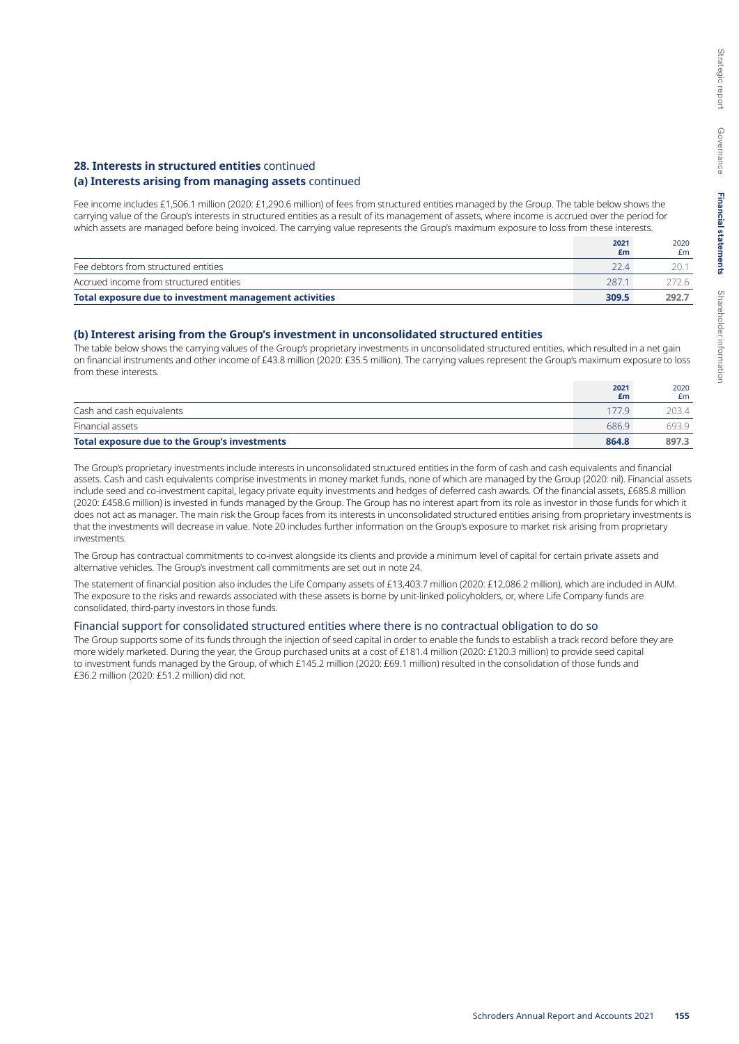## 28. Interests in structured entities continued

### (a) Interests arising from managing assets continued

Fee income includes £1,506.1 million (2020: £1,290.6 million) of fees from structured entities managed by the Group. The table below shows the carrying value of the Group's interests in structured entities as a result of its management of assets, where income is accrued over the period for which assets are managed before being invoiced. The carrying value represents the Group's maximum exposure to loss from these interests.

| | 2021 £m | 2020 £m |
|---|---|---|
| Fee debtors from structured entities | 22.4 | 20.1 |
| Accrued income from structured entities | 287.1 | 272.6 |
| **Total exposure due to investment management activities** | **309.5** | **292.7** |

### (b) Interest arising from the Group's investment in unconsolidated structured entities

The table below shows the carrying values of the Group's proprietary investments in unconsolidated structured entities, which resulted in a net gain on financial instruments and other income of £43.8 million (2020: £35.5 million). The carrying values represent the Group's maximum exposure to loss from these interests.

| | 2021 £m | 2020 £m |
|---|---|---|
| Cash and cash equivalents | 177.9 | 203.4 |
| Financial assets | 686.9 | 693.9 |
| **Total exposure due to the Group's investments** | **864.8** | **897.3** |

The Group's proprietary investments include interests in unconsolidated structured entities in the form of cash and cash equivalents and financial assets. Cash and cash equivalents comprise investments in money market funds, none of which are managed by the Group (2020: nil). Financial assets include seed and co-investment capital, legacy private equity investments and hedges of deferred cash awards. Of the financial assets, £685.8 million (2020: £458.6 million) is invested in funds managed by the Group. The Group has no interest apart from its role as investor in those funds for which it does not act as manager. The main risk the Group faces from its interests in unconsolidated structured entities arising from proprietary investments is that the investments will decrease in value. Note 20 includes further information on the Group's exposure to market risk arising from proprietary investments.

The Group has contractual commitments to co-invest alongside its clients and provide a minimum level of capital for certain private assets and alternative vehicles. The Group's investment call commitments are set out in note 24.

The statement of financial position also includes the Life Company assets of £13,403.7 million (2020: £12,086.2 million), which are included in AUM. The exposure to the risks and rewards associated with these assets is borne by unit-linked policyholders, or, where Life Company funds are consolidated, third-party investors in those funds.

### Financial support for consolidated structured entities where there is no contractual obligation to do so

The Group supports some of its funds through the injection of seed capital in order to enable the funds to establish a track record before they are more widely marketed. During the year, the Group purchased units at a cost of £181.4 million (2020: £120.3 million) to provide seed capital to investment funds managed by the Group, of which £145.2 million (2020: £69.1 million) resulted in the consolidation of those funds and £36.2 million (2020: £51.2 million) did not.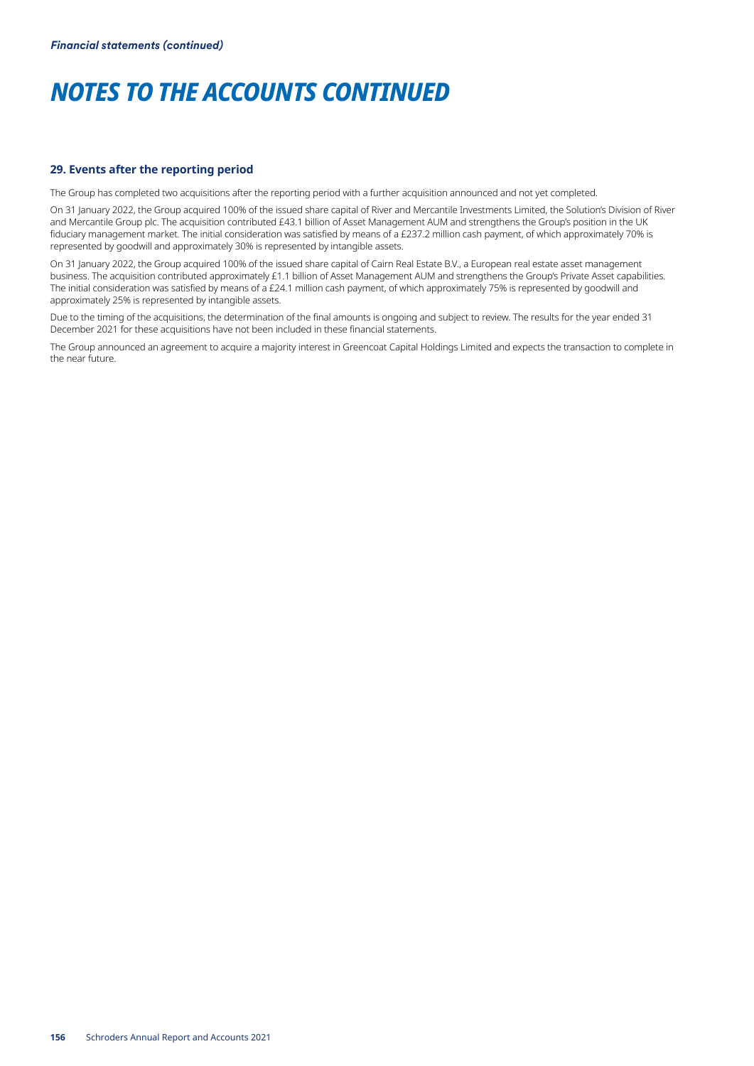# NOTES TO THE ACCOUNTS CONTINUED

### 29. Events after the reporting period

The Group has completed two acquisitions after the reporting period with a further acquisition announced and not yet completed.

On 31 January 2022, the Group acquired 100% of the issued share capital of River and Mercantile Investments Limited, the Solution's Division of River and Mercantile Group plc. The acquisition contributed £43.1 billion of Asset Management AUM and strengthens the Group's position in the UK fiduciary management market. The initial consideration was satisfied by means of a £237.2 million cash payment, of which approximately 70% is represented by goodwill and approximately 30% is represented by intangible assets.

On 31 January 2022, the Group acquired 100% of the issued share capital of Cairn Real Estate B.V., a European real estate asset management business. The acquisition contributed approximately £1.1 billion of Asset Management AUM and strengthens the Group's Private Asset capabilities. The initial consideration was satisfied by means of a £24.1 million cash payment, of which approximately 75% is represented by goodwill and approximately 25% is represented by intangible assets.

Due to the timing of the acquisitions, the determination of the final amounts is ongoing and subject to review. The results for the year ended 31 December 2021 for these acquisitions have not been included in these financial statements.

The Group announced an agreement to acquire a majority interest in Greencoat Capital Holdings Limited and expects the transaction to complete in the near future.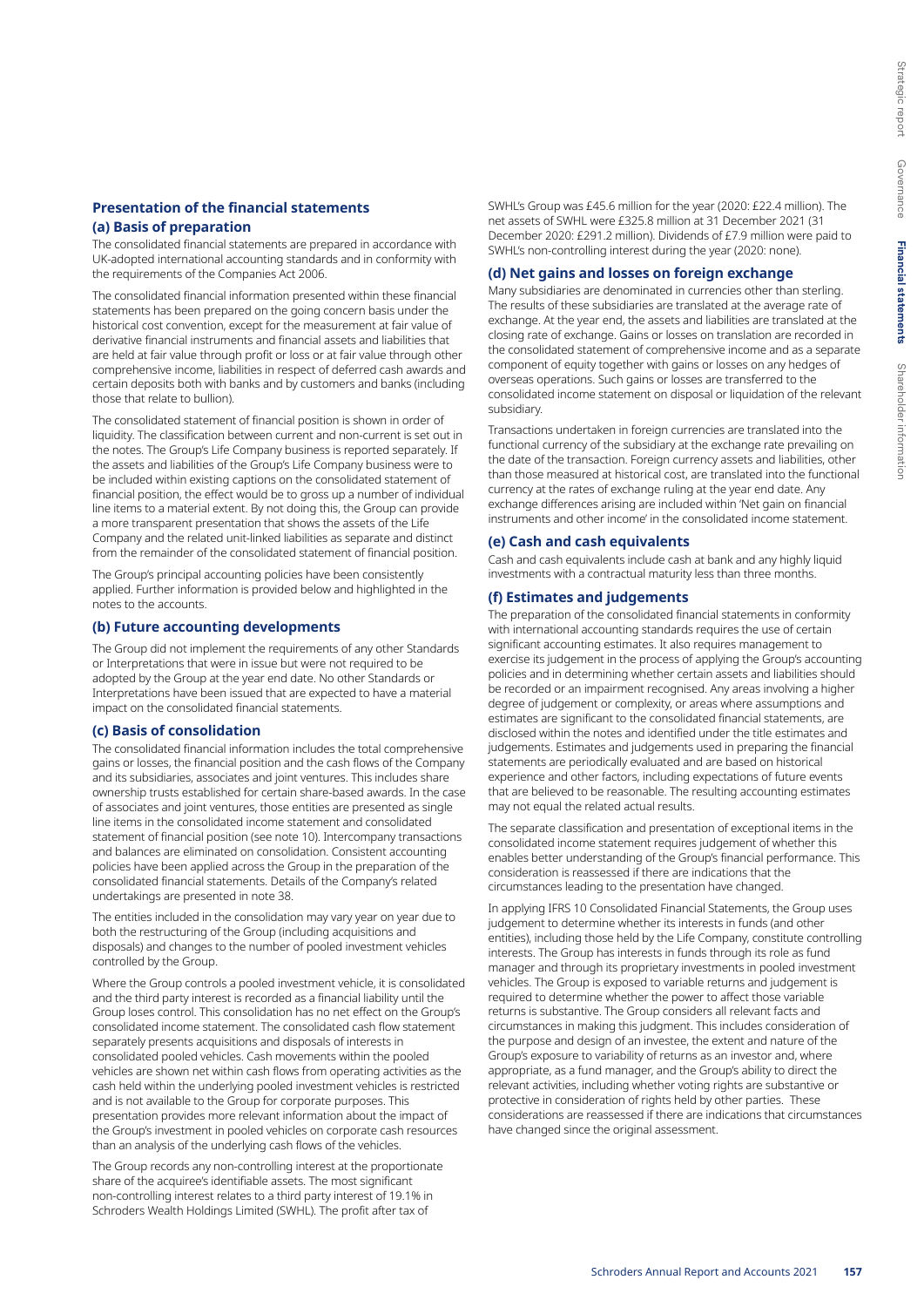## Presentation of the financial statements

### (a) Basis of preparation

The consolidated financial statements are prepared in accordance with UK-adopted international accounting standards and in conformity with the requirements of the Companies Act 2006.

The consolidated financial information presented within these financial statements has been prepared on the going concern basis under the historical cost convention, except for the measurement at fair value of derivative financial instruments and financial assets and liabilities that are held at fair value through profit or loss or at fair value through other comprehensive income, liabilities in respect of deferred cash awards and certain deposits both with banks and by customers and banks (including those that relate to bullion).

The consolidated statement of financial position is shown in order of liquidity. The classification between current and non-current is set out in the notes. The Group's Life Company business is reported separately. If the assets and liabilities of the Group's Life Company business were to be included within existing captions on the consolidated statement of financial position, the effect would be to gross up a number of individual line items to a material extent. By not doing this, the Group can provide a more transparent presentation that shows the assets of the Life Company and the related unit-linked liabilities as separate and distinct from the remainder of the consolidated statement of financial position.

The Group's principal accounting policies have been consistently applied. Further information is provided below and highlighted in the notes to the accounts.

### (b) Future accounting developments

The Group did not implement the requirements of any other Standards or Interpretations that were in issue but were not required to be adopted by the Group at the year end date. No other Standards or Interpretations have been issued that are expected to have a material impact on the consolidated financial statements.

### (c) Basis of consolidation

The consolidated financial information includes the total comprehensive gains or losses, the financial position and the cash flows of the Company and its subsidiaries, associates and joint ventures. This includes share ownership trusts established for certain share-based awards. In the case of associates and joint ventures, those entities are presented as single line items in the consolidated income statement and consolidated statement of financial position (see note 10). Intercompany transactions and balances are eliminated on consolidation. Consistent accounting policies have been applied across the Group in the preparation of the consolidated financial statements. Details of the Company's related undertakings are presented in note 38.

The entities included in the consolidation may vary year on year due to both the restructuring of the Group (including acquisitions and disposals) and changes to the number of pooled investment vehicles controlled by the Group.

Where the Group controls a pooled investment vehicle, it is consolidated and the third party interest is recorded as a financial liability until the Group loses control. This consolidation has no net effect on the Group's consolidated income statement. The consolidated cash flow statement separately presents acquisitions and disposals of interests in consolidated pooled vehicles. Cash movements within the pooled vehicles are shown net within cash flows from operating activities as the cash held within the underlying pooled investment vehicles is restricted and is not available to the Group for corporate purposes. This presentation provides more relevant information about the impact of the Group's investment in pooled vehicles on corporate cash resources than an analysis of the underlying cash flows of the vehicles.

The Group records any non-controlling interest at the proportionate share of the acquiree's identifiable assets. The most significant non-controlling interest relates to a third party interest of 19.1% in Schroders Wealth Holdings Limited (SWHL). The profit after tax of SWHL's Group was £45.6 million for the year (2020: £22.4 million). The net assets of SWHL were £325.8 million at 31 December 2021 (31 December 2020: £291.2 million). Dividends of £7.9 million were paid to SWHL's non-controlling interest during the year (2020: none).

### (d) Net gains and losses on foreign exchange

Many subsidiaries are denominated in currencies other than sterling. The results of these subsidiaries are translated at the average rate of exchange. At the year end, the assets and liabilities are translated at the closing rate of exchange. Gains or losses on translation are recorded in the consolidated statement of comprehensive income and as a separate component of equity together with gains or losses on any hedges of overseas operations. Such gains or losses are transferred to the consolidated income statement on disposal or liquidation of the relevant subsidiary.

Transactions undertaken in foreign currencies are translated into the functional currency of the subsidiary at the exchange rate prevailing on the date of the transaction. Foreign currency assets and liabilities, other than those measured at historical cost, are translated into the functional currency at the rates of exchange ruling at the year end date. Any exchange differences arising are included within 'Net gain on financial instruments and other income' in the consolidated income statement.

### (e) Cash and cash equivalents

Cash and cash equivalents include cash at bank and any highly liquid investments with a contractual maturity less than three months.

### (f) Estimates and judgements

The preparation of the consolidated financial statements in conformity with international accounting standards requires the use of certain significant accounting estimates. It also requires management to exercise its judgement in the process of applying the Group's accounting policies and in determining whether certain assets and liabilities should be recorded or an impairment recognised. Any areas involving a higher degree of judgement or complexity, or areas where assumptions and estimates are significant to the consolidated financial statements, are disclosed within the notes and identified under the title estimates and judgements. Estimates and judgements used in preparing the financial statements are periodically evaluated and are based on historical experience and other factors, including expectations of future events that are believed to be reasonable. The resulting accounting estimates may not equal the related actual results.

The separate classification and presentation of exceptional items in the consolidated income statement requires judgement of whether this enables better understanding of the Group's financial performance. This consideration is reassessed if there are indications that the circumstances leading to the presentation have changed.

In applying IFRS 10 Consolidated Financial Statements, the Group uses judgement to determine whether its interests in funds (and other entities), including those held by the Life Company, constitute controlling interests. The Group has interests in funds through its role as fund manager and through its proprietary investments in pooled investment vehicles. The Group is exposed to variable returns and judgement is required to determine whether the power to affect those variable returns is substantive. The Group considers all relevant facts and circumstances in making this judgment. This includes consideration of the purpose and design of an investee, the extent and nature of the Group's exposure to variability of returns as an investor and, where appropriate, as a fund manager, and the Group's ability to direct the relevant activities, including whether voting rights are substantive or protective in consideration of rights held by other parties. These considerations are reassessed if there are indications that circumstances have changed since the original assessment.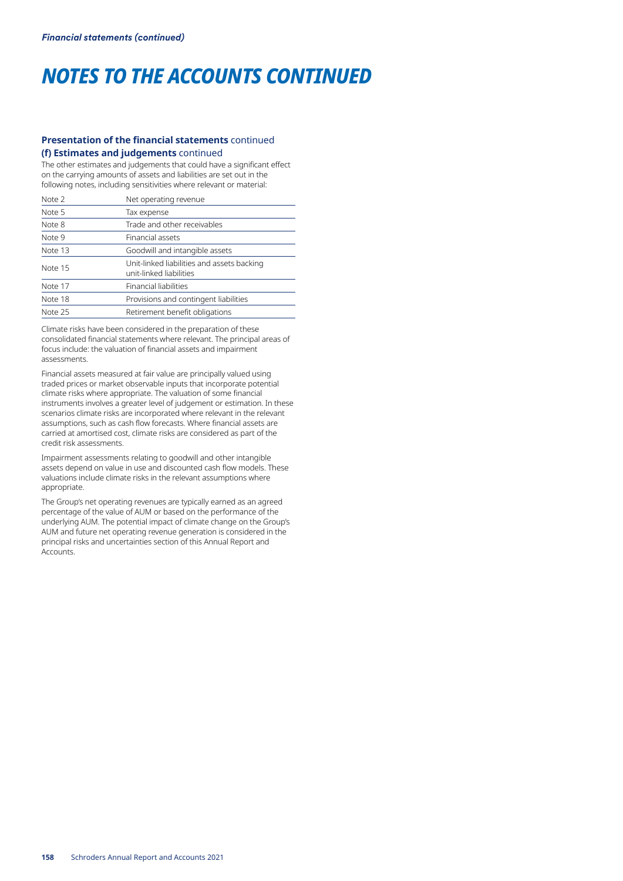# NOTES TO THE ACCOUNTS CONTINUED

## Presentation of the financial statements continued

### (f) Estimates and judgements continued

The other estimates and judgements that could have a significant effect on the carrying amounts of assets and liabilities are set out in the following notes, including sensitivities where relevant or material:

| | |
|---|---|
| Note 2 | Net operating revenue |
| Note 5 | Tax expense |
| Note 8 | Trade and other receivables |
| Note 9 | Financial assets |
| Note 13 | Goodwill and intangible assets |
| Note 15 | Unit-linked liabilities and assets backing unit-linked liabilities |
| Note 17 | Financial liabilities |
| Note 18 | Provisions and contingent liabilities |
| Note 25 | Retirement benefit obligations |

Climate risks have been considered in the preparation of these consolidated financial statements where relevant. The principal areas of focus include: the valuation of financial assets and impairment assessments.

Financial assets measured at fair value are principally valued using traded prices or market observable inputs that incorporate potential climate risks where appropriate. The valuation of some financial instruments involves a greater level of judgement or estimation. In these scenarios climate risks are incorporated where relevant in the relevant assumptions, such as cash flow forecasts. Where financial assets are carried at amortised cost, climate risks are considered as part of the credit risk assessments.

Impairment assessments relating to goodwill and other intangible assets depend on value in use and discounted cash flow models. These valuations include climate risks in the relevant assumptions where appropriate.

The Group's net operating revenues are typically earned as an agreed percentage of the value of AUM or based on the performance of the underlying AUM. The potential impact of climate change on the Group's AUM and future net operating revenue generation is considered in the principal risks and uncertainties section of this Annual Report and Accounts.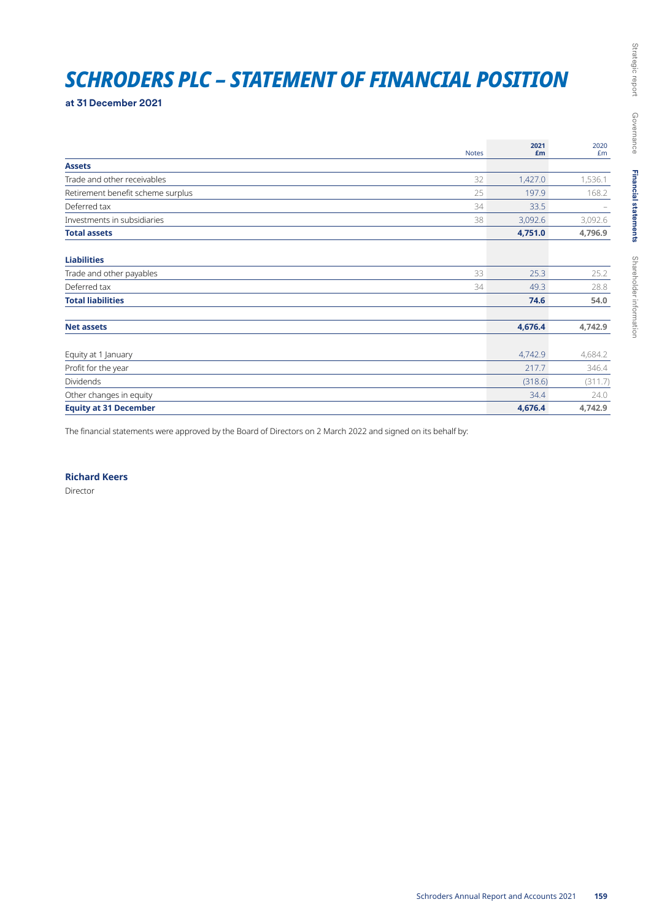# SCHRODERS PLC – STATEMENT OF FINANCIAL POSITION

**at 31 December 2021**

| | Notes | 2021 £m | 2020 £m |
|---|---|---|---|
| **Assets** | | | |
| Trade and other receivables | 32 | 1,427.0 | 1,536.1 |
| Retirement benefit scheme surplus | 25 | 197.9 | 168.2 |
| Deferred tax | 34 | 33.5 | – |
| Investments in subsidiaries | 38 | 3,092.6 | 3,092.6 |
| **Total assets** | | **4,751.0** | **4,796.9** |
| | | | |
| **Liabilities** | | | |
| Trade and other payables | 33 | 25.3 | 25.2 |
| Deferred tax | 34 | 49.3 | 28.8 |
| **Total liabilities** | | **74.6** | **54.0** |
| | | | |
| **Net assets** | | **4,676.4** | **4,742.9** |
| | | | |
| Equity at 1 January | | 4,742.9 | 4,684.2 |
| Profit for the year | | 217.7 | 346.4 |
| Dividends | | (318.6) | (311.7) |
| Other changes in equity | | 34.4 | 24.0 |
| **Equity at 31 December** | | **4,676.4** | **4,742.9** |

The financial statements were approved by the Board of Directors on 2 March 2022 and signed on its behalf by:

**Richard Keers**
Director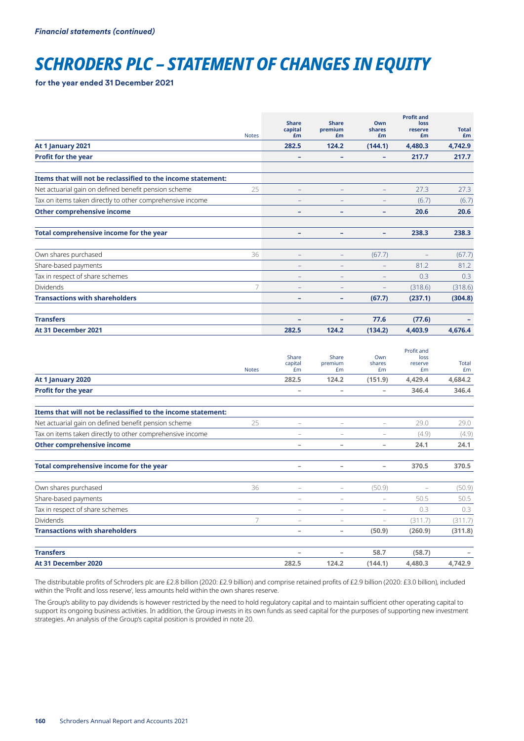*Financial statements (continued)*

# SCHRODERS PLC – STATEMENT OF CHANGES IN EQUITY

**for the year ended 31 December 2021**

| | Notes | Share capital £m | Share premium £m | Own shares £m | Profit and loss reserve £m | Total £m |
|---|---|---|---|---|---|---|
| **At 1 January 2021** | | **282.5** | **124.2** | **(144.1)** | **4,480.3** | **4,742.9** |
| **Profit for the year** | | **–** | **–** | **–** | **217.7** | **217.7** |
| **Items that will not be reclassified to the income statement:** | | | | | | |
| Net actuarial gain on defined benefit pension scheme | 25 | – | – | – | 27.3 | 27.3 |
| Tax on items taken directly to other comprehensive income | | – | – | – | (6.7) | (6.7) |
| **Other comprehensive income** | | **–** | **–** | **–** | **20.6** | **20.6** |
| **Total comprehensive income for the year** | | **–** | **–** | **–** | **238.3** | **238.3** |
| Own shares purchased | 36 | – | – | (67.7) | – | (67.7) |
| Share-based payments | | – | – | – | 81.2 | 81.2 |
| Tax in respect of share schemes | | – | – | – | 0.3 | 0.3 |
| Dividends | 7 | – | – | – | (318.6) | (318.6) |
| **Transactions with shareholders** | | **–** | **–** | **(67.7)** | **(237.1)** | **(304.8)** |
| **Transfers** | | **–** | **–** | **77.6** | **(77.6)** | **–** |
| **At 31 December 2021** | | **282.5** | **124.2** | **(134.2)** | **4,403.9** | **4,676.4** |

| | Notes | Share capital £m | Share premium £m | Own shares £m | Profit and loss reserve £m | Total £m |
|---|---|---|---|---|---|---|
| **At 1 January 2020** | | **282.5** | **124.2** | **(151.9)** | **4,429.4** | **4,684.2** |
| **Profit for the year** | | **–** | **–** | **–** | **346.4** | **346.4** |
| **Items that will not be reclassified to the income statement:** | | | | | | |
| Net actuarial gain on defined benefit pension scheme | 25 | – | – | – | 29.0 | 29.0 |
| Tax on items taken directly to other comprehensive income | | – | – | – | (4.9) | (4.9) |
| **Other comprehensive income** | | **–** | **–** | **–** | **24.1** | **24.1** |
| **Total comprehensive income for the year** | | **–** | **–** | **–** | **370.5** | **370.5** |
| Own shares purchased | 36 | – | – | (50.9) | – | (50.9) |
| Share-based payments | | – | – | – | 50.5 | 50.5 |
| Tax in respect of share schemes | | – | – | – | 0.3 | 0.3 |
| Dividends | 7 | – | – | – | (311.7) | (311.7) |
| **Transactions with shareholders** | | **–** | **–** | **(50.9)** | **(260.9)** | **(311.8)** |
| **Transfers** | | **–** | **–** | **58.7** | **(58.7)** | **–** |
| **At 31 December 2020** | | **282.5** | **124.2** | **(144.1)** | **4,480.3** | **4,742.9** |

The distributable profits of Schroders plc are £2.8 billion (2020: £2.9 billion) and comprise retained profits of £2.9 billion (2020: £3.0 billion), included within the 'Profit and loss reserve', less amounts held within the own shares reserve.

The Group's ability to pay dividends is however restricted by the need to hold regulatory capital and to maintain sufficient other operating capital to support its ongoing business activities. In addition, the Group invests in its own funds as seed capital for the purposes of supporting new investment strategies. An analysis of the Group's capital position is provided in note 20.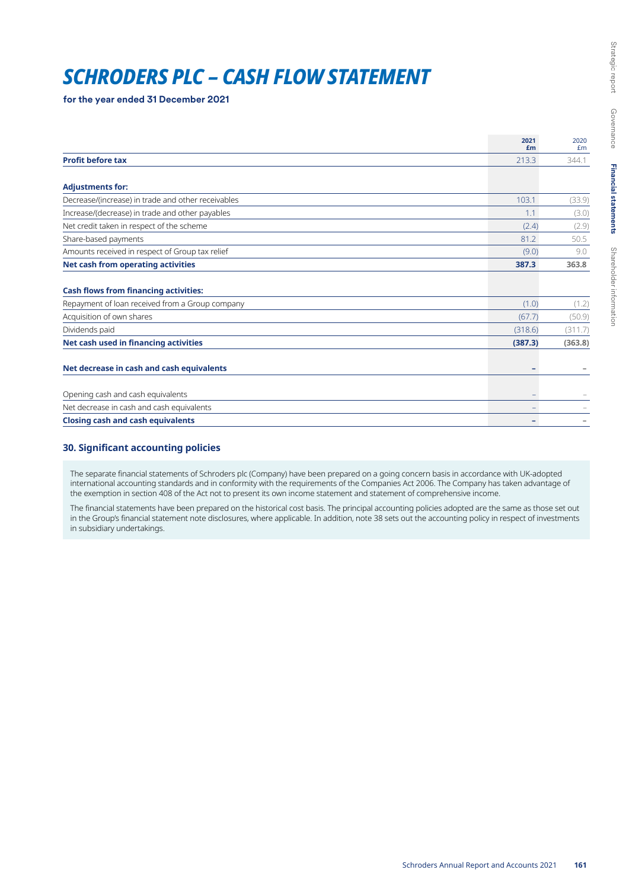# SCHRODERS PLC – CASH FLOW STATEMENT

**for the year ended 31 December 2021**

| | 2021 £m | 2020 £m |
|---|---|---|
| **Profit before tax** | 213.3 | 344.1 |
| | | |
| **Adjustments for:** | | |
| Decrease/(increase) in trade and other receivables | 103.1 | (33.9) |
| Increase/(decrease) in trade and other payables | 1.1 | (3.0) |
| Net credit taken in respect of the scheme | (2.4) | (2.9) |
| Share-based payments | 81.2 | 50.5 |
| Amounts received in respect of Group tax relief | (9.0) | 9.0 |
| **Net cash from operating activities** | **387.3** | **363.8** |
| | | |
| **Cash flows from financing activities:** | | |
| Repayment of loan received from a Group company | (1.0) | (1.2) |
| Acquisition of own shares | (67.7) | (50.9) |
| Dividends paid | (318.6) | (311.7) |
| **Net cash used in financing activities** | **(387.3)** | **(363.8)** |
| | | |
| **Net decrease in cash and cash equivalents** | **–** | **–** |
| | | |
| Opening cash and cash equivalents | – | – |
| Net decrease in cash and cash equivalents | – | – |
| **Closing cash and cash equivalents** | **–** | **–** |

## 30. Significant accounting policies

The separate financial statements of Schroders plc (Company) have been prepared on a going concern basis in accordance with UK-adopted international accounting standards and in conformity with the requirements of the Companies Act 2006. The Company has taken advantage of the exemption in section 408 of the Act not to present its own income statement and statement of comprehensive income.

The financial statements have been prepared on the historical cost basis. The principal accounting policies adopted are the same as those set out in the Group's financial statement note disclosures, where applicable. In addition, note 38 sets out the accounting policy in respect of investments in subsidiary undertakings.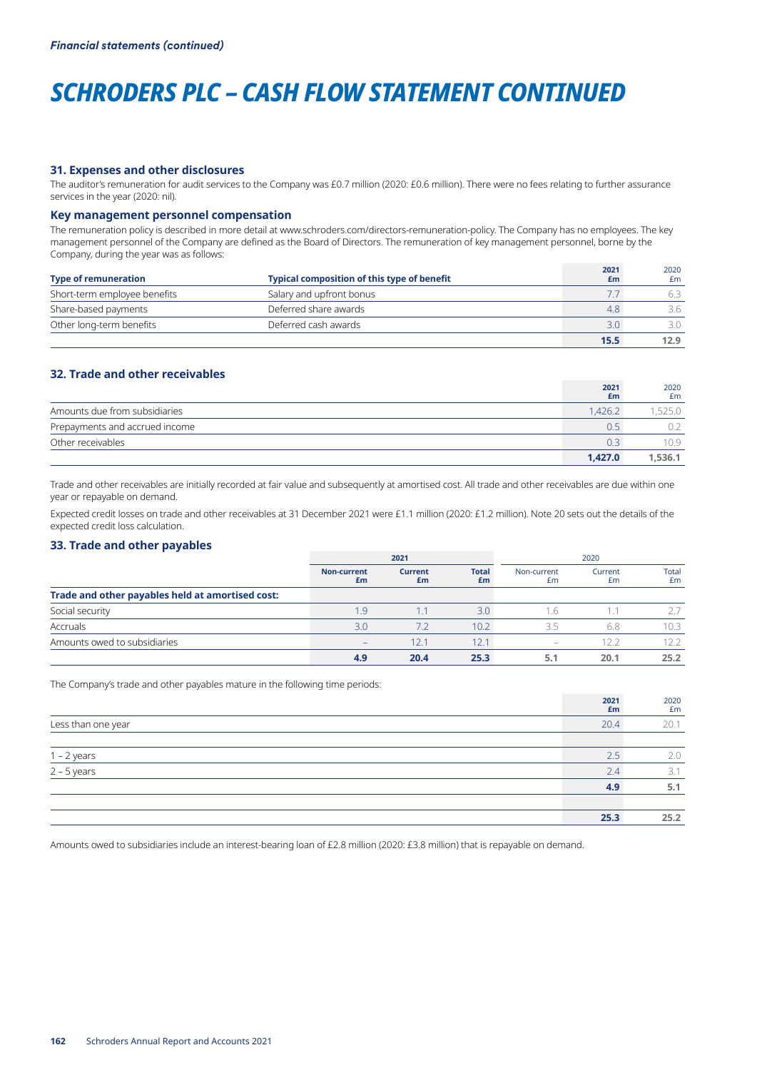*Financial statements (continued)*

# SCHRODERS PLC – CASH FLOW STATEMENT CONTINUED

### 31. Expenses and other disclosures

The auditor's remuneration for audit services to the Company was £0.7 million (2020: £0.6 million). There were no fees relating to further assurance services in the year (2020: nil).

### Key management personnel compensation

The remuneration policy is described in more detail at www.schroders.com/directors-remuneration-policy. The Company has no employees. The key management personnel of the Company are defined as the Board of Directors. The remuneration of key management personnel, borne by the Company, during the year was as follows:

| Type of remuneration | Typical composition of this type of benefit | 2021 £m | 2020 £m |
|---|---|---|---|
| Short-term employee benefits | Salary and upfront bonus | 7.7 | 6.3 |
| Share-based payments | Deferred share awards | 4.8 | 3.6 |
| Other long-term benefits | Deferred cash awards | 3.0 | 3.0 |
| | | **15.5** | **12.9** |

### 32. Trade and other receivables

| | 2021 £m | 2020 £m |
|---|---|---|
| Amounts due from subsidiaries | 1,426.2 | 1,525.0 |
| Prepayments and accrued income | 0.5 | 0.2 |
| Other receivables | 0.3 | 10.9 |
| | **1,427.0** | **1,536.1** |

Trade and other receivables are initially recorded at fair value and subsequently at amortised cost. All trade and other receivables are due within one year or repayable on demand.

Expected credit losses on trade and other receivables at 31 December 2021 were £1.1 million (2020: £1.2 million). Note 20 sets out the details of the expected credit loss calculation.

### 33. Trade and other payables

| | 2021 | | | 2020 | | |
|---|---|---|---|---|---|---|
| | Non-current £m | Current £m | Total £m | Non-current £m | Current £m | Total £m |
| **Trade and other payables held at amortised cost:** | | | | | | |
| Social security | 1.9 | 1.1 | 3.0 | 1.6 | 1.1 | 2.7 |
| Accruals | 3.0 | 7.2 | 10.2 | 3.5 | 6.8 | 10.3 |
| Amounts owed to subsidiaries | – | 12.1 | 12.1 | – | 12.2 | 12.2 |
| | **4.9** | **20.4** | **25.3** | **5.1** | **20.1** | **25.2** |

The Company's trade and other payables mature in the following time periods:

| | 2021 £m | 2020 £m |
|---|---|---|
| Less than one year | 20.4 | 20.1 |
| | | |
| 1 – 2 years | 2.5 | 2.0 |
| 2 – 5 years | 2.4 | 3.1 |
| | **4.9** | **5.1** |
| | | |
| | **25.3** | **25.2** |

Amounts owed to subsidiaries include an interest-bearing loan of £2.8 million (2020: £3.8 million) that is repayable on demand.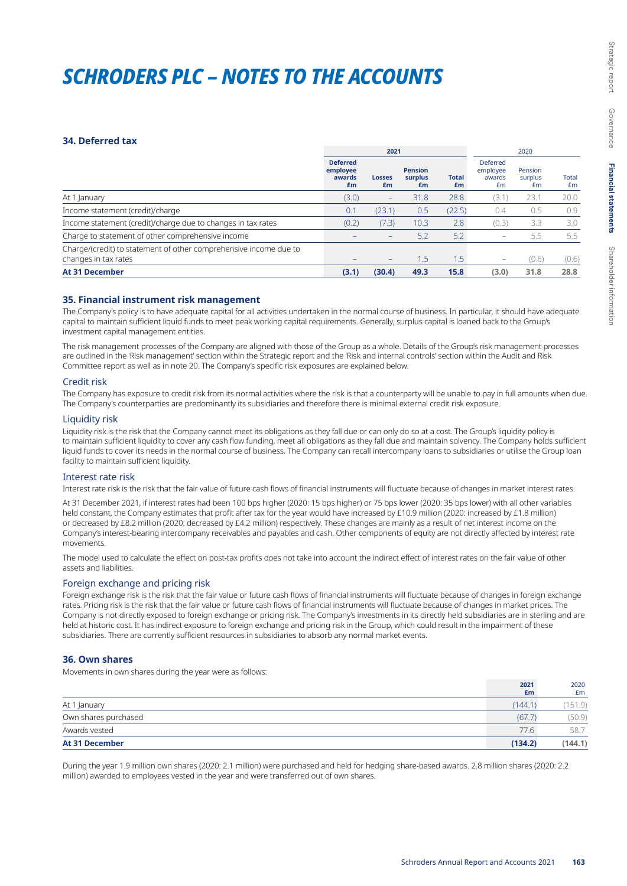# SCHRODERS PLC – NOTES TO THE ACCOUNTS

### 34. Deferred tax

| | 2021 | | | | 2020 | | |
|---|---|---|---|---|---|---|---|
| | **Deferred employee awards £m** | **Losses £m** | **Pension surplus £m** | **Total £m** | Deferred employee awards £m | Pension surplus £m | Total £m |
| At 1 January | (3.0) | – | 31.8 | 28.8 | (3.1) | 23.1 | 20.0 |
| Income statement (credit)/charge | 0.1 | (23.1) | 0.5 | (22.5) | 0.4 | 0.5 | 0.9 |
| Income statement (credit)/charge due to changes in tax rates | (0.2) | (7.3) | 10.3 | 2.8 | (0.3) | 3.3 | 3.0 |
| Charge to statement of other comprehensive income | – | – | 5.2 | 5.2 | – | 5.5 | 5.5 |
| Charge/(credit) to statement of other comprehensive income due to changes in tax rates | – | – | 1.5 | 1.5 | – | (0.6) | (0.6) |
| **At 31 December** | **(3.1)** | **(30.4)** | **49.3** | **15.8** | **(3.0)** | **31.8** | **28.8** |

### 35. Financial instrument risk management

The Company's policy is to have adequate capital for all activities undertaken in the normal course of business. In particular, it should have adequate capital to maintain sufficient liquid funds to meet peak working capital requirements. Generally, surplus capital is loaned back to the Group's investment capital management entities.

The risk management processes of the Company are aligned with those of the Group as a whole. Details of the Group's risk management processes are outlined in the 'Risk management' section within the Strategic report and the 'Risk and internal controls' section within the Audit and Risk Committee report as well as in note 20. The Company's specific risk exposures are explained below.

#### Credit risk

The Company has exposure to credit risk from its normal activities where the risk is that a counterparty will be unable to pay in full amounts when due. The Company's counterparties are predominantly its subsidiaries and therefore there is minimal external credit risk exposure.

#### Liquidity risk

Liquidity risk is the risk that the Company cannot meet its obligations as they fall due or can only do so at a cost. The Group's liquidity policy is to maintain sufficient liquidity to cover any cash flow funding, meet all obligations as they fall due and maintain solvency. The Company holds sufficient liquid funds to cover its needs in the normal course of business. The Company can recall intercompany loans to subsidiaries or utilise the Group loan facility to maintain sufficient liquidity.

#### Interest rate risk

Interest rate risk is the risk that the fair value of future cash flows of financial instruments will fluctuate because of changes in market interest rates.

At 31 December 2021, if interest rates had been 100 bps higher (2020: 15 bps higher) or 75 bps lower (2020: 35 bps lower) with all other variables held constant, the Company estimates that profit after tax for the year would have increased by £10.9 million (2020: increased by £1.8 million) or decreased by £8.2 million (2020: decreased by £4.2 million) respectively. These changes are mainly as a result of net interest income on the Company's interest-bearing intercompany receivables and payables and cash. Other components of equity are not directly affected by interest rate movements.

The model used to calculate the effect on post-tax profits does not take into account the indirect effect of interest rates on the fair value of other assets and liabilities.

#### Foreign exchange and pricing risk

Foreign exchange risk is the risk that the fair value or future cash flows of financial instruments will fluctuate because of changes in foreign exchange rates. Pricing risk is the risk that the fair value or future cash flows of financial instruments will fluctuate because of changes in market prices. The Company is not directly exposed to foreign exchange or pricing risk. The Company's investments in its directly held subsidiaries are in sterling and are held at historic cost. It has indirect exposure to foreign exchange and pricing risk in the Group, which could result in the impairment of these subsidiaries. There are currently sufficient resources in subsidiaries to absorb any normal market events.

### 36. Own shares

Movements in own shares during the year were as follows:

| | **2021 £m** | 2020 £m |
|---|---|---|
| At 1 January | (144.1) | (151.9) |
| Own shares purchased | (67.7) | (50.9) |
| Awards vested | 77.6 | 58.7 |
| **At 31 December** | **(134.2)** | **(144.1)** |

During the year 1.9 million own shares (2020: 2.1 million) were purchased and held for hedging share-based awards. 2.8 million shares (2020: 2.2 million) awarded to employees vested in the year and were transferred out of own shares.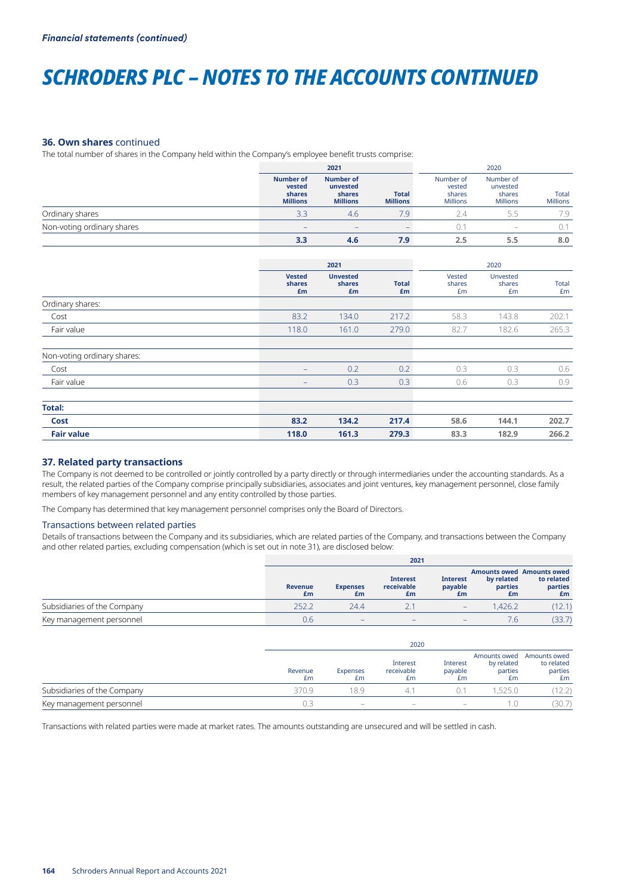*Financial statements (continued)*

# SCHRODERS PLC – NOTES TO THE ACCOUNTS CONTINUED

### 36. Own shares continued

The total number of shares in the Company held within the Company's employee benefit trusts comprise:

| | 2021 | | | 2020 | | |
|---|---|---|---|---|---|---|
| | **Number of vested shares Millions** | **Number of unvested shares Millions** | **Total Millions** | Number of vested shares Millions | Number of unvested shares Millions | Total Millions |
| Ordinary shares | 3.3 | 4.6 | 7.9 | 2.4 | 5.5 | 7.9 |
| Non-voting ordinary shares | – | – | – | 0.1 | – | 0.1 |
| | **3.3** | **4.6** | **7.9** | **2.5** | **5.5** | **8.0** |

| | 2021 | | | 2020 | | |
|---|---|---|---|---|---|---|
| | **Vested shares £m** | **Unvested shares £m** | **Total £m** | Vested shares £m | Unvested shares £m | Total £m |
| Ordinary shares: | | | | | | |
| Cost | 83.2 | 134.0 | 217.2 | 58.3 | 143.8 | 202.1 |
| Fair value | 118.0 | 161.0 | 279.0 | 82.7 | 182.6 | 265.3 |
| Non-voting ordinary shares: | | | | | | |
| Cost | – | 0.2 | 0.2 | 0.3 | 0.3 | 0.6 |
| Fair value | – | 0.3 | 0.3 | 0.6 | 0.3 | 0.9 |
| **Total:** | | | | | | |
| **Cost** | **83.2** | **134.2** | **217.4** | **58.6** | **144.1** | **202.7** |
| **Fair value** | **118.0** | **161.3** | **279.3** | **83.3** | **182.9** | **266.2** |

### 37. Related party transactions

The Company is not deemed to be controlled or jointly controlled by a party directly or through intermediaries under the accounting standards. As a result, the related parties of the Company comprise principally subsidiaries, associates and joint ventures, key management personnel, close family members of key management personnel and any entity controlled by those parties.

The Company has determined that key management personnel comprises only the Board of Directors.

#### Transactions between related parties

Details of transactions between the Company and its subsidiaries, which are related parties of the Company, and transactions between the Company and other related parties, excluding compensation (which is set out in note 31), are disclosed below:

| | 2021 | | | | | |
|---|---|---|---|---|---|---|
| | **Revenue £m** | **Expenses £m** | **Interest receivable £m** | **Interest payable £m** | **Amounts owed by related parties £m** | **Amounts owed to related parties £m** |
| Subsidiaries of the Company | 252.2 | 24.4 | 2.1 | – | 1,426.2 | (12.1) |
| Key management personnel | 0.6 | – | – | – | 7.6 | (33.7) |

| | 2020 | | | | | |
|---|---|---|---|---|---|---|
| | Revenue £m | Expenses £m | Interest receivable £m | Interest payable £m | Amounts owed by related parties £m | Amounts owed to related parties £m |
| Subsidiaries of the Company | 370.9 | 18.9 | 4.1 | 0.1 | 1,525.0 | (12.2) |
| Key management personnel | 0.3 | – | – | – | 1.0 | (30.7) |

Transactions with related parties were made at market rates. The amounts outstanding are unsecured and will be settled in cash.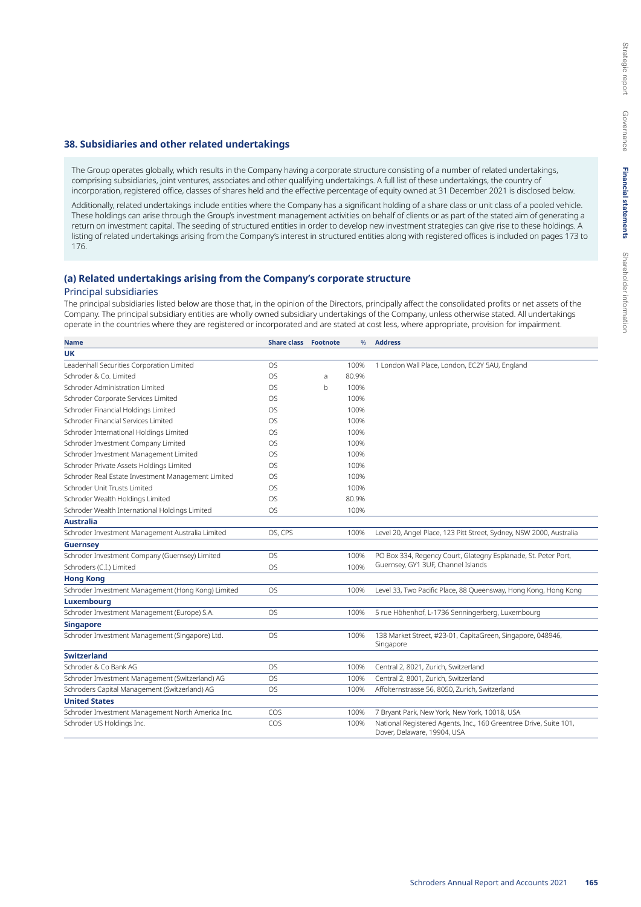## 38. Subsidiaries and other related undertakings

The Group operates globally, which results in the Company having a corporate structure consisting of a number of related undertakings, comprising subsidiaries, joint ventures, associates and other qualifying undertakings. A full list of these undertakings, the country of incorporation, registered office, classes of shares held and the effective percentage of equity owned at 31 December 2021 is disclosed below.

Additionally, related undertakings include entities where the Company has a significant holding of a share class or unit class of a pooled vehicle. These holdings can arise through the Group's investment management activities on behalf of clients or as part of the stated aim of generating a return on investment capital. The seeding of structured entities in order to develop new investment strategies can give rise to these holdings. A listing of related undertakings arising from the Company's interest in structured entities along with registered offices is included on pages 173 to 176.

### (a) Related undertakings arising from the Company's corporate structure

#### Principal subsidiaries

The principal subsidiaries listed below are those that, in the opinion of the Directors, principally affect the consolidated profits or net assets of the Company. The principal subsidiary entities are wholly owned subsidiary undertakings of the Company, unless otherwise stated. All undertakings operate in the countries where they are registered or incorporated and are stated at cost less, where appropriate, provision for impairment.

| Name | Share class | Footnote | % | Address |
|---|---|---|---|---|
| **UK** | | | | |
| Leadenhall Securities Corporation Limited | OS | | 100% | 1 London Wall Place, London, EC2Y 5AU, England |
| Schroder & Co. Limited | OS | a | 80.9% | |
| Schroder Administration Limited | OS | b | 100% | |
| Schroder Corporate Services Limited | OS | | 100% | |
| Schroder Financial Holdings Limited | OS | | 100% | |
| Schroder Financial Services Limited | OS | | 100% | |
| Schroder International Holdings Limited | OS | | 100% | |
| Schroder Investment Company Limited | OS | | 100% | |
| Schroder Investment Management Limited | OS | | 100% | |
| Schroder Private Assets Holdings Limited | OS | | 100% | |
| Schroder Real Estate Investment Management Limited | OS | | 100% | |
| Schroder Unit Trusts Limited | OS | | 100% | |
| Schroder Wealth Holdings Limited | OS | | 80.9% | |
| Schroder Wealth International Holdings Limited | OS | | 100% | |
| **Australia** | | | | |
| Schroder Investment Management Australia Limited | OS, CPS | | 100% | Level 20, Angel Place, 123 Pitt Street, Sydney, NSW 2000, Australia |
| **Guernsey** | | | | |
| Schroder Investment Company (Guernsey) Limited | OS | | 100% | PO Box 334, Regency Court, Glategny Esplanade, St. Peter Port, Guernsey, GY1 3UF, Channel Islands |
| Schroders (C.I.) Limited | OS | | 100% | |
| **Hong Kong** | | | | |
| Schroder Investment Management (Hong Kong) Limited | OS | | 100% | Level 33, Two Pacific Place, 88 Queensway, Hong Kong, Hong Kong |
| **Luxembourg** | | | | |
| Schroder Investment Management (Europe) S.A. | OS | | 100% | 5 rue Höhenhof, L-1736 Senningerberg, Luxembourg |
| **Singapore** | | | | |
| Schroder Investment Management (Singapore) Ltd. | OS | | 100% | 138 Market Street, #23-01, CapitaGreen, Singapore, 048946, Singapore |
| **Switzerland** | | | | |
| Schroder & Co Bank AG | OS | | 100% | Central 2, 8021, Zurich, Switzerland |
| Schroder Investment Management (Switzerland) AG | OS | | 100% | Central 2, 8001, Zurich, Switzerland |
| Schroders Capital Management (Switzerland) AG | OS | | 100% | Affolternstrasse 56, 8050, Zurich, Switzerland |
| **United States** | | | | |
| Schroder Investment Management North America Inc. | COS | | 100% | 7 Bryant Park, New York, New York, 10018, USA |
| Schroder US Holdings Inc. | COS | | 100% | National Registered Agents, Inc., 160 Greentree Drive, Suite 101, Dover, Delaware, 19904, USA |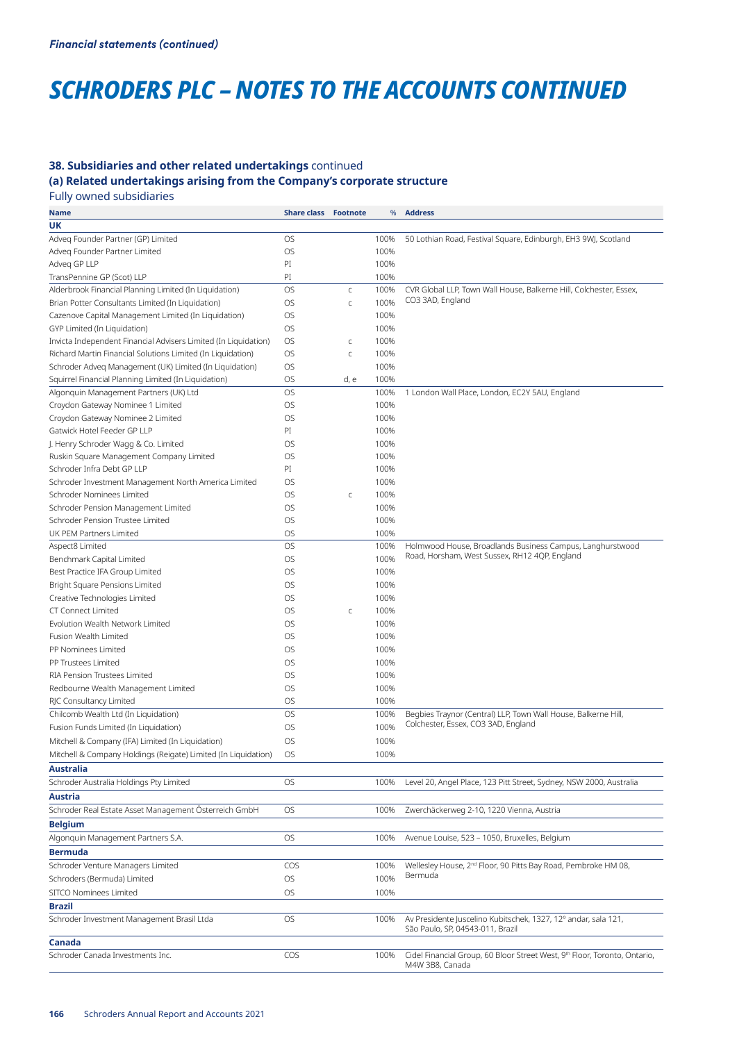*Financial statements (continued)*

# SCHRODERS PLC – NOTES TO THE ACCOUNTS CONTINUED

### 38. Subsidiaries and other related undertakings continued

### (a) Related undertakings arising from the Company's corporate structure

Fully owned subsidiaries

| Name | Share class | Footnote | % | Address |
|---|---|---|---|---|
| **UK** | | | | |
| Adveq Founder Partner (GP) Limited | OS | | 100% | 50 Lothian Road, Festival Square, Edinburgh, EH3 9WJ, Scotland |
| Adveq Founder Partner Limited | OS | | 100% | |
| Adveq GP LLP | PI | | 100% | |
| TransPennine GP (Scot) LLP | PI | | 100% | |
| Alderbrook Financial Planning Limited (In Liquidation) | OS | c | 100% | CVR Global LLP, Town Wall House, Balkerne Hill, Colchester, Essex, CO3 3AD, England |
| Brian Potter Consultants Limited (In Liquidation) | OS | c | 100% | |
| Cazenove Capital Management Limited (In Liquidation) | OS | | 100% | |
| GYP Limited (In Liquidation) | OS | | 100% | |
| Invicta Independent Financial Advisers Limited (In Liquidation) | OS | c | 100% | |
| Richard Martin Financial Solutions Limited (In Liquidation) | OS | c | 100% | |
| Schroder Adveq Management (UK) Limited (In Liquidation) | OS | | 100% | |
| Squirrel Financial Planning Limited (In Liquidation) | OS | d, e | 100% | |
| Algonquin Management Partners (UK) Ltd | OS | | 100% | 1 London Wall Place, London, EC2Y 5AU, England |
| Croydon Gateway Nominee 1 Limited | OS | | 100% | |
| Croydon Gateway Nominee 2 Limited | OS | | 100% | |
| Gatwick Hotel Feeder GP LLP | PI | | 100% | |
| J. Henry Schroder Wagg & Co. Limited | OS | | 100% | |
| Ruskin Square Management Company Limited | OS | | 100% | |
| Schroder Infra Debt GP LLP | PI | | 100% | |
| Schroder Investment Management North America Limited | OS | | 100% | |
| Schroder Nominees Limited | OS | c | 100% | |
| Schroder Pension Management Limited | OS | | 100% | |
| Schroder Pension Trustee Limited | OS | | 100% | |
| UK PEM Partners Limited | OS | | 100% | |
| Aspect8 Limited | OS | | 100% | Holmwood House, Broadlands Business Campus, Langhurstwood Road, Horsham, West Sussex, RH12 4QP, England |
| Benchmark Capital Limited | OS | | 100% | |
| Best Practice IFA Group Limited | OS | | 100% | |
| Bright Square Pensions Limited | OS | | 100% | |
| Creative Technologies Limited | OS | | 100% | |
| CT Connect Limited | OS | c | 100% | |
| Evolution Wealth Network Limited | OS | | 100% | |
| Fusion Wealth Limited | OS | | 100% | |
| PP Nominees Limited | OS | | 100% | |
| PP Trustees Limited | OS | | 100% | |
| RIA Pension Trustees Limited | OS | | 100% | |
| Redbourne Wealth Management Limited | OS | | 100% | |
| RJC Consultancy Limited | OS | | 100% | |
| Chilcomb Wealth Ltd (In Liquidation) | OS | | 100% | Begbies Traynor (Central) LLP, Town Wall House, Balkerne Hill, Colchester, Essex, CO3 3AD, England |
| Fusion Funds Limited (In Liquidation) | OS | | 100% | |
| Mitchell & Company (IFA) Limited (In Liquidation) | OS | | 100% | |
| Mitchell & Company Holdings (Reigate) Limited (In Liquidation) | OS | | 100% | |
| **Australia** | | | | |
| Schroder Australia Holdings Pty Limited | OS | | 100% | Level 20, Angel Place, 123 Pitt Street, Sydney, NSW 2000, Australia |
| **Austria** | | | | |
| Schroder Real Estate Asset Management Österreich GmbH | OS | | 100% | Zwerchäckerweg 2-10, 1220 Vienna, Austria |
| **Belgium** | | | | |
| Algonquin Management Partners S.A. | OS | | 100% | Avenue Louise, 523 – 1050, Bruxelles, Belgium |
| **Bermuda** | | | | |
| Schroder Venture Managers Limited | COS | | 100% | Wellesley House, 2nd Floor, 90 Pitts Bay Road, Pembroke HM 08, Bermuda |
| Schroders (Bermuda) Limited | OS | | 100% | |
| SITCO Nominees Limited | OS | | 100% | |
| **Brazil** | | | | |
| Schroder Investment Management Brasil Ltda | OS | | 100% | Av Presidente Juscelino Kubitschek, 1327, 12º andar, sala 121, São Paulo, SP, 04543-011, Brazil |
| **Canada** | | | | |
| Schroder Canada Investments Inc. | COS | | 100% | Cidel Financial Group, 60 Bloor Street West, 9th Floor, Toronto, Ontario, M4W 3B8, Canada |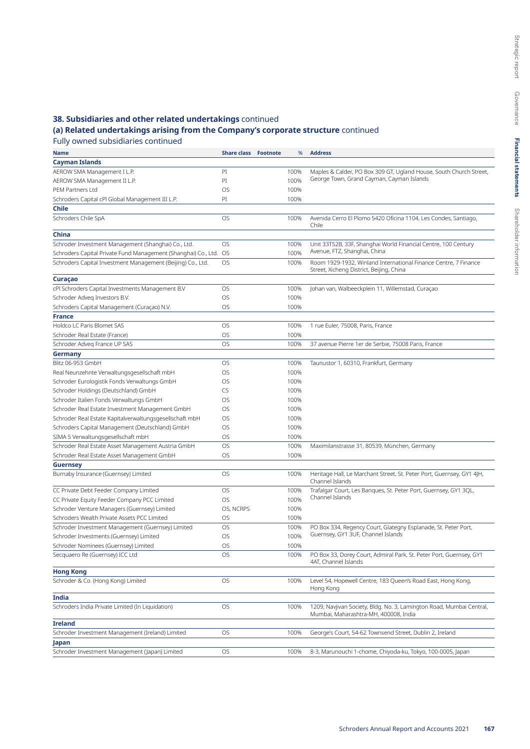## 38. Subsidiaries and other related undertakings continued

### (a) Related undertakings arising from the Company's corporate structure continued

Fully owned subsidiaries continued

| Name | Share class | Footnote | % | Address |
|---|---|---|---|---|
| **Cayman Islands** | | | | |
| AEROW SMA Management I L.P. | PI | | 100% | Maples & Calder, PO Box 309 GT, Ugland House, South Church Street, George Town, Grand Cayman, Cayman Islands |
| AEROW SMA Management II L.P. | PI | | 100% | |
| PEM Partners Ltd | OS | | 100% | |
| Schroders Capital cPI Global Management III L.P. | PI | | 100% | |
| **Chile** | | | | |
| Schroders Chile SpA | OS | | 100% | Avenida Cerro El Plomo 5420 Oficina 1104, Les Condes, Santiago, Chile |
| **China** | | | | |
| Schroder Investment Management (Shanghai) Co., Ltd. | OS | | 100% | Unit 33T52B, 33F, Shanghai World Financial Centre, 100 Century Avenue, FTZ, Shanghai, China |
| Schroders Capital Private Fund Management (Shanghai) Co., Ltd. | OS | | 100% | |
| Schroders Capital Investment Management (Beijing) Co., Ltd. | OS | | 100% | Room 1929-1932, Winland International Finance Centre, 7 Finance Street, Xicheng District, Beijing, China |
| **Curaçao** | | | | |
| cPI Schroders Capital Investments Management B.V | OS | | 100% | Johan van Walbeeckplein 11, Willemstad, Curaçao |
| Schroder Adveq Investors B.V. | OS | | 100% | |
| Schroders Capital Management (Curaçao) N.V. | OS | | 100% | |
| **France** | | | | |
| Holdco LC Paris Blomet SAS | OS | | 100% | 1 rue Euler, 75008, Paris, France |
| Schroder Real Estate (France) | OS | | 100% | |
| Schroder Adveq France UP SAS | OS | | 100% | 37 avenue Pierre 1er de Serbie, 75008 Paris, France |
| **Germany** | | | | |
| Blitz 06-953 GmbH | OS | | 100% | Taunustor 1, 60310, Frankfurt, Germany |
| Real Neunzehnte Verwaltungsgesellschaft mbH | OS | | 100% | |
| Schroder Eurologistik Fonds Verwaltungs GmbH | OS | | 100% | |
| Schroder Holdings (Deutschland) GmbH | CS | | 100% | |
| Schroder Italien Fonds Verwaltungs GmbH | OS | | 100% | |
| Schroder Real Estate Investment Management GmbH | OS | | 100% | |
| Schroder Real Estate Kapitalverwaltungsgesellschaft mbH | OS | | 100% | |
| Schroders Capital Management (Deutschland) GmbH | OS | | 100% | |
| SIMA 5 Verwaltungsgesellschaft mbH | OS | | 100% | |
| Schroder Real Estate Asset Management Austria GmbH | OS | | 100% | Maximilanstrasse 31, 80539, München, Germany |
| Schroder Real Estate Asset Management GmbH | OS | | 100% | |
| **Guernsey** | | | | |
| Burnaby Insurance (Guernsey) Limited | OS | | 100% | Heritage Hall, Le Marchant Street, St. Peter Port, Guernsey, GY1 4JH, Channel Islands |
| CC Private Debt Feeder Company Limited | OS | | 100% | Trafalgar Court, Les Banques, St. Peter Port, Guernsey, GY1 3QL, Channel Islands |
| CC Private Equity Feeder Company PCC Limited | OS | | 100% | |
| Schroder Venture Managers (Guernsey) Limited | OS, NCRPS | | 100% | |
| Schroders Wealth Private Assets PCC Limited | OS | | 100% | |
| Schroder Investment Management (Guernsey) Limited | OS | | 100% | PO Box 334, Regency Court, Glategny Esplanade, St. Peter Port, Guernsey, GY1 3UF, Channel Islands |
| Schroder Investments (Guernsey) Limited | OS | | 100% | |
| Schroder Nominees (Guernsey) Limited | OS | | 100% | |
| Secquaero Re (Guernsey) ICC Ltd | OS | | 100% | PO Box 33, Dorey Court, Admiral Park, St. Peter Port, Guernsey, GY1 4AT, Channel Islands |
| **Hong Kong** | | | | |
| Schroder & Co. (Hong Kong) Limited | OS | | 100% | Level 54, Hopewell Centre, 183 Queen's Road East, Hong Kong, Hong Kong |
| **India** | | | | |
| Schroders India Private Limited (In Liquidation) | OS | | 100% | 1209, Navjivan Society, Bldg. No. 3, Lamington Road, Mumbai Central, Mumbai, Maharashtra-MH, 400008, India |
| **Ireland** | | | | |
| Schroder Investment Management (Ireland) Limited | OS | | 100% | George's Court, 54-62 Townsend Street, Dublin 2, Ireland |
| **Japan** | | | | |
| Schroder Investment Management (Japan) Limited | OS | | 100% | 8-3, Marunouchi 1-chome, Chiyoda-ku, Tokyo, 100-0005, Japan |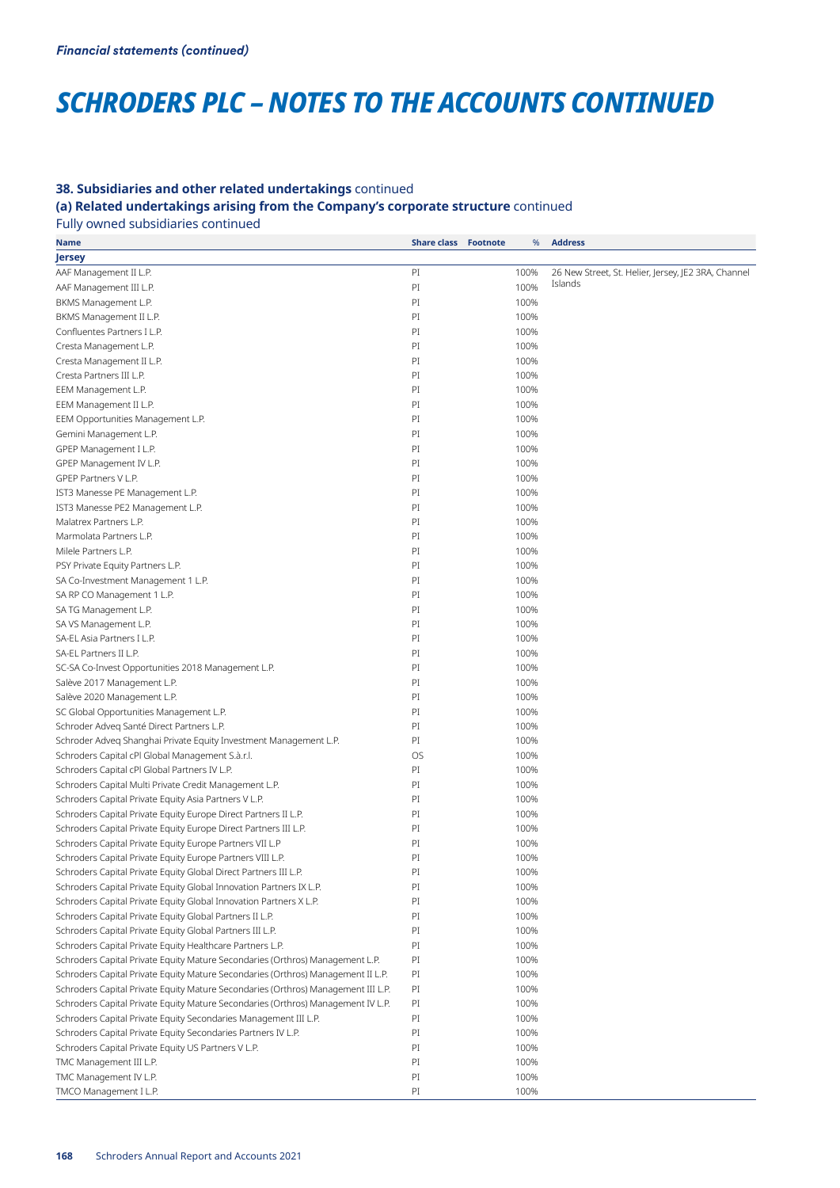*Financial statements (continued)*

# SCHRODERS PLC – NOTES TO THE ACCOUNTS CONTINUED

### 38. Subsidiaries and other related undertakings continued

### (a) Related undertakings arising from the Company's corporate structure continued

Fully owned subsidiaries continued

| Name | Share class | Footnote | % | Address |
|---|---|---|---|---|
| **Jersey** | | | | |
| AAF Management II L.P. | PI | | 100% | 26 New Street, St. Helier, Jersey, JE2 3RA, Channel Islands |
| AAF Management III L.P. | PI | | 100% | |
| BKMS Management L.P. | PI | | 100% | |
| BKMS Management II L.P. | PI | | 100% | |
| Confluentes Partners I L.P. | PI | | 100% | |
| Cresta Management L.P. | PI | | 100% | |
| Cresta Management II L.P. | PI | | 100% | |
| Cresta Partners III L.P. | PI | | 100% | |
| EEM Management L.P. | PI | | 100% | |
| EEM Management II L.P. | PI | | 100% | |
| EEM Opportunities Management L.P. | PI | | 100% | |
| Gemini Management L.P. | PI | | 100% | |
| GPEP Management I L.P. | PI | | 100% | |
| GPEP Management IV L.P. | PI | | 100% | |
| GPEP Partners V L.P. | PI | | 100% | |
| IST3 Manesse PE Management L.P. | PI | | 100% | |
| IST3 Manesse PE2 Management L.P. | PI | | 100% | |
| Malatrex Partners L.P. | PI | | 100% | |
| Marmolata Partners L.P. | PI | | 100% | |
| Milele Partners L.P. | PI | | 100% | |
| PSY Private Equity Partners L.P. | PI | | 100% | |
| SA Co-Investment Management 1 L.P. | PI | | 100% | |
| SA RP CO Management 1 L.P. | PI | | 100% | |
| SA TG Management L.P. | PI | | 100% | |
| SA VS Management L.P. | PI | | 100% | |
| SA-EL Asia Partners I L.P. | PI | | 100% | |
| SA-EL Partners II L.P. | PI | | 100% | |
| SC-SA Co-Invest Opportunities 2018 Management L.P. | PI | | 100% | |
| Salève 2017 Management L.P. | PI | | 100% | |
| Salève 2020 Management L.P. | PI | | 100% | |
| SC Global Opportunities Management L.P. | PI | | 100% | |
| Schroder Adveq Santé Direct Partners L.P. | PI | | 100% | |
| Schroder Adveq Shanghai Private Equity Investment Management L.P. | PI | | 100% | |
| Schroders Capital cPl Global Management S.à.r.l. | OS | | 100% | |
| Schroders Capital cPl Global Partners IV L.P. | PI | | 100% | |
| Schroders Capital Multi Private Credit Management L.P. | PI | | 100% | |
| Schroders Capital Private Equity Asia Partners V L.P. | PI | | 100% | |
| Schroders Capital Private Equity Europe Direct Partners II L.P. | PI | | 100% | |
| Schroders Capital Private Equity Europe Direct Partners III L.P. | PI | | 100% | |
| Schroders Capital Private Equity Europe Partners VII L.P | PI | | 100% | |
| Schroders Capital Private Equity Europe Partners VIII L.P. | PI | | 100% | |
| Schroders Capital Private Equity Global Direct Partners III L.P. | PI | | 100% | |
| Schroders Capital Private Equity Global Innovation Partners IX L.P. | PI | | 100% | |
| Schroders Capital Private Equity Global Innovation Partners X L.P. | PI | | 100% | |
| Schroders Capital Private Equity Global Partners II L.P. | PI | | 100% | |
| Schroders Capital Private Equity Global Partners III L.P. | PI | | 100% | |
| Schroders Capital Private Equity Healthcare Partners L.P. | PI | | 100% | |
| Schroders Capital Private Equity Mature Secondaries (Orthros) Management L.P. | PI | | 100% | |
| Schroders Capital Private Equity Mature Secondaries (Orthros) Management II L.P. | PI | | 100% | |
| Schroders Capital Private Equity Mature Secondaries (Orthros) Management III L.P. | PI | | 100% | |
| Schroders Capital Private Equity Mature Secondaries (Orthros) Management IV L.P. | PI | | 100% | |
| Schroders Capital Private Equity Secondaries Management III L.P. | PI | | 100% | |
| Schroders Capital Private Equity Secondaries Partners IV L.P. | PI | | 100% | |
| Schroders Capital Private Equity US Partners V L.P. | PI | | 100% | |
| TMC Management III L.P. | PI | | 100% | |
| TMC Management IV L.P. | PI | | 100% | |
| TMCO Management I L.P. | PI | | 100% | |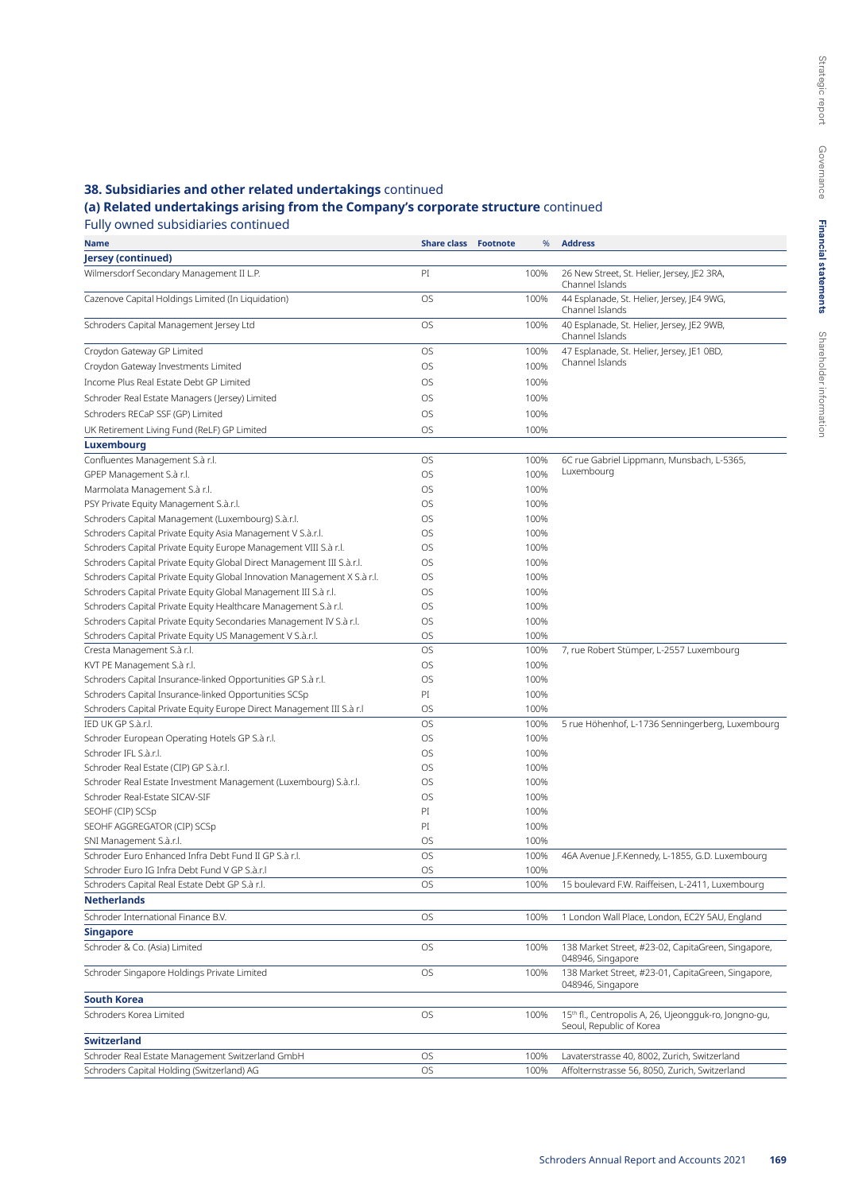## 38. Subsidiaries and other related undertakings continued

### (a) Related undertakings arising from the Company's corporate structure continued

Fully owned subsidiaries continued

| Name | Share class | Footnote | % | Address |
|---|---|---|---|---|
| **Jersey (continued)** | | | | |
| Wilmersdorf Secondary Management II L.P. | PI | | 100% | 26 New Street, St. Helier, Jersey, JE2 3RA, Channel Islands |
| Cazenove Capital Holdings Limited (In Liquidation) | OS | | 100% | 44 Esplanade, St. Helier, Jersey, JE4 9WG, Channel Islands |
| Schroders Capital Management Jersey Ltd | OS | | 100% | 40 Esplanade, St. Helier, Jersey, JE2 9WB, Channel Islands |
| Croydon Gateway GP Limited | OS | | 100% | 47 Esplanade, St. Helier, Jersey, JE1 0BD, Channel Islands |
| Croydon Gateway Investments Limited | OS | | 100% | |
| Income Plus Real Estate Debt GP Limited | OS | | 100% | |
| Schroder Real Estate Managers (Jersey) Limited | OS | | 100% | |
| Schroders RECaP SSF (GP) Limited | OS | | 100% | |
| UK Retirement Living Fund (ReLF) GP Limited | OS | | 100% | |
| **Luxembourg** | | | | |
| Confluentes Management S.à r.l. | OS | | 100% | 6C rue Gabriel Lippmann, Munsbach, L-5365, Luxembourg |
| GPEP Management S.à r.l. | OS | | 100% | |
| Marmolata Management S.à r.l. | OS | | 100% | |
| PSY Private Equity Management S.à.r.l. | OS | | 100% | |
| Schroders Capital Management (Luxembourg) S.à.r.l. | OS | | 100% | |
| Schroders Capital Private Equity Asia Management V S.à.r.l. | OS | | 100% | |
| Schroders Capital Private Equity Europe Management VIII S.à r.l. | OS | | 100% | |
| Schroders Capital Private Equity Global Direct Management III S.à.r.l. | OS | | 100% | |
| Schroders Capital Private Equity Global Innovation Management X S.à r.l. | OS | | 100% | |
| Schroders Capital Private Equity Global Management III S.à r.l. | OS | | 100% | |
| Schroders Capital Private Equity Healthcare Management S.à r.l. | OS | | 100% | |
| Schroders Capital Private Equity Secondaries Management IV S.à r.l. | OS | | 100% | |
| Schroders Capital Private Equity US Management V S.à.r.l. | OS | | 100% | |
| Cresta Management S.à r.l. | OS | | 100% | 7, rue Robert Stümper, L-2557 Luxembourg |
| KVT PE Management S.à r.l. | OS | | 100% | |
| Schroders Capital Insurance-linked Opportunities GP S.à r.l. | OS | | 100% | |
| Schroders Capital Insurance-linked Opportunities SCSp | PI | | 100% | |
| Schroders Capital Private Equity Europe Direct Management III S.à r.l | OS | | 100% | |
| IED UK GP S.à.r.l. | OS | | 100% | 5 rue Höhenhof, L-1736 Senningerberg, Luxembourg |
| Schroder European Operating Hotels GP S.à r.l. | OS | | 100% | |
| Schroder IFL S.à.r.l. | OS | | 100% | |
| Schroder Real Estate (CIP) GP S.à.r.l. | OS | | 100% | |
| Schroder Real Estate Investment Management (Luxembourg) S.à.r.l. | OS | | 100% | |
| Schroder Real-Estate SICAV-SIF | OS | | 100% | |
| SEOHF (CIP) SCSp | PI | | 100% | |
| SEOHF AGGREGATOR (CIP) SCSp | PI | | 100% | |
| SNI Management S.à.r.l. | OS | | 100% | |
| Schroder Euro Enhanced Infra Debt Fund II GP S.à r.l. | OS | | 100% | 46A Avenue J.F.Kennedy, L-1855, G.D. Luxembourg |
| Schroder Euro IG Infra Debt Fund V GP S.à.r.l | OS | | 100% | |
| Schroders Capital Real Estate Debt GP S.à r.l. | OS | | 100% | 15 boulevard F.W. Raiffeisen, L-2411, Luxembourg |
| **Netherlands** | | | | |
| Schroder International Finance B.V. | OS | | 100% | 1 London Wall Place, London, EC2Y 5AU, England |
| **Singapore** | | | | |
| Schroder & Co. (Asia) Limited | OS | | 100% | 138 Market Street, #23-02, CapitaGreen, Singapore, 048946, Singapore |
| Schroder Singapore Holdings Private Limited | OS | | 100% | 138 Market Street, #23-01, CapitaGreen, Singapore, 048946, Singapore |
| **South Korea** | | | | |
| Schroders Korea Limited | OS | | 100% | 15th fl., Centropolis A, 26, Ujeongguk-ro, Jongno-gu, Seoul, Republic of Korea |
| **Switzerland** | | | | |
| Schroder Real Estate Management Switzerland GmbH | OS | | 100% | Lavaterstrasse 40, 8002, Zurich, Switzerland |
| Schroders Capital Holding (Switzerland) AG | OS | | 100% | Affolternstrasse 56, 8050, Zurich, Switzerland |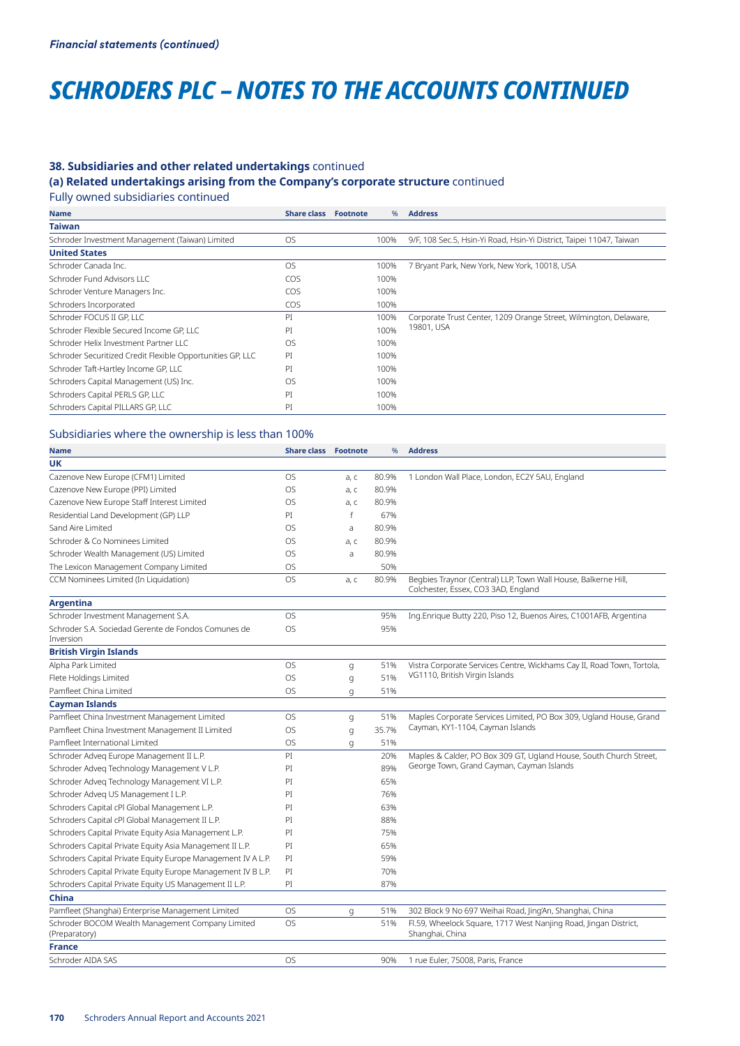*Financial statements (continued)*

# SCHRODERS PLC – NOTES TO THE ACCOUNTS CONTINUED

### 38. Subsidiaries and other related undertakings continued

### (a) Related undertakings arising from the Company's corporate structure continued

Fully owned subsidiaries continued

| Name | Share class | Footnote | % | Address |
|---|---|---|---|---|
| **Taiwan** | | | | |
| Schroder Investment Management (Taiwan) Limited | OS | | 100% | 9/F, 108 Sec.5, Hsin-Yi Road, Hsin-Yi District, Taipei 11047, Taiwan |
| **United States** | | | | |
| Schroder Canada Inc. | OS | | 100% | 7 Bryant Park, New York, New York, 10018, USA |
| Schroder Fund Advisors LLC | COS | | 100% | |
| Schroder Venture Managers Inc. | COS | | 100% | |
| Schroders Incorporated | COS | | 100% | |
| Schroder FOCUS II GP, LLC | PI | | 100% | Corporate Trust Center, 1209 Orange Street, Wilmington, Delaware, 19801, USA |
| Schroder Flexible Secured Income GP, LLC | PI | | 100% | |
| Schroder Helix Investment Partner LLC | OS | | 100% | |
| Schroder Securitized Credit Flexible Opportunities GP, LLC | PI | | 100% | |
| Schroder Taft-Hartley Income GP, LLC | PI | | 100% | |
| Schroders Capital Management (US) Inc. | OS | | 100% | |
| Schroders Capital PERLS GP, LLC | PI | | 100% | |
| Schroders Capital PILLARS GP, LLC | PI | | 100% | |

Subsidiaries where the ownership is less than 100%

| Name | Share class | Footnote | % | Address |
|---|---|---|---|---|
| **UK** | | | | |
| Cazenove New Europe (CFM1) Limited | OS | a, c | 80.9% | 1 London Wall Place, London, EC2Y 5AU, England |
| Cazenove New Europe (PPI) Limited | OS | a, c | 80.9% | |
| Cazenove New Europe Staff Interest Limited | OS | a, c | 80.9% | |
| Residential Land Development (GP) LLP | PI | f | 67% | |
| Sand Aire Limited | OS | a | 80.9% | |
| Schroder & Co Nominees Limited | OS | a, c | 80.9% | |
| Schroder Wealth Management (US) Limited | OS | a | 80.9% | |
| The Lexicon Management Company Limited | OS | | 50% | |
| CCM Nominees Limited (In Liquidation) | OS | a, c | 80.9% | Begbies Traynor (Central) LLP, Town Wall House, Balkerne Hill, Colchester, Essex, CO3 3AD, England |
| **Argentina** | | | | |
| Schroder Investment Management S.A. | OS | | 95% | Ing.Enrique Butty 220, Piso 12, Buenos Aires, C1001AFB, Argentina |
| Schroder S.A. Sociedad Gerente de Fondos Comunes de Inversion | OS | | 95% | |
| **British Virgin Islands** | | | | |
| Alpha Park Limited | OS | g | 51% | Vistra Corporate Services Centre, Wickhams Cay II, Road Town, Tortola, VG1110, British Virgin Islands |
| Flete Holdings Limited | OS | g | 51% | |
| Pamfleet China Limited | OS | g | 51% | |
| **Cayman Islands** | | | | |
| Pamfleet China Investment Management Limited | OS | g | 51% | Maples Corporate Services Limited, PO Box 309, Ugland House, Grand Cayman, KY1-1104, Cayman Islands |
| Pamfleet China Investment Management II Limited | OS | g | 35.7% | |
| Pamfleet International Limited | OS | g | 51% | |
| Schroder Adveq Europe Management II L.P. | PI | | 20% | Maples & Calder, PO Box 309 GT, Ugland House, South Church Street, George Town, Grand Cayman, Cayman Islands |
| Schroder Adveq Technology Management V L.P. | PI | | 89% | |
| Schroder Adveq Technology Management VI L.P. | PI | | 65% | |
| Schroder Adveq US Management I L.P. | PI | | 76% | |
| Schroders Capital cPI Global Management L.P. | PI | | 63% | |
| Schroders Capital cPI Global Management II L.P. | PI | | 88% | |
| Schroders Capital Private Equity Asia Management L.P. | PI | | 75% | |
| Schroders Capital Private Equity Asia Management II L.P. | PI | | 65% | |
| Schroders Capital Private Equity Europe Management IV A L.P. | PI | | 59% | |
| Schroders Capital Private Equity Europe Management IV B L.P. | PI | | 70% | |
| Schroders Capital Private Equity US Management II L.P. | PI | | 87% | |
| **China** | | | | |
| Pamfleet (Shanghai) Enterprise Management Limited | OS | g | 51% | 302 Block 9 No 697 Weihai Road, Jing'An, Shanghai, China |
| Schroder BOCOM Wealth Management Company Limited (Preparatory) | OS | | 51% | Fl.59, Wheelock Square, 1717 West Nanjing Road, Jingan District, Shanghai, China |
| **France** | | | | |
| Schroder AIDA SAS | OS | | 90% | 1 rue Euler, 75008, Paris, France |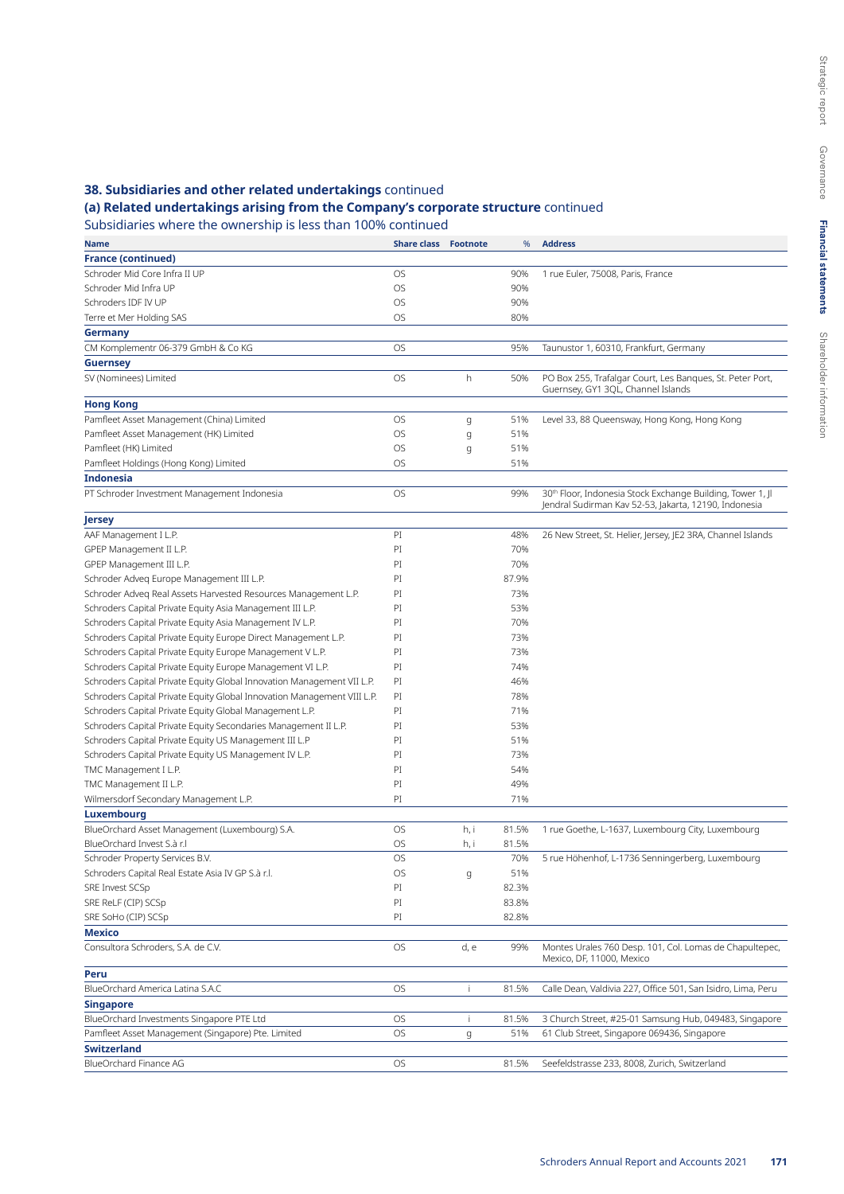## 38. Subsidiaries and other related undertakings continued

### (a) Related undertakings arising from the Company's corporate structure continued

Subsidiaries where the ownership is less than 100% continued

| Name | Share class | Footnote | % | Address |
|---|---|---|---|---|
| **France (continued)** | | | | |
| Schroder Mid Core Infra II UP | OS | | 90% | 1 rue Euler, 75008, Paris, France |
| Schroder Mid Infra UP | OS | | 90% | |
| Schroders IDF IV UP | OS | | 90% | |
| Terre et Mer Holding SAS | OS | | 80% | |
| **Germany** | | | | |
| CM Komplementr 06-379 GmbH & Co KG | OS | | 95% | Taunustor 1, 60310, Frankfurt, Germany |
| **Guernsey** | | | | |
| SV (Nominees) Limited | OS | h | 50% | PO Box 255, Trafalgar Court, Les Banques, St. Peter Port, Guernsey, GY1 3QL, Channel Islands |
| **Hong Kong** | | | | |
| Pamfleet Asset Management (China) Limited | OS | g | 51% | Level 33, 88 Queensway, Hong Kong, Hong Kong |
| Pamfleet Asset Management (HK) Limited | OS | g | 51% | |
| Pamfleet (HK) Limited | OS | g | 51% | |
| Pamfleet Holdings (Hong Kong) Limited | OS | | 51% | |
| **Indonesia** | | | | |
| PT Schroder Investment Management Indonesia | OS | | 99% | 30th Floor, Indonesia Stock Exchange Building, Tower 1, Jl Jendral Sudirman Kav 52-53, Jakarta, 12190, Indonesia |
| **Jersey** | | | | |
| AAF Management I L.P. | PI | | 48% | 26 New Street, St. Helier, Jersey, JE2 3RA, Channel Islands |
| GPEP Management II L.P. | PI | | 70% | |
| GPEP Management III L.P. | PI | | 70% | |
| Schroder Adveq Europe Management III L.P. | PI | | 87.9% | |
| Schroder Adveq Real Assets Harvested Resources Management L.P. | PI | | 73% | |
| Schroders Capital Private Equity Asia Management III L.P. | PI | | 53% | |
| Schroders Capital Private Equity Asia Management IV L.P. | PI | | 70% | |
| Schroders Capital Private Equity Europe Direct Management L.P. | PI | | 73% | |
| Schroders Capital Private Equity Europe Management V L.P. | PI | | 73% | |
| Schroders Capital Private Equity Europe Management VI L.P. | PI | | 74% | |
| Schroders Capital Private Equity Global Innovation Management VII L.P. | PI | | 46% | |
| Schroders Capital Private Equity Global Innovation Management VIII L.P. | PI | | 78% | |
| Schroders Capital Private Equity Global Management L.P. | PI | | 71% | |
| Schroders Capital Private Equity Secondaries Management II L.P. | PI | | 53% | |
| Schroders Capital Private Equity US Management III L.P | PI | | 51% | |
| Schroders Capital Private Equity US Management IV L.P. | PI | | 73% | |
| TMC Management I L.P. | PI | | 54% | |
| TMC Management II L.P. | PI | | 49% | |
| Wilmersdorf Secondary Management L.P. | PI | | 71% | |
| **Luxembourg** | | | | |
| BlueOrchard Asset Management (Luxembourg) S.A. | OS | h, i | 81.5% | 1 rue Goethe, L-1637, Luxembourg City, Luxembourg |
| BlueOrchard Invest S.à r.l | OS | h, i | 81.5% | |
| Schroder Property Services B.V. | OS | | 70% | 5 rue Höhenhof, L-1736 Senningerberg, Luxembourg |
| Schroders Capital Real Estate Asia IV GP S.à r.l. | OS | g | 51% | |
| SRE Invest SCSp | PI | | 82.3% | |
| SRE ReLF (CIP) SCSp | PI | | 83.8% | |
| SRE SoHo (CIP) SCSp | PI | | 82.8% | |
| **Mexico** | | | | |
| Consultora Schroders, S.A. de C.V. | OS | d, e | 99% | Montes Urales 760 Desp. 101, Col. Lomas de Chapultepec, Mexico, DF, 11000, Mexico |
| **Peru** | | | | |
| BlueOrchard America Latina S.A.C | OS | i | 81.5% | Calle Dean, Valdivia 227, Office 501, San Isidro, Lima, Peru |
| **Singapore** | | | | |
| BlueOrchard Investments Singapore PTE Ltd | OS | i | 81.5% | 3 Church Street, #25-01 Samsung Hub, 049483, Singapore |
| Pamfleet Asset Management (Singapore) Pte. Limited | OS | g | 51% | 61 Club Street, Singapore 069436, Singapore |
| **Switzerland** | | | | |
| BlueOrchard Finance AG | OS | | 81.5% | Seefeldstrasse 233, 8008, Zurich, Switzerland |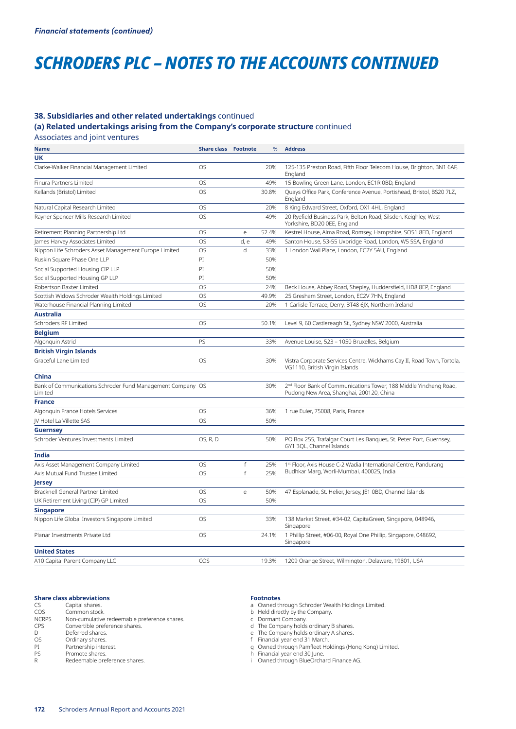*Financial statements (continued)*

# SCHRODERS PLC – NOTES TO THE ACCOUNTS CONTINUED

### 38. Subsidiaries and other related undertakings continued

### (a) Related undertakings arising from the Company's corporate structure continued

Associates and joint ventures

| Name | Share class | Footnote | % | Address |
|---|---|---|---|---|
| **UK** | | | | |
| Clarke-Walker Financial Management Limited | OS | | 20% | 125-135 Preston Road, Fifth Floor Telecom House, Brighton, BN1 6AF, England |
| Finura Partners Limited | OS | | 49% | 15 Bowling Green Lane, London, EC1R 0BD, England |
| Kellands (Bristol) Limited | OS | | 30.8% | Quays Office Park, Conference Avenue, Portishead, Bristol, BS20 7LZ, England |
| Natural Capital Research Limited | OS | | 20% | 8 King Edward Street, Oxford, OX1 4HL, England |
| Rayner Spencer Mills Research Limited | OS | | 49% | 20 Ryefield Business Park, Belton Road, Silsden, Keighley, West Yorkshire, BD20 0EE, England |
| Retirement Planning Partnership Ltd | OS | e | 52.4% | Kestrel House, Alma Road, Romsey, Hampshire, SO51 8ED, England |
| James Harvey Associates Limited | OS | d, e | 49% | Santon House, 53-55 Uxbridge Road, London, W5 5SA, England |
| Nippon Life Schroders Asset Management Europe Limited | OS | d | 33% | 1 London Wall Place, London, EC2Y 5AU, England |
| Ruskin Square Phase One LLP | PI | | 50% | |
| Social Supported Housing CIP LLP | PI | | 50% | |
| Social Supported Housing GP LLP | PI | | 50% | |
| Robertson Baxter Limited | OS | | 24% | Beck House, Abbey Road, Shepley, Huddersfield, HD8 8EP, England |
| Scottish Widows Schroder Wealth Holdings Limited | OS | | 49.9% | 25 Gresham Street, London, EC2V 7HN, England |
| Waterhouse Financial Planning Limited | OS | | 20% | 1 Carlisle Terrace, Derry, BT48 6JX, Northern Ireland |
| **Australia** | | | | |
| Schroders RF Limited | OS | | 50.1% | Level 9, 60 Castlereagh St., Sydney NSW 2000, Australia |
| **Belgium** | | | | |
| Algonquin Astrid | PS | | 33% | Avenue Louise, 523 – 1050 Bruxelles, Belgium |
| **British Virgin Islands** | | | | |
| Graceful Lane Limited | OS | | 30% | Vistra Corporate Services Centre, Wickhams Cay II, Road Town, Tortola, VG1110, British Virgin Islands |
| **China** | | | | |
| Bank of Communications Schroder Fund Management Company Limited | OS | | 30% | 2nd Floor Bank of Communications Tower, 188 Middle Yincheng Road, Pudong New Area, Shanghai, 200120, China |
| **France** | | | | |
| Algonquin France Hotels Services | OS | | 36% | 1 rue Euler, 75008, Paris, France |
| JV Hotel La Villette SAS | OS | | 50% | |
| **Guernsey** | | | | |
| Schroder Ventures Investments Limited | OS, R, D | | 50% | PO Box 255, Trafalgar Court Les Banques, St. Peter Port, Guernsey, GY1 3QL, Channel Islands |
| **India** | | | | |
| Axis Asset Management Company Limited | OS | f | 25% | 1st Floor, Axis House C-2 Wadia International Centre, Pandurang Budhkar Marg, Worli-Mumbai, 400025, India |
| Axis Mutual Fund Trustee Limited | OS | f | 25% | |
| **Jersey** | | | | |
| Bracknell General Partner Limited | OS | e | 50% | 47 Esplanade, St. Helier, Jersey, JE1 0BD, Channel Islands |
| UK Retirement Living (CIP) GP Limited | OS | | 50% | |
| **Singapore** | | | | |
| Nippon Life Global Investors Singapore Limited | OS | | 33% | 138 Market Street, #34-02, CapitaGreen, Singapore, 048946, Singapore |
| Planar Investments Private Ltd | OS | | 24.1% | 1 Phillip Street, #06-00, Royal One Phillip, Singapore, 048692, Singapore |
| **United States** | | | | |
| A10 Capital Parent Company LLC | COS | | 19.3% | 1209 Orange Street, Wilmington, Delaware, 19801, USA |

**Share class abbreviations**

| | |
|---|---|
| CS | Capital shares. |
| COS | Common stock. |
| NCRPS | Non-cumulative redeemable preference shares. |
| CPS | Convertible preference shares. |
| D | Deferred shares. |
| OS | Ordinary shares. |
| PI | Partnership interest. |
| PS | Promote shares. |
| R | Redeemable preference shares. |

**Footnotes**

a Owned through Schroder Wealth Holdings Limited.
b Held directly by the Company.
c Dormant Company.
d The Company holds ordinary B shares.
e The Company holds ordinary A shares.
f Financial year end 31 March.
g Owned through Pamfleet Holdings (Hong Kong) Limited.
h Financial year end 30 June.
i Owned through BlueOrchard Finance AG.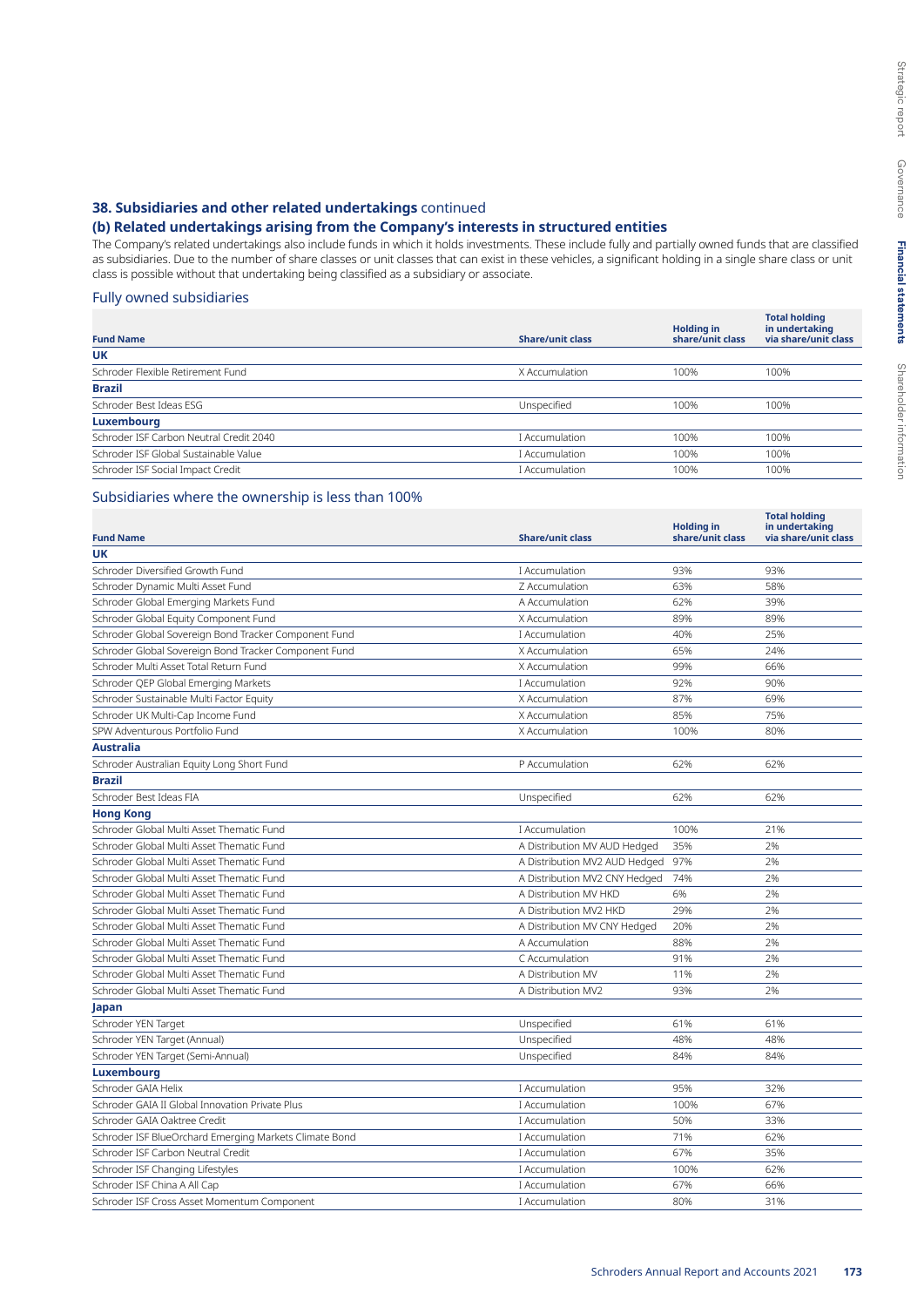## 38. Subsidiaries and other related undertakings continued

### (b) Related undertakings arising from the Company's interests in structured entities

The Company's related undertakings also include funds in which it holds investments. These include fully and partially owned funds that are classified as subsidiaries. Due to the number of share classes or unit classes that can exist in these vehicles, a significant holding in a single share class or unit class is possible without that undertaking being classified as a subsidiary or associate.

### Fully owned subsidiaries

| Fund Name | Share/unit class | Holding in share/unit class | Total holding in undertaking via share/unit class |
|---|---|---|---|
| **UK** | | | |
| Schroder Flexible Retirement Fund | X Accumulation | 100% | 100% |
| **Brazil** | | | |
| Schroder Best Ideas ESG | Unspecified | 100% | 100% |
| **Luxembourg** | | | |
| Schroder ISF Carbon Neutral Credit 2040 | I Accumulation | 100% | 100% |
| Schroder ISF Global Sustainable Value | I Accumulation | 100% | 100% |
| Schroder ISF Social Impact Credit | I Accumulation | 100% | 100% |

### Subsidiaries where the ownership is less than 100%

| Fund Name | Share/unit class | Holding in share/unit class | Total holding in undertaking via share/unit class |
|---|---|---|---|
| **UK** | | | |
| Schroder Diversified Growth Fund | I Accumulation | 93% | 93% |
| Schroder Dynamic Multi Asset Fund | Z Accumulation | 63% | 58% |
| Schroder Global Emerging Markets Fund | A Accumulation | 62% | 39% |
| Schroder Global Equity Component Fund | X Accumulation | 89% | 89% |
| Schroder Global Sovereign Bond Tracker Component Fund | I Accumulation | 40% | 25% |
| Schroder Global Sovereign Bond Tracker Component Fund | X Accumulation | 65% | 24% |
| Schroder Multi Asset Total Return Fund | X Accumulation | 99% | 66% |
| Schroder QEP Global Emerging Markets | I Accumulation | 92% | 90% |
| Schroder Sustainable Multi Factor Equity | X Accumulation | 87% | 69% |
| Schroder UK Multi-Cap Income Fund | X Accumulation | 85% | 75% |
| SPW Adventurous Portfolio Fund | X Accumulation | 100% | 80% |
| **Australia** | | | |
| Schroder Australian Equity Long Short Fund | P Accumulation | 62% | 62% |
| **Brazil** | | | |
| Schroder Best Ideas FIA | Unspecified | 62% | 62% |
| **Hong Kong** | | | |
| Schroder Global Multi Asset Thematic Fund | I Accumulation | 100% | 21% |
| Schroder Global Multi Asset Thematic Fund | A Distribution MV AUD Hedged | 35% | 2% |
| Schroder Global Multi Asset Thematic Fund | A Distribution MV2 AUD Hedged | 97% | 2% |
| Schroder Global Multi Asset Thematic Fund | A Distribution MV2 CNY Hedged | 74% | 2% |
| Schroder Global Multi Asset Thematic Fund | A Distribution MV HKD | 6% | 2% |
| Schroder Global Multi Asset Thematic Fund | A Distribution MV2 HKD | 29% | 2% |
| Schroder Global Multi Asset Thematic Fund | A Distribution MV CNY Hedged | 20% | 2% |
| Schroder Global Multi Asset Thematic Fund | A Accumulation | 88% | 2% |
| Schroder Global Multi Asset Thematic Fund | C Accumulation | 91% | 2% |
| Schroder Global Multi Asset Thematic Fund | A Distribution MV | 11% | 2% |
| Schroder Global Multi Asset Thematic Fund | A Distribution MV2 | 93% | 2% |
| **Japan** | | | |
| Schroder YEN Target | Unspecified | 61% | 61% |
| Schroder YEN Target (Annual) | Unspecified | 48% | 48% |
| Schroder YEN Target (Semi-Annual) | Unspecified | 84% | 84% |
| **Luxembourg** | | | |
| Schroder GAIA Helix | I Accumulation | 95% | 32% |
| Schroder GAIA II Global Innovation Private Plus | I Accumulation | 100% | 67% |
| Schroder GAIA Oaktree Credit | I Accumulation | 50% | 33% |
| Schroder ISF BlueOrchard Emerging Markets Climate Bond | I Accumulation | 71% | 62% |
| Schroder ISF Carbon Neutral Credit | I Accumulation | 67% | 35% |
| Schroder ISF Changing Lifestyles | I Accumulation | 100% | 62% |
| Schroder ISF China A All Cap | I Accumulation | 67% | 66% |
| Schroder ISF Cross Asset Momentum Component | I Accumulation | 80% | 31% |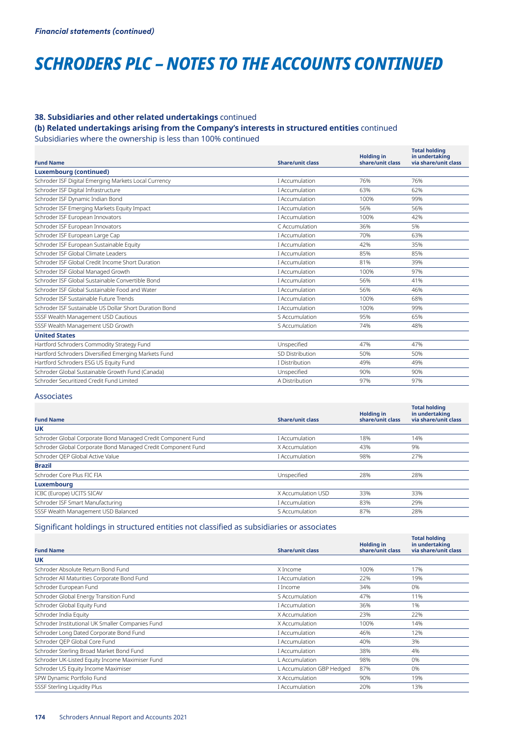*Financial statements (continued)*

# SCHRODERS PLC – NOTES TO THE ACCOUNTS CONTINUED

### 38. Subsidiaries and other related undertakings continued

### (b) Related undertakings arising from the Company's interests in structured entities continued

Subsidiaries where the ownership is less than 100% continued

| Fund Name | Share/unit class | Holding in share/unit class | Total holding in undertaking via share/unit class |
|---|---|---|---|
| **Luxembourg (continued)** | | | |
| Schroder ISF Digital Emerging Markets Local Currency | I Accumulation | 76% | 76% |
| Schroder ISF Digital Infrastructure | I Accumulation | 63% | 62% |
| Schroder ISF Dynamic Indian Bond | I Accumulation | 100% | 99% |
| Schroder ISF Emerging Markets Equity Impact | I Accumulation | 56% | 56% |
| Schroder ISF European Innovators | I Accumulation | 100% | 42% |
| Schroder ISF European Innovators | C Accumulation | 36% | 5% |
| Schroder ISF European Large Cap | I Accumulation | 70% | 63% |
| Schroder ISF European Sustainable Equity | I Accumulation | 42% | 35% |
| Schroder ISF Global Climate Leaders | I Accumulation | 85% | 85% |
| Schroder ISF Global Credit Income Short Duration | I Accumulation | 81% | 39% |
| Schroder ISF Global Managed Growth | I Accumulation | 100% | 97% |
| Schroder ISF Global Sustainable Convertible Bond | I Accumulation | 56% | 41% |
| Schroder ISF Global Sustainable Food and Water | I Accumulation | 56% | 46% |
| Schroder ISF Sustainable Future Trends | I Accumulation | 100% | 68% |
| Schroder ISF Sustainable US Dollar Short Duration Bond | I Accumulation | 100% | 99% |
| SSSF Wealth Management USD Cautious | S Accumulation | 95% | 65% |
| SSSF Wealth Management USD Growth | S Accumulation | 74% | 48% |
| **United States** | | | |
| Hartford Schroders Commodity Strategy Fund | Unspecified | 47% | 47% |
| Hartford Schroders Diversified Emerging Markets Fund | SD Distribution | 50% | 50% |
| Hartford Schroders ESG US Equity Fund | I Distribution | 49% | 49% |
| Schroder Global Sustainable Growth Fund (Canada) | Unspecified | 90% | 90% |
| Schroder Securitized Credit Fund Limited | A Distribution | 97% | 97% |

Associates

| Fund Name | Share/unit class | Holding in share/unit class | Total holding in undertaking via share/unit class |
|---|---|---|---|
| **UK** | | | |
| Schroder Global Corporate Bond Managed Credit Component Fund | I Accumulation | 18% | 14% |
| Schroder Global Corporate Bond Managed Credit Component Fund | X Accumulation | 43% | 9% |
| Schroder QEP Global Active Value | I Accumulation | 98% | 27% |
| **Brazil** | | | |
| Schroder Core Plus FIC FIA | Unspecified | 28% | 28% |
| **Luxembourg** | | | |
| ICBC (Europe) UCITS SICAV | X Accumulation USD | 33% | 33% |
| Schroder ISF Smart Manufacturing | I Accumulation | 83% | 29% |
| SSSF Wealth Management USD Balanced | S Accumulation | 87% | 28% |

Significant holdings in structured entities not classified as subsidiaries or associates

| Fund Name | Share/unit class | Holding in share/unit class | Total holding in undertaking via share/unit class |
|---|---|---|---|
| **UK** | | | |
| Schroder Absolute Return Bond Fund | X Income | 100% | 17% |
| Schroder All Maturities Corporate Bond Fund | I Accumulation | 22% | 19% |
| Schroder European Fund | I Income | 34% | 0% |
| Schroder Global Energy Transition Fund | S Accumulation | 47% | 11% |
| Schroder Global Equity Fund | I Accumulation | 36% | 1% |
| Schroder India Equity | X Accumulation | 23% | 22% |
| Schroder Institutional UK Smaller Companies Fund | X Accumulation | 100% | 14% |
| Schroder Long Dated Corporate Bond Fund | I Accumulation | 46% | 12% |
| Schroder QEP Global Core Fund | I Accumulation | 40% | 3% |
| Schroder Sterling Broad Market Bond Fund | I Accumulation | 38% | 4% |
| Schroder UK-Listed Equity Income Maximiser Fund | L Accumulation | 98% | 0% |
| Schroder US Equity Income Maximiser | L Accumulation GBP Hedged | 87% | 0% |
| SPW Dynamic Portfolio Fund | X Accumulation | 90% | 19% |
| SSSF Sterling Liquidity Plus | I Accumulation | 20% | 13% |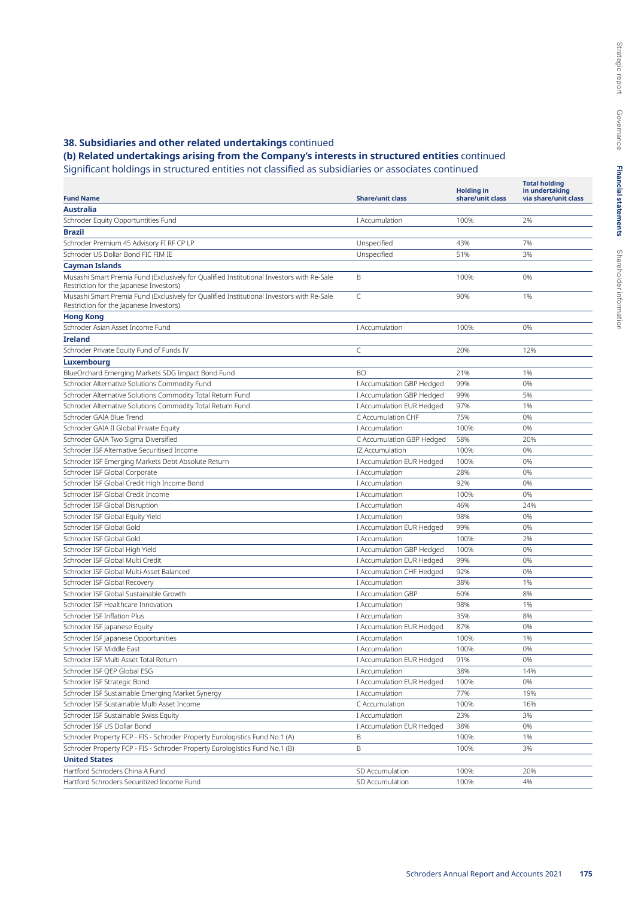## 38. Subsidiaries and other related undertakings continued

### (b) Related undertakings arising from the Company's interests in structured entities continued

Significant holdings in structured entities not classified as subsidiaries or associates continued

| Fund Name | Share/unit class | Holding in share/unit class | Total holding in undertaking via share/unit class |
|---|---|---|---|
| **Australia** | | | |
| Schroder Equity Opportunities Fund | I Accumulation | 100% | 2% |
| **Brazil** | | | |
| Schroder Premium 45 Advisory FI RF CP LP | Unspecified | 43% | 7% |
| Schroder US Dollar Bond FIC FIM IE | Unspecified | 51% | 3% |
| **Cayman Islands** | | | |
| Musashi Smart Premia Fund (Exclusively for Qualified Institutional Investors with Re-Sale Restriction for the Japanese Investors) | B | 100% | 0% |
| Musashi Smart Premia Fund (Exclusively for Qualified Institutional Investors with Re-Sale Restriction for the Japanese Investors) | C | 90% | 1% |
| **Hong Kong** | | | |
| Schroder Asian Asset Income Fund | I Accumulation | 100% | 0% |
| **Ireland** | | | |
| Schroder Private Equity Fund of Funds IV | C | 20% | 12% |
| **Luxembourg** | | | |
| BlueOrchard Emerging Markets SDG Impact Bond Fund | BO | 21% | 1% |
| Schroder Alternative Solutions Commodity Fund | I Accumulation GBP Hedged | 99% | 0% |
| Schroder Alternative Solutions Commodity Total Return Fund | I Accumulation GBP Hedged | 99% | 5% |
| Schroder Alternative Solutions Commodity Total Return Fund | I Accumulation EUR Hedged | 97% | 1% |
| Schroder GAIA Blue Trend | C Accumulation CHF | 75% | 0% |
| Schroder GAIA II Global Private Equity | I Accumulation | 100% | 0% |
| Schroder GAIA Two Sigma Diversified | C Accumulation GBP Hedged | 58% | 20% |
| Schroder ISF Alternative Securitised Income | IZ Accumulation | 100% | 0% |
| Schroder ISF Emerging Markets Debt Absolute Return | I Accumulation EUR Hedged | 100% | 0% |
| Schroder ISF Global Corporate | I Accumulation | 28% | 0% |
| Schroder ISF Global Credit High Income Bond | I Accumulation | 92% | 0% |
| Schroder ISF Global Credit Income | I Accumulation | 100% | 0% |
| Schroder ISF Global Disruption | I Accumulation | 46% | 24% |
| Schroder ISF Global Equity Yield | I Accumulation | 98% | 0% |
| Schroder ISF Global Gold | I Accumulation EUR Hedged | 99% | 0% |
| Schroder ISF Global Gold | I Accumulation | 100% | 2% |
| Schroder ISF Global High Yield | I Accumulation GBP Hedged | 100% | 0% |
| Schroder ISF Global Multi Credit | I Accumulation EUR Hedged | 99% | 0% |
| Schroder ISF Global Multi-Asset Balanced | I Accumulation CHF Hedged | 92% | 0% |
| Schroder ISF Global Recovery | I Accumulation | 38% | 1% |
| Schroder ISF Global Sustainable Growth | I Accumulation GBP | 60% | 8% |
| Schroder ISF Healthcare Innovation | I Accumulation | 98% | 1% |
| Schroder ISF Inflation Plus | I Accumulation | 35% | 8% |
| Schroder ISF Japanese Equity | I Accumulation EUR Hedged | 87% | 0% |
| Schroder ISF Japanese Opportunities | I Accumulation | 100% | 1% |
| Schroder ISF Middle East | I Accumulation | 100% | 0% |
| Schroder ISF Multi Asset Total Return | I Accumulation EUR Hedged | 91% | 0% |
| Schroder ISF QEP Global ESG | I Accumulation | 38% | 14% |
| Schroder ISF Strategic Bond | I Accumulation EUR Hedged | 100% | 0% |
| Schroder ISF Sustainable Emerging Market Synergy | I Accumulation | 77% | 19% |
| Schroder ISF Sustainable Multi Asset Income | C Accumulation | 100% | 16% |
| Schroder ISF Sustainable Swiss Equity | I Accumulation | 23% | 3% |
| Schroder ISF US Dollar Bond | I Accumulation EUR Hedged | 38% | 0% |
| Schroder Property FCP - FIS - Schroder Property Eurologistics Fund No.1 (A) | B | 100% | 1% |
| Schroder Property FCP - FIS - Schroder Property Eurologistics Fund No.1 (B) | B | 100% | 3% |
| **United States** | | | |
| Hartford Schroders China A Fund | SD Accumulation | 100% | 20% |
| Hartford Schroders Securitized Income Fund | SD Accumulation | 100% | 4% |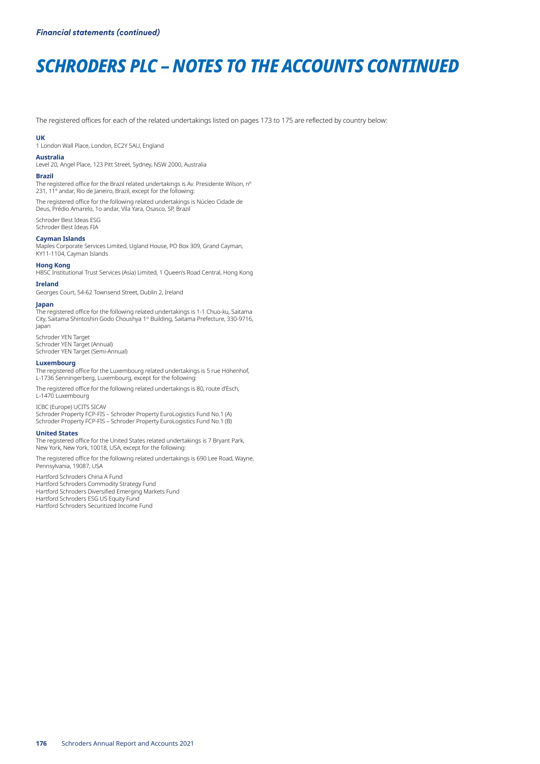# SCHRODERS PLC – NOTES TO THE ACCOUNTS CONTINUED

The registered offices for each of the related undertakings listed on pages 173 to 175 are reflected by country below:

**UK**

1 London Wall Place, London, EC2Y 5AU, England

**Australia**

Level 20, Angel Place, 123 Pitt Street, Sydney, NSW 2000, Australia

**Brazil**

The registered office for the Brazil related undertakings is Av. Presidente Wilson, nº 231, 11º andar, Rio de Janeiro, Brazil, except for the following:

The registered office for the following related undertakings is Núcleo Cidade de Deus, Prédio Amarelo, 1o andar, Vila Yara, Osasco, SP, Brazil

Schroder Best Ideas ESG
Schroder Best Ideas FIA

**Cayman Islands**

Maples Corporate Services Limited, Ugland House, PO Box 309, Grand Cayman, KY11-1104, Cayman Islands

**Hong Kong**

HBSC Institutional Trust Services (Asia) Limited, 1 Queen's Road Central, Hong Kong

**Ireland**

Georges Court, 54-62 Townsend Street, Dublin 2, Ireland

**Japan**

The registered office for the following related undertakings is 1-1 Chuo-ku, Saitama City, Saitama Shintoshin Godo Choushya 1st Building, Saitama Prefecture, 330-9716, Japan

Schroder YEN Target
Schroder YEN Target (Annual)
Schroder YEN Target (Semi-Annual)

**Luxembourg**

The registered office for the Luxembourg related undertakings is 5 rue Höhenhof, L-1736 Senningerberg, Luxembourg, except for the following:

The registered office for the following related undertakings is 80, route d'Esch, L-1470 Luxembourg

ICBC (Europe) UCITS SICAV
Schroder Property FCP-FIS – Schroder Property EuroLogistics Fund No.1 (A)
Schroder Property FCP-FIS – Schroder Property EuroLogistics Fund No.1 (B)

**United States**

The registered office for the United States related undertakings is 7 Bryant Park, New York, New York, 10018, USA, except for the following:

The registered office for the following related undertakings is 690 Lee Road, Wayne, Pennsylvania, 19087, USA

Hartford Schroders China A Fund
Hartford Schroders Commodity Strategy Fund
Hartford Schroders Diversified Emerging Markets Fund
Hartford Schroders ESG US Equity Fund
Hartford Schroders Securitized Income Fund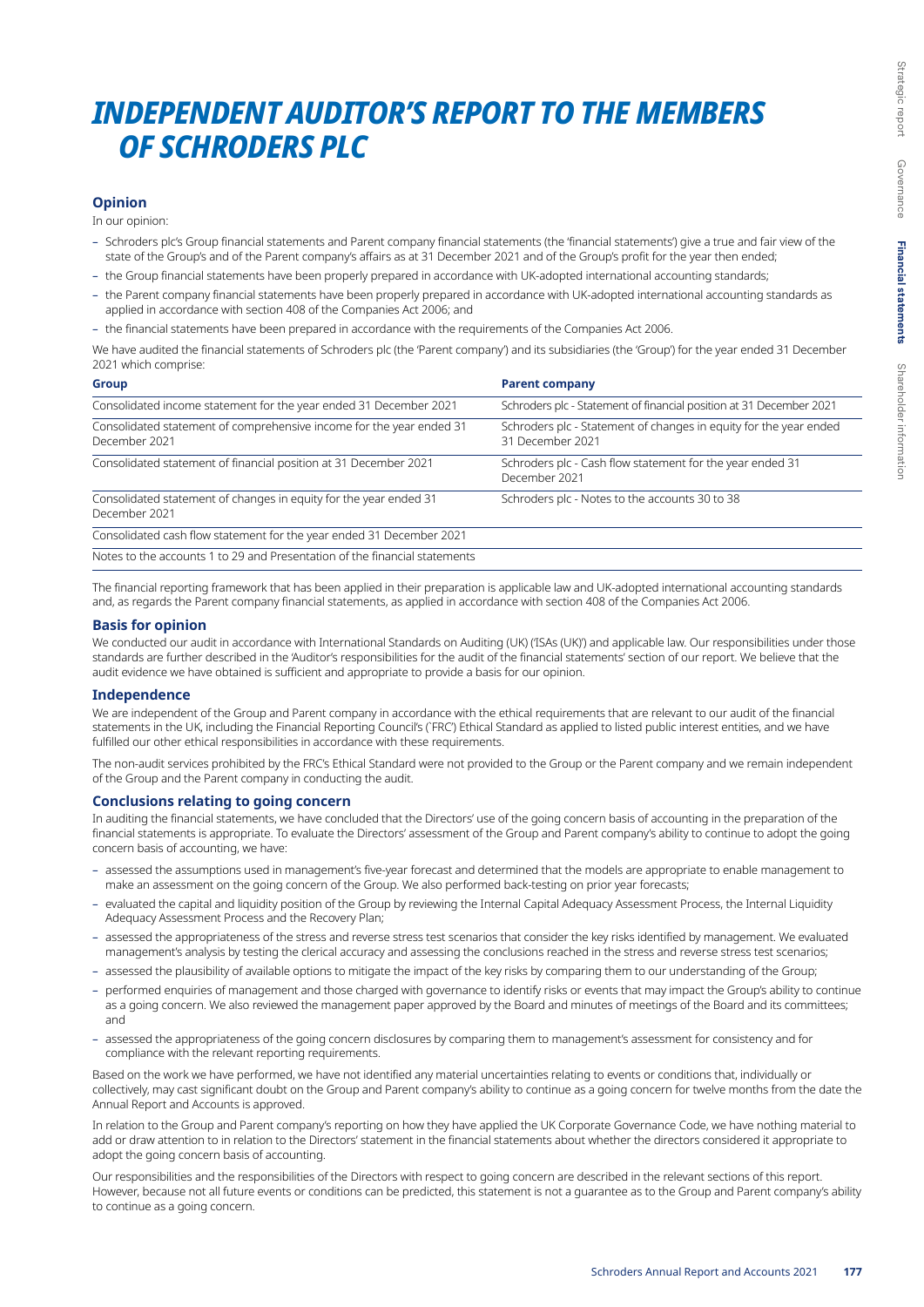# INDEPENDENT AUDITOR'S REPORT TO THE MEMBERS OF SCHRODERS PLC

## Opinion

In our opinion:

- Schroders plc's Group financial statements and Parent company financial statements (the 'financial statements') give a true and fair view of the state of the Group's and of the Parent company's affairs as at 31 December 2021 and of the Group's profit for the year then ended;
- the Group financial statements have been properly prepared in accordance with UK-adopted international accounting standards;
- the Parent company financial statements have been properly prepared in accordance with UK-adopted international accounting standards as applied in accordance with section 408 of the Companies Act 2006; and
- the financial statements have been prepared in accordance with the requirements of the Companies Act 2006.

We have audited the financial statements of Schroders plc (the 'Parent company') and its subsidiaries (the 'Group') for the year ended 31 December 2021 which comprise:

| Group | Parent company |
|---|---|
| Consolidated income statement for the year ended 31 December 2021 | Schroders plc - Statement of financial position at 31 December 2021 |
| Consolidated statement of comprehensive income for the year ended 31 December 2021 | Schroders plc - Statement of changes in equity for the year ended 31 December 2021 |
| Consolidated statement of financial position at 31 December 2021 | Schroders plc - Cash flow statement for the year ended 31 December 2021 |
| Consolidated statement of changes in equity for the year ended 31 December 2021 | Schroders plc - Notes to the accounts 30 to 38 |
| Consolidated cash flow statement for the year ended 31 December 2021 | |
| Notes to the accounts 1 to 29 and Presentation of the financial statements | |

The financial reporting framework that has been applied in their preparation is applicable law and UK-adopted international accounting standards and, as regards the Parent company financial statements, as applied in accordance with section 408 of the Companies Act 2006.

## Basis for opinion

We conducted our audit in accordance with International Standards on Auditing (UK) ('ISAs (UK)') and applicable law. Our responsibilities under those standards are further described in the 'Auditor's responsibilities for the audit of the financial statements' section of our report. We believe that the audit evidence we have obtained is sufficient and appropriate to provide a basis for our opinion.

## Independence

We are independent of the Group and Parent company in accordance with the ethical requirements that are relevant to our audit of the financial statements in the UK, including the Financial Reporting Council's ('FRC') Ethical Standard as applied to listed public interest entities, and we have fulfilled our other ethical responsibilities in accordance with these requirements.

The non-audit services prohibited by the FRC's Ethical Standard were not provided to the Group or the Parent company and we remain independent of the Group and the Parent company in conducting the audit.

## Conclusions relating to going concern

In auditing the financial statements, we have concluded that the Directors' use of the going concern basis of accounting in the preparation of the financial statements is appropriate. To evaluate the Directors' assessment of the Group and Parent company's ability to continue to adopt the going concern basis of accounting, we have:

- assessed the assumptions used in management's five-year forecast and determined that the models are appropriate to enable management to make an assessment on the going concern of the Group. We also performed back-testing on prior year forecasts;
- evaluated the capital and liquidity position of the Group by reviewing the Internal Capital Adequacy Assessment Process, the Internal Liquidity Adequacy Assessment Process and the Recovery Plan;
- assessed the appropriateness of the stress and reverse stress test scenarios that consider the key risks identified by management. We evaluated management's analysis by testing the clerical accuracy and assessing the conclusions reached in the stress and reverse stress test scenarios;
- assessed the plausibility of available options to mitigate the impact of the key risks by comparing them to our understanding of the Group;
- performed enquiries of management and those charged with governance to identify risks or events that may impact the Group's ability to continue as a going concern. We also reviewed the management paper approved by the Board and minutes of meetings of the Board and its committees; and
- assessed the appropriateness of the going concern disclosures by comparing them to management's assessment for consistency and for compliance with the relevant reporting requirements.

Based on the work we have performed, we have not identified any material uncertainties relating to events or conditions that, individually or collectively, may cast significant doubt on the Group and Parent company's ability to continue as a going concern for twelve months from the date the Annual Report and Accounts is approved.

In relation to the Group and Parent company's reporting on how they have applied the UK Corporate Governance Code, we have nothing material to add or draw attention to in relation to the Directors' statement in the financial statements about whether the directors considered it appropriate to adopt the going concern basis of accounting.

Our responsibilities and the responsibilities of the Directors with respect to going concern are described in the relevant sections of this report. However, because not all future events or conditions can be predicted, this statement is not a guarantee as to the Group and Parent company's ability to continue as a going concern.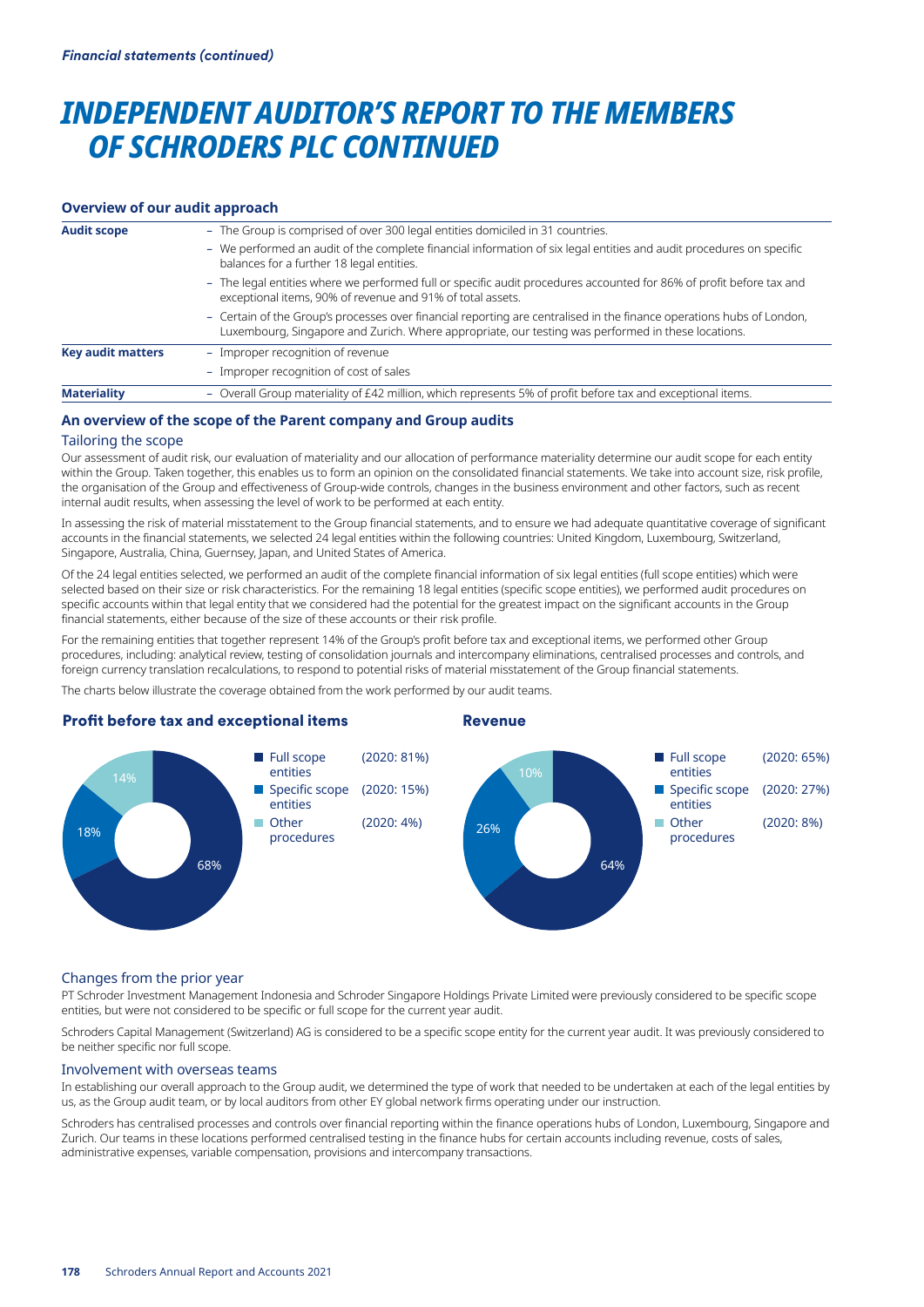*Financial statements (continued)*

# INDEPENDENT AUDITOR'S REPORT TO THE MEMBERS OF SCHRODERS PLC CONTINUED

## Overview of our audit approach

| | |
|---|---|
| **Audit scope** | – The Group is comprised of over 300 legal entities domiciled in 31 countries.<br>– We performed an audit of the complete financial information of six legal entities and audit procedures on specific balances for a further 18 legal entities.<br>– The legal entities where we performed full or specific audit procedures accounted for 86% of profit before tax and exceptional items, 90% of revenue and 91% of total assets.<br>– Certain of the Group's processes over financial reporting are centralised in the finance operations hubs of London, Luxembourg, Singapore and Zurich. Where appropriate, our testing was performed in these locations. |
| **Key audit matters** | – Improper recognition of revenue<br>– Improper recognition of cost of sales |
| **Materiality** | – Overall Group materiality of £42 million, which represents 5% of profit before tax and exceptional items. |

## An overview of the scope of the Parent company and Group audits

### Tailoring the scope

Our assessment of audit risk, our evaluation of materiality and our allocation of performance materiality determine our audit scope for each entity within the Group. Taken together, this enables us to form an opinion on the consolidated financial statements. We take into account size, risk profile, the organisation of the Group and effectiveness of Group-wide controls, changes in the business environment and other factors, such as recent internal audit results, when assessing the level of work to be performed at each entity.

In assessing the risk of material misstatement to the Group financial statements, and to ensure we had adequate quantitative coverage of significant accounts in the financial statements, we selected 24 legal entities within the following countries: United Kingdom, Luxembourg, Switzerland, Singapore, Australia, China, Guernsey, Japan, and United States of America.

Of the 24 legal entities selected, we performed an audit of the complete financial information of six legal entities (full scope entities) which were selected based on their size or risk characteristics. For the remaining 18 legal entities (specific scope entities), we performed audit procedures on specific accounts within that legal entity that we considered had the potential for the greatest impact on the significant accounts in the Group financial statements, either because of the size of these accounts or their risk profile.

For the remaining entities that together represent 14% of the Group's profit before tax and exceptional items, we performed other Group procedures, including: analytical review, testing of consolidation journals and intercompany eliminations, centralised processes and controls, and foreign currency translation recalculations, to respond to potential risks of material misstatement of the Group financial statements.

The charts below illustrate the coverage obtained from the work performed by our audit teams.

**Profit before tax and exceptional items**

| | 2021 | 2020 |
|---|---|---|
| Full scope entities | 68% | 81% |
| Specific scope entities | 18% | 15% |
| Other procedures | 14% | 4% |

**Revenue**

| | 2021 | 2020 |
|---|---|---|
| Full scope entities | 64% | 65% |
| Specific scope entities | 26% | 27% |
| Other procedures | 10% | 8% |

### Changes from the prior year

PT Schroder Investment Management Indonesia and Schroder Singapore Holdings Private Limited were previously considered to be specific scope entities, but were not considered to be specific or full scope for the current year audit.

Schroders Capital Management (Switzerland) AG is considered to be a specific scope entity for the current year audit. It was previously considered to be neither specific nor full scope.

### Involvement with overseas teams

In establishing our overall approach to the Group audit, we determined the type of work that needed to be undertaken at each of the legal entities by us, as the Group audit team, or by local auditors from other EY global network firms operating under our instruction.

Schroders has centralised processes and controls over financial reporting within the finance operations hubs of London, Luxembourg, Singapore and Zurich. Our teams in these locations performed centralised testing in the finance hubs for certain accounts including revenue, costs of sales, administrative expenses, variable compensation, provisions and intercompany transactions.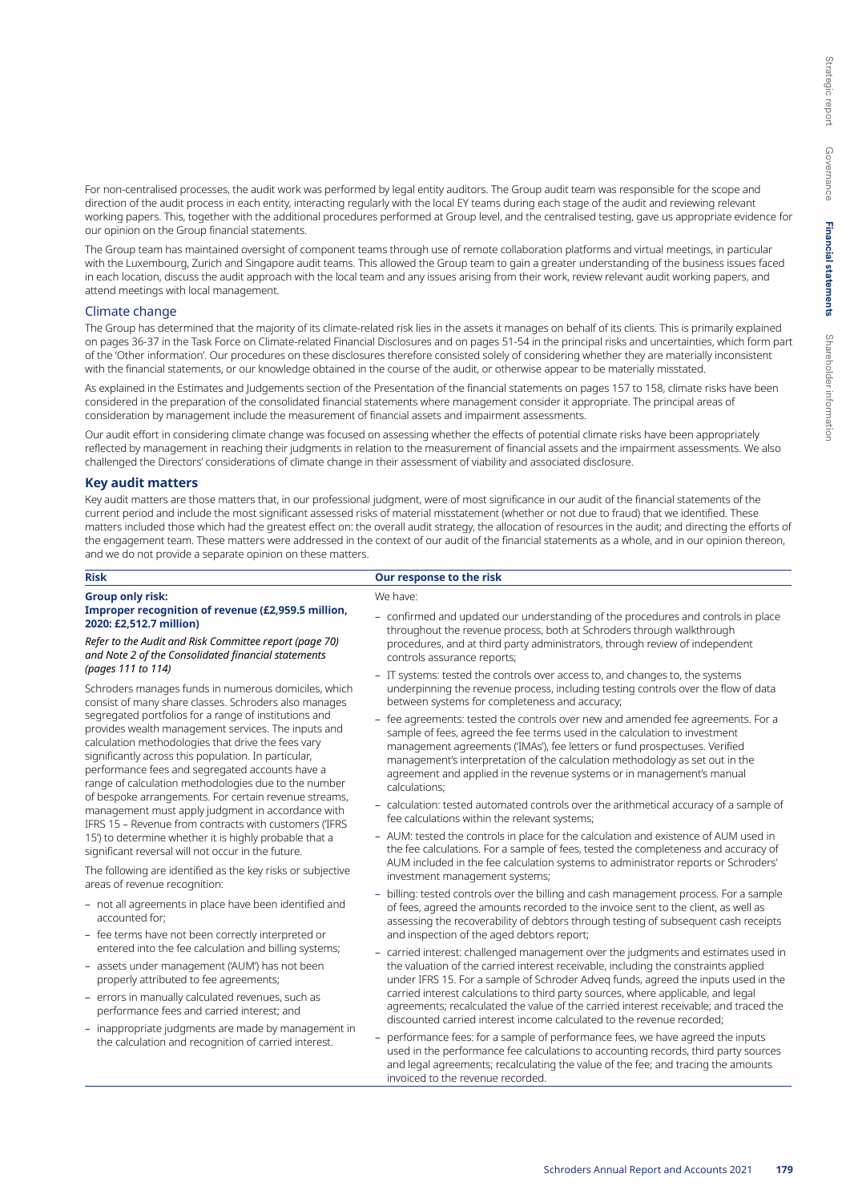For non-centralised processes, the audit work was performed by legal entity auditors. The Group audit team was responsible for the scope and direction of the audit process in each entity, interacting regularly with the local EY teams during each stage of the audit and reviewing relevant working papers. This, together with the additional procedures performed at Group level, and the centralised testing, gave us appropriate evidence for our opinion on the Group financial statements.

The Group team has maintained oversight of component teams through use of remote collaboration platforms and virtual meetings, in particular with the Luxembourg, Zurich and Singapore audit teams. This allowed the Group team to gain a greater understanding of the business issues faced in each location, discuss the audit approach with the local team and any issues arising from their work, review relevant audit working papers, and attend meetings with local management.

### Climate change

The Group has determined that the majority of its climate-related risk lies in the assets it manages on behalf of its clients. This is primarily explained on pages 36-37 in the Task Force on Climate-related Financial Disclosures and on pages 51-54 in the principal risks and uncertainties, which form part of the 'Other information'. Our procedures on these disclosures therefore consisted solely of considering whether they are materially inconsistent with the financial statements, or our knowledge obtained in the course of the audit, or otherwise appear to be materially misstated.

As explained in the Estimates and Judgements section of the Presentation of the financial statements on pages 157 to 158, climate risks have been considered in the preparation of the consolidated financial statements where management consider it appropriate. The principal areas of consideration by management include the measurement of financial assets and impairment assessments.

Our audit effort in considering climate change was focused on assessing whether the effects of potential climate risks have been appropriately reflected by management in reaching their judgments in relation to the measurement of financial assets and the impairment assessments. We also challenged the Directors' considerations of climate change in their assessment of viability and associated disclosure.

## Key audit matters

Key audit matters are those matters that, in our professional judgment, were of most significance in our audit of the financial statements of the current period and include the most significant assessed risks of material misstatement (whether or not due to fraud) that we identified. These matters included those which had the greatest effect on: the overall audit strategy, the allocation of resources in the audit; and directing the efforts of the engagement team. These matters were addressed in the context of our audit of the financial statements as a whole, and in our opinion thereon, and we do not provide a separate opinion on these matters.

| Risk | Our response to the risk |
|---|---|
| **Group only risk:**<br>**Improper recognition of revenue (£2,959.5 million, 2020: £2,512.7 million)**<br>*Refer to the Audit and Risk Committee report (page 70) and Note 2 of the Consolidated financial statements (pages 111 to 114)*<br>Schroders manages funds in numerous domiciles, which consist of many share classes. Schroders also manages segregated portfolios for a range of institutions and provides wealth management services. The inputs and calculation methodologies that drive the fees vary significantly across this population. In particular, performance fees and segregated accounts have a range of calculation methodologies due to the number of bespoke arrangements. For certain revenue streams, management must apply judgment in accordance with IFRS 15 – Revenue from contracts with customers ('IFRS 15') to determine whether it is highly probable that a significant reversal will not occur in the future.<br>The following are identified as the key risks or subjective areas of revenue recognition:<br>– not all agreements in place have been identified and accounted for;<br>– fee terms have not been correctly interpreted or entered into the fee calculation and billing systems;<br>– assets under management ('AUM') has not been properly attributed to fee agreements;<br>– errors in manually calculated revenues, such as performance fees and carried interest; and<br>– inappropriate judgments are made by management in the calculation and recognition of carried interest. | We have:<br>– confirmed and updated our understanding of the procedures and controls in place throughout the revenue process, both at Schroders through walkthrough procedures, and at third party administrators, through review of independent controls assurance reports;<br>– IT systems: tested the controls over access to, and changes to, the systems underpinning the revenue process, including testing controls over the flow of data between systems for completeness and accuracy;<br>– fee agreements: tested the controls over new and amended fee agreements. For a sample of fees, agreed the fee terms used in the calculation to investment management agreements ('IMAs'), fee letters or fund prospectuses. Verified management's interpretation of the calculation methodology as set out in the agreement and applied in the revenue systems or in management's manual calculations;<br>– calculation: tested automated controls over the arithmetical accuracy of a sample of fee calculations within the relevant systems;<br>– AUM: tested the controls in place for the calculation and existence of AUM used in the fee calculations. For a sample of fees, tested the completeness and accuracy of AUM included in the fee calculation systems to administrator reports or Schroders' investment management systems;<br>– billing: tested controls over the billing and cash management process. For a sample of fees, agreed the amounts recorded to the invoice sent to the client, as well as assessing the recoverability of debtors through testing of subsequent cash receipts and inspection of the aged debtors report;<br>– carried interest: challenged management over the judgments and estimates used in the valuation of the carried interest receivable, including the constraints applied under IFRS 15. For a sample of Schroder Adveq funds, agreed the inputs used in the carried interest calculations to third party sources, where applicable, and legal agreements; recalculated the value of the carried interest receivable; and traced the discounted carried interest income calculated to the revenue recorded;<br>– performance fees: for a sample of performance fees, we have agreed the inputs used in the performance fee calculations to accounting records, third party sources and legal agreements; recalculating the value of the fee; and tracing the amounts invoiced to the revenue recorded. |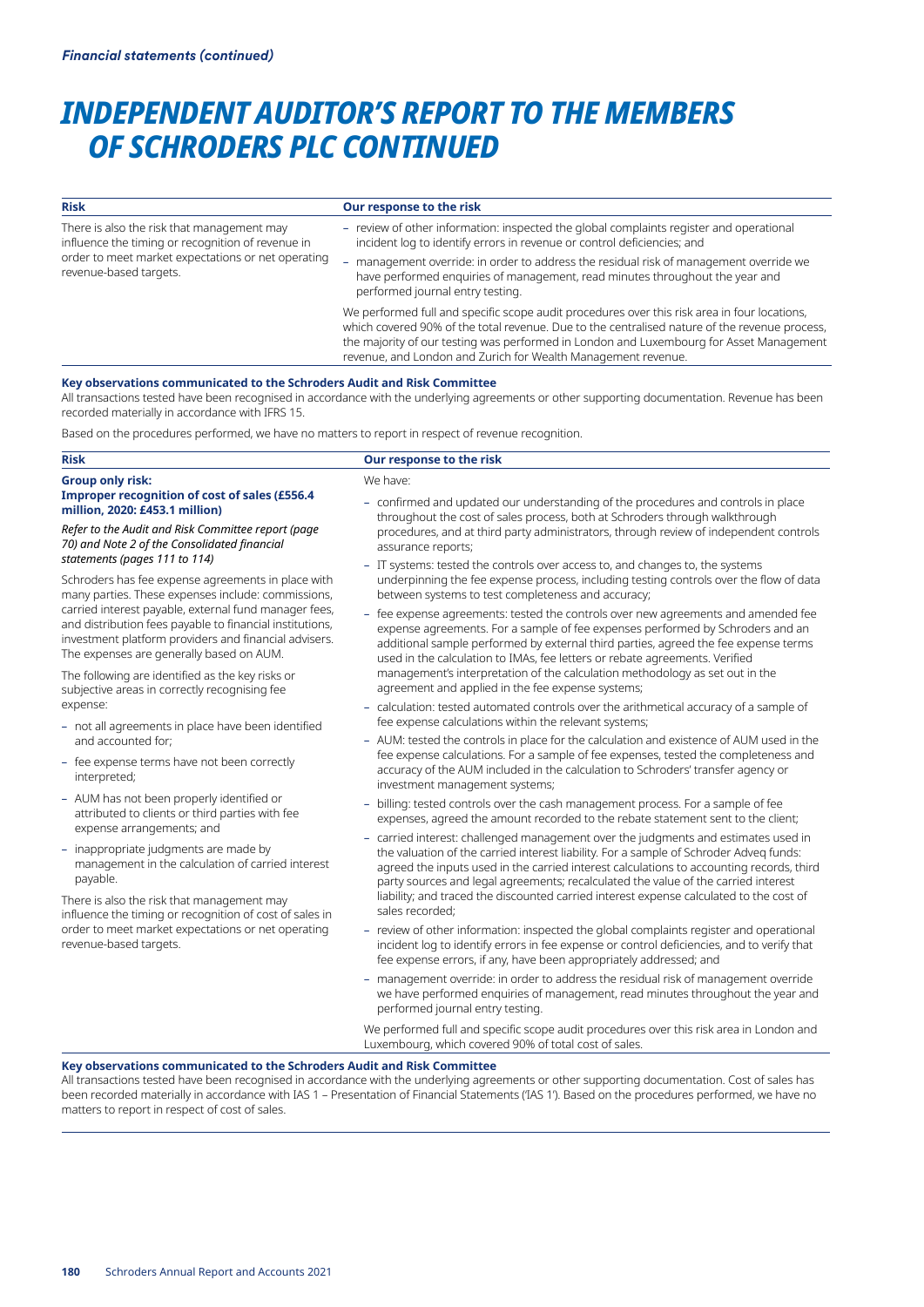# INDEPENDENT AUDITOR'S REPORT TO THE MEMBERS OF SCHRODERS PLC CONTINUED

| Risk | Our response to the risk |
|---|---|
| There is also the risk that management may influence the timing or recognition of revenue in order to meet market expectations or net operating revenue-based targets. | – review of other information: inspected the global complaints register and operational incident log to identify errors in revenue or control deficiencies; and<br>– management override: in order to address the residual risk of management override we have performed enquiries of management, read minutes throughout the year and performed journal entry testing.<br><br>We performed full and specific scope audit procedures over this risk area in four locations, which covered 90% of the total revenue. Due to the centralised nature of the revenue process, the majority of our testing was performed in London and Luxembourg for Asset Management revenue, and London and Zurich for Wealth Management revenue. |

**Key observations communicated to the Schroders Audit and Risk Committee**

All transactions tested have been recognised in accordance with the underlying agreements or other supporting documentation. Revenue has been recorded materially in accordance with IFRS 15.

Based on the procedures performed, we have no matters to report in respect of revenue recognition.

| Risk | Our response to the risk |
|---|---|
| **Group only risk:**<br>**Improper recognition of cost of sales (£556.4 million, 2020: £453.1 million)**<br><br>*Refer to the Audit and Risk Committee report (page 70) and Note 2 of the Consolidated financial statements (pages 111 to 114)*<br><br>Schroders has fee expense agreements in place with many parties. These expenses include: commissions, carried interest payable, external fund manager fees, and distribution fees payable to financial institutions, investment platform providers and financial advisers. The expenses are generally based on AUM.<br><br>The following are identified as the key risks or subjective areas in correctly recognising fee expense:<br>– not all agreements in place have been identified and accounted for;<br>– fee expense terms have not been correctly interpreted;<br>– AUM has not been properly identified or attributed to clients or third parties with fee expense arrangements; and<br>– inappropriate judgments are made by management in the calculation of carried interest payable.<br><br>There is also the risk that management may influence the timing or recognition of cost of sales in order to meet market expectations or net operating revenue-based targets. | We have:<br>– confirmed and updated our understanding of the procedures and controls in place throughout the cost of sales process, both at Schroders through walkthrough procedures, and at third party administrators, through review of independent controls assurance reports;<br>– IT systems: tested the controls over access to, and changes to, the systems underpinning the fee expense process, including testing controls over the flow of data between systems to test completeness and accuracy;<br>– fee expense agreements: tested the controls over new agreements and amended fee expense agreements. For a sample of fee expenses performed by Schroders and an additional sample performed by external third parties, agreed the fee expense terms used in the calculation to IMAs, fee letters or rebate agreements. Verified management's interpretation of the calculation methodology as set out in the agreement and applied in the fee expense systems;<br>– calculation: tested automated controls over the arithmetical accuracy of a sample of fee expense calculations within the relevant systems;<br>– AUM: tested the controls in place for the calculation and existence of AUM used in the fee expense calculations. For a sample of fee expenses, tested the completeness and accuracy of the AUM included in the calculation to Schroders' transfer agency or investment management systems;<br>– billing: tested controls over the cash management process. For a sample of fee expenses, agreed the amount recorded to the rebate statement sent to the client;<br>– carried interest: challenged management over the judgments and estimates used in the valuation of the carried interest liability. For a sample of Schroder Adveq funds: agreed the inputs used in the carried interest calculations to accounting records, third party sources and legal agreements; recalculated the value of the carried interest liability; and traced the discounted carried interest expense calculated to the cost of sales recorded;<br>– review of other information: inspected the global complaints register and operational incident log to identify errors in fee expense or control deficiencies, and to verify that fee expense errors, if any, have been appropriately addressed; and<br>– management override: in order to address the residual risk of management override we have performed enquiries of management, read minutes throughout the year and performed journal entry testing.<br><br>We performed full and specific scope audit procedures over this risk area in London and Luxembourg, which covered 90% of total cost of sales. |

**Key observations communicated to the Schroders Audit and Risk Committee**

All transactions tested have been recognised in accordance with the underlying agreements or other supporting documentation. Cost of sales has been recorded materially in accordance with IAS 1 – Presentation of Financial Statements ('IAS 1'). Based on the procedures performed, we have no matters to report in respect of cost of sales.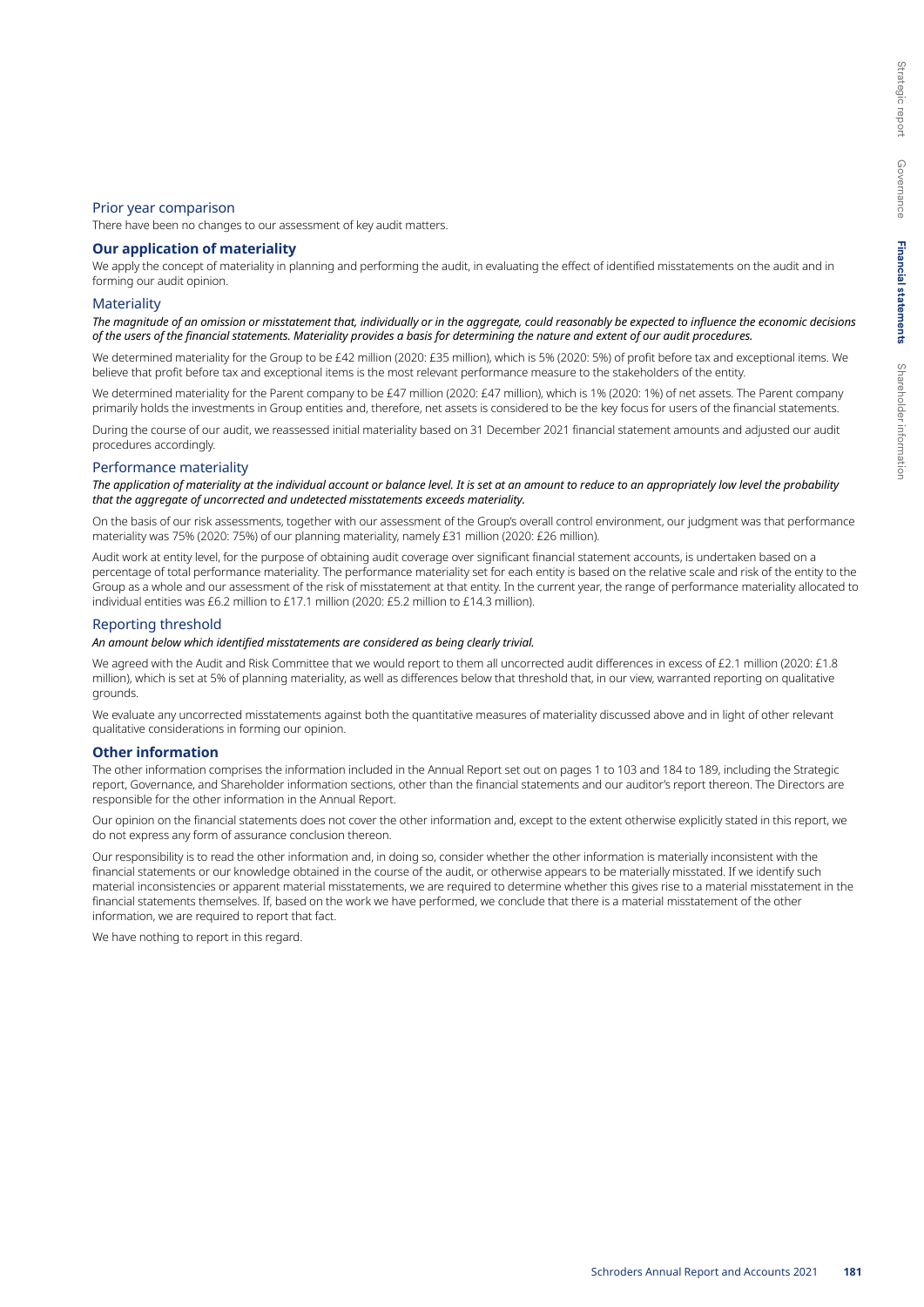### Prior year comparison

There have been no changes to our assessment of key audit matters.

## Our application of materiality

We apply the concept of materiality in planning and performing the audit, in evaluating the effect of identified misstatements on the audit and in forming our audit opinion.

### Materiality

***The magnitude of an omission or misstatement that, individually or in the aggregate, could reasonably be expected to influence the economic decisions of the users of the financial statements. Materiality provides a basis for determining the nature and extent of our audit procedures.***

We determined materiality for the Group to be £42 million (2020: £35 million), which is 5% (2020: 5%) of profit before tax and exceptional items. We believe that profit before tax and exceptional items is the most relevant performance measure to the stakeholders of the entity.

We determined materiality for the Parent company to be £47 million (2020: £47 million), which is 1% (2020: 1%) of net assets. The Parent company primarily holds the investments in Group entities and, therefore, net assets is considered to be the key focus for users of the financial statements.

During the course of our audit, we reassessed initial materiality based on 31 December 2021 financial statement amounts and adjusted our audit procedures accordingly.

### Performance materiality

***The application of materiality at the individual account or balance level. It is set at an amount to reduce to an appropriately low level the probability that the aggregate of uncorrected and undetected misstatements exceeds materiality.***

On the basis of our risk assessments, together with our assessment of the Group's overall control environment, our judgment was that performance materiality was 75% (2020: 75%) of our planning materiality, namely £31 million (2020: £26 million).

Audit work at entity level, for the purpose of obtaining audit coverage over significant financial statement accounts, is undertaken based on a percentage of total performance materiality. The performance materiality set for each entity is based on the relative scale and risk of the entity to the Group as a whole and our assessment of the risk of misstatement at that entity. In the current year, the range of performance materiality allocated to individual entities was £6.2 million to £17.1 million (2020: £5.2 million to £14.3 million).

### Reporting threshold

***An amount below which identified misstatements are considered as being clearly trivial.***

We agreed with the Audit and Risk Committee that we would report to them all uncorrected audit differences in excess of £2.1 million (2020: £1.8 million), which is set at 5% of planning materiality, as well as differences below that threshold that, in our view, warranted reporting on qualitative grounds.

We evaluate any uncorrected misstatements against both the quantitative measures of materiality discussed above and in light of other relevant qualitative considerations in forming our opinion.

## Other information

The other information comprises the information included in the Annual Report set out on pages 1 to 103 and 184 to 189, including the Strategic report, Governance, and Shareholder information sections, other than the financial statements and our auditor's report thereon. The Directors are responsible for the other information in the Annual Report.

Our opinion on the financial statements does not cover the other information and, except to the extent otherwise explicitly stated in this report, we do not express any form of assurance conclusion thereon.

Our responsibility is to read the other information and, in doing so, consider whether the other information is materially inconsistent with the financial statements or our knowledge obtained in the course of the audit, or otherwise appears to be materially misstated. If we identify such material inconsistencies or apparent material misstatements, we are required to determine whether this gives rise to a material misstatement in the financial statements themselves. If, based on the work we have performed, we conclude that there is a material misstatement of the other information, we are required to report that fact.

We have nothing to report in this regard.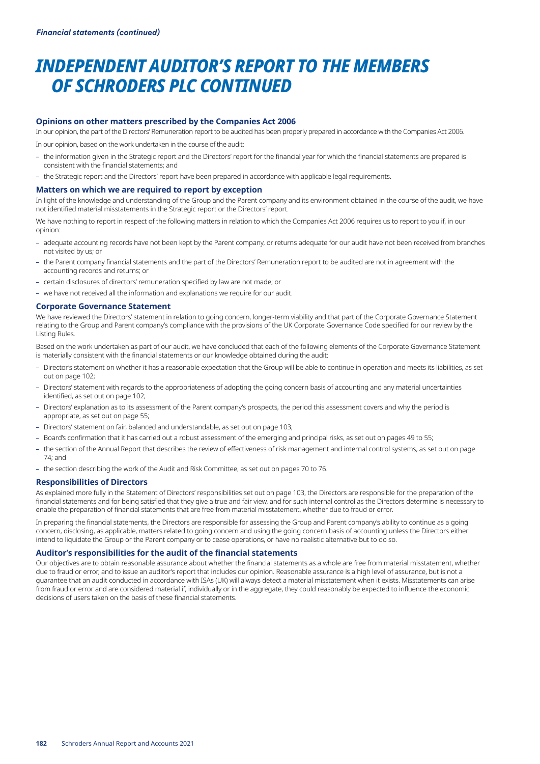# INDEPENDENT AUDITOR'S REPORT TO THE MEMBERS OF SCHRODERS PLC CONTINUED

### Opinions on other matters prescribed by the Companies Act 2006

In our opinion, the part of the Directors' Remuneration report to be audited has been properly prepared in accordance with the Companies Act 2006.

In our opinion, based on the work undertaken in the course of the audit:

- the information given in the Strategic report and the Directors' report for the financial year for which the financial statements are prepared is consistent with the financial statements; and
- the Strategic report and the Directors' report have been prepared in accordance with applicable legal requirements.

### Matters on which we are required to report by exception

In light of the knowledge and understanding of the Group and the Parent company and its environment obtained in the course of the audit, we have not identified material misstatements in the Strategic report or the Directors' report.

We have nothing to report in respect of the following matters in relation to which the Companies Act 2006 requires us to report to you if, in our opinion:

- adequate accounting records have not been kept by the Parent company, or returns adequate for our audit have not been received from branches not visited by us; or
- the Parent company financial statements and the part of the Directors' Remuneration report to be audited are not in agreement with the accounting records and returns; or
- certain disclosures of directors' remuneration specified by law are not made; or
- we have not received all the information and explanations we require for our audit.

### Corporate Governance Statement

We have reviewed the Directors' statement in relation to going concern, longer-term viability and that part of the Corporate Governance Statement relating to the Group and Parent company's compliance with the provisions of the UK Corporate Governance Code specified for our review by the Listing Rules.

Based on the work undertaken as part of our audit, we have concluded that each of the following elements of the Corporate Governance Statement is materially consistent with the financial statements or our knowledge obtained during the audit:

- Director's statement on whether it has a reasonable expectation that the Group will be able to continue in operation and meets its liabilities, as set out on page 102;
- Directors' statement with regards to the appropriateness of adopting the going concern basis of accounting and any material uncertainties identified, as set out on page 102;
- Directors' explanation as to its assessment of the Parent company's prospects, the period this assessment covers and why the period is appropriate, as set out on page 55;
- Directors' statement on fair, balanced and understandable, as set out on page 103;
- Board's confirmation that it has carried out a robust assessment of the emerging and principal risks, as set out on pages 49 to 55;
- the section of the Annual Report that describes the review of effectiveness of risk management and internal control systems, as set out on page 74; and
- the section describing the work of the Audit and Risk Committee, as set out on pages 70 to 76.

### Responsibilities of Directors

As explained more fully in the Statement of Directors' responsibilities set out on page 103, the Directors are responsible for the preparation of the financial statements and for being satisfied that they give a true and fair view, and for such internal control as the Directors determine is necessary to enable the preparation of financial statements that are free from material misstatement, whether due to fraud or error.

In preparing the financial statements, the Directors are responsible for assessing the Group and Parent company's ability to continue as a going concern, disclosing, as applicable, matters related to going concern and using the going concern basis of accounting unless the Directors either intend to liquidate the Group or the Parent company or to cease operations, or have no realistic alternative but to do so.

### Auditor's responsibilities for the audit of the financial statements

Our objectives are to obtain reasonable assurance about whether the financial statements as a whole are free from material misstatement, whether due to fraud or error, and to issue an auditor's report that includes our opinion. Reasonable assurance is a high level of assurance, but is not a guarantee that an audit conducted in accordance with ISAs (UK) will always detect a material misstatement when it exists. Misstatements can arise from fraud or error and are considered material if, individually or in the aggregate, they could reasonably be expected to influence the economic decisions of users taken on the basis of these financial statements.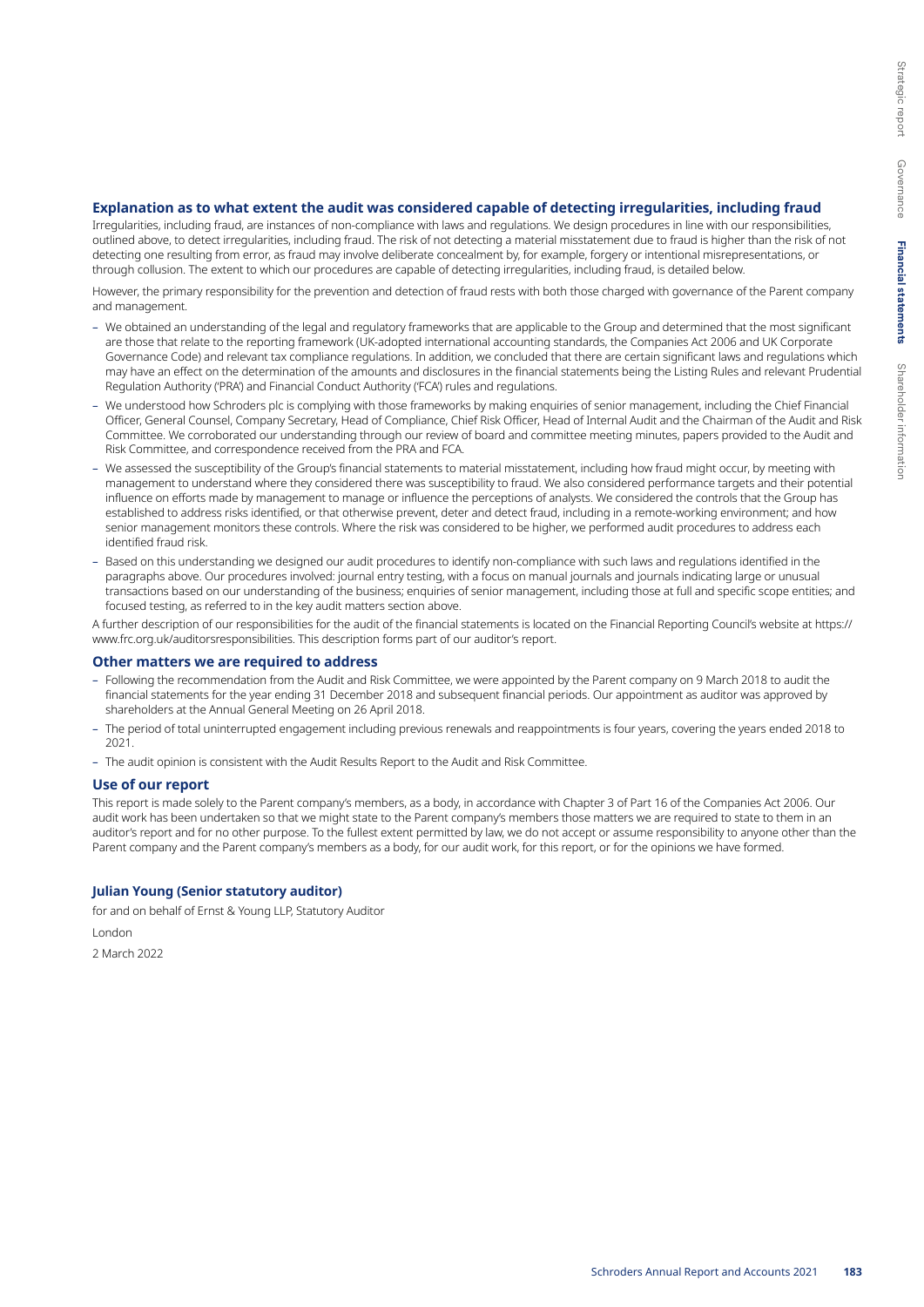## Explanation as to what extent the audit was considered capable of detecting irregularities, including fraud

Irregularities, including fraud, are instances of non-compliance with laws and regulations. We design procedures in line with our responsibilities, outlined above, to detect irregularities, including fraud. The risk of not detecting a material misstatement due to fraud is higher than the risk of not detecting one resulting from error, as fraud may involve deliberate concealment by, for example, forgery or intentional misrepresentations, or through collusion. The extent to which our procedures are capable of detecting irregularities, including fraud, is detailed below.

However, the primary responsibility for the prevention and detection of fraud rests with both those charged with governance of the Parent company and management.

- We obtained an understanding of the legal and regulatory frameworks that are applicable to the Group and determined that the most significant are those that relate to the reporting framework (UK-adopted international accounting standards, the Companies Act 2006 and UK Corporate Governance Code) and relevant tax compliance regulations. In addition, we concluded that there are certain significant laws and regulations which may have an effect on the determination of the amounts and disclosures in the financial statements being the Listing Rules and relevant Prudential Regulation Authority ('PRA') and Financial Conduct Authority ('FCA') rules and regulations.
- We understood how Schroders plc is complying with those frameworks by making enquiries of senior management, including the Chief Financial Officer, General Counsel, Company Secretary, Head of Compliance, Chief Risk Officer, Head of Internal Audit and the Chairman of the Audit and Risk Committee. We corroborated our understanding through our review of board and committee meeting minutes, papers provided to the Audit and Risk Committee, and correspondence received from the PRA and FCA.
- We assessed the susceptibility of the Group's financial statements to material misstatement, including how fraud might occur, by meeting with management to understand where they considered there was susceptibility to fraud. We also considered performance targets and their potential influence on efforts made by management to manage or influence the perceptions of analysts. We considered the controls that the Group has established to address risks identified, or that otherwise prevent, deter and detect fraud, including in a remote-working environment; and how senior management monitors these controls. Where the risk was considered to be higher, we performed audit procedures to address each identified fraud risk.
- Based on this understanding we designed our audit procedures to identify non-compliance with such laws and regulations identified in the paragraphs above. Our procedures involved: journal entry testing, with a focus on manual journals and journals indicating large or unusual transactions based on our understanding of the business; enquiries of senior management, including those at full and specific scope entities; and focused testing, as referred to in the key audit matters section above.

A further description of our responsibilities for the audit of the financial statements is located on the Financial Reporting Council's website at https://www.frc.org.uk/auditorsresponsibilities. This description forms part of our auditor's report.

### Other matters we are required to address

- Following the recommendation from the Audit and Risk Committee, we were appointed by the Parent company on 9 March 2018 to audit the financial statements for the year ending 31 December 2018 and subsequent financial periods. Our appointment as auditor was approved by shareholders at the Annual General Meeting on 26 April 2018.
- The period of total uninterrupted engagement including previous renewals and reappointments is four years, covering the years ended 2018 to 2021.
- The audit opinion is consistent with the Audit Results Report to the Audit and Risk Committee.

### Use of our report

This report is made solely to the Parent company's members, as a body, in accordance with Chapter 3 of Part 16 of the Companies Act 2006. Our audit work has been undertaken so that we might state to the Parent company's members those matters we are required to state to them in an auditor's report and for no other purpose. To the fullest extent permitted by law, we do not accept or assume responsibility to anyone other than the Parent company and the Parent company's members as a body, for our audit work, for this report, or for the opinions we have formed.

**Julian Young (Senior statutory auditor)**

for and on behalf of Ernst & Young LLP, Statutory Auditor

London

2 March 2022